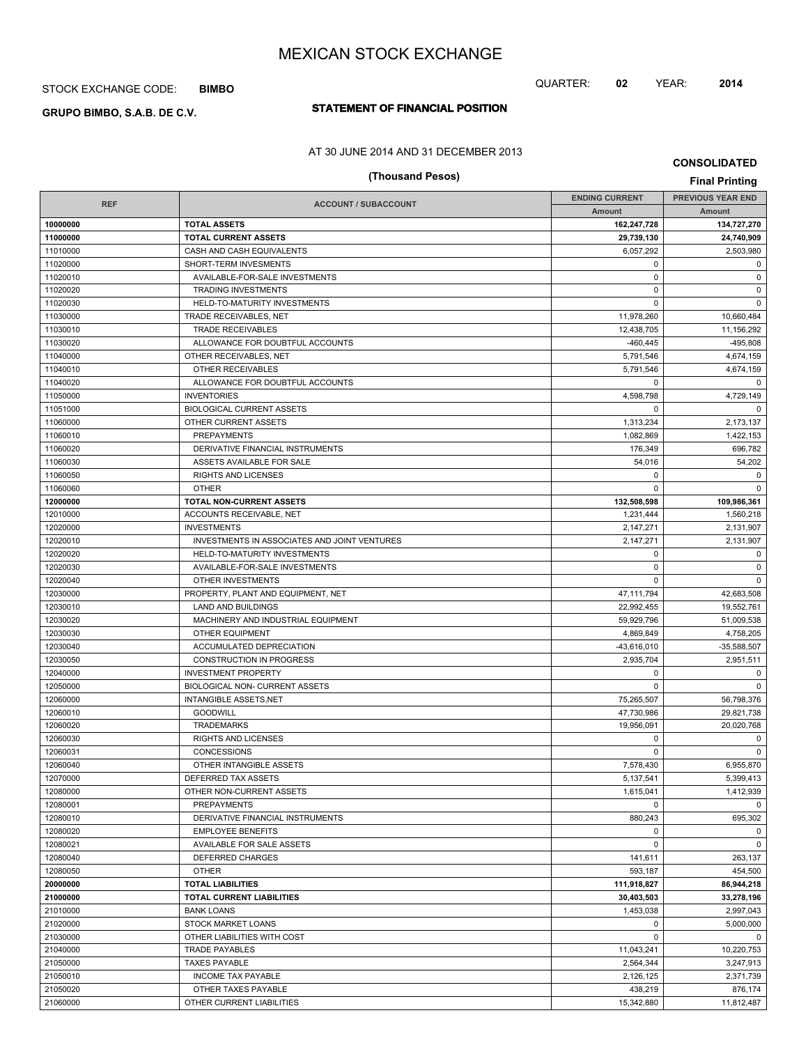# MEXICAN STOCK EXCHANGE

STOCK EXCHANGE CODE: **BIMBO**

QUARTER: **02** YEAR: **2014**

**GRUPO BIMBO, S.A.B. DE C.V.**

## STATEMENT OF FINANCIAL POSITION

AT 30 JUNE 2014 AND 31 DECEMBER 2013

**(Thousand Pesos)**

**CONSOLIDATED**

**Final Printing**

| REF | ACCOUNT / SUBACCOUNT | ENDING CURRENT | PREVIOUS YEAR END |
|---|---|---|---|
| | | Amount | Amount |
| **10000000** | **TOTAL ASSETS** | **162,247,728** | **134,727,270** |
| **11000000** | **TOTAL CURRENT ASSETS** | **29,739,130** | **24,740,909** |
| 11010000 | CASH AND CASH EQUIVALENTS | 6,057,292 | 2,503,980 |
| 11020000 | SHORT-TERM INVESMENTS | 0 | 0 |
| 11020010 | AVAILABLE-FOR-SALE INVESTMENTS | 0 | 0 |
| 11020020 | TRADING INVESTMENTS | 0 | 0 |
| 11020030 | HELD-TO-MATURITY INVESTMENTS | 0 | 0 |
| 11030000 | TRADE RECEIVABLES, NET | 11,978,260 | 10,660,484 |
| 11030010 | TRADE RECEIVABLES | 12,438,705 | 11,156,292 |
| 11030020 | ALLOWANCE FOR DOUBTFUL ACCOUNTS | -460,445 | -495,808 |
| 11040000 | OTHER RECEIVABLES, NET | 5,791,546 | 4,674,159 |
| 11040010 | OTHER RECEIVABLES | 5,791,546 | 4,674,159 |
| 11040020 | ALLOWANCE FOR DOUBTFUL ACCOUNTS | 0 | 0 |
| 11050000 | INVENTORIES | 4,598,798 | 4,729,149 |
| 11051000 | BIOLOGICAL CURRENT ASSETS | 0 | 0 |
| 11060000 | OTHER CURRENT ASSETS | 1,313,234 | 2,173,137 |
| 11060010 | PREPAYMENTS | 1,082,869 | 1,422,153 |
| 11060020 | DERIVATIVE FINANCIAL INSTRUMENTS | 176,349 | 696,782 |
| 11060030 | ASSETS AVAILABLE FOR SALE | 54,016 | 54,202 |
| 11060050 | RIGHTS AND LICENSES | 0 | 0 |
| 11060060 | OTHER | 0 | 0 |
| **12000000** | **TOTAL NON-CURRENT ASSETS** | **132,508,598** | **109,986,361** |
| 12010000 | ACCOUNTS RECEIVABLE, NET | 1,231,444 | 1,560,218 |
| 12020000 | INVESTMENTS | 2,147,271 | 2,131,907 |
| 12020010 | INVESTMENTS IN ASSOCIATES AND JOINT VENTURES | 2,147,271 | 2,131,907 |
| 12020020 | HELD-TO-MATURITY INVESTMENTS | 0 | 0 |
| 12020030 | AVAILABLE-FOR-SALE INVESTMENTS | 0 | 0 |
| 12020040 | OTHER INVESTMENTS | 0 | 0 |
| 12030000 | PROPERTY, PLANT AND EQUIPMENT, NET | 47,111,794 | 42,683,508 |
| 12030010 | LAND AND BUILDINGS | 22,992,455 | 19,552,761 |
| 12030020 | MACHINERY AND INDUSTRIAL EQUIPMENT | 59,929,796 | 51,009,538 |
| 12030030 | OTHER EQUIPMENT | 4,869,849 | 4,758,205 |
| 12030040 | ACCUMULATED DEPRECIATION | -43,616,010 | -35,588,507 |
| 12030050 | CONSTRUCTION IN PROGRESS | 2,935,704 | 2,951,511 |
| 12040000 | INVESTMENT PROPERTY | 0 | 0 |
| 12050000 | BIOLOGICAL NON- CURRENT ASSETS | 0 | 0 |
| 12060000 | INTANGIBLE ASSETS,NET | 75,265,507 | 56,798,376 |
| 12060010 | GOODWILL | 47,730,986 | 29,821,738 |
| 12060020 | TRADEMARKS | 19,956,091 | 20,020,768 |
| 12060030 | RIGHTS AND LICENSES | 0 | 0 |
| 12060031 | CONCESSIONS | 0 | 0 |
| 12060040 | OTHER INTANGIBLE ASSETS | 7,578,430 | 6,955,870 |
| 12070000 | DEFERRED TAX ASSETS | 5,137,541 | 5,399,413 |
| 12080000 | OTHER NON-CURRENT ASSETS | 1,615,041 | 1,412,939 |
| 12080001 | PREPAYMENTS | 0 | 0 |
| 12080010 | DERIVATIVE FINANCIAL INSTRUMENTS | 880,243 | 695,302 |
| 12080020 | EMPLOYEE BENEFITS | 0 | 0 |
| 12080021 | AVAILABLE FOR SALE ASSETS | 0 | 0 |
| 12080040 | DEFERRED CHARGES | 141,611 | 263,137 |
| 12080050 | OTHER | 593,187 | 454,500 |
| **20000000** | **TOTAL LIABILITIES** | **111,918,827** | **86,944,218** |
| **21000000** | **TOTAL CURRENT LIABILITIES** | **30,403,503** | **33,278,196** |
| 21010000 | BANK LOANS | 1,453,038 | 2,997,043 |
| 21020000 | STOCK MARKET LOANS | 0 | 5,000,000 |
| 21030000 | OTHER LIABILITIES WITH COST | 0 | 0 |
| 21040000 | TRADE PAYABLES | 11,043,241 | 10,220,753 |
| 21050000 | TAXES PAYABLE | 2,564,344 | 3,247,913 |
| 21050010 | INCOME TAX PAYABLE | 2,126,125 | 2,371,739 |
| 21050020 | OTHER TAXES PAYABLE | 438,219 | 876,174 |
| 21060000 | OTHER CURRENT LIABILITIES | 15,342,880 | 11,812,487 |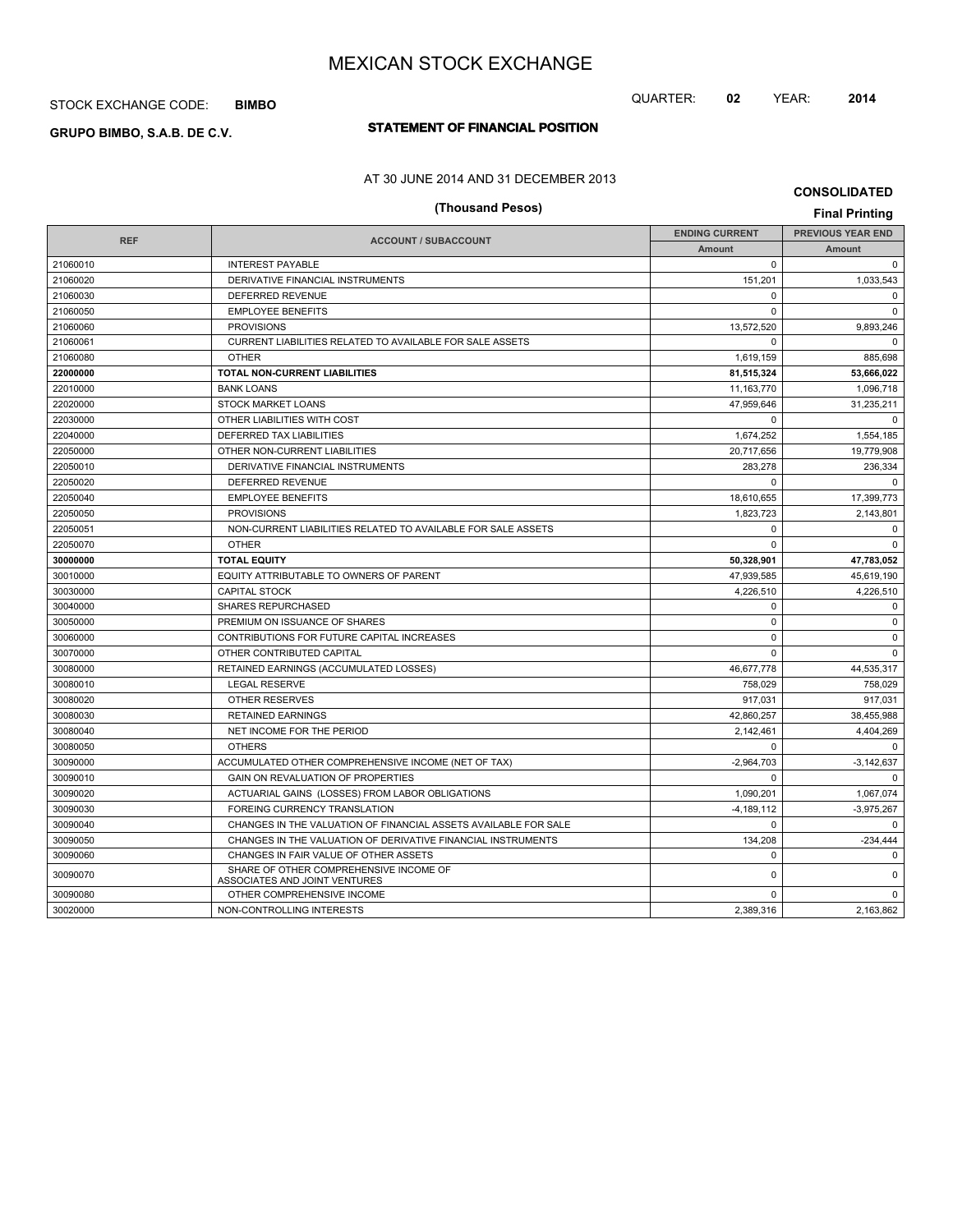# MEXICAN STOCK EXCHANGE

STOCK EXCHANGE CODE: **BIMBO**

QUARTER: **02** YEAR: **2014**

**GRUPO BIMBO, S.A.B. DE C.V.**

## STATEMENT OF FINANCIAL POSITION

AT 30 JUNE 2014 AND 31 DECEMBER 2013

**CONSOLIDATED**

**(Thousand Pesos)**

**Final Printing**

| REF | ACCOUNT / SUBACCOUNT | ENDING CURRENT | PREVIOUS YEAR END |
|---|---|---|---|
| | | Amount | Amount |
| 21060010 | INTEREST PAYABLE | 0 | 0 |
| 21060020 | DERIVATIVE FINANCIAL INSTRUMENTS | 151,201 | 1,033,543 |
| 21060030 | DEFERRED REVENUE | 0 | 0 |
| 21060050 | EMPLOYEE BENEFITS | 0 | 0 |
| 21060060 | PROVISIONS | 13,572,520 | 9,893,246 |
| 21060061 | CURRENT LIABILITIES RELATED TO AVAILABLE FOR SALE ASSETS | 0 | 0 |
| 21060080 | OTHER | 1,619,159 | 885,698 |
| **22000000** | **TOTAL NON-CURRENT LIABILITIES** | **81,515,324** | **53,666,022** |
| 22010000 | BANK LOANS | 11,163,770 | 1,096,718 |
| 22020000 | STOCK MARKET LOANS | 47,959,646 | 31,235,211 |
| 22030000 | OTHER LIABILITIES WITH COST | 0 | 0 |
| 22040000 | DEFERRED TAX LIABILITIES | 1,674,252 | 1,554,185 |
| 22050000 | OTHER NON-CURRENT LIABILITIES | 20,717,656 | 19,779,908 |
| 22050010 | DERIVATIVE FINANCIAL INSTRUMENTS | 283,278 | 236,334 |
| 22050020 | DEFERRED REVENUE | 0 | 0 |
| 22050040 | EMPLOYEE BENEFITS | 18,610,655 | 17,399,773 |
| 22050050 | PROVISIONS | 1,823,723 | 2,143,801 |
| 22050051 | NON-CURRENT LIABILITIES RELATED TO AVAILABLE FOR SALE ASSETS | 0 | 0 |
| 22050070 | OTHER | 0 | 0 |
| **30000000** | **TOTAL EQUITY** | **50,328,901** | **47,783,052** |
| 30010000 | EQUITY ATTRIBUTABLE TO OWNERS OF PARENT | 47,939,585 | 45,619,190 |
| 30030000 | CAPITAL STOCK | 4,226,510 | 4,226,510 |
| 30040000 | SHARES REPURCHASED | 0 | 0 |
| 30050000 | PREMIUM ON ISSUANCE OF SHARES | 0 | 0 |
| 30060000 | CONTRIBUTIONS FOR FUTURE CAPITAL INCREASES | 0 | 0 |
| 30070000 | OTHER CONTRIBUTED CAPITAL | 0 | 0 |
| 30080000 | RETAINED EARNINGS (ACCUMULATED LOSSES) | 46,677,778 | 44,535,317 |
| 30080010 | LEGAL RESERVE | 758,029 | 758,029 |
| 30080020 | OTHER RESERVES | 917,031 | 917,031 |
| 30080030 | RETAINED EARNINGS | 42,860,257 | 38,455,988 |
| 30080040 | NET INCOME FOR THE PERIOD | 2,142,461 | 4,404,269 |
| 30080050 | OTHERS | 0 | 0 |
| 30090000 | ACCUMULATED OTHER COMPREHENSIVE INCOME (NET OF TAX) | -2,964,703 | -3,142,637 |
| 30090010 | GAIN ON REVALUATION OF PROPERTIES | 0 | 0 |
| 30090020 | ACTUARIAL GAINS (LOSSES) FROM LABOR OBLIGATIONS | 1,090,201 | 1,067,074 |
| 30090030 | FOREING CURRENCY TRANSLATION | -4,189,112 | -3,975,267 |
| 30090040 | CHANGES IN THE VALUATION OF FINANCIAL ASSETS AVAILABLE FOR SALE | 0 | 0 |
| 30090050 | CHANGES IN THE VALUATION OF DERIVATIVE FINANCIAL INSTRUMENTS | 134,208 | -234,444 |
| 30090060 | CHANGES IN FAIR VALUE OF OTHER ASSETS | 0 | 0 |
| 30090070 | SHARE OF OTHER COMPREHENSIVE INCOME OF ASSOCIATES AND JOINT VENTURES | 0 | 0 |
| 30090080 | OTHER COMPREHENSIVE INCOME | 0 | 0 |
| 30020000 | NON-CONTROLLING INTERESTS | 2,389,316 | 2,163,862 |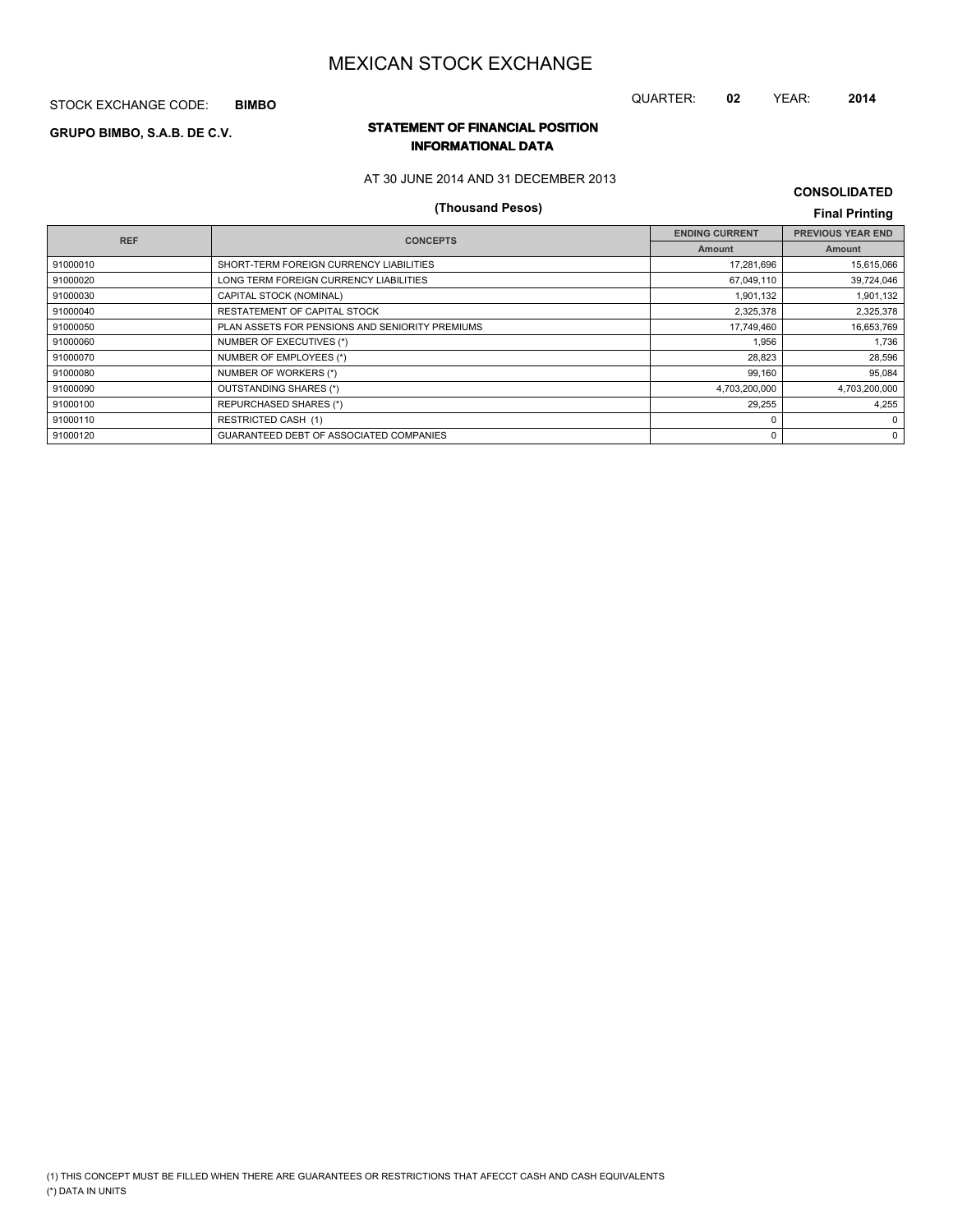# MEXICAN STOCK EXCHANGE

STOCK EXCHANGE CODE: **BIMBO**

QUARTER: **02** YEAR: **2014**

**GRUPO BIMBO, S.A.B. DE C.V.**

## STATEMENT OF FINANCIAL POSITION
## INFORMATIONAL DATA

AT 30 JUNE 2014 AND 31 DECEMBER 2013

**(Thousand Pesos)**

**CONSOLIDATED**

**Final Printing**

| REF | CONCEPTS | ENDING CURRENT | PREVIOUS YEAR END |
|---|---|---|---|
| | | Amount | Amount |
| 91000010 | SHORT-TERM FOREIGN CURRENCY LIABILITIES | 17,281,696 | 15,615,066 |
| 91000020 | LONG TERM FOREIGN CURRENCY LIABILITIES | 67,049,110 | 39,724,046 |
| 91000030 | CAPITAL STOCK (NOMINAL) | 1,901,132 | 1,901,132 |
| 91000040 | RESTATEMENT OF CAPITAL STOCK | 2,325,378 | 2,325,378 |
| 91000050 | PLAN ASSETS FOR PENSIONS AND SENIORITY PREMIUMS | 17,749,460 | 16,653,769 |
| 91000060 | NUMBER OF EXECUTIVES (*) | 1,956 | 1,736 |
| 91000070 | NUMBER OF EMPLOYEES (*) | 28,823 | 28,596 |
| 91000080 | NUMBER OF WORKERS (*) | 99,160 | 95,084 |
| 91000090 | OUTSTANDING SHARES (*) | 4,703,200,000 | 4,703,200,000 |
| 91000100 | REPURCHASED SHARES (*) | 29,255 | 4,255 |
| 91000110 | RESTRICTED CASH (1) | 0 | 0 |
| 91000120 | GUARANTEED DEBT OF ASSOCIATED COMPANIES | 0 | 0 |

(1) THIS CONCEPT MUST BE FILLED WHEN THERE ARE GUARANTEES OR RESTRICTIONS THAT AFECCT CASH AND CASH EQUIVALENTS

(*) DATA IN UNITS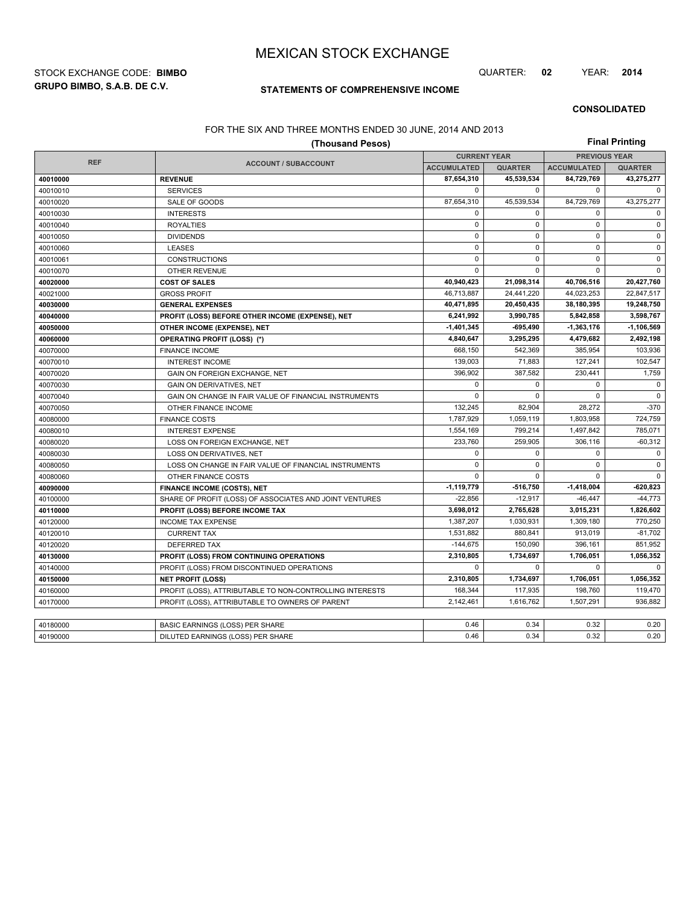# MEXICAN STOCK EXCHANGE

STOCK EXCHANGE CODE: **BIMBO**

QUARTER: **02** YEAR: **2014**

**GRUPO BIMBO, S.A.B. DE C.V.**

## STATEMENTS OF COMPREHENSIVE INCOME

**CONSOLIDATED**

FOR THE SIX AND THREE MONTHS ENDED 30 JUNE, 2014 AND 2013

**(Thousand Pesos)**

**Final Printing**

| REF | ACCOUNT / SUBACCOUNT | CURRENT YEAR | | PREVIOUS YEAR | |
|---|---|---|---|---|---|
| | | ACCUMULATED | QUARTER | ACCUMULATED | QUARTER |
| **40010000** | **REVENUE** | **87,654,310** | **45,539,534** | **84,729,769** | **43,275,277** |
| 40010010 | SERVICES | 0 | 0 | 0 | 0 |
| 40010020 | SALE OF GOODS | 87,654,310 | 45,539,534 | 84,729,769 | 43,275,277 |
| 40010030 | INTERESTS | 0 | 0 | 0 | 0 |
| 40010040 | ROYALTIES | 0 | 0 | 0 | 0 |
| 40010050 | DIVIDENDS | 0 | 0 | 0 | 0 |
| 40010060 | LEASES | 0 | 0 | 0 | 0 |
| 40010061 | CONSTRUCTIONS | 0 | 0 | 0 | 0 |
| 40010070 | OTHER REVENUE | 0 | 0 | 0 | 0 |
| **40020000** | **COST OF SALES** | **40,940,423** | **21,098,314** | **40,706,516** | **20,427,760** |
| 40021000 | GROSS PROFIT | 46,713,887 | 24,441,220 | 44,023,253 | 22,847,517 |
| **40030000** | **GENERAL EXPENSES** | **40,471,895** | **20,450,435** | **38,180,395** | **19,248,750** |
| **40040000** | **PROFIT (LOSS) BEFORE OTHER INCOME (EXPENSE), NET** | **6,241,992** | **3,990,785** | **5,842,858** | **3,598,767** |
| **40050000** | **OTHER INCOME (EXPENSE), NET** | **-1,401,345** | **-695,490** | **-1,363,176** | **-1,106,569** |
| **40060000** | **OPERATING PROFIT (LOSS) (\*)** | **4,840,647** | **3,295,295** | **4,479,682** | **2,492,198** |
| 40070000 | FINANCE INCOME | 668,150 | 542,369 | 385,954 | 103,936 |
| 40070010 | INTEREST INCOME | 139,003 | 71,883 | 127,241 | 102,547 |
| 40070020 | GAIN ON FOREIGN EXCHANGE, NET | 396,902 | 387,582 | 230,441 | 1,759 |
| 40070030 | GAIN ON DERIVATIVES, NET | 0 | 0 | 0 | 0 |
| 40070040 | GAIN ON CHANGE IN FAIR VALUE OF FINANCIAL INSTRUMENTS | 0 | 0 | 0 | 0 |
| 40070050 | OTHER FINANCE INCOME | 132,245 | 82,904 | 28,272 | -370 |
| 40080000 | FINANCE COSTS | 1,787,929 | 1,059,119 | 1,803,958 | 724,759 |
| 40080010 | INTEREST EXPENSE | 1,554,169 | 799,214 | 1,497,842 | 785,071 |
| 40080020 | LOSS ON FOREIGN EXCHANGE, NET | 233,760 | 259,905 | 306,116 | -60,312 |
| 40080030 | LOSS ON DERIVATIVES, NET | 0 | 0 | 0 | 0 |
| 40080050 | LOSS ON CHANGE IN FAIR VALUE OF FINANCIAL INSTRUMENTS | 0 | 0 | 0 | 0 |
| 40080060 | OTHER FINANCE COSTS | 0 | 0 | 0 | 0 |
| **40090000** | **FINANCE INCOME (COSTS), NET** | **-1,119,779** | **-516,750** | **-1,418,004** | **-620,823** |
| 40100000 | SHARE OF PROFIT (LOSS) OF ASSOCIATES AND JOINT VENTURES | -22,856 | -12,917 | -46,447 | -44,773 |
| **40110000** | **PROFIT (LOSS) BEFORE INCOME TAX** | **3,698,012** | **2,765,628** | **3,015,231** | **1,826,602** |
| 40120000 | INCOME TAX EXPENSE | 1,387,207 | 1,030,931 | 1,309,180 | 770,250 |
| 40120010 | CURRENT TAX | 1,531,882 | 880,841 | 913,019 | -81,702 |
| 40120020 | DEFERRED TAX | -144,675 | 150,090 | 396,161 | 851,952 |
| **40130000** | **PROFIT (LOSS) FROM CONTINUING OPERATIONS** | **2,310,805** | **1,734,697** | **1,706,051** | **1,056,352** |
| 40140000 | PROFIT (LOSS) FROM DISCONTINUED OPERATIONS | 0 | 0 | 0 | 0 |
| **40150000** | **NET PROFIT (LOSS)** | **2,310,805** | **1,734,697** | **1,706,051** | **1,056,352** |
| 40160000 | PROFIT (LOSS), ATTRIBUTABLE TO NON-CONTROLLING INTERESTS | 168,344 | 117,935 | 198,760 | 119,470 |
| 40170000 | PROFIT (LOSS), ATTRIBUTABLE TO OWNERS OF PARENT | 2,142,461 | 1,616,762 | 1,507,291 | 936,882 |
| 40180000 | BASIC EARNINGS (LOSS) PER SHARE | 0.46 | 0.34 | 0.32 | 0.20 |
| 40190000 | DILUTED EARNINGS (LOSS) PER SHARE | 0.46 | 0.34 | 0.32 | 0.20 |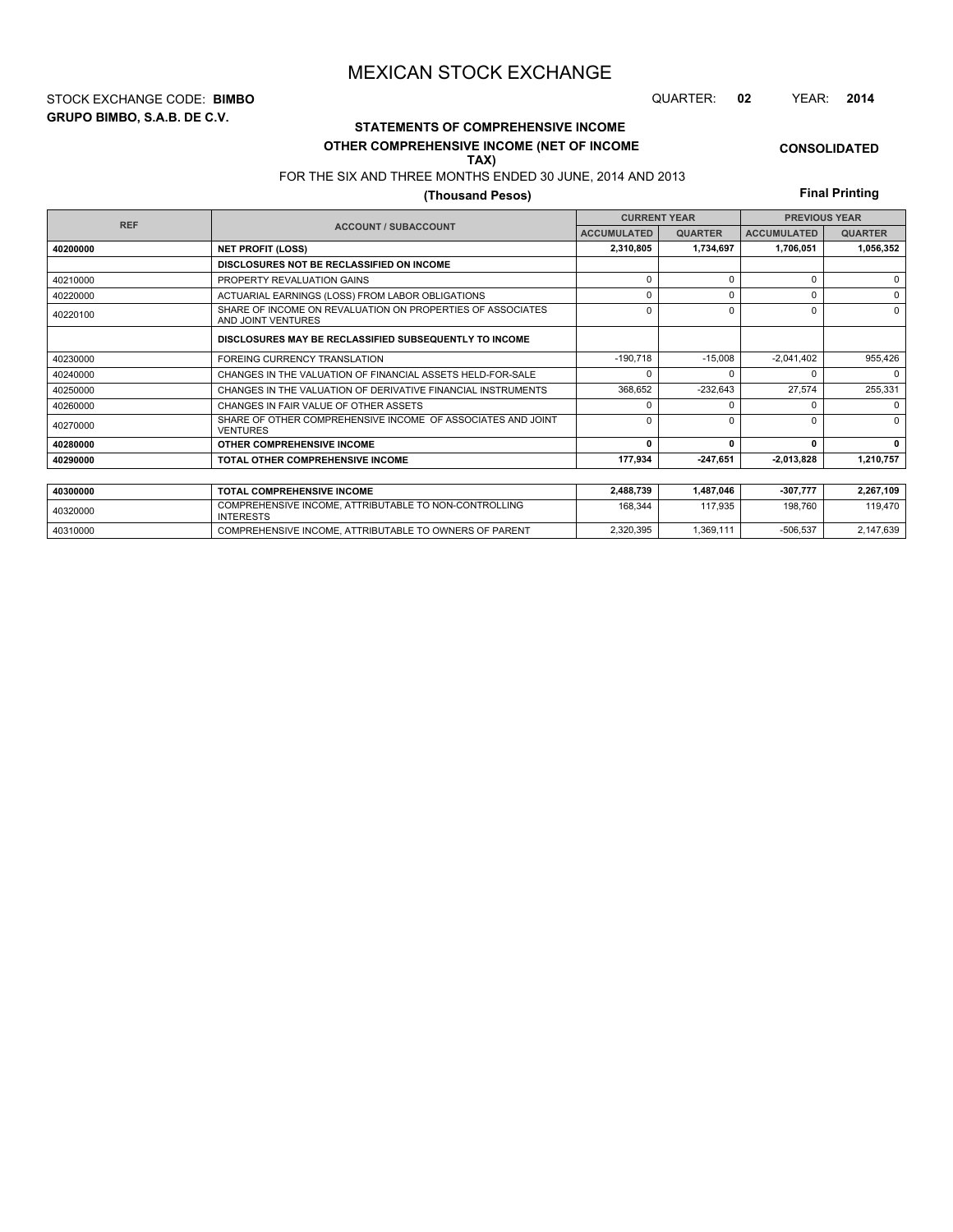# MEXICAN STOCK EXCHANGE

STOCK EXCHANGE CODE: **BIMBO**

QUARTER: **02** YEAR: **2014**

**GRUPO BIMBO, S.A.B. DE C.V.**

## STATEMENTS OF COMPREHENSIVE INCOME

### OTHER COMPREHENSIVE INCOME (NET OF INCOME TAX)

**CONSOLIDATED**

FOR THE SIX AND THREE MONTHS ENDED 30 JUNE, 2014 AND 2013

**(Thousand Pesos)**

**Final Printing**

| REF | ACCOUNT / SUBACCOUNT | CURRENT YEAR | | PREVIOUS YEAR | |
|---|---|---|---|---|---|
| | | ACCUMULATED | QUARTER | ACCUMULATED | QUARTER |
| **40200000** | **NET PROFIT (LOSS)** | **2,310,805** | **1,734,697** | **1,706,051** | **1,056,352** |
| | **DISCLOSURES NOT BE RECLASSIFIED ON INCOME** | | | | |
| 40210000 | PROPERTY REVALUATION GAINS | 0 | 0 | 0 | 0 |
| 40220000 | ACTUARIAL EARNINGS (LOSS) FROM LABOR OBLIGATIONS | 0 | 0 | 0 | 0 |
| 40220100 | SHARE OF INCOME ON REVALUATION ON PROPERTIES OF ASSOCIATES AND JOINT VENTURES | 0 | 0 | 0 | 0 |
| | **DISCLOSURES MAY BE RECLASSIFIED SUBSEQUENTLY TO INCOME** | | | | |
| 40230000 | FOREING CURRENCY TRANSLATION | -190,718 | -15,008 | -2,041,402 | 955,426 |
| 40240000 | CHANGES IN THE VALUATION OF FINANCIAL ASSETS HELD-FOR-SALE | 0 | 0 | 0 | 0 |
| 40250000 | CHANGES IN THE VALUATION OF DERIVATIVE FINANCIAL INSTRUMENTS | 368,652 | -232,643 | 27,574 | 255,331 |
| 40260000 | CHANGES IN FAIR VALUE OF OTHER ASSETS | 0 | 0 | 0 | 0 |
| 40270000 | SHARE OF OTHER COMPREHENSIVE INCOME OF ASSOCIATES AND JOINT VENTURES | 0 | 0 | 0 | 0 |
| **40280000** | **OTHER COMPREHENSIVE INCOME** | **0** | **0** | **0** | **0** |
| **40290000** | **TOTAL OTHER COMPREHENSIVE INCOME** | **177,934** | **-247,651** | **-2,013,828** | **1,210,757** |

| REF | ACCOUNT / SUBACCOUNT | CURRENT YEAR ACCUMULATED | CURRENT YEAR QUARTER | PREVIOUS YEAR ACCUMULATED | PREVIOUS YEAR QUARTER |
|---|---|---|---|---|---|
| **40300000** | **TOTAL COMPREHENSIVE INCOME** | **2,488,739** | **1,487,046** | **-307,777** | **2,267,109** |
| 40320000 | COMPREHENSIVE INCOME, ATTRIBUTABLE TO NON-CONTROLLING INTERESTS | 168,344 | 117,935 | 198,760 | 119,470 |
| 40310000 | COMPREHENSIVE INCOME, ATTRIBUTABLE TO OWNERS OF PARENT | 2,320,395 | 1,369,111 | -506,537 | 2,147,639 |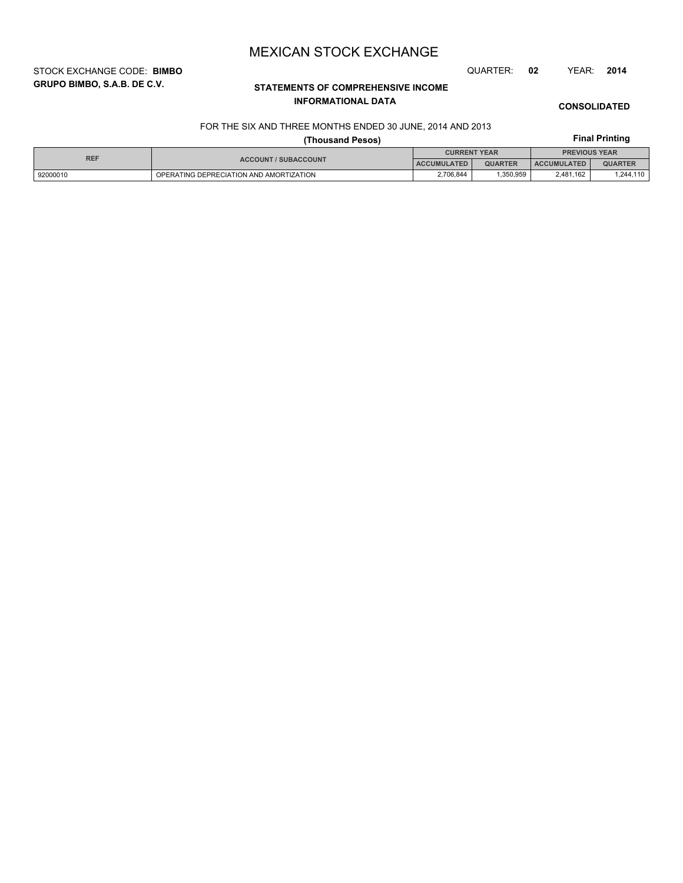# MEXICAN STOCK EXCHANGE

STOCK EXCHANGE CODE: **BIMBO**

QUARTER: **02** YEAR: **2014**

**GRUPO BIMBO, S.A.B. DE C.V.**

**STATEMENTS OF COMPREHENSIVE INCOME**
**INFORMATIONAL DATA**

**CONSOLIDATED**

FOR THE SIX AND THREE MONTHS ENDED 30 JUNE, 2014 AND 2013

**(Thousand Pesos)**

**Final Printing**

| REF | ACCOUNT / SUBACCOUNT | CURRENT YEAR | | PREVIOUS YEAR | |
|---|---|---|---|---|---|
| | | ACCUMULATED | QUARTER | ACCUMULATED | QUARTER |
| 92000010 | OPERATING DEPRECIATION AND AMORTIZATION | 2,706,844 | 1,350,959 | 2,481,162 | 1,244,110 |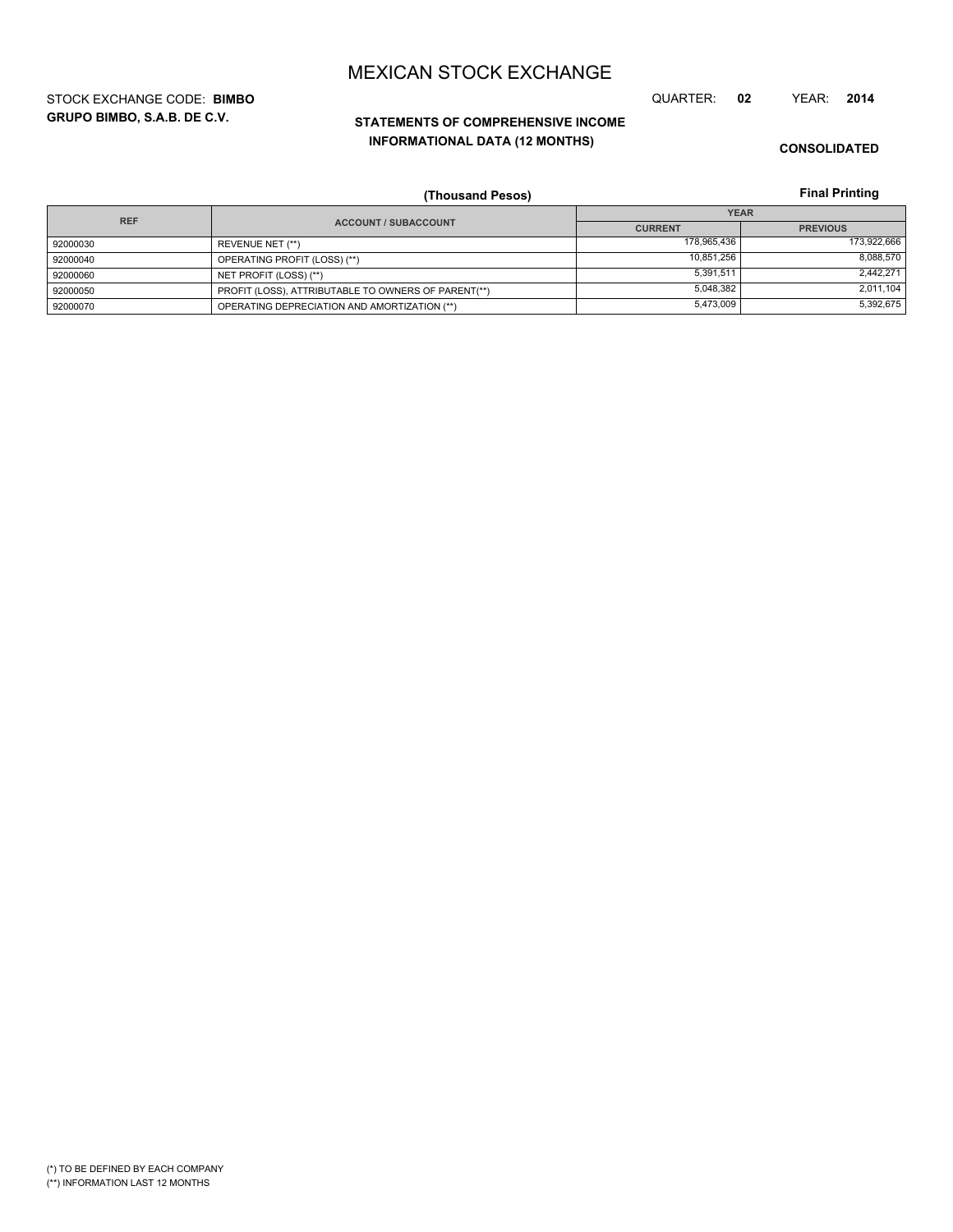# MEXICAN STOCK EXCHANGE

STOCK EXCHANGE CODE: **BIMBO**

**GRUPO BIMBO, S.A.B. DE C.V.**

QUARTER: **02** YEAR: **2014**

## STATEMENTS OF COMPREHENSIVE INCOME
## INFORMATIONAL DATA (12 MONTHS)

**CONSOLIDATED**

**(Thousand Pesos)**

**Final Printing**

| REF | ACCOUNT / SUBACCOUNT | YEAR | |
|---|---|---|---|
| | | CURRENT | PREVIOUS |
| 92000030 | REVENUE NET (**) | 178,965,436 | 173,922,666 |
| 92000040 | OPERATING PROFIT (LOSS) (**) | 10,851,256 | 8,088,570 |
| 92000060 | NET PROFIT (LOSS) (**) | 5,391,511 | 2,442,271 |
| 92000050 | PROFIT (LOSS), ATTRIBUTABLE TO OWNERS OF PARENT(**) | 5,048,382 | 2,011,104 |
| 92000070 | OPERATING DEPRECIATION AND AMORTIZATION (**) | 5,473,009 | 5,392,675 |

(*) TO BE DEFINED BY EACH COMPANY

(**) INFORMATION LAST 12 MONTHS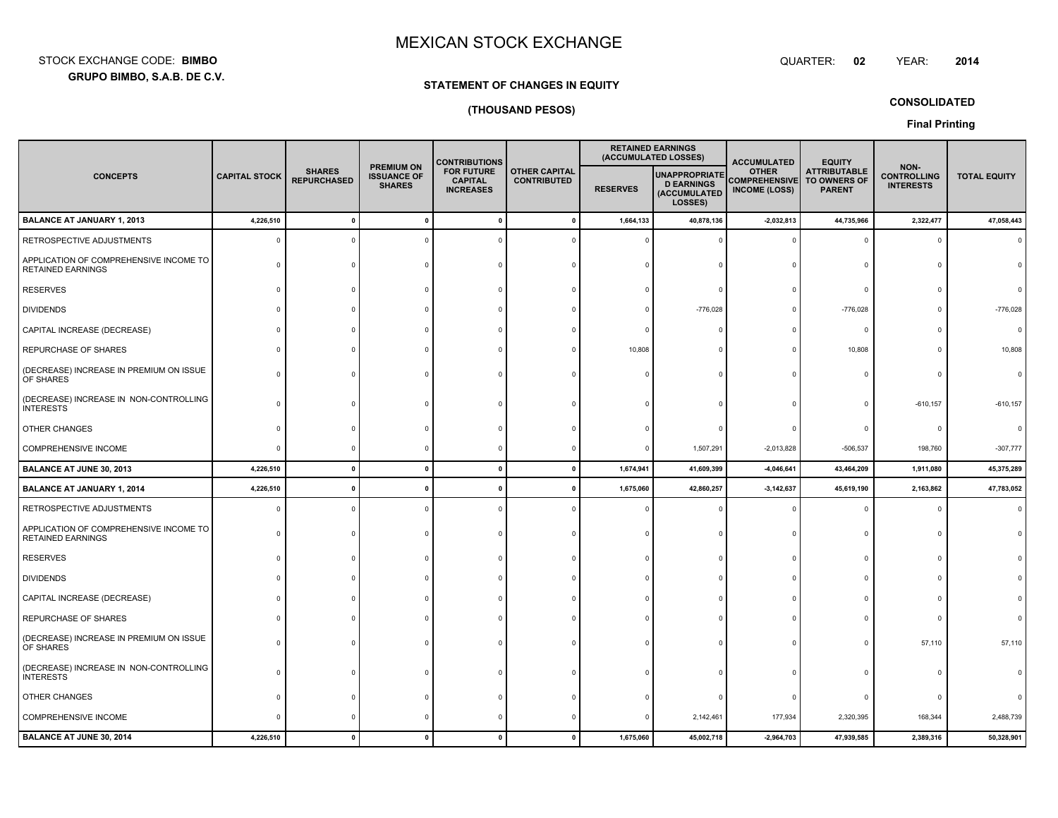# MEXICAN STOCK EXCHANGE

STOCK EXCHANGE CODE: **BIMBO**

**GRUPO BIMBO, S.A.B. DE C.V.**

QUARTER: **02** YEAR: **2014**

**STATEMENT OF CHANGES IN EQUITY**

**(THOUSAND PESOS)**

**CONSOLIDATED**

**Final Printing**

| CONCEPTS | CAPITAL STOCK | SHARES REPURCHASED | PREMIUM ON ISSUANCE OF SHARES | CONTRIBUTIONS FOR FUTURE CAPITAL INCREASES | OTHER CAPITAL CONTRIBUTED | RETAINED EARNINGS (ACCUMULATED LOSSES) | | ACCUMULATED OTHER COMPREHENSIVE INCOME (LOSS) | EQUITY ATTRIBUTABLE TO OWNERS OF PARENT | NON-CONTROLLING INTERESTS | TOTAL EQUITY |
|---|---|---|---|---|---|---|---|---|---|---|---|
| | | | | | | RESERVES | UNAPPROPRIATED EARNINGS (ACCUMULATED LOSSES) | | | | |
| **BALANCE AT JANUARY 1, 2013** | **4,226,510** | **0** | **0** | **0** | **0** | **1,664,133** | **40,878,136** | **-2,032,813** | **44,735,966** | **2,322,477** | **47,058,443** |
| RETROSPECTIVE ADJUSTMENTS | 0 | 0 | 0 | 0 | 0 | 0 | 0 | 0 | 0 | 0 | 0 |
| APPLICATION OF COMPREHENSIVE INCOME TO RETAINED EARNINGS | 0 | 0 | 0 | 0 | 0 | 0 | 0 | 0 | 0 | 0 | 0 |
| RESERVES | 0 | 0 | 0 | 0 | 0 | 0 | 0 | 0 | 0 | 0 | 0 |
| DIVIDENDS | 0 | 0 | 0 | 0 | 0 | 0 | -776,028 | 0 | -776,028 | 0 | -776,028 |
| CAPITAL INCREASE (DECREASE) | 0 | 0 | 0 | 0 | 0 | 0 | 0 | 0 | 0 | 0 | 0 |
| REPURCHASE OF SHARES | 0 | 0 | 0 | 0 | 0 | 10,808 | 0 | 0 | 10,808 | 0 | 10,808 |
| (DECREASE) INCREASE IN PREMIUM ON ISSUE OF SHARES | 0 | 0 | 0 | 0 | 0 | 0 | 0 | 0 | 0 | 0 | 0 |
| (DECREASE) INCREASE IN NON-CONTROLLING INTERESTS | 0 | 0 | 0 | 0 | 0 | 0 | 0 | 0 | 0 | -610,157 | -610,157 |
| OTHER CHANGES | 0 | 0 | 0 | 0 | 0 | 0 | 0 | 0 | 0 | 0 | 0 |
| COMPREHENSIVE INCOME | 0 | 0 | 0 | 0 | 0 | 0 | 1,507,291 | -2,013,828 | -506,537 | 198,760 | -307,777 |
| **BALANCE AT JUNE 30, 2013** | **4,226,510** | **0** | **0** | **0** | **0** | **1,674,941** | **41,609,399** | **-4,046,641** | **43,464,209** | **1,911,080** | **45,375,289** |
| **BALANCE AT JANUARY 1, 2014** | **4,226,510** | **0** | **0** | **0** | **0** | **1,675,060** | **42,860,257** | **-3,142,637** | **45,619,190** | **2,163,862** | **47,783,052** |
| RETROSPECTIVE ADJUSTMENTS | 0 | 0 | 0 | 0 | 0 | 0 | 0 | 0 | 0 | 0 | 0 |
| APPLICATION OF COMPREHENSIVE INCOME TO RETAINED EARNINGS | 0 | 0 | 0 | 0 | 0 | 0 | 0 | 0 | 0 | 0 | 0 |
| RESERVES | 0 | 0 | 0 | 0 | 0 | 0 | 0 | 0 | 0 | 0 | 0 |
| DIVIDENDS | 0 | 0 | 0 | 0 | 0 | 0 | 0 | 0 | 0 | 0 | 0 |
| CAPITAL INCREASE (DECREASE) | 0 | 0 | 0 | 0 | 0 | 0 | 0 | 0 | 0 | 0 | 0 |
| REPURCHASE OF SHARES | 0 | 0 | 0 | 0 | 0 | 0 | 0 | 0 | 0 | 0 | 0 |
| (DECREASE) INCREASE IN PREMIUM ON ISSUE OF SHARES | 0 | 0 | 0 | 0 | 0 | 0 | 0 | 0 | 0 | 57,110 | 57,110 |
| (DECREASE) INCREASE IN NON-CONTROLLING INTERESTS | 0 | 0 | 0 | 0 | 0 | 0 | 0 | 0 | 0 | 0 | 0 |
| OTHER CHANGES | 0 | 0 | 0 | 0 | 0 | 0 | 0 | 0 | 0 | 0 | 0 |
| COMPREHENSIVE INCOME | 0 | 0 | 0 | 0 | 0 | 0 | 2,142,461 | 177,934 | 2,320,395 | 168,344 | 2,488,739 |
| **BALANCE AT JUNE 30, 2014** | **4,226,510** | **0** | **0** | **0** | **0** | **1,675,060** | **45,002,718** | **-2,964,703** | **47,939,585** | **2,389,316** | **50,328,901** |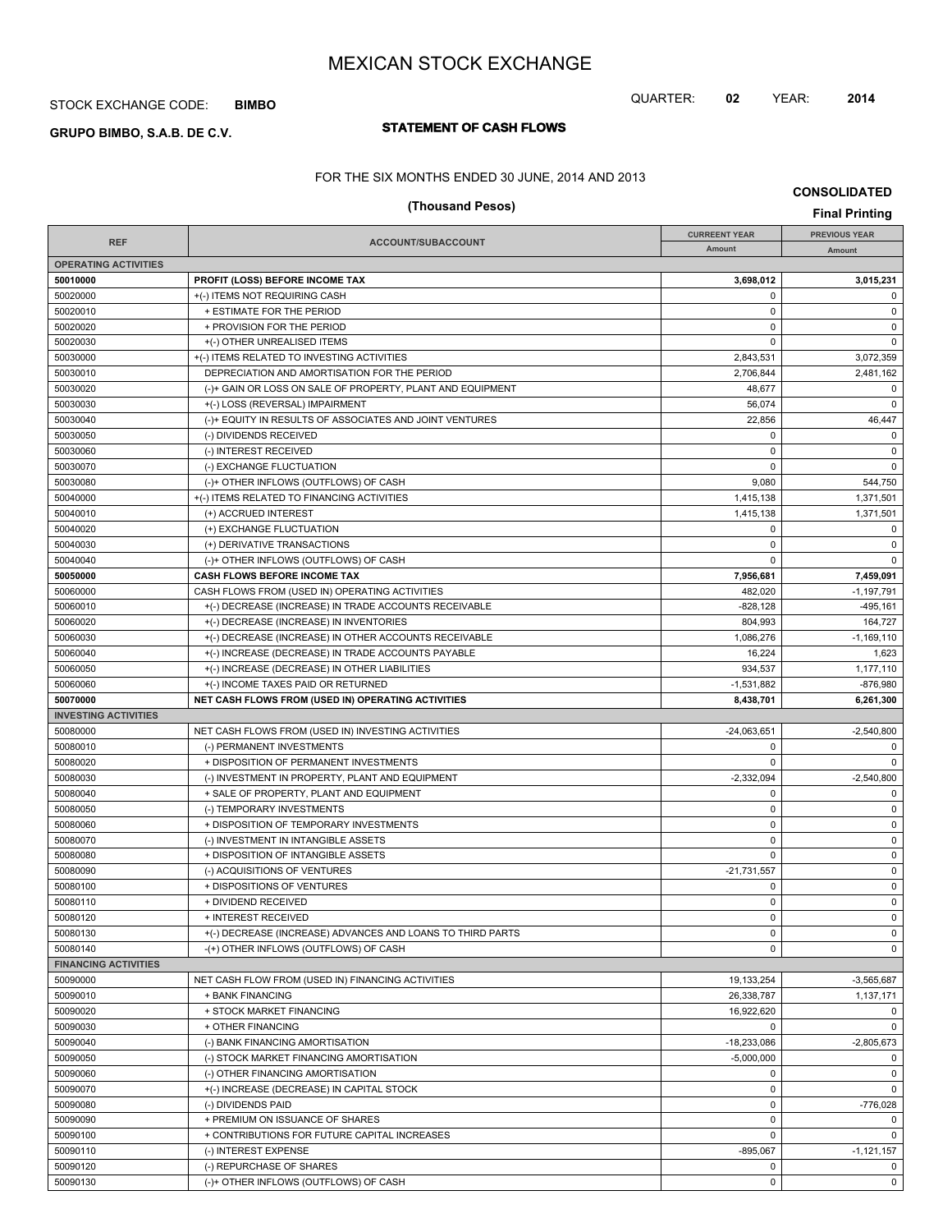# MEXICAN STOCK EXCHANGE

STOCK EXCHANGE CODE: **BIMBO**

QUARTER: **02** YEAR: **2014**

**GRUPO BIMBO, S.A.B. DE C.V.**

## STATEMENT OF CASH FLOWS

FOR THE SIX MONTHS ENDED 30 JUNE, 2014 AND 2013

**(Thousand Pesos)**

**CONSOLIDATED**

**Final Printing**

| REF | ACCOUNT/SUBACCOUNT | CURRENT YEAR Amount | PREVIOUS YEAR Amount |
|---|---|---|---|
| **OPERATING ACTIVITIES** | | | |
| **50010000** | **PROFIT (LOSS) BEFORE INCOME TAX** | **3,698,012** | **3,015,231** |
| 50020000 | +(-) ITEMS NOT REQUIRING CASH | 0 | 0 |
| 50020010 | + ESTIMATE FOR THE PERIOD | 0 | 0 |
| 50020020 | + PROVISION FOR THE PERIOD | 0 | 0 |
| 50020030 | +(-) OTHER UNREALISED ITEMS | 0 | 0 |
| 50030000 | +(-) ITEMS RELATED TO INVESTING ACTIVITIES | 2,843,531 | 3,072,359 |
| 50030010 | DEPRECIATION AND AMORTISATION FOR THE PERIOD | 2,706,844 | 2,481,162 |
| 50030020 | (-)+ GAIN OR LOSS ON SALE OF PROPERTY, PLANT AND EQUIPMENT | 48,677 | 0 |
| 50030030 | +(-) LOSS (REVERSAL) IMPAIRMENT | 56,074 | 0 |
| 50030040 | (-)+ EQUITY IN RESULTS OF ASSOCIATES AND JOINT VENTURES | 22,856 | 46,447 |
| 50030050 | (-) DIVIDENDS RECEIVED | 0 | 0 |
| 50030060 | (-) INTEREST RECEIVED | 0 | 0 |
| 50030070 | (-) EXCHANGE FLUCTUATION | 0 | 0 |
| 50030080 | (-)+ OTHER INFLOWS (OUTFLOWS) OF CASH | 9,080 | 544,750 |
| 50040000 | +(-) ITEMS RELATED TO FINANCING ACTIVITIES | 1,415,138 | 1,371,501 |
| 50040010 | (+) ACCRUED INTEREST | 1,415,138 | 1,371,501 |
| 50040020 | (+) EXCHANGE FLUCTUATION | 0 | 0 |
| 50040030 | (+) DERIVATIVE TRANSACTIONS | 0 | 0 |
| 50040040 | (-)+ OTHER INFLOWS (OUTFLOWS) OF CASH | 0 | 0 |
| **50050000** | **CASH FLOWS BEFORE INCOME TAX** | **7,956,681** | **7,459,091** |
| 50060000 | CASH FLOWS FROM (USED IN) OPERATING ACTIVITIES | 482,020 | -1,197,791 |
| 50060010 | +(-) DECREASE (INCREASE) IN TRADE ACCOUNTS RECEIVABLE | -828,128 | -495,161 |
| 50060020 | +(-) DECREASE (INCREASE) IN INVENTORIES | 804,993 | 164,727 |
| 50060030 | +(-) DECREASE (INCREASE) IN OTHER ACCOUNTS RECEIVABLE | 1,086,276 | -1,169,110 |
| 50060040 | +(-) INCREASE (DECREASE) IN TRADE ACCOUNTS PAYABLE | 16,224 | 1,623 |
| 50060050 | +(-) INCREASE (DECREASE) IN OTHER LIABILITIES | 934,537 | 1,177,110 |
| 50060060 | +(-) INCOME TAXES PAID OR RETURNED | -1,531,882 | -876,980 |
| **50070000** | **NET CASH FLOWS FROM (USED IN) OPERATING ACTIVITIES** | **8,438,701** | **6,261,300** |
| **INVESTING ACTIVITIES** | | | |
| 50080000 | NET CASH FLOWS FROM (USED IN) INVESTING ACTIVITIES | -24,063,651 | -2,540,800 |
| 50080010 | (-) PERMANENT INVESTMENTS | 0 | 0 |
| 50080020 | + DISPOSITION OF PERMANENT INVESTMENTS | 0 | 0 |
| 50080030 | (-) INVESTMENT IN PROPERTY, PLANT AND EQUIPMENT | -2,332,094 | -2,540,800 |
| 50080040 | + SALE OF PROPERTY, PLANT AND EQUIPMENT | 0 | 0 |
| 50080050 | (-) TEMPORARY INVESTMENTS | 0 | 0 |
| 50080060 | + DISPOSITION OF TEMPORARY INVESTMENTS | 0 | 0 |
| 50080070 | (-) INVESTMENT IN INTANGIBLE ASSETS | 0 | 0 |
| 50080080 | + DISPOSITION OF INTANGIBLE ASSETS | 0 | 0 |
| 50080090 | (-) ACQUISITIONS OF VENTURES | -21,731,557 | 0 |
| 50080100 | + DISPOSITIONS OF VENTURES | 0 | 0 |
| 50080110 | + DIVIDEND RECEIVED | 0 | 0 |
| 50080120 | + INTEREST RECEIVED | 0 | 0 |
| 50080130 | +(-) DECREASE (INCREASE) ADVANCES AND LOANS TO THIRD PARTS | 0 | 0 |
| 50080140 | -(+) OTHER INFLOWS (OUTFLOWS) OF CASH | 0 | 0 |
| **FINANCING ACTIVITIES** | | | |
| 50090000 | NET CASH FLOW FROM (USED IN) FINANCING ACTIVITIES | 19,133,254 | -3,565,687 |
| 50090010 | + BANK FINANCING | 26,338,787 | 1,137,171 |
| 50090020 | + STOCK MARKET FINANCING | 16,922,620 | 0 |
| 50090030 | + OTHER FINANCING | 0 | 0 |
| 50090040 | (-) BANK FINANCING AMORTISATION | -18,233,086 | -2,805,673 |
| 50090050 | (-) STOCK MARKET FINANCING AMORTISATION | -5,000,000 | 0 |
| 50090060 | (-) OTHER FINANCING AMORTISATION | 0 | 0 |
| 50090070 | +(-) INCREASE (DECREASE) IN CAPITAL STOCK | 0 | 0 |
| 50090080 | (-) DIVIDENDS PAID | 0 | -776,028 |
| 50090090 | + PREMIUM ON ISSUANCE OF SHARES | 0 | 0 |
| 50090100 | + CONTRIBUTIONS FOR FUTURE CAPITAL INCREASES | 0 | 0 |
| 50090110 | (-) INTEREST EXPENSE | -895,067 | -1,121,157 |
| 50090120 | (-) REPURCHASE OF SHARES | 0 | 0 |
| 50090130 | (-)+ OTHER INFLOWS (OUTFLOWS) OF CASH | 0 | 0 |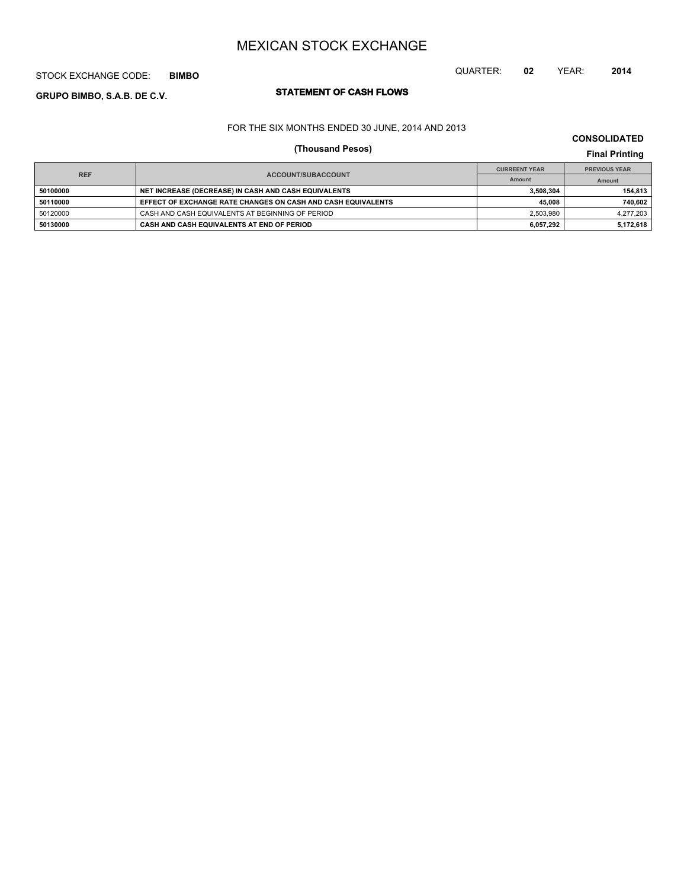# MEXICAN STOCK EXCHANGE

STOCK EXCHANGE CODE: **BIMBO**

QUARTER: **02** YEAR: **2014**

**GRUPO BIMBO, S.A.B. DE C.V.**

## STATEMENT OF CASH FLOWS

FOR THE SIX MONTHS ENDED 30 JUNE, 2014 AND 2013

**(Thousand Pesos)**

**CONSOLIDATED**

**Final Printing**

| REF | ACCOUNT/SUBACCOUNT | CURREENT YEAR | PREVIOUS YEAR |
|---|---|---|---|
| | | Amount | Amount |
| **50100000** | **NET INCREASE (DECREASE) IN CASH AND CASH EQUIVALENTS** | **3,508,304** | **154,813** |
| **50110000** | **EFFECT OF EXCHANGE RATE CHANGES ON CASH AND CASH EQUIVALENTS** | **45,008** | **740,602** |
| 50120000 | CASH AND CASH EQUIVALENTS AT BEGINNING OF PERIOD | 2,503,980 | 4,277,203 |
| **50130000** | **CASH AND CASH EQUIVALENTS AT END OF PERIOD** | **6,057,292** | **5,172,618** |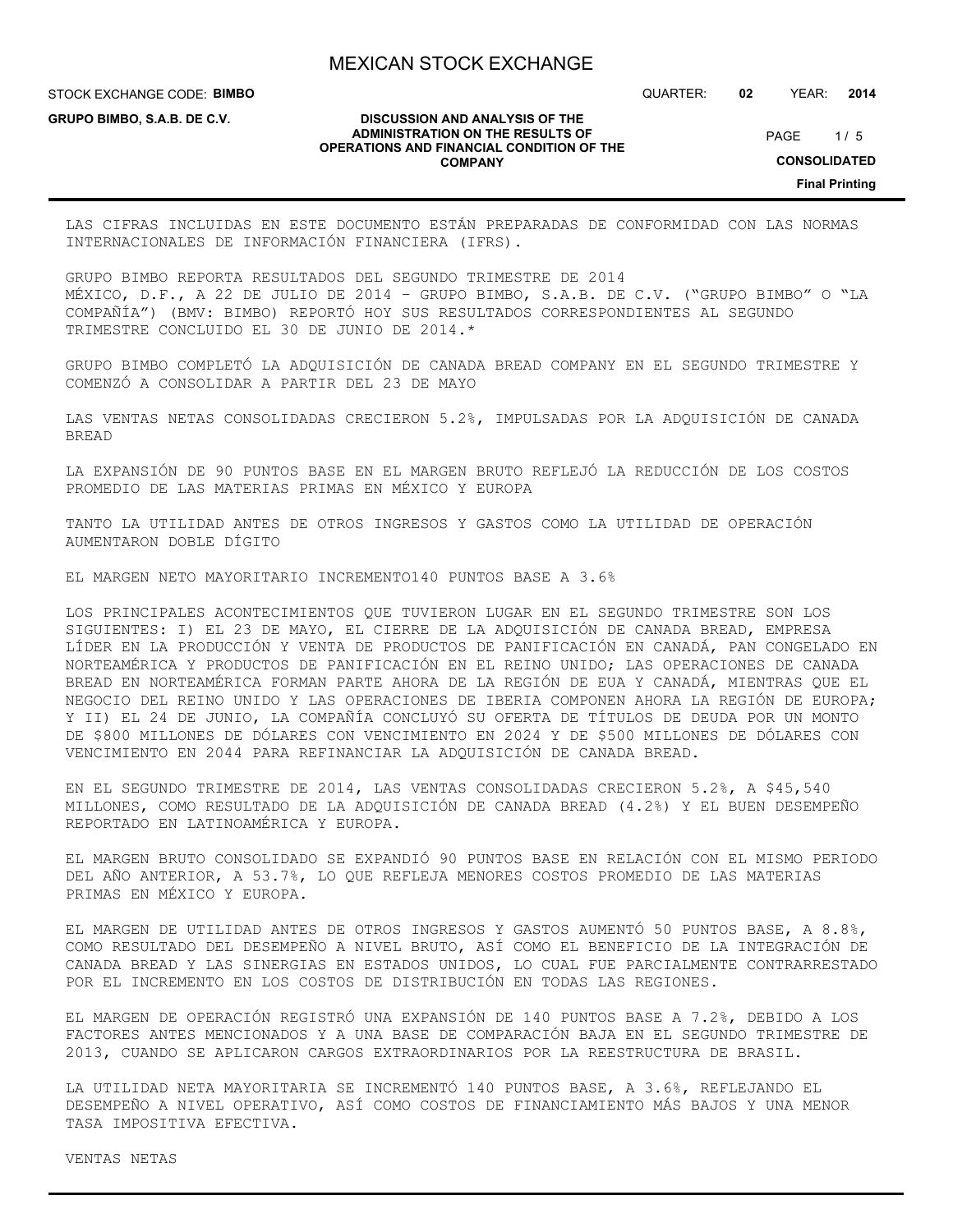LAS CIFRAS INCLUIDAS EN ESTE DOCUMENTO ESTÁN PREPARADAS DE CONFORMIDAD CON LAS NORMAS INTERNACIONALES DE INFORMACIÓN FINANCIERA (IFRS).

GRUPO BIMBO REPORTA RESULTADOS DEL SEGUNDO TRIMESTRE DE 2014
MÉXICO, D.F., A 22 DE JULIO DE 2014 – GRUPO BIMBO, S.A.B. DE C.V. ("GRUPO BIMBO" O "LA COMPAÑÍA") (BMV: BIMBO) REPORTÓ HOY SUS RESULTADOS CORRESPONDIENTES AL SEGUNDO TRIMESTRE CONCLUIDO EL 30 DE JUNIO DE 2014.*

GRUPO BIMBO COMPLETÓ LA ADQUISICIÓN DE CANADA BREAD COMPANY EN EL SEGUNDO TRIMESTRE Y COMENZÓ A CONSOLIDAR A PARTIR DEL 23 DE MAYO

LAS VENTAS NETAS CONSOLIDADAS CRECIERON 5.2%, IMPULSADAS POR LA ADQUISICIÓN DE CANADA BREAD

LA EXPANSIÓN DE 90 PUNTOS BASE EN EL MARGEN BRUTO REFLEJÓ LA REDUCCIÓN DE LOS COSTOS PROMEDIO DE LAS MATERIAS PRIMAS EN MÉXICO Y EUROPA

TANTO LA UTILIDAD ANTES DE OTROS INGRESOS Y GASTOS COMO LA UTILIDAD DE OPERACIÓN AUMENTARON DOBLE DÍGITO

EL MARGEN NETO MAYORITARIO INCREMENTO140 PUNTOS BASE A 3.6%

LOS PRINCIPALES ACONTECIMIENTOS QUE TUVIERON LUGAR EN EL SEGUNDO TRIMESTRE SON LOS SIGUIENTES: I) EL 23 DE MAYO, EL CIERRE DE LA ADQUISICIÓN DE CANADA BREAD, EMPRESA LÍDER EN LA PRODUCCIÓN Y VENTA DE PRODUCTOS DE PANIFICACIÓN EN CANADÁ, PAN CONGELADO EN NORTEAMÉRICA Y PRODUCTOS DE PANIFICACIÓN EN EL REINO UNIDO; LAS OPERACIONES DE CANADA BREAD EN NORTEAMÉRICA FORMAN PARTE AHORA DE LA REGIÓN DE EUA Y CANADÁ, MIENTRAS QUE EL NEGOCIO DEL REINO UNIDO Y LAS OPERACIONES DE IBERIA COMPONEN AHORA LA REGIÓN DE EUROPA; Y II) EL 24 DE JUNIO, LA COMPAÑÍA CONCLUYÓ SU OFERTA DE TÍTULOS DE DEUDA POR UN MONTO DE $800 MILLONES DE DÓLARES CON VENCIMIENTO EN 2024 Y DE $500 MILLONES DE DÓLARES CON VENCIMIENTO EN 2044 PARA REFINANCIAR LA ADQUISICIÓN DE CANADA BREAD.

EN EL SEGUNDO TRIMESTRE DE 2014, LAS VENTAS CONSOLIDADAS CRECIERON 5.2%, A $45,540 MILLONES, COMO RESULTADO DE LA ADQUISICIÓN DE CANADA BREAD (4.2%) Y EL BUEN DESEMPEÑO REPORTADO EN LATINOAMÉRICA Y EUROPA.

EL MARGEN BRUTO CONSOLIDADO SE EXPANDIÓ 90 PUNTOS BASE EN RELACIÓN CON EL MISMO PERIODO DEL AÑO ANTERIOR, A 53.7%, LO QUE REFLEJA MENORES COSTOS PROMEDIO DE LAS MATERIAS PRIMAS EN MÉXICO Y EUROPA.

EL MARGEN DE UTILIDAD ANTES DE OTROS INGRESOS Y GASTOS AUMENTÓ 50 PUNTOS BASE, A 8.8%, COMO RESULTADO DEL DESEMPEÑO A NIVEL BRUTO, ASÍ COMO EL BENEFICIO DE LA INTEGRACIÓN DE CANADA BREAD Y LAS SINERGIAS EN ESTADOS UNIDOS, LO CUAL FUE PARCIALMENTE CONTRARRESTADO POR EL INCREMENTO EN LOS COSTOS DE DISTRIBUCIÓN EN TODAS LAS REGIONES.

EL MARGEN DE OPERACIÓN REGISTRÓ UNA EXPANSIÓN DE 140 PUNTOS BASE A 7.2%, DEBIDO A LOS FACTORES ANTES MENCIONADOS Y A UNA BASE DE COMPARACIÓN BAJA EN EL SEGUNDO TRIMESTRE DE 2013, CUANDO SE APLICARON CARGOS EXTRAORDINARIOS POR LA REESTRUCTURA DE BRASIL.

LA UTILIDAD NETA MAYORITARIA SE INCREMENTÓ 140 PUNTOS BASE, A 3.6%, REFLEJANDO EL DESEMPEÑO A NIVEL OPERATIVO, ASÍ COMO COSTOS DE FINANCIAMIENTO MÁS BAJOS Y UNA MENOR TASA IMPOSITIVA EFECTIVA.

VENTAS NETAS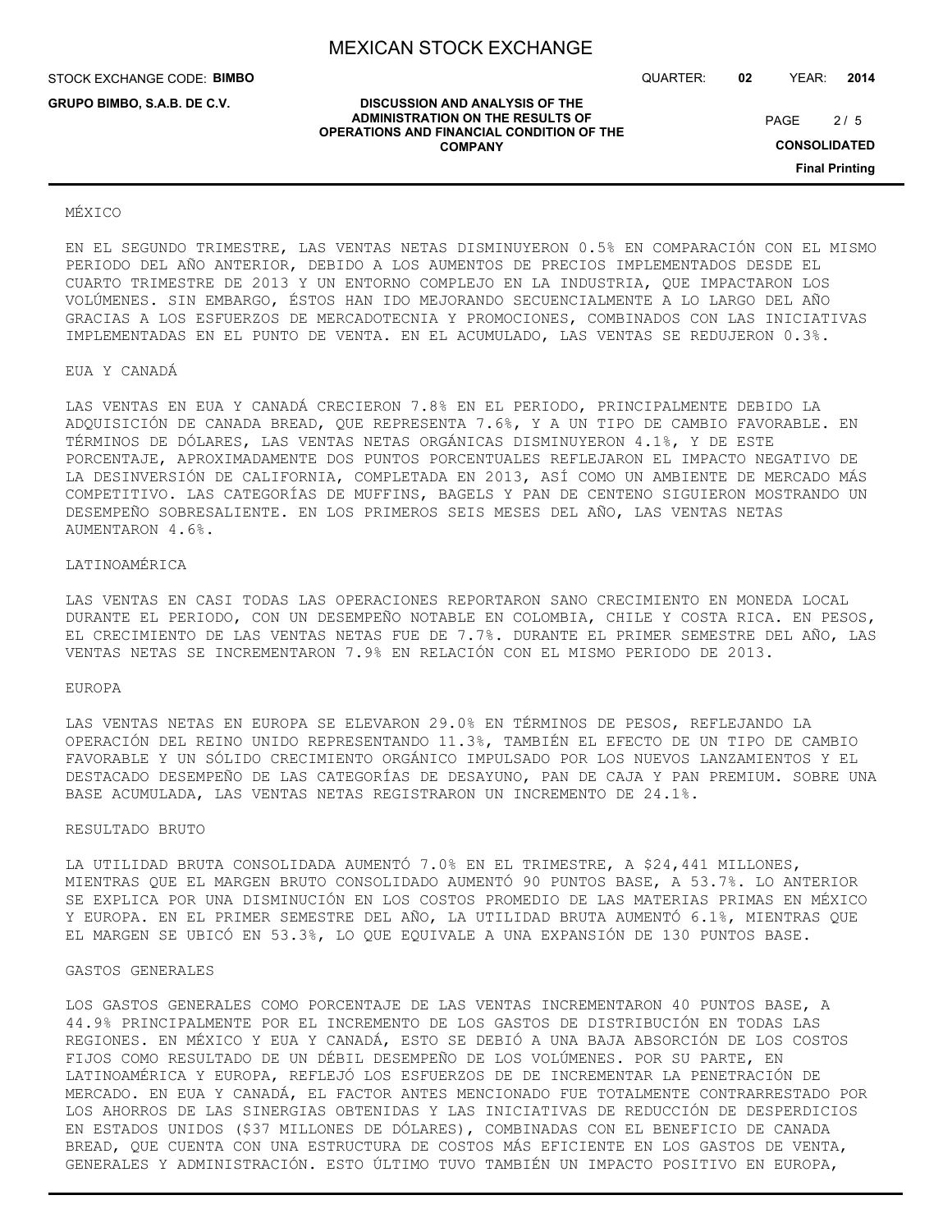## MÉXICO

EN EL SEGUNDO TRIMESTRE, LAS VENTAS NETAS DISMINUYERON 0.5% EN COMPARACIÓN CON EL MISMO PERIODO DEL AÑO ANTERIOR, DEBIDO A LOS AUMENTOS DE PRECIOS IMPLEMENTADOS DESDE EL CUARTO TRIMESTRE DE 2013 Y UN ENTORNO COMPLEJO EN LA INDUSTRIA, QUE IMPACTARON LOS VOLÚMENES. SIN EMBARGO, ÉSTOS HAN IDO MEJORANDO SECUENCIALMENTE A LO LARGO DEL AÑO GRACIAS A LOS ESFUERZOS DE MERCADOTECNIA Y PROMOCIONES, COMBINADOS CON LAS INICIATIVAS IMPLEMENTADAS EN EL PUNTO DE VENTA. EN EL ACUMULADO, LAS VENTAS SE REDUJERON 0.3%.

## EUA Y CANADÁ

LAS VENTAS EN EUA Y CANADÁ CRECIERON 7.8% EN EL PERIODO, PRINCIPALMENTE DEBIDO LA ADQUISICIÓN DE CANADA BREAD, QUE REPRESENTA 7.6%, Y A UN TIPO DE CAMBIO FAVORABLE. EN TÉRMINOS DE DÓLARES, LAS VENTAS NETAS ORGÁNICAS DISMINUYERON 4.1%, Y DE ESTE PORCENTAJE, APROXIMADAMENTE DOS PUNTOS PORCENTUALES REFLEJARON EL IMPACTO NEGATIVO DE LA DESINVERSIÓN DE CALIFORNIA, COMPLETADA EN 2013, ASÍ COMO UN AMBIENTE DE MERCADO MÁS COMPETITIVO. LAS CATEGORÍAS DE MUFFINS, BAGELS Y PAN DE CENTENO SIGUIERON MOSTRANDO UN DESEMPEÑO SOBRESALIENTE. EN LOS PRIMEROS SEIS MESES DEL AÑO, LAS VENTAS NETAS AUMENTARON 4.6%.

## LATINOAMÉRICA

LAS VENTAS EN CASI TODAS LAS OPERACIONES REPORTARON SANO CRECIMIENTO EN MONEDA LOCAL DURANTE EL PERIODO, CON UN DESEMPEÑO NOTABLE EN COLOMBIA, CHILE Y COSTA RICA. EN PESOS, EL CRECIMIENTO DE LAS VENTAS NETAS FUE DE 7.7%. DURANTE EL PRIMER SEMESTRE DEL AÑO, LAS VENTAS NETAS SE INCREMENTARON 7.9% EN RELACIÓN CON EL MISMO PERIODO DE 2013.

## EUROPA

LAS VENTAS NETAS EN EUROPA SE ELEVARON 29.0% EN TÉRMINOS DE PESOS, REFLEJANDO LA OPERACIÓN DEL REINO UNIDO REPRESENTANDO 11.3%, TAMBIÉN EL EFECTO DE UN TIPO DE CAMBIO FAVORABLE Y UN SÓLIDO CRECIMIENTO ORGÁNICO IMPULSADO POR LOS NUEVOS LANZAMIENTOS Y EL DESTACADO DESEMPEÑO DE LAS CATEGORÍAS DE DESAYUNO, PAN DE CAJA Y PAN PREMIUM. SOBRE UNA BASE ACUMULADA, LAS VENTAS NETAS REGISTRARON UN INCREMENTO DE 24.1%.

## RESULTADO BRUTO

LA UTILIDAD BRUTA CONSOLIDADA AUMENTÓ 7.0% EN EL TRIMESTRE, A $24,441 MILLONES, MIENTRAS QUE EL MARGEN BRUTO CONSOLIDADO AUMENTÓ 90 PUNTOS BASE, A 53.7%. LO ANTERIOR SE EXPLICA POR UNA DISMINUCIÓN EN LOS COSTOS PROMEDIO DE LAS MATERIAS PRIMAS EN MÉXICO Y EUROPA. EN EL PRIMER SEMESTRE DEL AÑO, LA UTILIDAD BRUTA AUMENTÓ 6.1%, MIENTRAS QUE EL MARGEN SE UBICÓ EN 53.3%, LO QUE EQUIVALE A UNA EXPANSIÓN DE 130 PUNTOS BASE.

## GASTOS GENERALES

LOS GASTOS GENERALES COMO PORCENTAJE DE LAS VENTAS INCREMENTARON 40 PUNTOS BASE, A 44.9% PRINCIPALMENTE POR EL INCREMENTO DE LOS GASTOS DE DISTRIBUCIÓN EN TODAS LAS REGIONES. EN MÉXICO Y EUA Y CANADÁ, ESTO SE DEBIÓ A UNA BAJA ABSORCIÓN DE LOS COSTOS FIJOS COMO RESULTADO DE UN DÉBIL DESEMPEÑO DE LOS VOLÚMENES. POR SU PARTE, EN LATINOAMÉRICA Y EUROPA, REFLEJÓ LOS ESFUERZOS DE DE INCREMENTAR LA PENETRACIÓN DE MERCADO. EN EUA Y CANADÁ, EL FACTOR ANTES MENCIONADO FUE TOTALMENTE CONTRARRESTADO POR LOS AHORROS DE LAS SINERGIAS OBTENIDAS Y LAS INICIATIVAS DE REDUCCIÓN DE DESPERDICIOS EN ESTADOS UNIDOS ($37 MILLONES DE DÓLARES), COMBINADAS CON EL BENEFICIO DE CANADA BREAD, QUE CUENTA CON UNA ESTRUCTURA DE COSTOS MÁS EFICIENTE EN LOS GASTOS DE VENTA, GENERALES Y ADMINISTRACIÓN. ESTO ÚLTIMO TUVO TAMBIÉN UN IMPACTO POSITIVO EN EUROPA,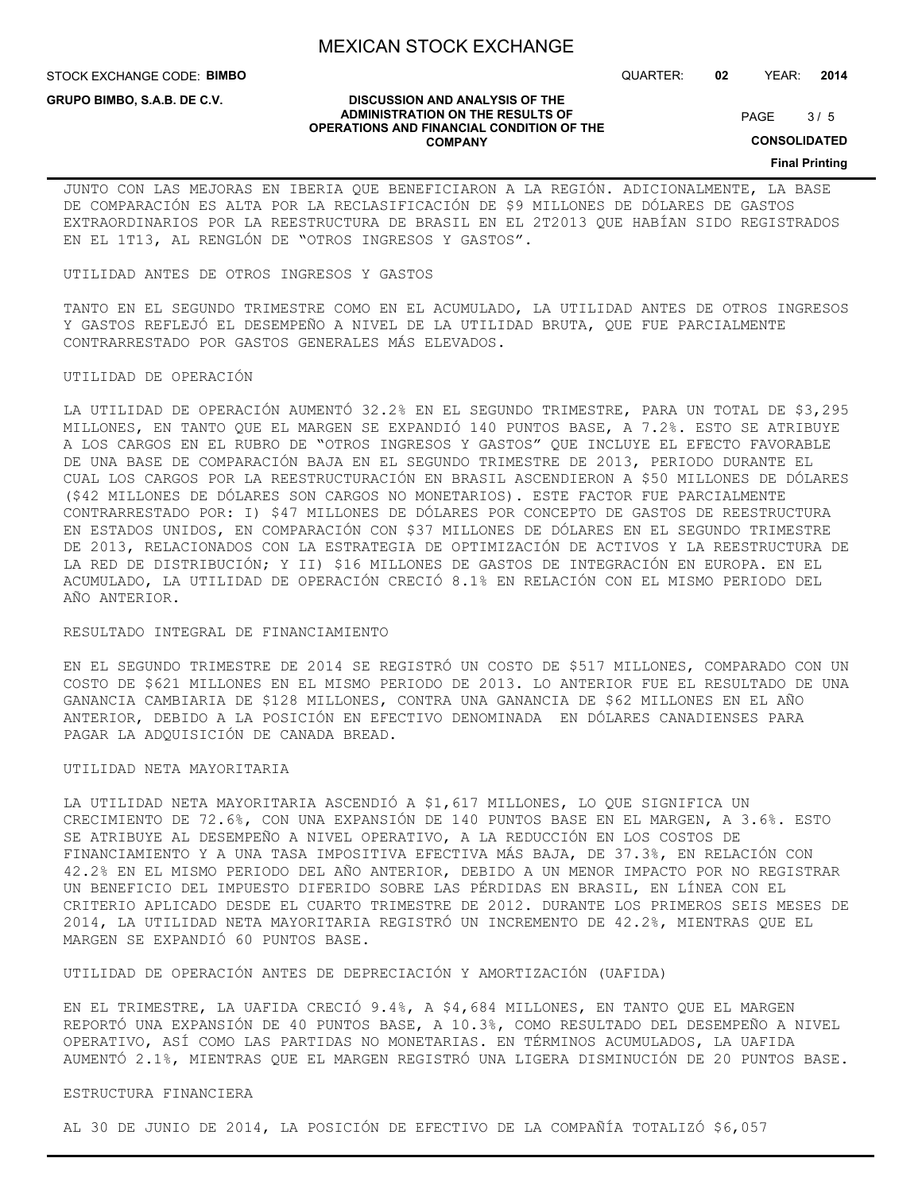JUNTO CON LAS MEJORAS EN IBERIA QUE BENEFICIARON A LA REGIÓN. ADICIONALMENTE, LA BASE DE COMPARACIÓN ES ALTA POR LA RECLASIFICACIÓN DE $9 MILLONES DE DÓLARES DE GASTOS EXTRAORDINARIOS POR LA REESTRUCTURA DE BRASIL EN EL 2T2013 QUE HABÍAN SIDO REGISTRADOS EN EL 1T13, AL RENGLÓN DE "OTROS INGRESOS Y GASTOS".

## UTILIDAD ANTES DE OTROS INGRESOS Y GASTOS

TANTO EN EL SEGUNDO TRIMESTRE COMO EN EL ACUMULADO, LA UTILIDAD ANTES DE OTROS INGRESOS Y GASTOS REFLEJÓ EL DESEMPEÑO A NIVEL DE LA UTILIDAD BRUTA, QUE FUE PARCIALMENTE CONTRARRESTADO POR GASTOS GENERALES MÁS ELEVADOS.

## UTILIDAD DE OPERACIÓN

LA UTILIDAD DE OPERACIÓN AUMENTÓ 32.2% EN EL SEGUNDO TRIMESTRE, PARA UN TOTAL DE $3,295 MILLONES, EN TANTO QUE EL MARGEN SE EXPANDIÓ 140 PUNTOS BASE, A 7.2%. ESTO SE ATRIBUYE A LOS CARGOS EN EL RUBRO DE "OTROS INGRESOS Y GASTOS" QUE INCLUYE EL EFECTO FAVORABLE DE UNA BASE DE COMPARACIÓN BAJA EN EL SEGUNDO TRIMESTRE DE 2013, PERIODO DURANTE EL CUAL LOS CARGOS POR LA REESTRUCTURACIÓN EN BRASIL ASCENDIERON A $50 MILLONES DE DÓLARES ($42 MILLONES DE DÓLARES SON CARGOS NO MONETARIOS). ESTE FACTOR FUE PARCIALMENTE CONTRARRESTADO POR: I) $47 MILLONES DE DÓLARES POR CONCEPTO DE GASTOS DE REESTRUCTURA EN ESTADOS UNIDOS, EN COMPARACIÓN CON $37 MILLONES DE DÓLARES EN EL SEGUNDO TRIMESTRE DE 2013, RELACIONADOS CON LA ESTRATEGIA DE OPTIMIZACIÓN DE ACTIVOS Y LA REESTRUCTURA DE LA RED DE DISTRIBUCIÓN; Y II) $16 MILLONES DE GASTOS DE INTEGRACIÓN EN EUROPA. EN EL ACUMULADO, LA UTILIDAD DE OPERACIÓN CRECIÓ 8.1% EN RELACIÓN CON EL MISMO PERIODO DEL AÑO ANTERIOR.

## RESULTADO INTEGRAL DE FINANCIAMIENTO

EN EL SEGUNDO TRIMESTRE DE 2014 SE REGISTRÓ UN COSTO DE $517 MILLONES, COMPARADO CON UN COSTO DE $621 MILLONES EN EL MISMO PERIODO DE 2013. LO ANTERIOR FUE EL RESULTADO DE UNA GANANCIA CAMBIARIA DE $128 MILLONES, CONTRA UNA GANANCIA DE $62 MILLONES EN EL AÑO ANTERIOR, DEBIDO A LA POSICIÓN EN EFECTIVO DENOMINADA EN DÓLARES CANADIENSES PARA PAGAR LA ADQUISICIÓN DE CANADA BREAD.

## UTILIDAD NETA MAYORITARIA

LA UTILIDAD NETA MAYORITARIA ASCENDIÓ A $1,617 MILLONES, LO QUE SIGNIFICA UN CRECIMIENTO DE 72.6%, CON UNA EXPANSIÓN DE 140 PUNTOS BASE EN EL MARGEN, A 3.6%. ESTO SE ATRIBUYE AL DESEMPEÑO A NIVEL OPERATIVO, A LA REDUCCIÓN EN LOS COSTOS DE FINANCIAMIENTO Y A UNA TASA IMPOSITIVA EFECTIVA MÁS BAJA, DE 37.3%, EN RELACIÓN CON 42.2% EN EL MISMO PERIODO DEL AÑO ANTERIOR, DEBIDO A UN MENOR IMPACTO POR NO REGISTRAR UN BENEFICIO DEL IMPUESTO DIFERIDO SOBRE LAS PÉRDIDAS EN BRASIL, EN LÍNEA CON EL CRITERIO APLICADO DESDE EL CUARTO TRIMESTRE DE 2012. DURANTE LOS PRIMEROS SEIS MESES DE 2014, LA UTILIDAD NETA MAYORITARIA REGISTRÓ UN INCREMENTO DE 42.2%, MIENTRAS QUE EL MARGEN SE EXPANDIÓ 60 PUNTOS BASE.

## UTILIDAD DE OPERACIÓN ANTES DE DEPRECIACIÓN Y AMORTIZACIÓN (UAFIDA)

EN EL TRIMESTRE, LA UAFIDA CRECIÓ 9.4%, A $4,684 MILLONES, EN TANTO QUE EL MARGEN REPORTÓ UNA EXPANSIÓN DE 40 PUNTOS BASE, A 10.3%, COMO RESULTADO DEL DESEMPEÑO A NIVEL OPERATIVO, ASÍ COMO LAS PARTIDAS NO MONETARIAS. EN TÉRMINOS ACUMULADOS, LA UAFIDA AUMENTÓ 2.1%, MIENTRAS QUE EL MARGEN REGISTRÓ UNA LIGERA DISMINUCIÓN DE 20 PUNTOS BASE.

## ESTRUCTURA FINANCIERA

AL 30 DE JUNIO DE 2014, LA POSICIÓN DE EFECTIVO DE LA COMPAÑÍA TOTALIZÓ $6,057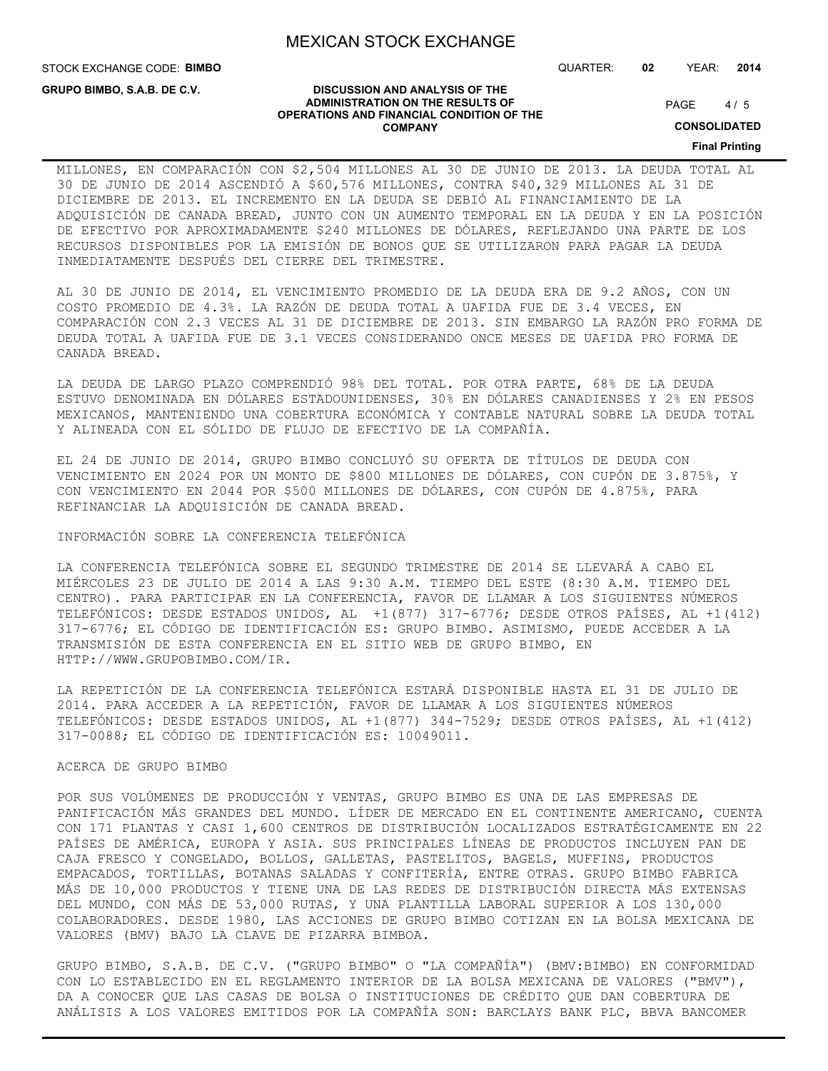MILLONES, EN COMPARACIÓN CON $2,504 MILLONES AL 30 DE JUNIO DE 2013. LA DEUDA TOTAL AL 30 DE JUNIO DE 2014 ASCENDIÓ A $60,576 MILLONES, CONTRA $40,329 MILLONES AL 31 DE DICIEMBRE DE 2013. EL INCREMENTO EN LA DEUDA SE DEBIÓ AL FINANCIAMIENTO DE LA ADQUISICIÓN DE CANADA BREAD, JUNTO CON UN AUMENTO TEMPORAL EN LA DEUDA Y EN LA POSICIÓN DE EFECTIVO POR APROXIMADAMENTE $240 MILLONES DE DÓLARES, REFLEJANDO UNA PARTE DE LOS RECURSOS DISPONIBLES POR LA EMISIÓN DE BONOS QUE SE UTILIZARON PARA PAGAR LA DEUDA INMEDIATAMENTE DESPUÉS DEL CIERRE DEL TRIMESTRE.

AL 30 DE JUNIO DE 2014, EL VENCIMIENTO PROMEDIO DE LA DEUDA ERA DE 9.2 AÑOS, CON UN COSTO PROMEDIO DE 4.3%. LA RAZÓN DE DEUDA TOTAL A UAFIDA FUE DE 3.4 VECES, EN COMPARACIÓN CON 2.3 VECES AL 31 DE DICIEMBRE DE 2013. SIN EMBARGO LA RAZÓN PRO FORMA DE DEUDA TOTAL A UAFIDA FUE DE 3.1 VECES CONSIDERANDO ONCE MESES DE UAFIDA PRO FORMA DE CANADA BREAD.

LA DEUDA DE LARGO PLAZO COMPRENDIÓ 98% DEL TOTAL. POR OTRA PARTE, 68% DE LA DEUDA ESTUVO DENOMINADA EN DÓLARES ESTADOUNIDENSES, 30% EN DÓLARES CANADIENSES Y 2% EN PESOS MEXICANOS, MANTENIENDO UNA COBERTURA ECONÓMICA Y CONTABLE NATURAL SOBRE LA DEUDA TOTAL Y ALINEADA CON EL SÓLIDO DE FLUJO DE EFECTIVO DE LA COMPAÑÍA.

EL 24 DE JUNIO DE 2014, GRUPO BIMBO CONCLUYÓ SU OFERTA DE TÍTULOS DE DEUDA CON VENCIMIENTO EN 2024 POR UN MONTO DE $800 MILLONES DE DÓLARES, CON CUPÓN DE 3.875%, Y CON VENCIMIENTO EN 2044 POR $500 MILLONES DE DÓLARES, CON CUPÓN DE 4.875%, PARA REFINANCIAR LA ADQUISICIÓN DE CANADA BREAD.

INFORMACIÓN SOBRE LA CONFERENCIA TELEFÓNICA

LA CONFERENCIA TELEFÓNICA SOBRE EL SEGUNDO TRIMESTRE DE 2014 SE LLEVARÁ A CABO EL MIÉRCOLES 23 DE JULIO DE 2014 A LAS 9:30 A.M. TIEMPO DEL ESTE (8:30 A.M. TIEMPO DEL CENTRO). PARA PARTICIPAR EN LA CONFERENCIA, FAVOR DE LLAMAR A LOS SIGUIENTES NÚMEROS TELEFÓNICOS: DESDE ESTADOS UNIDOS, AL +1(877) 317-6776; DESDE OTROS PAÍSES, AL +1(412) 317-6776; EL CÓDIGO DE IDENTIFICACIÓN ES: GRUPO BIMBO. ASIMISMO, PUEDE ACCEDER A LA TRANSMISIÓN DE ESTA CONFERENCIA EN EL SITIO WEB DE GRUPO BIMBO, EN HTTP://WWW.GRUPOBIMBO.COM/IR.

LA REPETICIÓN DE LA CONFERENCIA TELEFÓNICA ESTARÁ DISPONIBLE HASTA EL 31 DE JULIO DE 2014. PARA ACCEDER A LA REPETICIÓN, FAVOR DE LLAMAR A LOS SIGUIENTES NÚMEROS TELEFÓNICOS: DESDE ESTADOS UNIDOS, AL +1(877) 344-7529; DESDE OTROS PAÍSES, AL +1(412) 317-0088; EL CÓDIGO DE IDENTIFICACIÓN ES: 10049011.

ACERCA DE GRUPO BIMBO

POR SUS VOLÚMENES DE PRODUCCIÓN Y VENTAS, GRUPO BIMBO ES UNA DE LAS EMPRESAS DE PANIFICACIÓN MÁS GRANDES DEL MUNDO. LÍDER DE MERCADO EN EL CONTINENTE AMERICANO, CUENTA CON 171 PLANTAS Y CASI 1,600 CENTROS DE DISTRIBUCIÓN LOCALIZADOS ESTRATÉGICAMENTE EN 22 PAÍSES DE AMÉRICA, EUROPA Y ASIA. SUS PRINCIPALES LÍNEAS DE PRODUCTOS INCLUYEN PAN DE CAJA FRESCO Y CONGELADO, BOLLOS, GALLETAS, PASTELITOS, BAGELS, MUFFINS, PRODUCTOS EMPACADOS, TORTILLAS, BOTANAS SALADAS Y CONFITERÍA, ENTRE OTRAS. GRUPO BIMBO FABRICA MÁS DE 10,000 PRODUCTOS Y TIENE UNA DE LAS REDES DE DISTRIBUCIÓN DIRECTA MÁS EXTENSAS DEL MUNDO, CON MÁS DE 53,000 RUTAS, Y UNA PLANTILLA LABORAL SUPERIOR A LOS 130,000 COLABORADORES. DESDE 1980, LAS ACCIONES DE GRUPO BIMBO COTIZAN EN LA BOLSA MEXICANA DE VALORES (BMV) BAJO LA CLAVE DE PIZARRA BIMBOA.

GRUPO BIMBO, S.A.B. DE C.V. ("GRUPO BIMBO" O "LA COMPAÑÍA") (BMV:BIMBO) EN CONFORMIDAD CON LO ESTABLECIDO EN EL REGLAMENTO INTERIOR DE LA BOLSA MEXICANA DE VALORES ("BMV"), DA A CONOCER QUE LAS CASAS DE BOLSA O INSTITUCIONES DE CRÉDITO QUE DAN COBERTURA DE ANÁLISIS A LOS VALORES EMITIDOS POR LA COMPAÑÍA SON: BARCLAYS BANK PLC, BBVA BANCOMER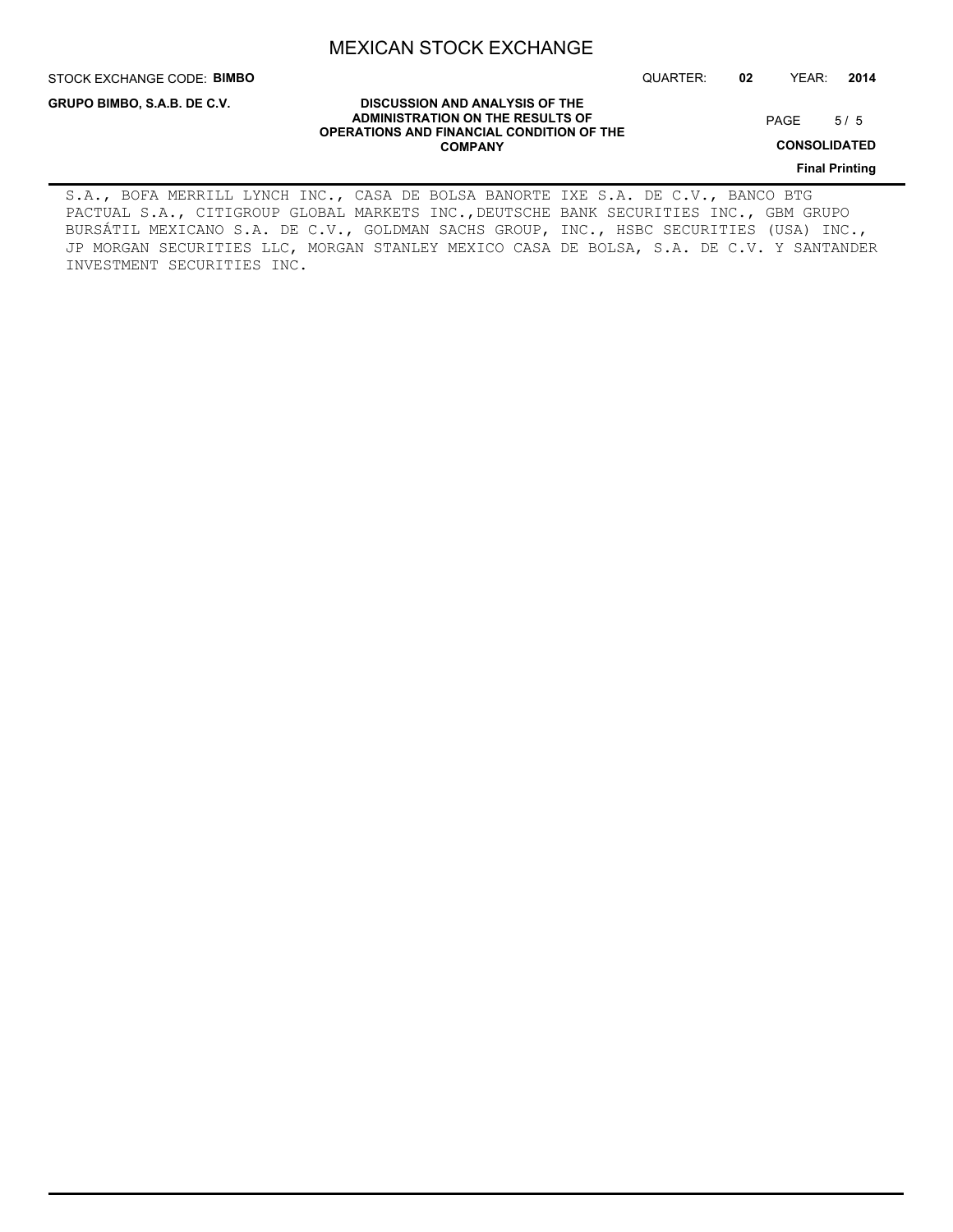S.A., BOFA MERRILL LYNCH INC., CASA DE BOLSA BANORTE IXE S.A. DE C.V., BANCO BTG PACTUAL S.A., CITIGROUP GLOBAL MARKETS INC.,DEUTSCHE BANK SECURITIES INC., GBM GRUPO BURSÁTIL MEXICANO S.A. DE C.V., GOLDMAN SACHS GROUP, INC., HSBC SECURITIES (USA) INC., JP MORGAN SECURITIES LLC, MORGAN STANLEY MEXICO CASA DE BOLSA, S.A. DE C.V. Y SANTANDER INVESTMENT SECURITIES INC.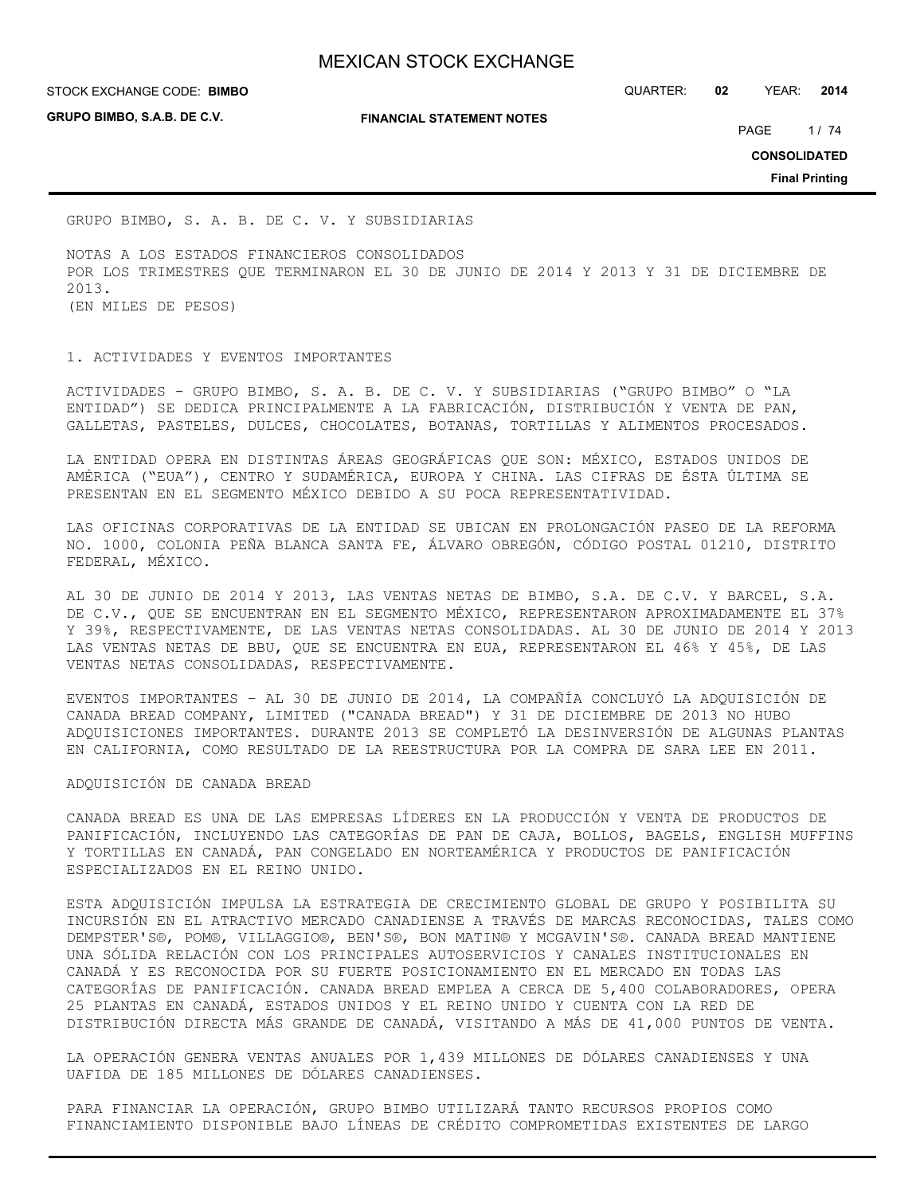GRUPO BIMBO, S. A. B. DE C. V. Y SUBSIDIARIAS

NOTAS A LOS ESTADOS FINANCIEROS CONSOLIDADOS
POR LOS TRIMESTRES QUE TERMINARON EL 30 DE JUNIO DE 2014 Y 2013 Y 31 DE DICIEMBRE DE 2013.
(EN MILES DE PESOS)

## 1. ACTIVIDADES Y EVENTOS IMPORTANTES

ACTIVIDADES - GRUPO BIMBO, S. A. B. DE C. V. Y SUBSIDIARIAS ("GRUPO BIMBO" O "LA ENTIDAD") SE DEDICA PRINCIPALMENTE A LA FABRICACIÓN, DISTRIBUCIÓN Y VENTA DE PAN, GALLETAS, PASTELES, DULCES, CHOCOLATES, BOTANAS, TORTILLAS Y ALIMENTOS PROCESADOS.

LA ENTIDAD OPERA EN DISTINTAS ÁREAS GEOGRÁFICAS QUE SON: MÉXICO, ESTADOS UNIDOS DE AMÉRICA ("EUA"), CENTRO Y SUDAMÉRICA, EUROPA Y CHINA. LAS CIFRAS DE ÉSTA ÚLTIMA SE PRESENTAN EN EL SEGMENTO MÉXICO DEBIDO A SU POCA REPRESENTATIVIDAD.

LAS OFICINAS CORPORATIVAS DE LA ENTIDAD SE UBICAN EN PROLONGACIÓN PASEO DE LA REFORMA NO. 1000, COLONIA PEÑA BLANCA SANTA FE, ÁLVARO OBREGÓN, CÓDIGO POSTAL 01210, DISTRITO FEDERAL, MÉXICO.

AL 30 DE JUNIO DE 2014 Y 2013, LAS VENTAS NETAS DE BIMBO, S.A. DE C.V. Y BARCEL, S.A. DE C.V., QUE SE ENCUENTRAN EN EL SEGMENTO MÉXICO, REPRESENTARON APROXIMADAMENTE EL 37% Y 39%, RESPECTIVAMENTE, DE LAS VENTAS NETAS CONSOLIDADAS. AL 30 DE JUNIO DE 2014 Y 2013 LAS VENTAS NETAS DE BBU, QUE SE ENCUENTRA EN EUA, REPRESENTARON EL 46% Y 45%, DE LAS VENTAS NETAS CONSOLIDADAS, RESPECTIVAMENTE.

EVENTOS IMPORTANTES – AL 30 DE JUNIO DE 2014, LA COMPAÑÍA CONCLUYÓ LA ADQUISICIÓN DE CANADA BREAD COMPANY, LIMITED ("CANADA BREAD") Y 31 DE DICIEMBRE DE 2013 NO HUBO ADQUISICIONES IMPORTANTES. DURANTE 2013 SE COMPLETÓ LA DESINVERSIÓN DE ALGUNAS PLANTAS EN CALIFORNIA, COMO RESULTADO DE LA REESTRUCTURA POR LA COMPRA DE SARA LEE EN 2011.

ADQUISICIÓN DE CANADA BREAD

CANADA BREAD ES UNA DE LAS EMPRESAS LÍDERES EN LA PRODUCCIÓN Y VENTA DE PRODUCTOS DE PANIFICACIÓN, INCLUYENDO LAS CATEGORÍAS DE PAN DE CAJA, BOLLOS, BAGELS, ENGLISH MUFFINS Y TORTILLAS EN CANADÁ, PAN CONGELADO EN NORTEAMÉRICA Y PRODUCTOS DE PANIFICACIÓN ESPECIALIZADOS EN EL REINO UNIDO.

ESTA ADQUISICIÓN IMPULSA LA ESTRATEGIA DE CRECIMIENTO GLOBAL DE GRUPO Y POSIBILITA SU INCURSIÓN EN EL ATRACTIVO MERCADO CANADIENSE A TRAVÉS DE MARCAS RECONOCIDAS, TALES COMO DEMPSTER'S®, POM®, VILLAGGIO®, BEN'S®, BON MATIN® Y MCGAVIN'S®. CANADA BREAD MANTIENE UNA SÓLIDA RELACIÓN CON LOS PRINCIPALES AUTOSERVICIOS Y CANALES INSTITUCIONALES EN CANADÁ Y ES RECONOCIDA POR SU FUERTE POSICIONAMIENTO EN EL MERCADO EN TODAS LAS CATEGORÍAS DE PANIFICACIÓN. CANADA BREAD EMPLEA A CERCA DE 5,400 COLABORADORES, OPERA 25 PLANTAS EN CANADÁ, ESTADOS UNIDOS Y EL REINO UNIDO Y CUENTA CON LA RED DE DISTRIBUCIÓN DIRECTA MÁS GRANDE DE CANADÁ, VISITANDO A MÁS DE 41,000 PUNTOS DE VENTA.

LA OPERACIÓN GENERA VENTAS ANUALES POR 1,439 MILLONES DE DÓLARES CANADIENSES Y UNA UAFIDA DE 185 MILLONES DE DÓLARES CANADIENSES.

PARA FINANCIAR LA OPERACIÓN, GRUPO BIMBO UTILIZARÁ TANTO RECURSOS PROPIOS COMO FINANCIAMIENTO DISPONIBLE BAJO LÍNEAS DE CRÉDITO COMPROMETIDAS EXISTENTES DE LARGO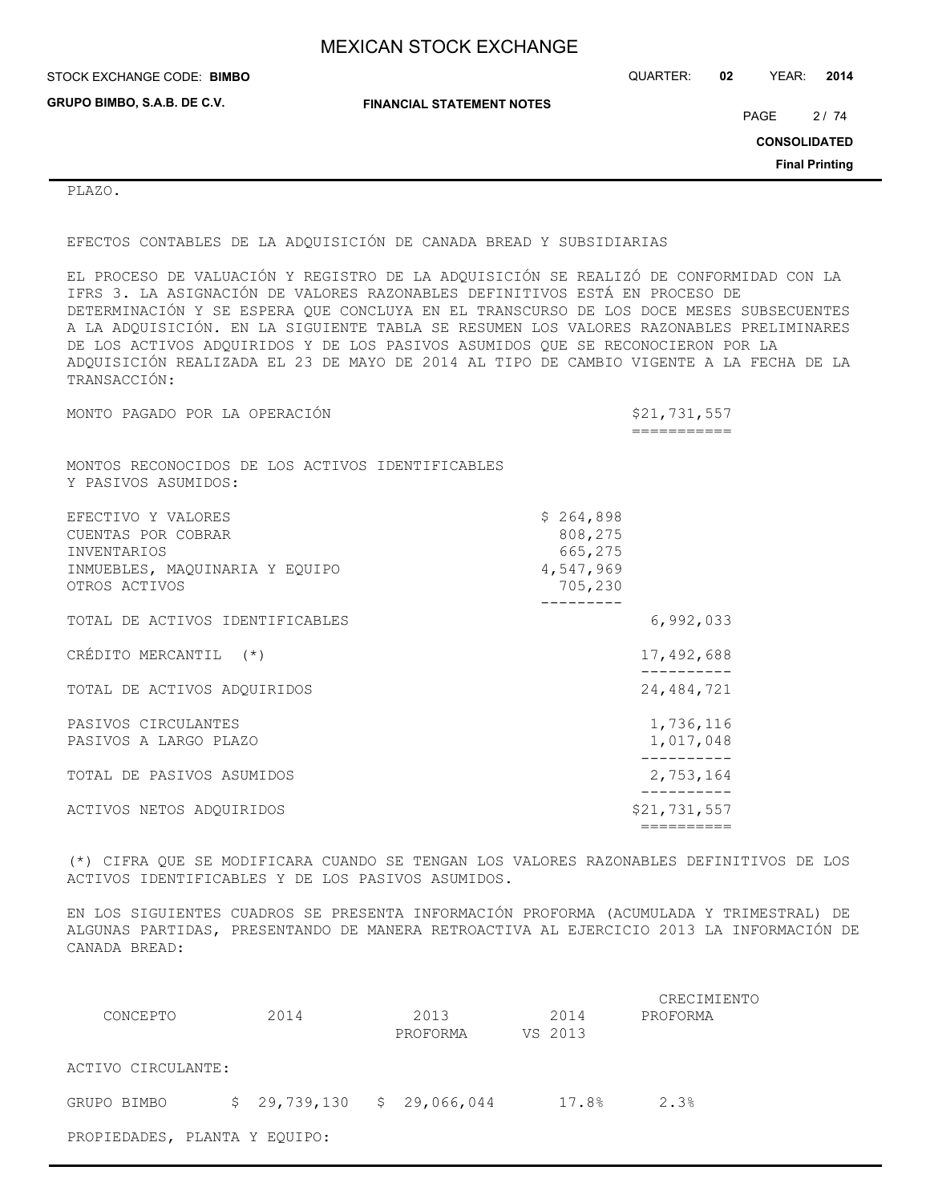PLAZO.

EFECTOS CONTABLES DE LA ADQUISICIÓN DE CANADA BREAD Y SUBSIDIARIAS

EL PROCESO DE VALUACIÓN Y REGISTRO DE LA ADQUISICIÓN SE REALIZÓ DE CONFORMIDAD CON LA IFRS 3. LA ASIGNACIÓN DE VALORES RAZONABLES DEFINITIVOS ESTÁ EN PROCESO DE DETERMINACIÓN Y SE ESPERA QUE CONCLUYA EN EL TRANSCURSO DE LOS DOCE MESES SUBSECUENTES A LA ADQUISICIÓN. EN LA SIGUIENTE TABLA SE RESUMEN LOS VALORES RAZONABLES PRELIMINARES DE LOS ACTIVOS ADQUIRIDOS Y DE LOS PASIVOS ASUMIDOS QUE SE RECONOCIERON POR LA ADQUISICIÓN REALIZADA EL 23 DE MAYO DE 2014 AL TIPO DE CAMBIO VIGENTE A LA FECHA DE LA TRANSACCIÓN:

| | | |
|---|---|---|
| MONTO PAGADO POR LA OPERACIÓN | | $21,731,557 |
| MONTOS RECONOCIDOS DE LOS ACTIVOS IDENTIFICABLES Y PASIVOS ASUMIDOS: | | |
| EFECTIVO Y VALORES | $ 264,898 | |
| CUENTAS POR COBRAR | 808,275 | |
| INVENTARIOS | 665,275 | |
| INMUEBLES, MAQUINARIA Y EQUIPO | 4,547,969 | |
| OTROS ACTIVOS | 705,230 | |
| TOTAL DE ACTIVOS IDENTIFICABLES | | 6,992,033 |
| CRÉDITO MERCANTIL (*) | | 17,492,688 |
| TOTAL DE ACTIVOS ADQUIRIDOS | | 24,484,721 |
| PASIVOS CIRCULANTES | | 1,736,116 |
| PASIVOS A LARGO PLAZO | | 1,017,048 |
| TOTAL DE PASIVOS ASUMIDOS | | 2,753,164 |
| ACTIVOS NETOS ADQUIRIDOS | | $21,731,557 |

(*) CIFRA QUE SE MODIFICARA CUANDO SE TENGAN LOS VALORES RAZONABLES DEFINITIVOS DE LOS ACTIVOS IDENTIFICABLES Y DE LOS PASIVOS ASUMIDOS.

EN LOS SIGUIENTES CUADROS SE PRESENTA INFORMACIÓN PROFORMA (ACUMULADA Y TRIMESTRAL) DE ALGUNAS PARTIDAS, PRESENTANDO DE MANERA RETROACTIVA AL EJERCICIO 2013 LA INFORMACIÓN DE CANADA BREAD:

| CONCEPTO | 2014 | 2013 PROFORMA | 2014 VS 2013 | CRECIMIENTO PROFORMA |
|---|---|---|---|---|
| ACTIVO CIRCULANTE: | | | | |
| GRUPO BIMBO | $ 29,739,130 | $ 29,066,044 | 17.8% | 2.3% |
| PROPIEDADES, PLANTA Y EQUIPO: | | | | |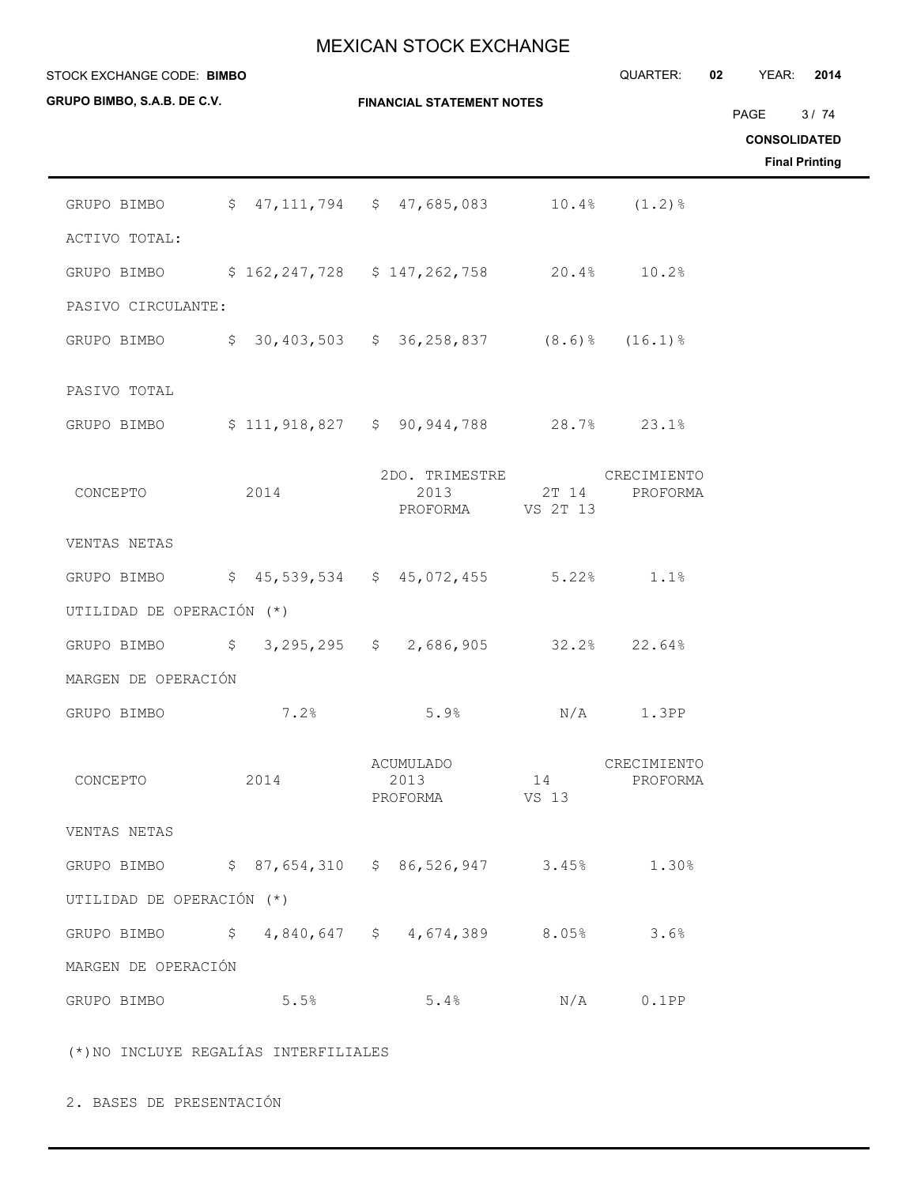| | | | | |
|---|---|---|---|---|
| GRUPO BIMBO | $ 47,111,794 | $ 47,685,083 | 10.4% | (1.2)% |
| ACTIVO TOTAL: | | | | |
| GRUPO BIMBO | $ 162,247,728 | $ 147,262,758 | 20.4% | 10.2% |
| PASIVO CIRCULANTE: | | | | |
| GRUPO BIMBO | $ 30,403,503 | $ 36,258,837 | (8.6)% | (16.1)% |
| PASIVO TOTAL | | | | |
| GRUPO BIMBO | $ 111,918,827 | $ 90,944,788 | 28.7% | 23.1% |

| CONCEPTO | 2014 | 2DO. TRIMESTRE 2013 PROFORMA | 2T 14 VS 2T 13 | CRECIMIENTO PROFORMA |
|---|---|---|---|---|
| VENTAS NETAS | | | | |
| GRUPO BIMBO | $ 45,539,534 | $ 45,072,455 | 5.22% | 1.1% |
| UTILIDAD DE OPERACIÓN (*) | | | | |
| GRUPO BIMBO | $ 3,295,295 | $ 2,686,905 | 32.2% | 22.64% |
| MARGEN DE OPERACIÓN | | | | |
| GRUPO BIMBO | 7.2% | 5.9% | N/A | 1.3PP |

| CONCEPTO | 2014 | ACUMULADO 2013 PROFORMA | 14 VS 13 | CRECIMIENTO PROFORMA |
|---|---|---|---|---|
| VENTAS NETAS | | | | |
| GRUPO BIMBO | $ 87,654,310 | $ 86,526,947 | 3.45% | 1.30% |
| UTILIDAD DE OPERACIÓN (*) | | | | |
| GRUPO BIMBO | $ 4,840,647 | $ 4,674,389 | 8.05% | 3.6% |
| MARGEN DE OPERACIÓN | | | | |
| GRUPO BIMBO | 5.5% | 5.4% | N/A | 0.1PP |

(*)NO INCLUYE REGALÍAS INTERFILIALES

## 2. BASES DE PRESENTACIÓN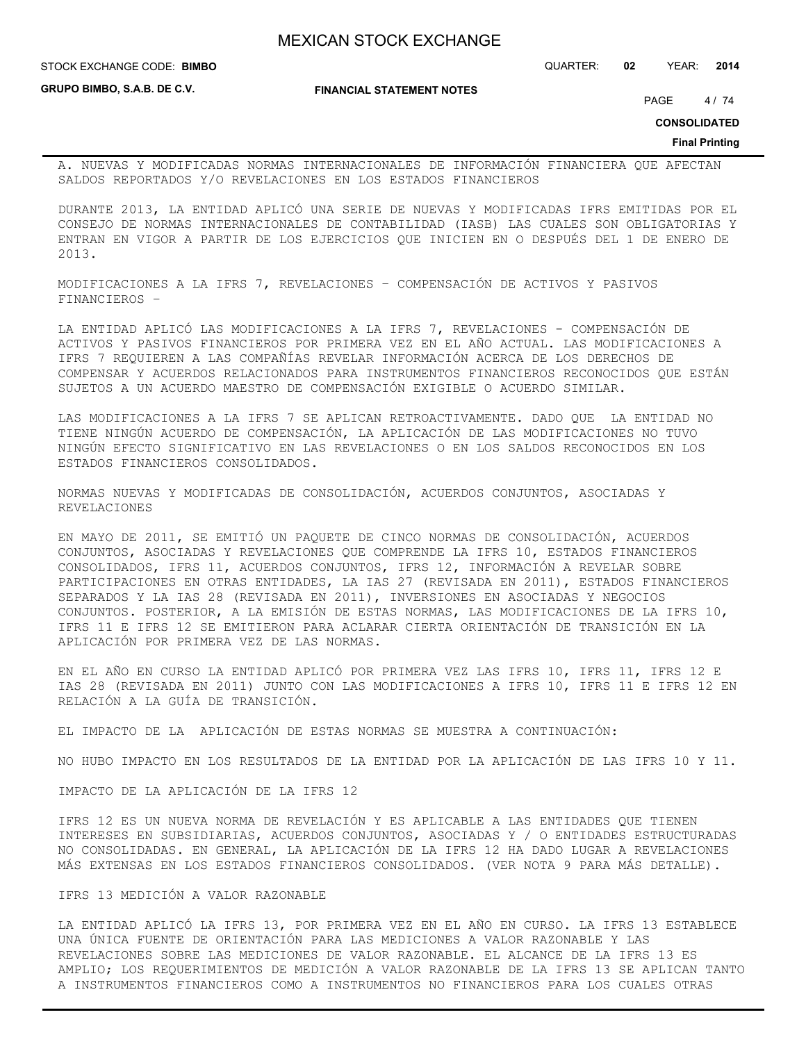A. NUEVAS Y MODIFICADAS NORMAS INTERNACIONALES DE INFORMACIÓN FINANCIERA QUE AFECTAN SALDOS REPORTADOS Y/O REVELACIONES EN LOS ESTADOS FINANCIEROS

DURANTE 2013, LA ENTIDAD APLICÓ UNA SERIE DE NUEVAS Y MODIFICADAS IFRS EMITIDAS POR EL CONSEJO DE NORMAS INTERNACIONALES DE CONTABILIDAD (IASB) LAS CUALES SON OBLIGATORIAS Y ENTRAN EN VIGOR A PARTIR DE LOS EJERCICIOS QUE INICIEN EN O DESPUÉS DEL 1 DE ENERO DE 2013.

MODIFICACIONES A LA IFRS 7, REVELACIONES – COMPENSACIÓN DE ACTIVOS Y PASIVOS FINANCIEROS –

LA ENTIDAD APLICÓ LAS MODIFICACIONES A LA IFRS 7, REVELACIONES - COMPENSACIÓN DE ACTIVOS Y PASIVOS FINANCIEROS POR PRIMERA VEZ EN EL AÑO ACTUAL. LAS MODIFICACIONES A IFRS 7 REQUIEREN A LAS COMPAÑÍAS REVELAR INFORMACIÓN ACERCA DE LOS DERECHOS DE COMPENSAR Y ACUERDOS RELACIONADOS PARA INSTRUMENTOS FINANCIEROS RECONOCIDOS QUE ESTÁN SUJETOS A UN ACUERDO MAESTRO DE COMPENSACIÓN EXIGIBLE O ACUERDO SIMILAR.

LAS MODIFICACIONES A LA IFRS 7 SE APLICAN RETROACTIVAMENTE. DADO QUE LA ENTIDAD NO TIENE NINGÚN ACUERDO DE COMPENSACIÓN, LA APLICACIÓN DE LAS MODIFICACIONES NO TUVO NINGÚN EFECTO SIGNIFICATIVO EN LAS REVELACIONES O EN LOS SALDOS RECONOCIDOS EN LOS ESTADOS FINANCIEROS CONSOLIDADOS.

NORMAS NUEVAS Y MODIFICADAS DE CONSOLIDACIÓN, ACUERDOS CONJUNTOS, ASOCIADAS Y REVELACIONES

EN MAYO DE 2011, SE EMITIÓ UN PAQUETE DE CINCO NORMAS DE CONSOLIDACIÓN, ACUERDOS CONJUNTOS, ASOCIADAS Y REVELACIONES QUE COMPRENDE LA IFRS 10, ESTADOS FINANCIEROS CONSOLIDADOS, IFRS 11, ACUERDOS CONJUNTOS, IFRS 12, INFORMACIÓN A REVELAR SOBRE PARTICIPACIONES EN OTRAS ENTIDADES, LA IAS 27 (REVISADA EN 2011), ESTADOS FINANCIEROS SEPARADOS Y LA IAS 28 (REVISADA EN 2011), INVERSIONES EN ASOCIADAS Y NEGOCIOS CONJUNTOS. POSTERIOR, A LA EMISIÓN DE ESTAS NORMAS, LAS MODIFICACIONES DE LA IFRS 10, IFRS 11 E IFRS 12 SE EMITIERON PARA ACLARAR CIERTA ORIENTACIÓN DE TRANSICIÓN EN LA APLICACIÓN POR PRIMERA VEZ DE LAS NORMAS.

EN EL AÑO EN CURSO LA ENTIDAD APLICÓ POR PRIMERA VEZ LAS IFRS 10, IFRS 11, IFRS 12 E IAS 28 (REVISADA EN 2011) JUNTO CON LAS MODIFICACIONES A IFRS 10, IFRS 11 E IFRS 12 EN RELACIÓN A LA GUÍA DE TRANSICIÓN.

EL IMPACTO DE LA APLICACIÓN DE ESTAS NORMAS SE MUESTRA A CONTINUACIÓN:

NO HUBO IMPACTO EN LOS RESULTADOS DE LA ENTIDAD POR LA APLICACIÓN DE LAS IFRS 10 Y 11.

IMPACTO DE LA APLICACIÓN DE LA IFRS 12

IFRS 12 ES UN NUEVA NORMA DE REVELACIÓN Y ES APLICABLE A LAS ENTIDADES QUE TIENEN INTERESES EN SUBSIDIARIAS, ACUERDOS CONJUNTOS, ASOCIADAS Y / O ENTIDADES ESTRUCTURADAS NO CONSOLIDADAS. EN GENERAL, LA APLICACIÓN DE LA IFRS 12 HA DADO LUGAR A REVELACIONES MÁS EXTENSAS EN LOS ESTADOS FINANCIEROS CONSOLIDADOS. (VER NOTA 9 PARA MÁS DETALLE).

IFRS 13 MEDICIÓN A VALOR RAZONABLE

LA ENTIDAD APLICÓ LA IFRS 13, POR PRIMERA VEZ EN EL AÑO EN CURSO. LA IFRS 13 ESTABLECE UNA ÚNICA FUENTE DE ORIENTACIÓN PARA LAS MEDICIONES A VALOR RAZONABLE Y LAS REVELACIONES SOBRE LAS MEDICIONES DE VALOR RAZONABLE. EL ALCANCE DE LA IFRS 13 ES AMPLIO; LOS REQUERIMIENTOS DE MEDICIÓN A VALOR RAZONABLE DE LA IFRS 13 SE APLICAN TANTO A INSTRUMENTOS FINANCIEROS COMO A INSTRUMENTOS NO FINANCIEROS PARA LOS CUALES OTRAS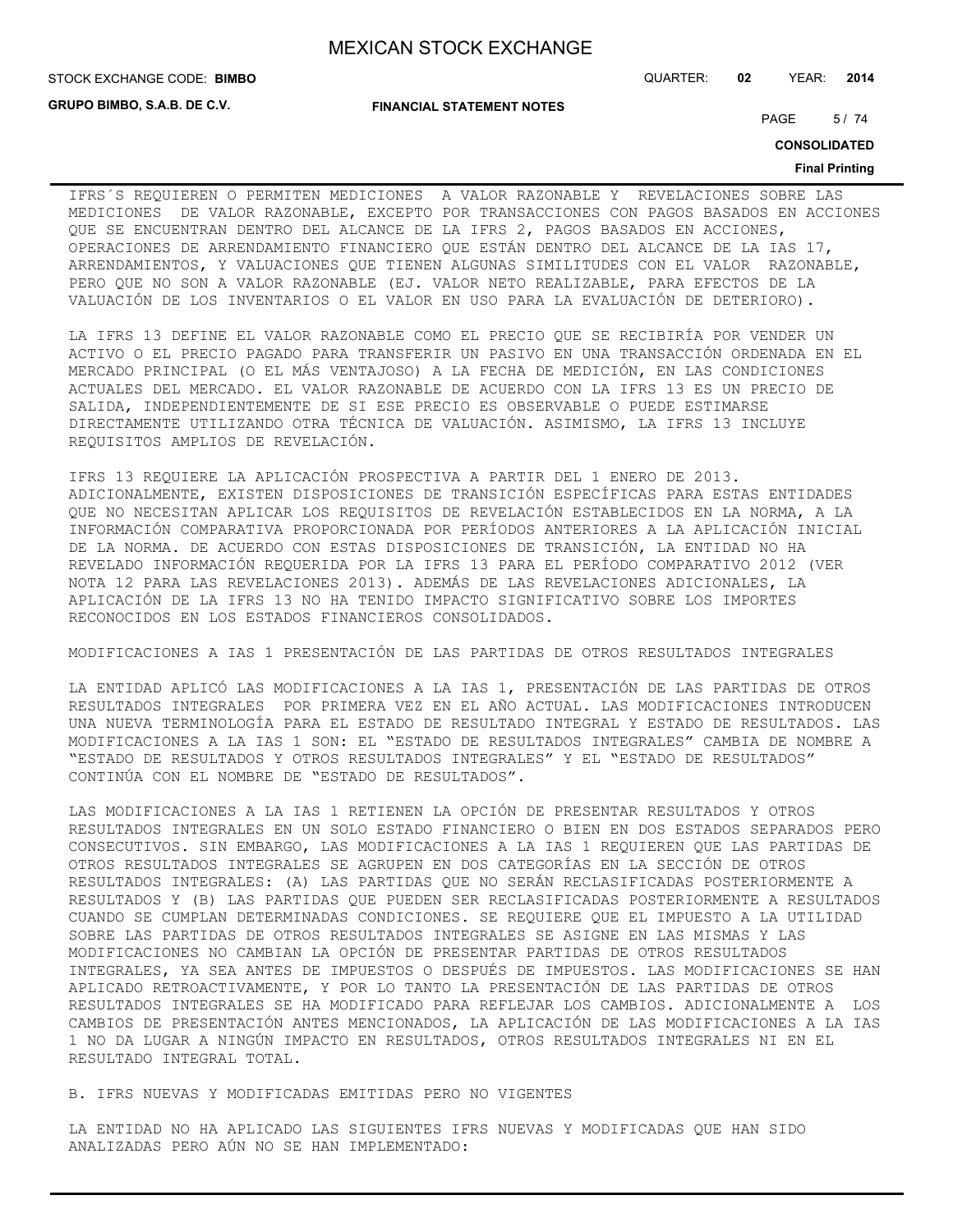IFRS´S REQUIEREN O PERMITEN MEDICIONES A VALOR RAZONABLE Y REVELACIONES SOBRE LAS MEDICIONES DE VALOR RAZONABLE, EXCEPTO POR TRANSACCIONES CON PAGOS BASADOS EN ACCIONES QUE SE ENCUENTRAN DENTRO DEL ALCANCE DE LA IFRS 2, PAGOS BASADOS EN ACCIONES, OPERACIONES DE ARRENDAMIENTO FINANCIERO QUE ESTÁN DENTRO DEL ALCANCE DE LA IAS 17, ARRENDAMIENTOS, Y VALUACIONES QUE TIENEN ALGUNAS SIMILITUDES CON EL VALOR RAZONABLE, PERO QUE NO SON A VALOR RAZONABLE (EJ. VALOR NETO REALIZABLE, PARA EFECTOS DE LA VALUACIÓN DE LOS INVENTARIOS O EL VALOR EN USO PARA LA EVALUACIÓN DE DETERIORO).

LA IFRS 13 DEFINE EL VALOR RAZONABLE COMO EL PRECIO QUE SE RECIBIRÍA POR VENDER UN ACTIVO O EL PRECIO PAGADO PARA TRANSFERIR UN PASIVO EN UNA TRANSACCIÓN ORDENADA EN EL MERCADO PRINCIPAL (O EL MÁS VENTAJOSO) A LA FECHA DE MEDICIÓN, EN LAS CONDICIONES ACTUALES DEL MERCADO. EL VALOR RAZONABLE DE ACUERDO CON LA IFRS 13 ES UN PRECIO DE SALIDA, INDEPENDIENTEMENTE DE SI ESE PRECIO ES OBSERVABLE O PUEDE ESTIMARSE DIRECTAMENTE UTILIZANDO OTRA TÉCNICA DE VALUACIÓN. ASIMISMO, LA IFRS 13 INCLUYE REQUISITOS AMPLIOS DE REVELACIÓN.

IFRS 13 REQUIERE LA APLICACIÓN PROSPECTIVA A PARTIR DEL 1 ENERO DE 2013. ADICIONALMENTE, EXISTEN DISPOSICIONES DE TRANSICIÓN ESPECÍFICAS PARA ESTAS ENTIDADES QUE NO NECESITAN APLICAR LOS REQUISITOS DE REVELACIÓN ESTABLECIDOS EN LA NORMA, A LA INFORMACIÓN COMPARATIVA PROPORCIONADA POR PERÍODOS ANTERIORES A LA APLICACIÓN INICIAL DE LA NORMA. DE ACUERDO CON ESTAS DISPOSICIONES DE TRANSICIÓN, LA ENTIDAD NO HA REVELADO INFORMACIÓN REQUERIDA POR LA IFRS 13 PARA EL PERÍODO COMPARATIVO 2012 (VER NOTA 12 PARA LAS REVELACIONES 2013). ADEMÁS DE LAS REVELACIONES ADICIONALES, LA APLICACIÓN DE LA IFRS 13 NO HA TENIDO IMPACTO SIGNIFICATIVO SOBRE LOS IMPORTES RECONOCIDOS EN LOS ESTADOS FINANCIEROS CONSOLIDADOS.

MODIFICACIONES A IAS 1 PRESENTACIÓN DE LAS PARTIDAS DE OTROS RESULTADOS INTEGRALES

LA ENTIDAD APLICÓ LAS MODIFICACIONES A LA IAS 1, PRESENTACIÓN DE LAS PARTIDAS DE OTROS RESULTADOS INTEGRALES POR PRIMERA VEZ EN EL AÑO ACTUAL. LAS MODIFICACIONES INTRODUCEN UNA NUEVA TERMINOLOGÍA PARA EL ESTADO DE RESULTADO INTEGRAL Y ESTADO DE RESULTADOS. LAS MODIFICACIONES A LA IAS 1 SON: EL "ESTADO DE RESULTADOS INTEGRALES" CAMBIA DE NOMBRE A "ESTADO DE RESULTADOS Y OTROS RESULTADOS INTEGRALES" Y EL "ESTADO DE RESULTADOS" CONTINÚA CON EL NOMBRE DE "ESTADO DE RESULTADOS".

LAS MODIFICACIONES A LA IAS 1 RETIENEN LA OPCIÓN DE PRESENTAR RESULTADOS Y OTROS RESULTADOS INTEGRALES EN UN SOLO ESTADO FINANCIERO O BIEN EN DOS ESTADOS SEPARADOS PERO CONSECUTIVOS. SIN EMBARGO, LAS MODIFICACIONES A LA IAS 1 REQUIEREN QUE LAS PARTIDAS DE OTROS RESULTADOS INTEGRALES SE AGRUPEN EN DOS CATEGORÍAS EN LA SECCIÓN DE OTROS RESULTADOS INTEGRALES: (A) LAS PARTIDAS QUE NO SERÁN RECLASIFICADAS POSTERIORMENTE A RESULTADOS Y (B) LAS PARTIDAS QUE PUEDEN SER RECLASIFICADAS POSTERIORMENTE A RESULTADOS CUANDO SE CUMPLAN DETERMINADAS CONDICIONES. SE REQUIERE QUE EL IMPUESTO A LA UTILIDAD SOBRE LAS PARTIDAS DE OTROS RESULTADOS INTEGRALES SE ASIGNE EN LAS MISMAS Y LAS MODIFICACIONES NO CAMBIAN LA OPCIÓN DE PRESENTAR PARTIDAS DE OTROS RESULTADOS INTEGRALES, YA SEA ANTES DE IMPUESTOS O DESPUÉS DE IMPUESTOS. LAS MODIFICACIONES SE HAN APLICADO RETROACTIVAMENTE, Y POR LO TANTO LA PRESENTACIÓN DE LAS PARTIDAS DE OTROS RESULTADOS INTEGRALES SE HA MODIFICADO PARA REFLEJAR LOS CAMBIOS. ADICIONALMENTE A LOS CAMBIOS DE PRESENTACIÓN ANTES MENCIONADOS, LA APLICACIÓN DE LAS MODIFICACIONES A LA IAS 1 NO DA LUGAR A NINGÚN IMPACTO EN RESULTADOS, OTROS RESULTADOS INTEGRALES NI EN EL RESULTADO INTEGRAL TOTAL.

B. IFRS NUEVAS Y MODIFICADAS EMITIDAS PERO NO VIGENTES

LA ENTIDAD NO HA APLICADO LAS SIGUIENTES IFRS NUEVAS Y MODIFICADAS QUE HAN SIDO ANALIZADAS PERO AÚN NO SE HAN IMPLEMENTADO: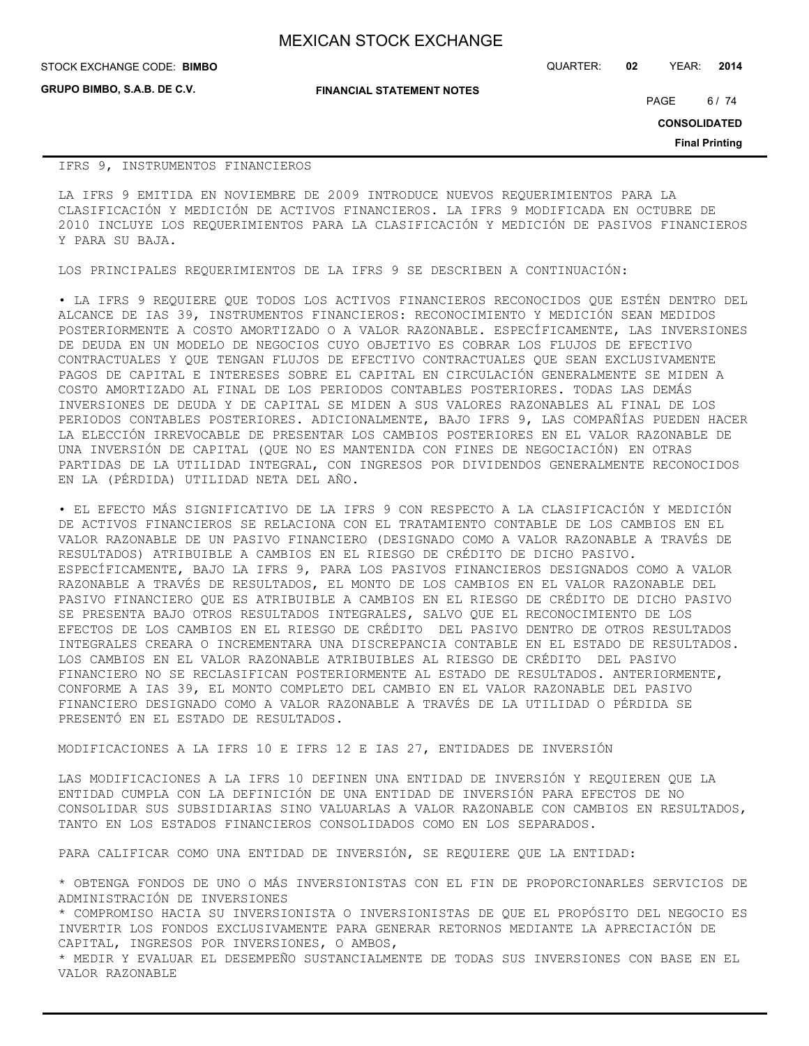IFRS 9, INSTRUMENTOS FINANCIEROS

LA IFRS 9 EMITIDA EN NOVIEMBRE DE 2009 INTRODUCE NUEVOS REQUERIMIENTOS PARA LA CLASIFICACIÓN Y MEDICIÓN DE ACTIVOS FINANCIEROS. LA IFRS 9 MODIFICADA EN OCTUBRE DE 2010 INCLUYE LOS REQUERIMIENTOS PARA LA CLASIFICACIÓN Y MEDICIÓN DE PASIVOS FINANCIEROS Y PARA SU BAJA.

LOS PRINCIPALES REQUERIMIENTOS DE LA IFRS 9 SE DESCRIBEN A CONTINUACIÓN:

• LA IFRS 9 REQUIERE QUE TODOS LOS ACTIVOS FINANCIEROS RECONOCIDOS QUE ESTÉN DENTRO DEL ALCANCE DE IAS 39, INSTRUMENTOS FINANCIEROS: RECONOCIMIENTO Y MEDICIÓN SEAN MEDIDOS POSTERIORMENTE A COSTO AMORTIZADO O A VALOR RAZONABLE. ESPECÍFICAMENTE, LAS INVERSIONES DE DEUDA EN UN MODELO DE NEGOCIOS CUYO OBJETIVO ES COBRAR LOS FLUJOS DE EFECTIVO CONTRACTUALES Y QUE TENGAN FLUJOS DE EFECTIVO CONTRACTUALES QUE SEAN EXCLUSIVAMENTE PAGOS DE CAPITAL E INTERESES SOBRE EL CAPITAL EN CIRCULACIÓN GENERALMENTE SE MIDEN A COSTO AMORTIZADO AL FINAL DE LOS PERIODOS CONTABLES POSTERIORES. TODAS LAS DEMÁS INVERSIONES DE DEUDA Y DE CAPITAL SE MIDEN A SUS VALORES RAZONABLES AL FINAL DE LOS PERIODOS CONTABLES POSTERIORES. ADICIONALMENTE, BAJO IFRS 9, LAS COMPAÑÍAS PUEDEN HACER LA ELECCIÓN IRREVOCABLE DE PRESENTAR LOS CAMBIOS POSTERIORES EN EL VALOR RAZONABLE DE UNA INVERSIÓN DE CAPITAL (QUE NO ES MANTENIDA CON FINES DE NEGOCIACIÓN) EN OTRAS PARTIDAS DE LA UTILIDAD INTEGRAL, CON INGRESOS POR DIVIDENDOS GENERALMENTE RECONOCIDOS EN LA (PÉRDIDA) UTILIDAD NETA DEL AÑO.

• EL EFECTO MÁS SIGNIFICATIVO DE LA IFRS 9 CON RESPECTO A LA CLASIFICACIÓN Y MEDICIÓN DE ACTIVOS FINANCIEROS SE RELACIONA CON EL TRATAMIENTO CONTABLE DE LOS CAMBIOS EN EL VALOR RAZONABLE DE UN PASIVO FINANCIERO (DESIGNADO COMO A VALOR RAZONABLE A TRAVÉS DE RESULTADOS) ATRIBUIBLE A CAMBIOS EN EL RIESGO DE CRÉDITO DE DICHO PASIVO. ESPECÍFICAMENTE, BAJO LA IFRS 9, PARA LOS PASIVOS FINANCIEROS DESIGNADOS COMO A VALOR RAZONABLE A TRAVÉS DE RESULTADOS, EL MONTO DE LOS CAMBIOS EN EL VALOR RAZONABLE DEL PASIVO FINANCIERO QUE ES ATRIBUIBLE A CAMBIOS EN EL RIESGO DE CRÉDITO DE DICHO PASIVO SE PRESENTA BAJO OTROS RESULTADOS INTEGRALES, SALVO QUE EL RECONOCIMIENTO DE LOS EFECTOS DE LOS CAMBIOS EN EL RIESGO DE CRÉDITO DEL PASIVO DENTRO DE OTROS RESULTADOS INTEGRALES CREARA O INCREMENTARA UNA DISCREPANCIA CONTABLE EN EL ESTADO DE RESULTADOS. LOS CAMBIOS EN EL VALOR RAZONABLE ATRIBUIBLES AL RIESGO DE CRÉDITO DEL PASIVO FINANCIERO NO SE RECLASIFICAN POSTERIORMENTE AL ESTADO DE RESULTADOS. ANTERIORMENTE, CONFORME A IAS 39, EL MONTO COMPLETO DEL CAMBIO EN EL VALOR RAZONABLE DEL PASIVO FINANCIERO DESIGNADO COMO A VALOR RAZONABLE A TRAVÉS DE LA UTILIDAD O PÉRDIDA SE PRESENTÓ EN EL ESTADO DE RESULTADOS.

MODIFICACIONES A LA IFRS 10 E IFRS 12 E IAS 27, ENTIDADES DE INVERSIÓN

LAS MODIFICACIONES A LA IFRS 10 DEFINEN UNA ENTIDAD DE INVERSIÓN Y REQUIEREN QUE LA ENTIDAD CUMPLA CON LA DEFINICIÓN DE UNA ENTIDAD DE INVERSIÓN PARA EFECTOS DE NO CONSOLIDAR SUS SUBSIDIARIAS SINO VALUARLAS A VALOR RAZONABLE CON CAMBIOS EN RESULTADOS, TANTO EN LOS ESTADOS FINANCIEROS CONSOLIDADOS COMO EN LOS SEPARADOS.

PARA CALIFICAR COMO UNA ENTIDAD DE INVERSIÓN, SE REQUIERE QUE LA ENTIDAD:

* OBTENGA FONDOS DE UNO O MÁS INVERSIONISTAS CON EL FIN DE PROPORCIONARLES SERVICIOS DE ADMINISTRACIÓN DE INVERSIONES
* COMPROMISO HACIA SU INVERSIONISTA O INVERSIONISTAS DE QUE EL PROPÓSITO DEL NEGOCIO ES INVERTIR LOS FONDOS EXCLUSIVAMENTE PARA GENERAR RETORNOS MEDIANTE LA APRECIACIÓN DE CAPITAL, INGRESOS POR INVERSIONES, O AMBOS,
* MEDIR Y EVALUAR EL DESEMPEÑO SUSTANCIALMENTE DE TODAS SUS INVERSIONES CON BASE EN EL VALOR RAZONABLE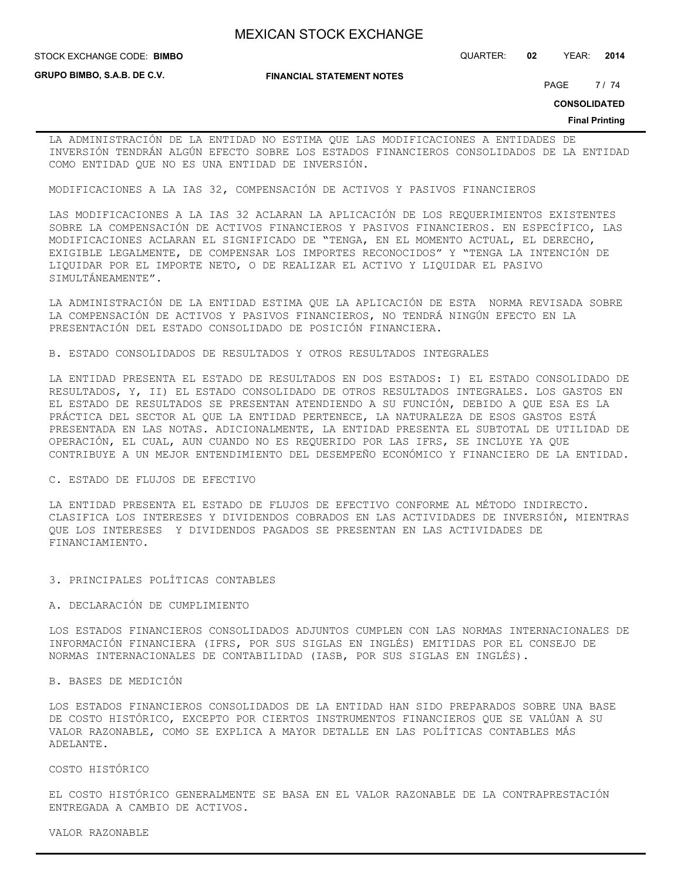LA ADMINISTRACIÓN DE LA ENTIDAD NO ESTIMA QUE LAS MODIFICACIONES A ENTIDADES DE INVERSIÓN TENDRÁN ALGÚN EFECTO SOBRE LOS ESTADOS FINANCIEROS CONSOLIDADOS DE LA ENTIDAD COMO ENTIDAD QUE NO ES UNA ENTIDAD DE INVERSIÓN.

MODIFICACIONES A LA IAS 32, COMPENSACIÓN DE ACTIVOS Y PASIVOS FINANCIEROS

LAS MODIFICACIONES A LA IAS 32 ACLARAN LA APLICACIÓN DE LOS REQUERIMIENTOS EXISTENTES SOBRE LA COMPENSACIÓN DE ACTIVOS FINANCIEROS Y PASIVOS FINANCIEROS. EN ESPECÍFICO, LAS MODIFICACIONES ACLARAN EL SIGNIFICADO DE "TENGA, EN EL MOMENTO ACTUAL, EL DERECHO, EXIGIBLE LEGALMENTE, DE COMPENSAR LOS IMPORTES RECONOCIDOS" Y "TENGA LA INTENCIÓN DE LIQUIDAR POR EL IMPORTE NETO, O DE REALIZAR EL ACTIVO Y LIQUIDAR EL PASIVO SIMULTÁNEAMENTE".

LA ADMINISTRACIÓN DE LA ENTIDAD ESTIMA QUE LA APLICACIÓN DE ESTA NORMA REVISADA SOBRE LA COMPENSACIÓN DE ACTIVOS Y PASIVOS FINANCIEROS, NO TENDRÁ NINGÚN EFECTO EN LA PRESENTACIÓN DEL ESTADO CONSOLIDADO DE POSICIÓN FINANCIERA.

B. ESTADO CONSOLIDADOS DE RESULTADOS Y OTROS RESULTADOS INTEGRALES

LA ENTIDAD PRESENTA EL ESTADO DE RESULTADOS EN DOS ESTADOS: I) EL ESTADO CONSOLIDADO DE RESULTADOS, Y, II) EL ESTADO CONSOLIDADO DE OTROS RESULTADOS INTEGRALES. LOS GASTOS EN EL ESTADO DE RESULTADOS SE PRESENTAN ATENDIENDO A SU FUNCIÓN, DEBIDO A QUE ESA ES LA PRÁCTICA DEL SECTOR AL QUE LA ENTIDAD PERTENECE, LA NATURALEZA DE ESOS GASTOS ESTÁ PRESENTADA EN LAS NOTAS. ADICIONALMENTE, LA ENTIDAD PRESENTA EL SUBTOTAL DE UTILIDAD DE OPERACIÓN, EL CUAL, AUN CUANDO NO ES REQUERIDO POR LAS IFRS, SE INCLUYE YA QUE CONTRIBUYE A UN MEJOR ENTENDIMIENTO DEL DESEMPEÑO ECONÓMICO Y FINANCIERO DE LA ENTIDAD.

C. ESTADO DE FLUJOS DE EFECTIVO

LA ENTIDAD PRESENTA EL ESTADO DE FLUJOS DE EFECTIVO CONFORME AL MÉTODO INDIRECTO. CLASIFICA LOS INTERESES Y DIVIDENDOS COBRADOS EN LAS ACTIVIDADES DE INVERSIÓN, MIENTRAS QUE LOS INTERESES Y DIVIDENDOS PAGADOS SE PRESENTAN EN LAS ACTIVIDADES DE FINANCIAMIENTO.

3. PRINCIPALES POLÍTICAS CONTABLES

A. DECLARACIÓN DE CUMPLIMIENTO

LOS ESTADOS FINANCIEROS CONSOLIDADOS ADJUNTOS CUMPLEN CON LAS NORMAS INTERNACIONALES DE INFORMACIÓN FINANCIERA (IFRS, POR SUS SIGLAS EN INGLÉS) EMITIDAS POR EL CONSEJO DE NORMAS INTERNACIONALES DE CONTABILIDAD (IASB, POR SUS SIGLAS EN INGLÉS).

B. BASES DE MEDICIÓN

LOS ESTADOS FINANCIEROS CONSOLIDADOS DE LA ENTIDAD HAN SIDO PREPARADOS SOBRE UNA BASE DE COSTO HISTÓRICO, EXCEPTO POR CIERTOS INSTRUMENTOS FINANCIEROS QUE SE VALÚAN A SU VALOR RAZONABLE, COMO SE EXPLICA A MAYOR DETALLE EN LAS POLÍTICAS CONTABLES MÁS ADELANTE.

COSTO HISTÓRICO

EL COSTO HISTÓRICO GENERALMENTE SE BASA EN EL VALOR RAZONABLE DE LA CONTRAPRESTACIÓN ENTREGADA A CAMBIO DE ACTIVOS.

VALOR RAZONABLE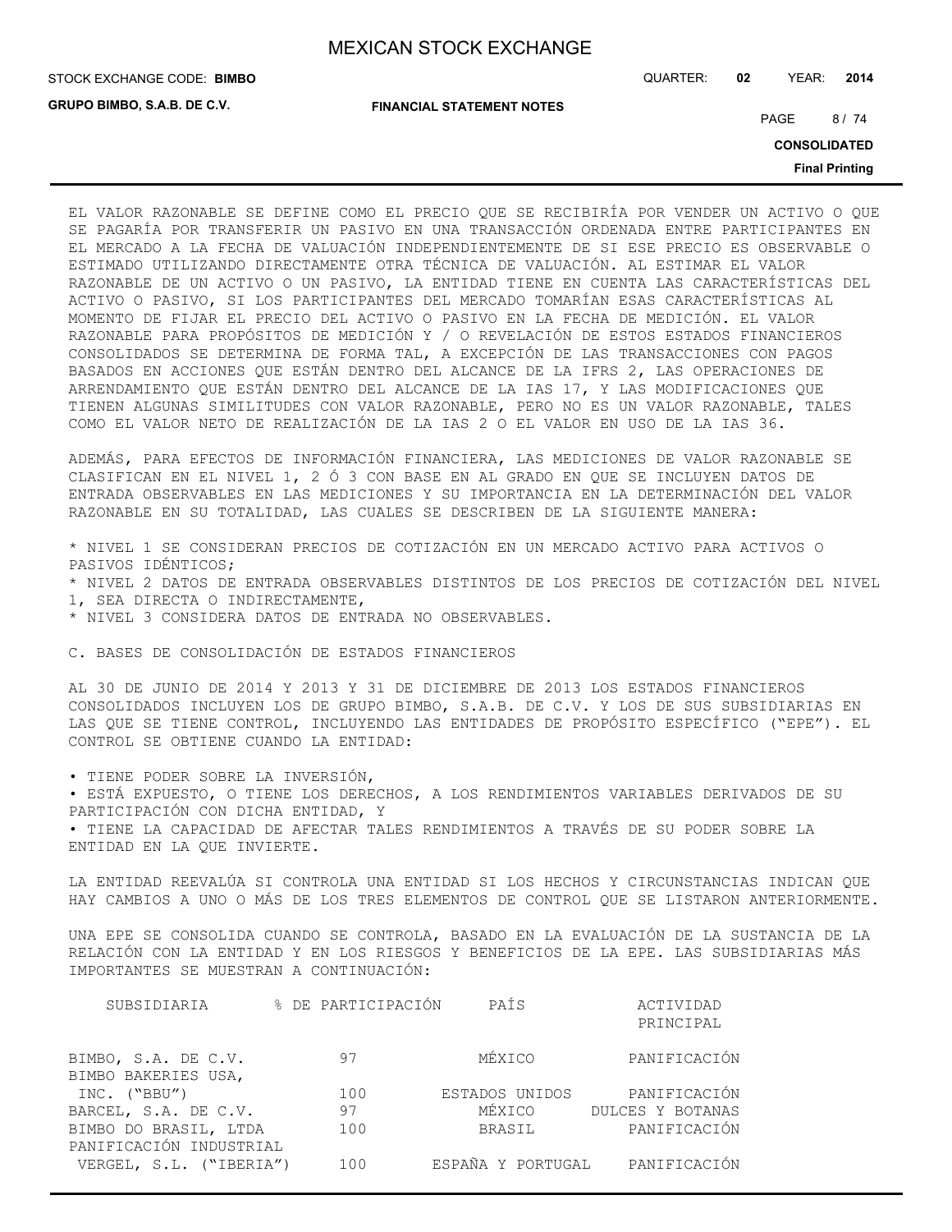EL VALOR RAZONABLE SE DEFINE COMO EL PRECIO QUE SE RECIBIRÍA POR VENDER UN ACTIVO O QUE SE PAGARÍA POR TRANSFERIR UN PASIVO EN UNA TRANSACCIÓN ORDENADA ENTRE PARTICIPANTES EN EL MERCADO A LA FECHA DE VALUACIÓN INDEPENDIENTEMENTE DE SI ESE PRECIO ES OBSERVABLE O ESTIMADO UTILIZANDO DIRECTAMENTE OTRA TÉCNICA DE VALUACIÓN. AL ESTIMAR EL VALOR RAZONABLE DE UN ACTIVO O UN PASIVO, LA ENTIDAD TIENE EN CUENTA LAS CARACTERÍSTICAS DEL ACTIVO O PASIVO, SI LOS PARTICIPANTES DEL MERCADO TOMARÍAN ESAS CARACTERÍSTICAS AL MOMENTO DE FIJAR EL PRECIO DEL ACTIVO O PASIVO EN LA FECHA DE MEDICIÓN. EL VALOR RAZONABLE PARA PROPÓSITOS DE MEDICIÓN Y / O REVELACIÓN DE ESTOS ESTADOS FINANCIEROS CONSOLIDADOS SE DETERMINA DE FORMA TAL, A EXCEPCIÓN DE LAS TRANSACCIONES CON PAGOS BASADOS EN ACCIONES QUE ESTÁN DENTRO DEL ALCANCE DE LA IFRS 2, LAS OPERACIONES DE ARRENDAMIENTO QUE ESTÁN DENTRO DEL ALCANCE DE LA IAS 17, Y LAS MODIFICACIONES QUE TIENEN ALGUNAS SIMILITUDES CON VALOR RAZONABLE, PERO NO ES UN VALOR RAZONABLE, TALES COMO EL VALOR NETO DE REALIZACIÓN DE LA IAS 2 O EL VALOR EN USO DE LA IAS 36.

ADEMÁS, PARA EFECTOS DE INFORMACIÓN FINANCIERA, LAS MEDICIONES DE VALOR RAZONABLE SE CLASIFICAN EN EL NIVEL 1, 2 Ó 3 CON BASE EN AL GRADO EN QUE SE INCLUYEN DATOS DE ENTRADA OBSERVABLES EN LAS MEDICIONES Y SU IMPORTANCIA EN LA DETERMINACIÓN DEL VALOR RAZONABLE EN SU TOTALIDAD, LAS CUALES SE DESCRIBEN DE LA SIGUIENTE MANERA:

* NIVEL 1 SE CONSIDERAN PRECIOS DE COTIZACIÓN EN UN MERCADO ACTIVO PARA ACTIVOS O PASIVOS IDÉNTICOS;
* NIVEL 2 DATOS DE ENTRADA OBSERVABLES DISTINTOS DE LOS PRECIOS DE COTIZACIÓN DEL NIVEL 1, SEA DIRECTA O INDIRECTAMENTE,
* NIVEL 3 CONSIDERA DATOS DE ENTRADA NO OBSERVABLES.

C. BASES DE CONSOLIDACIÓN DE ESTADOS FINANCIEROS

AL 30 DE JUNIO DE 2014 Y 2013 Y 31 DE DICIEMBRE DE 2013 LOS ESTADOS FINANCIEROS CONSOLIDADOS INCLUYEN LOS DE GRUPO BIMBO, S.A.B. DE C.V. Y LOS DE SUS SUBSIDIARIAS EN LAS QUE SE TIENE CONTROL, INCLUYENDO LAS ENTIDADES DE PROPÓSITO ESPECÍFICO ("EPE"). EL CONTROL SE OBTIENE CUANDO LA ENTIDAD:

• TIENE PODER SOBRE LA INVERSIÓN,
• ESTÁ EXPUESTO, O TIENE LOS DERECHOS, A LOS RENDIMIENTOS VARIABLES DERIVADOS DE SU PARTICIPACIÓN CON DICHA ENTIDAD, Y
• TIENE LA CAPACIDAD DE AFECTAR TALES RENDIMIENTOS A TRAVÉS DE SU PODER SOBRE LA ENTIDAD EN LA QUE INVIERTE.

LA ENTIDAD REEVALÚA SI CONTROLA UNA ENTIDAD SI LOS HECHOS Y CIRCUNSTANCIAS INDICAN QUE HAY CAMBIOS A UNO O MÁS DE LOS TRES ELEMENTOS DE CONTROL QUE SE LISTARON ANTERIORMENTE.

UNA EPE SE CONSOLIDA CUANDO SE CONTROLA, BASADO EN LA EVALUACIÓN DE LA SUSTANCIA DE LA RELACIÓN CON LA ENTIDAD Y EN LOS RIESGOS Y BENEFICIOS DE LA EPE. LAS SUBSIDIARIAS MÁS IMPORTANTES SE MUESTRAN A CONTINUACIÓN:

| SUBSIDIARIA | % DE PARTICIPACIÓN | PAÍS | ACTIVIDAD PRINCIPAL |
|---|---|---|---|
| BIMBO, S.A. DE C.V. | 97 | MÉXICO | PANIFICACIÓN |
| BIMBO BAKERIES USA, INC. ("BBU") | 100 | ESTADOS UNIDOS | PANIFICACIÓN |
| BARCEL, S.A. DE C.V. | 97 | MÉXICO | DULCES Y BOTANAS |
| BIMBO DO BRASIL, LTDA | 100 | BRASIL | PANIFICACIÓN |
| PANIFICACIÓN INDUSTRIAL VERGEL, S.L. ("IBERIA") | 100 | ESPAÑA Y PORTUGAL | PANIFICACIÓN |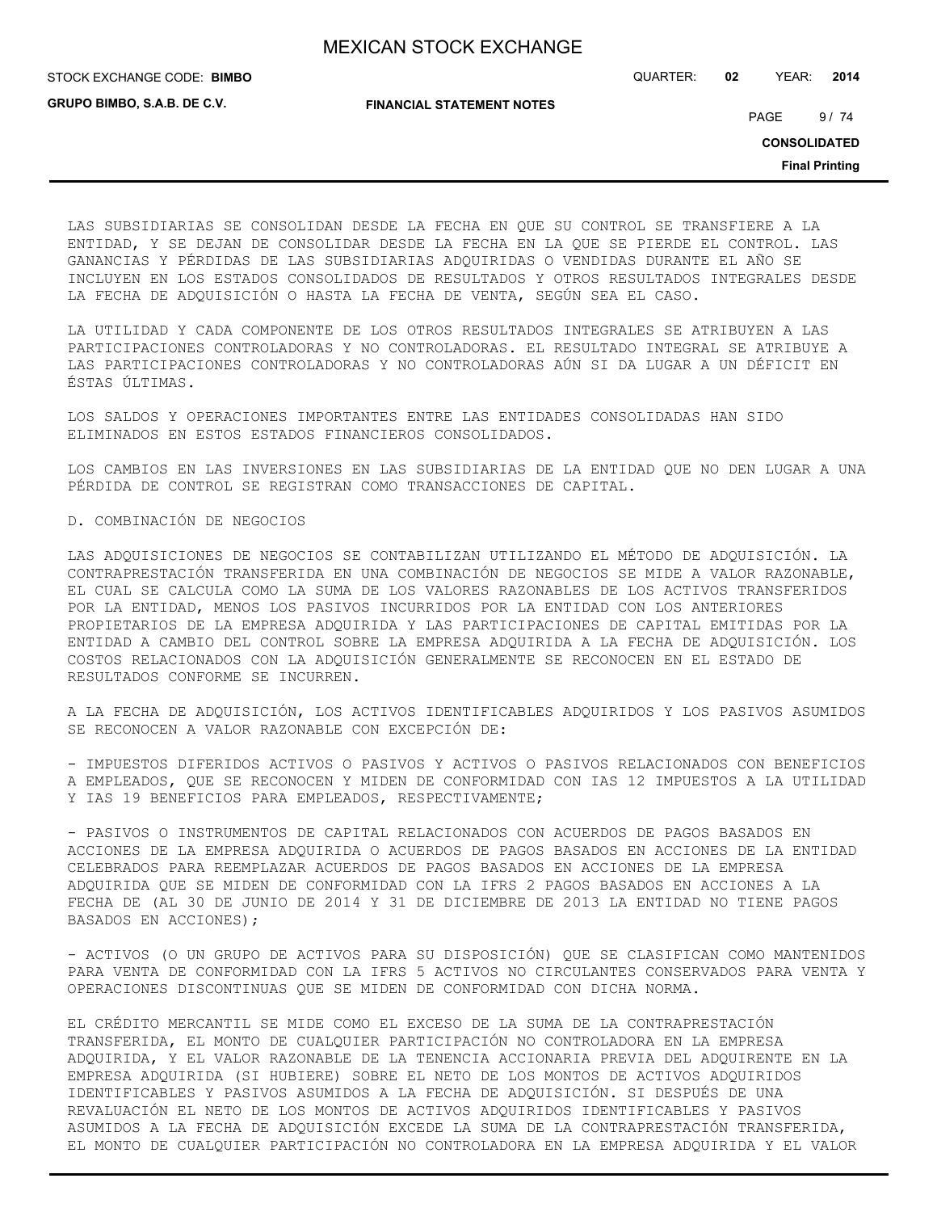LAS SUBSIDIARIAS SE CONSOLIDAN DESDE LA FECHA EN QUE SU CONTROL SE TRANSFIERE A LA ENTIDAD, Y SE DEJAN DE CONSOLIDAR DESDE LA FECHA EN LA QUE SE PIERDE EL CONTROL. LAS GANANCIAS Y PÉRDIDAS DE LAS SUBSIDIARIAS ADQUIRIDAS O VENDIDAS DURANTE EL AÑO SE INCLUYEN EN LOS ESTADOS CONSOLIDADOS DE RESULTADOS Y OTROS RESULTADOS INTEGRALES DESDE LA FECHA DE ADQUISICIÓN O HASTA LA FECHA DE VENTA, SEGÚN SEA EL CASO.

LA UTILIDAD Y CADA COMPONENTE DE LOS OTROS RESULTADOS INTEGRALES SE ATRIBUYEN A LAS PARTICIPACIONES CONTROLADORAS Y NO CONTROLADORAS. EL RESULTADO INTEGRAL SE ATRIBUYE A LAS PARTICIPACIONES CONTROLADORAS Y NO CONTROLADORAS AÚN SI DA LUGAR A UN DÉFICIT EN ÉSTAS ÚLTIMAS.

LOS SALDOS Y OPERACIONES IMPORTANTES ENTRE LAS ENTIDADES CONSOLIDADAS HAN SIDO ELIMINADOS EN ESTOS ESTADOS FINANCIEROS CONSOLIDADOS.

LOS CAMBIOS EN LAS INVERSIONES EN LAS SUBSIDIARIAS DE LA ENTIDAD QUE NO DEN LUGAR A UNA PÉRDIDA DE CONTROL SE REGISTRAN COMO TRANSACCIONES DE CAPITAL.

D. COMBINACIÓN DE NEGOCIOS

LAS ADQUISICIONES DE NEGOCIOS SE CONTABILIZAN UTILIZANDO EL MÉTODO DE ADQUISICIÓN. LA CONTRAPRESTACIÓN TRANSFERIDA EN UNA COMBINACIÓN DE NEGOCIOS SE MIDE A VALOR RAZONABLE, EL CUAL SE CALCULA COMO LA SUMA DE LOS VALORES RAZONABLES DE LOS ACTIVOS TRANSFERIDOS POR LA ENTIDAD, MENOS LOS PASIVOS INCURRIDOS POR LA ENTIDAD CON LOS ANTERIORES PROPIETARIOS DE LA EMPRESA ADQUIRIDA Y LAS PARTICIPACIONES DE CAPITAL EMITIDAS POR LA ENTIDAD A CAMBIO DEL CONTROL SOBRE LA EMPRESA ADQUIRIDA A LA FECHA DE ADQUISICIÓN. LOS COSTOS RELACIONADOS CON LA ADQUISICIÓN GENERALMENTE SE RECONOCEN EN EL ESTADO DE RESULTADOS CONFORME SE INCURREN.

A LA FECHA DE ADQUISICIÓN, LOS ACTIVOS IDENTIFICABLES ADQUIRIDOS Y LOS PASIVOS ASUMIDOS SE RECONOCEN A VALOR RAZONABLE CON EXCEPCIÓN DE:

- IMPUESTOS DIFERIDOS ACTIVOS O PASIVOS Y ACTIVOS O PASIVOS RELACIONADOS CON BENEFICIOS A EMPLEADOS, QUE SE RECONOCEN Y MIDEN DE CONFORMIDAD CON IAS 12 IMPUESTOS A LA UTILIDAD Y IAS 19 BENEFICIOS PARA EMPLEADOS, RESPECTIVAMENTE;

- PASIVOS O INSTRUMENTOS DE CAPITAL RELACIONADOS CON ACUERDOS DE PAGOS BASADOS EN ACCIONES DE LA EMPRESA ADQUIRIDA O ACUERDOS DE PAGOS BASADOS EN ACCIONES DE LA ENTIDAD CELEBRADOS PARA REEMPLAZAR ACUERDOS DE PAGOS BASADOS EN ACCIONES DE LA EMPRESA ADQUIRIDA QUE SE MIDEN DE CONFORMIDAD CON LA IFRS 2 PAGOS BASADOS EN ACCIONES A LA FECHA DE (AL 30 DE JUNIO DE 2014 Y 31 DE DICIEMBRE DE 2013 LA ENTIDAD NO TIENE PAGOS BASADOS EN ACCIONES);

- ACTIVOS (O UN GRUPO DE ACTIVOS PARA SU DISPOSICIÓN) QUE SE CLASIFICAN COMO MANTENIDOS PARA VENTA DE CONFORMIDAD CON LA IFRS 5 ACTIVOS NO CIRCULANTES CONSERVADOS PARA VENTA Y OPERACIONES DISCONTINUAS QUE SE MIDEN DE CONFORMIDAD CON DICHA NORMA.

EL CRÉDITO MERCANTIL SE MIDE COMO EL EXCESO DE LA SUMA DE LA CONTRAPRESTACIÓN TRANSFERIDA, EL MONTO DE CUALQUIER PARTICIPACIÓN NO CONTROLADORA EN LA EMPRESA ADQUIRIDA, Y EL VALOR RAZONABLE DE LA TENENCIA ACCIONARIA PREVIA DEL ADQUIRENTE EN LA EMPRESA ADQUIRIDA (SI HUBIERE) SOBRE EL NETO DE LOS MONTOS DE ACTIVOS ADQUIRIDOS IDENTIFICABLES Y PASIVOS ASUMIDOS A LA FECHA DE ADQUISICIÓN. SI DESPUÉS DE UNA REVALUACIÓN EL NETO DE LOS MONTOS DE ACTIVOS ADQUIRIDOS IDENTIFICABLES Y PASIVOS ASUMIDOS A LA FECHA DE ADQUISICIÓN EXCEDE LA SUMA DE LA CONTRAPRESTACIÓN TRANSFERIDA, EL MONTO DE CUALQUIER PARTICIPACIÓN NO CONTROLADORA EN LA EMPRESA ADQUIRIDA Y EL VALOR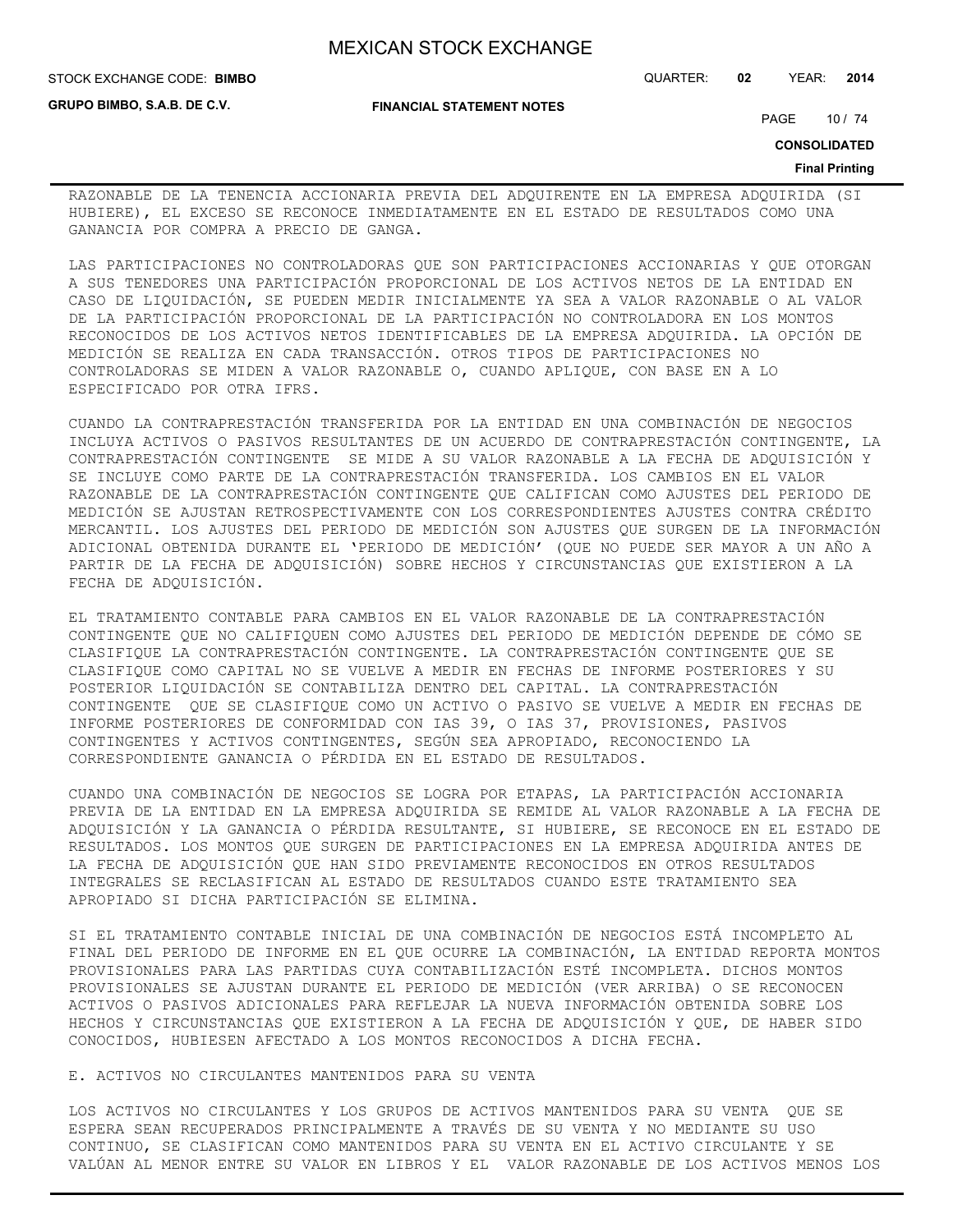RAZONABLE DE LA TENENCIA ACCIONARIA PREVIA DEL ADQUIRENTE EN LA EMPRESA ADQUIRIDA (SI HUBIERE), EL EXCESO SE RECONOCE INMEDIATAMENTE EN EL ESTADO DE RESULTADOS COMO UNA GANANCIA POR COMPRA A PRECIO DE GANGA.

LAS PARTICIPACIONES NO CONTROLADORAS QUE SON PARTICIPACIONES ACCIONARIAS Y QUE OTORGAN A SUS TENEDORES UNA PARTICIPACIÓN PROPORCIONAL DE LOS ACTIVOS NETOS DE LA ENTIDAD EN CASO DE LIQUIDACIÓN, SE PUEDEN MEDIR INICIALMENTE YA SEA A VALOR RAZONABLE O AL VALOR DE LA PARTICIPACIÓN PROPORCIONAL DE LA PARTICIPACIÓN NO CONTROLADORA EN LOS MONTOS RECONOCIDOS DE LOS ACTIVOS NETOS IDENTIFICABLES DE LA EMPRESA ADQUIRIDA. LA OPCIÓN DE MEDICIÓN SE REALIZA EN CADA TRANSACCIÓN. OTROS TIPOS DE PARTICIPACIONES NO CONTROLADORAS SE MIDEN A VALOR RAZONABLE O, CUANDO APLIQUE, CON BASE EN A LO ESPECIFICADO POR OTRA IFRS.

CUANDO LA CONTRAPRESTACIÓN TRANSFERIDA POR LA ENTIDAD EN UNA COMBINACIÓN DE NEGOCIOS INCLUYA ACTIVOS O PASIVOS RESULTANTES DE UN ACUERDO DE CONTRAPRESTACIÓN CONTINGENTE, LA CONTRAPRESTACIÓN CONTINGENTE SE MIDE A SU VALOR RAZONABLE A LA FECHA DE ADQUISICIÓN Y SE INCLUYE COMO PARTE DE LA CONTRAPRESTACIÓN TRANSFERIDA. LOS CAMBIOS EN EL VALOR RAZONABLE DE LA CONTRAPRESTACIÓN CONTINGENTE QUE CALIFICAN COMO AJUSTES DEL PERIODO DE MEDICIÓN SE AJUSTAN RETROSPECTIVAMENTE CON LOS CORRESPONDIENTES AJUSTES CONTRA CRÉDITO MERCANTIL. LOS AJUSTES DEL PERIODO DE MEDICIÓN SON AJUSTES QUE SURGEN DE LA INFORMACIÓN ADICIONAL OBTENIDA DURANTE EL 'PERIODO DE MEDICIÓN' (QUE NO PUEDE SER MAYOR A UN AÑO A PARTIR DE LA FECHA DE ADQUISICIÓN) SOBRE HECHOS Y CIRCUNSTANCIAS QUE EXISTIERON A LA FECHA DE ADQUISICIÓN.

EL TRATAMIENTO CONTABLE PARA CAMBIOS EN EL VALOR RAZONABLE DE LA CONTRAPRESTACIÓN CONTINGENTE QUE NO CALIFIQUEN COMO AJUSTES DEL PERIODO DE MEDICIÓN DEPENDE DE CÓMO SE CLASIFIQUE LA CONTRAPRESTACIÓN CONTINGENTE. LA CONTRAPRESTACIÓN CONTINGENTE QUE SE CLASIFIQUE COMO CAPITAL NO SE VUELVE A MEDIR EN FECHAS DE INFORME POSTERIORES Y SU POSTERIOR LIQUIDACIÓN SE CONTABILIZA DENTRO DEL CAPITAL. LA CONTRAPRESTACIÓN CONTINGENTE QUE SE CLASIFIQUE COMO UN ACTIVO O PASIVO SE VUELVE A MEDIR EN FECHAS DE INFORME POSTERIORES DE CONFORMIDAD CON IAS 39, O IAS 37, PROVISIONES, PASIVOS CONTINGENTES Y ACTIVOS CONTINGENTES, SEGÚN SEA APROPIADO, RECONOCIENDO LA CORRESPONDIENTE GANANCIA O PÉRDIDA EN EL ESTADO DE RESULTADOS.

CUANDO UNA COMBINACIÓN DE NEGOCIOS SE LOGRA POR ETAPAS, LA PARTICIPACIÓN ACCIONARIA PREVIA DE LA ENTIDAD EN LA EMPRESA ADQUIRIDA SE REMIDE AL VALOR RAZONABLE A LA FECHA DE ADQUISICIÓN Y LA GANANCIA O PÉRDIDA RESULTANTE, SI HUBIERE, SE RECONOCE EN EL ESTADO DE RESULTADOS. LOS MONTOS QUE SURGEN DE PARTICIPACIONES EN LA EMPRESA ADQUIRIDA ANTES DE LA FECHA DE ADQUISICIÓN QUE HAN SIDO PREVIAMENTE RECONOCIDOS EN OTROS RESULTADOS INTEGRALES SE RECLASIFICAN AL ESTADO DE RESULTADOS CUANDO ESTE TRATAMIENTO SEA APROPIADO SI DICHA PARTICIPACIÓN SE ELIMINA.

SI EL TRATAMIENTO CONTABLE INICIAL DE UNA COMBINACIÓN DE NEGOCIOS ESTÁ INCOMPLETO AL FINAL DEL PERIODO DE INFORME EN EL QUE OCURRE LA COMBINACIÓN, LA ENTIDAD REPORTA MONTOS PROVISIONALES PARA LAS PARTIDAS CUYA CONTABILIZACIÓN ESTÉ INCOMPLETA. DICHOS MONTOS PROVISIONALES SE AJUSTAN DURANTE EL PERIODO DE MEDICIÓN (VER ARRIBA) O SE RECONOCEN ACTIVOS O PASIVOS ADICIONALES PARA REFLEJAR LA NUEVA INFORMACIÓN OBTENIDA SOBRE LOS HECHOS Y CIRCUNSTANCIAS QUE EXISTIERON A LA FECHA DE ADQUISICIÓN Y QUE, DE HABER SIDO CONOCIDOS, HUBIESEN AFECTADO A LOS MONTOS RECONOCIDOS A DICHA FECHA.

E. ACTIVOS NO CIRCULANTES MANTENIDOS PARA SU VENTA

LOS ACTIVOS NO CIRCULANTES Y LOS GRUPOS DE ACTIVOS MANTENIDOS PARA SU VENTA QUE SE ESPERA SEAN RECUPERADOS PRINCIPALMENTE A TRAVÉS DE SU VENTA Y NO MEDIANTE SU USO CONTINUO, SE CLASIFICAN COMO MANTENIDOS PARA SU VENTA EN EL ACTIVO CIRCULANTE Y SE VALÚAN AL MENOR ENTRE SU VALOR EN LIBROS Y EL VALOR RAZONABLE DE LOS ACTIVOS MENOS LOS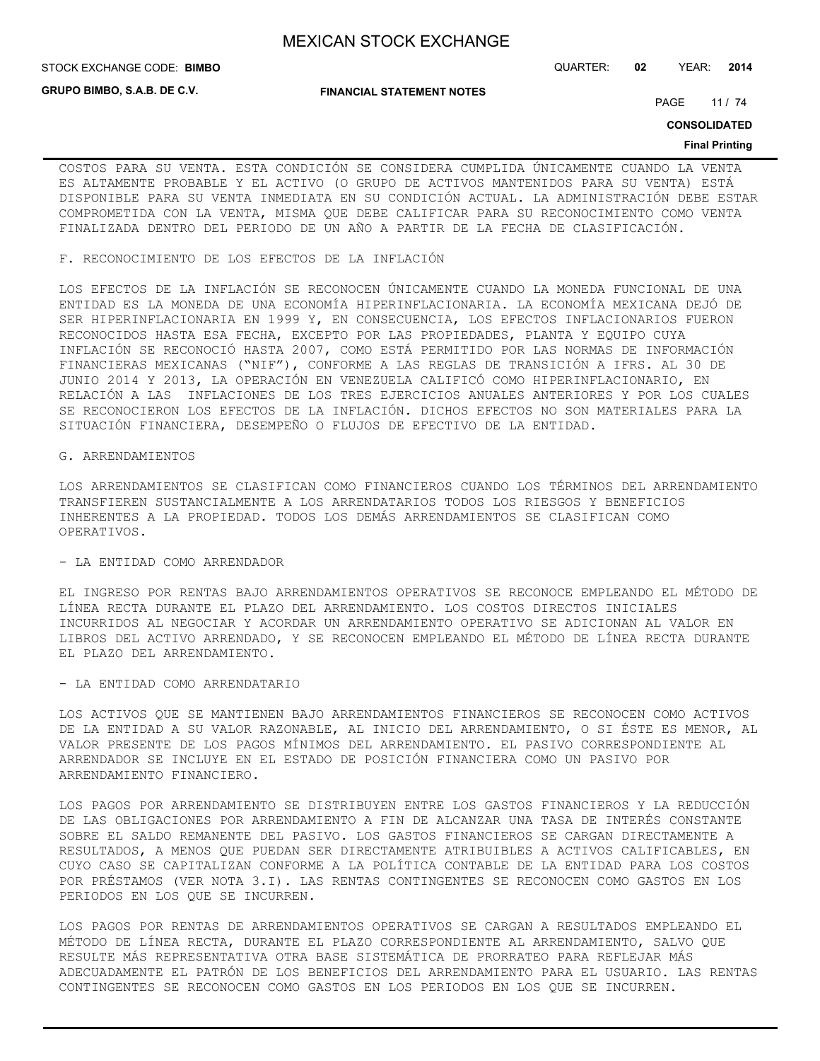COSTOS PARA SU VENTA. ESTA CONDICIÓN SE CONSIDERA CUMPLIDA ÚNICAMENTE CUANDO LA VENTA ES ALTAMENTE PROBABLE Y EL ACTIVO (O GRUPO DE ACTIVOS MANTENIDOS PARA SU VENTA) ESTÁ DISPONIBLE PARA SU VENTA INMEDIATA EN SU CONDICIÓN ACTUAL. LA ADMINISTRACIÓN DEBE ESTAR COMPROMETIDA CON LA VENTA, MISMA QUE DEBE CALIFICAR PARA SU RECONOCIMIENTO COMO VENTA FINALIZADA DENTRO DEL PERIODO DE UN AÑO A PARTIR DE LA FECHA DE CLASIFICACIÓN.

F. RECONOCIMIENTO DE LOS EFECTOS DE LA INFLACIÓN

LOS EFECTOS DE LA INFLACIÓN SE RECONOCEN ÚNICAMENTE CUANDO LA MONEDA FUNCIONAL DE UNA ENTIDAD ES LA MONEDA DE UNA ECONOMÍA HIPERINFLACIONARIA. LA ECONOMÍA MEXICANA DEJÓ DE SER HIPERINFLACIONARIA EN 1999 Y, EN CONSECUENCIA, LOS EFECTOS INFLACIONARIOS FUERON RECONOCIDOS HASTA ESA FECHA, EXCEPTO POR LAS PROPIEDADES, PLANTA Y EQUIPO CUYA INFLACIÓN SE RECONOCIÓ HASTA 2007, COMO ESTÁ PERMITIDO POR LAS NORMAS DE INFORMACIÓN FINANCIERAS MEXICANAS ("NIF"), CONFORME A LAS REGLAS DE TRANSICIÓN A IFRS. AL 30 DE JUNIO 2014 Y 2013, LA OPERACIÓN EN VENEZUELA CALIFICÓ COMO HIPERINFLACIONARIO, EN RELACIÓN A LAS INFLACIONES DE LOS TRES EJERCICIOS ANUALES ANTERIORES Y POR LOS CUALES SE RECONOCIERON LOS EFECTOS DE LA INFLACIÓN. DICHOS EFECTOS NO SON MATERIALES PARA LA SITUACIÓN FINANCIERA, DESEMPEÑO O FLUJOS DE EFECTIVO DE LA ENTIDAD.

G. ARRENDAMIENTOS

LOS ARRENDAMIENTOS SE CLASIFICAN COMO FINANCIEROS CUANDO LOS TÉRMINOS DEL ARRENDAMIENTO TRANSFIEREN SUSTANCIALMENTE A LOS ARRENDATARIOS TODOS LOS RIESGOS Y BENEFICIOS INHERENTES A LA PROPIEDAD. TODOS LOS DEMÁS ARRENDAMIENTOS SE CLASIFICAN COMO OPERATIVOS.

- LA ENTIDAD COMO ARRENDADOR

EL INGRESO POR RENTAS BAJO ARRENDAMIENTOS OPERATIVOS SE RECONOCE EMPLEANDO EL MÉTODO DE LÍNEA RECTA DURANTE EL PLAZO DEL ARRENDAMIENTO. LOS COSTOS DIRECTOS INICIALES INCURRIDOS AL NEGOCIAR Y ACORDAR UN ARRENDAMIENTO OPERATIVO SE ADICIONAN AL VALOR EN LIBROS DEL ACTIVO ARRENDADO, Y SE RECONOCEN EMPLEANDO EL MÉTODO DE LÍNEA RECTA DURANTE EL PLAZO DEL ARRENDAMIENTO.

- LA ENTIDAD COMO ARRENDATARIO

LOS ACTIVOS QUE SE MANTIENEN BAJO ARRENDAMIENTOS FINANCIEROS SE RECONOCEN COMO ACTIVOS DE LA ENTIDAD A SU VALOR RAZONABLE, AL INICIO DEL ARRENDAMIENTO, O SI ÉSTE ES MENOR, AL VALOR PRESENTE DE LOS PAGOS MÍNIMOS DEL ARRENDAMIENTO. EL PASIVO CORRESPONDIENTE AL ARRENDADOR SE INCLUYE EN EL ESTADO DE POSICIÓN FINANCIERA COMO UN PASIVO POR ARRENDAMIENTO FINANCIERO.

LOS PAGOS POR ARRENDAMIENTO SE DISTRIBUYEN ENTRE LOS GASTOS FINANCIEROS Y LA REDUCCIÓN DE LAS OBLIGACIONES POR ARRENDAMIENTO A FIN DE ALCANZAR UNA TASA DE INTERÉS CONSTANTE SOBRE EL SALDO REMANENTE DEL PASIVO. LOS GASTOS FINANCIEROS SE CARGAN DIRECTAMENTE A RESULTADOS, A MENOS QUE PUEDAN SER DIRECTAMENTE ATRIBUIBLES A ACTIVOS CALIFICABLES, EN CUYO CASO SE CAPITALIZAN CONFORME A LA POLÍTICA CONTABLE DE LA ENTIDAD PARA LOS COSTOS POR PRÉSTAMOS (VER NOTA 3.I). LAS RENTAS CONTINGENTES SE RECONOCEN COMO GASTOS EN LOS PERIODOS EN LOS QUE SE INCURREN.

LOS PAGOS POR RENTAS DE ARRENDAMIENTOS OPERATIVOS SE CARGAN A RESULTADOS EMPLEANDO EL MÉTODO DE LÍNEA RECTA, DURANTE EL PLAZO CORRESPONDIENTE AL ARRENDAMIENTO, SALVO QUE RESULTE MÁS REPRESENTATIVA OTRA BASE SISTEMÁTICA DE PRORRATEO PARA REFLEJAR MÁS ADECUADAMENTE EL PATRÓN DE LOS BENEFICIOS DEL ARRENDAMIENTO PARA EL USUARIO. LAS RENTAS CONTINGENTES SE RECONOCEN COMO GASTOS EN LOS PERIODOS EN LOS QUE SE INCURREN.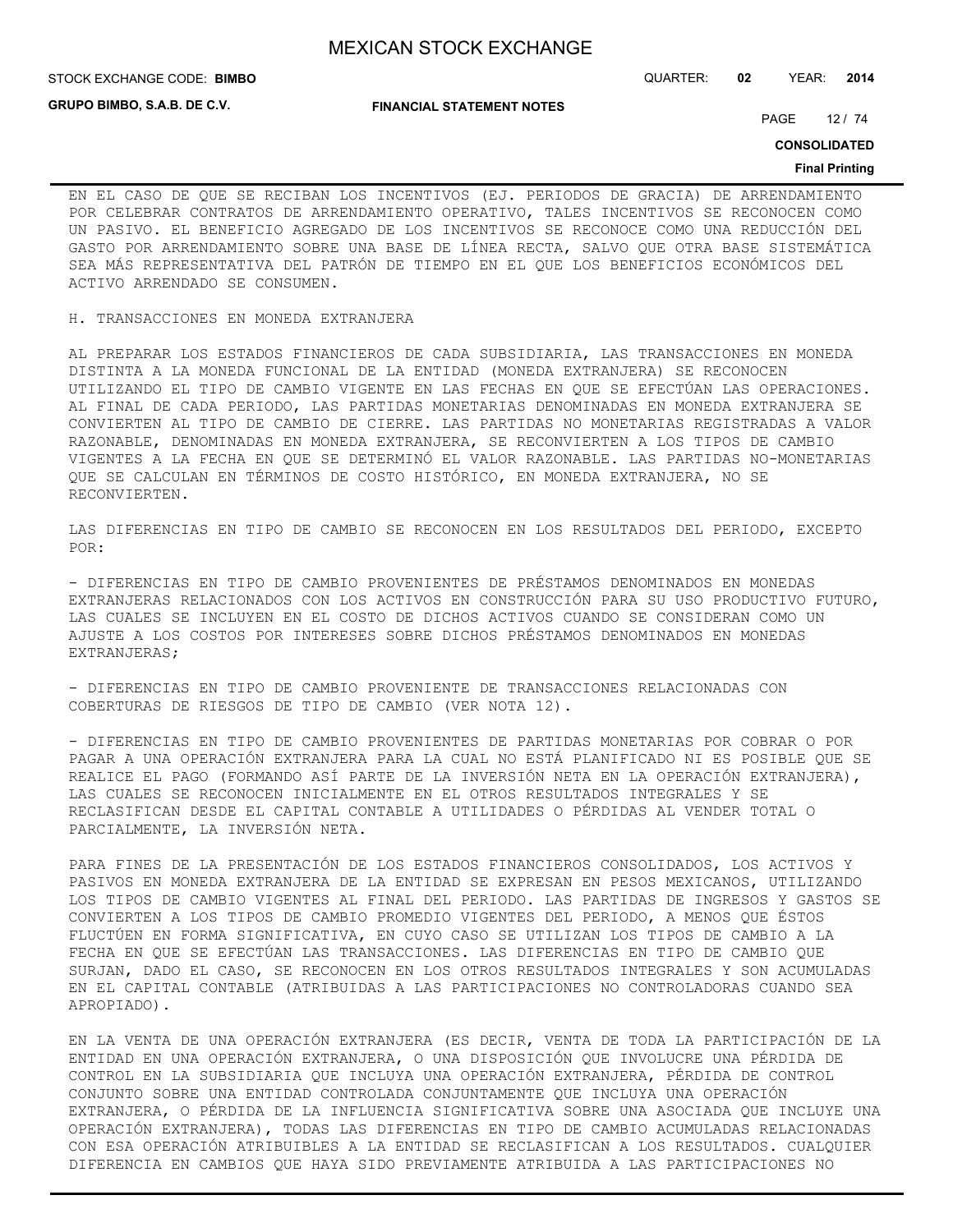EN EL CASO DE QUE SE RECIBAN LOS INCENTIVOS (EJ. PERIODOS DE GRACIA) DE ARRENDAMIENTO POR CELEBRAR CONTRATOS DE ARRENDAMIENTO OPERATIVO, TALES INCENTIVOS SE RECONOCEN COMO UN PASIVO. EL BENEFICIO AGREGADO DE LOS INCENTIVOS SE RECONOCE COMO UNA REDUCCIÓN DEL GASTO POR ARRENDAMIENTO SOBRE UNA BASE DE LÍNEA RECTA, SALVO QUE OTRA BASE SISTEMÁTICA SEA MÁS REPRESENTATIVA DEL PATRÓN DE TIEMPO EN EL QUE LOS BENEFICIOS ECONÓMICOS DEL ACTIVO ARRENDADO SE CONSUMEN.

H. TRANSACCIONES EN MONEDA EXTRANJERA

AL PREPARAR LOS ESTADOS FINANCIEROS DE CADA SUBSIDIARIA, LAS TRANSACCIONES EN MONEDA DISTINTA A LA MONEDA FUNCIONAL DE LA ENTIDAD (MONEDA EXTRANJERA) SE RECONOCEN UTILIZANDO EL TIPO DE CAMBIO VIGENTE EN LAS FECHAS EN QUE SE EFECTÚAN LAS OPERACIONES. AL FINAL DE CADA PERIODO, LAS PARTIDAS MONETARIAS DENOMINADAS EN MONEDA EXTRANJERA SE CONVIERTEN AL TIPO DE CAMBIO DE CIERRE. LAS PARTIDAS NO MONETARIAS REGISTRADAS A VALOR RAZONABLE, DENOMINADAS EN MONEDA EXTRANJERA, SE RECONVIERTEN A LOS TIPOS DE CAMBIO VIGENTES A LA FECHA EN QUE SE DETERMINÓ EL VALOR RAZONABLE. LAS PARTIDAS NO-MONETARIAS QUE SE CALCULAN EN TÉRMINOS DE COSTO HISTÓRICO, EN MONEDA EXTRANJERA, NO SE RECONVIERTEN.

LAS DIFERENCIAS EN TIPO DE CAMBIO SE RECONOCEN EN LOS RESULTADOS DEL PERIODO, EXCEPTO POR:

- DIFERENCIAS EN TIPO DE CAMBIO PROVENIENTES DE PRÉSTAMOS DENOMINADOS EN MONEDAS EXTRANJERAS RELACIONADOS CON LOS ACTIVOS EN CONSTRUCCIÓN PARA SU USO PRODUCTIVO FUTURO, LAS CUALES SE INCLUYEN EN EL COSTO DE DICHOS ACTIVOS CUANDO SE CONSIDERAN COMO UN AJUSTE A LOS COSTOS POR INTERESES SOBRE DICHOS PRÉSTAMOS DENOMINADOS EN MONEDAS EXTRANJERAS;

- DIFERENCIAS EN TIPO DE CAMBIO PROVENIENTE DE TRANSACCIONES RELACIONADAS CON COBERTURAS DE RIESGOS DE TIPO DE CAMBIO (VER NOTA 12).

- DIFERENCIAS EN TIPO DE CAMBIO PROVENIENTES DE PARTIDAS MONETARIAS POR COBRAR O POR PAGAR A UNA OPERACIÓN EXTRANJERA PARA LA CUAL NO ESTÁ PLANIFICADO NI ES POSIBLE QUE SE REALICE EL PAGO (FORMANDO ASÍ PARTE DE LA INVERSIÓN NETA EN LA OPERACIÓN EXTRANJERA), LAS CUALES SE RECONOCEN INICIALMENTE EN EL OTROS RESULTADOS INTEGRALES Y SE RECLASIFICAN DESDE EL CAPITAL CONTABLE A UTILIDADES O PÉRDIDAS AL VENDER TOTAL O PARCIALMENTE, LA INVERSIÓN NETA.

PARA FINES DE LA PRESENTACIÓN DE LOS ESTADOS FINANCIEROS CONSOLIDADOS, LOS ACTIVOS Y PASIVOS EN MONEDA EXTRANJERA DE LA ENTIDAD SE EXPRESAN EN PESOS MEXICANOS, UTILIZANDO LOS TIPOS DE CAMBIO VIGENTES AL FINAL DEL PERIODO. LAS PARTIDAS DE INGRESOS Y GASTOS SE CONVIERTEN A LOS TIPOS DE CAMBIO PROMEDIO VIGENTES DEL PERIODO, A MENOS QUE ÉSTOS FLUCTÚEN EN FORMA SIGNIFICATIVA, EN CUYO CASO SE UTILIZAN LOS TIPOS DE CAMBIO A LA FECHA EN QUE SE EFECTÚAN LAS TRANSACCIONES. LAS DIFERENCIAS EN TIPO DE CAMBIO QUE SURJAN, DADO EL CASO, SE RECONOCEN EN LOS OTROS RESULTADOS INTEGRALES Y SON ACUMULADAS EN EL CAPITAL CONTABLE (ATRIBUIDAS A LAS PARTICIPACIONES NO CONTROLADORAS CUANDO SEA APROPIADO).

EN LA VENTA DE UNA OPERACIÓN EXTRANJERA (ES DECIR, VENTA DE TODA LA PARTICIPACIÓN DE LA ENTIDAD EN UNA OPERACIÓN EXTRANJERA, O UNA DISPOSICIÓN QUE INVOLUCRE UNA PÉRDIDA DE CONTROL EN LA SUBSIDIARIA QUE INCLUYA UNA OPERACIÓN EXTRANJERA, PÉRDIDA DE CONTROL CONJUNTO SOBRE UNA ENTIDAD CONTROLADA CONJUNTAMENTE QUE INCLUYA UNA OPERACIÓN EXTRANJERA, O PÉRDIDA DE LA INFLUENCIA SIGNIFICATIVA SOBRE UNA ASOCIADA QUE INCLUYE UNA OPERACIÓN EXTRANJERA), TODAS LAS DIFERENCIAS EN TIPO DE CAMBIO ACUMULADAS RELACIONADAS CON ESA OPERACIÓN ATRIBUIBLES A LA ENTIDAD SE RECLASIFICAN A LOS RESULTADOS. CUALQUIER DIFERENCIA EN CAMBIOS QUE HAYA SIDO PREVIAMENTE ATRIBUIDA A LAS PARTICIPACIONES NO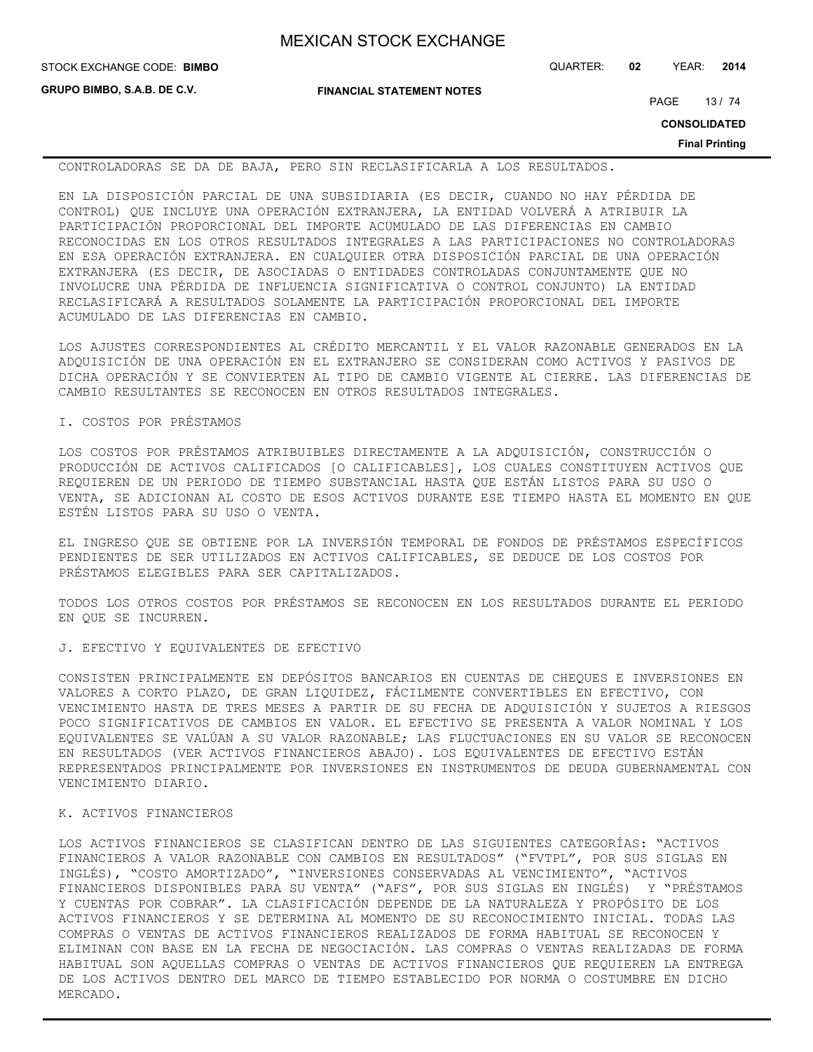CONTROLADORAS SE DA DE BAJA, PERO SIN RECLASIFICARLA A LOS RESULTADOS.

EN LA DISPOSICIÓN PARCIAL DE UNA SUBSIDIARIA (ES DECIR, CUANDO NO HAY PÉRDIDA DE CONTROL) QUE INCLUYE UNA OPERACIÓN EXTRANJERA, LA ENTIDAD VOLVERÁ A ATRIBUIR LA PARTICIPACIÓN PROPORCIONAL DEL IMPORTE ACUMULADO DE LAS DIFERENCIAS EN CAMBIO RECONOCIDAS EN LOS OTROS RESULTADOS INTEGRALES A LAS PARTICIPACIONES NO CONTROLADORAS EN ESA OPERACIÓN EXTRANJERA. EN CUALQUIER OTRA DISPOSICIÓN PARCIAL DE UNA OPERACIÓN EXTRANJERA (ES DECIR, DE ASOCIADAS O ENTIDADES CONTROLADAS CONJUNTAMENTE QUE NO INVOLUCRE UNA PÉRDIDA DE INFLUENCIA SIGNIFICATIVA O CONTROL CONJUNTO) LA ENTIDAD RECLASIFICARÁ A RESULTADOS SOLAMENTE LA PARTICIPACIÓN PROPORCIONAL DEL IMPORTE ACUMULADO DE LAS DIFERENCIAS EN CAMBIO.

LOS AJUSTES CORRESPONDIENTES AL CRÉDITO MERCANTIL Y EL VALOR RAZONABLE GENERADOS EN LA ADQUISICIÓN DE UNA OPERACIÓN EN EL EXTRANJERO SE CONSIDERAN COMO ACTIVOS Y PASIVOS DE DICHA OPERACIÓN Y SE CONVIERTEN AL TIPO DE CAMBIO VIGENTE AL CIERRE. LAS DIFERENCIAS DE CAMBIO RESULTANTES SE RECONOCEN EN OTROS RESULTADOS INTEGRALES.

I. COSTOS POR PRÉSTAMOS

LOS COSTOS POR PRÉSTAMOS ATRIBUIBLES DIRECTAMENTE A LA ADQUISICIÓN, CONSTRUCCIÓN O PRODUCCIÓN DE ACTIVOS CALIFICADOS [O CALIFICABLES], LOS CUALES CONSTITUYEN ACTIVOS QUE REQUIEREN DE UN PERIODO DE TIEMPO SUBSTANCIAL HASTA QUE ESTÁN LISTOS PARA SU USO O VENTA, SE ADICIONAN AL COSTO DE ESOS ACTIVOS DURANTE ESE TIEMPO HASTA EL MOMENTO EN QUE ESTÉN LISTOS PARA SU USO O VENTA.

EL INGRESO QUE SE OBTIENE POR LA INVERSIÓN TEMPORAL DE FONDOS DE PRÉSTAMOS ESPECÍFICOS PENDIENTES DE SER UTILIZADOS EN ACTIVOS CALIFICABLES, SE DEDUCE DE LOS COSTOS POR PRÉSTAMOS ELEGIBLES PARA SER CAPITALIZADOS.

TODOS LOS OTROS COSTOS POR PRÉSTAMOS SE RECONOCEN EN LOS RESULTADOS DURANTE EL PERIODO EN QUE SE INCURREN.

J. EFECTIVO Y EQUIVALENTES DE EFECTIVO

CONSISTEN PRINCIPALMENTE EN DEPÓSITOS BANCARIOS EN CUENTAS DE CHEQUES E INVERSIONES EN VALORES A CORTO PLAZO, DE GRAN LIQUIDEZ, FÁCILMENTE CONVERTIBLES EN EFECTIVO, CON VENCIMIENTO HASTA DE TRES MESES A PARTIR DE SU FECHA DE ADQUISICIÓN Y SUJETOS A RIESGOS POCO SIGNIFICATIVOS DE CAMBIOS EN VALOR. EL EFECTIVO SE PRESENTA A VALOR NOMINAL Y LOS EQUIVALENTES SE VALÚAN A SU VALOR RAZONABLE; LAS FLUCTUACIONES EN SU VALOR SE RECONOCEN EN RESULTADOS (VER ACTIVOS FINANCIEROS ABAJO). LOS EQUIVALENTES DE EFECTIVO ESTÁN REPRESENTADOS PRINCIPALMENTE POR INVERSIONES EN INSTRUMENTOS DE DEUDA GUBERNAMENTAL CON VENCIMIENTO DIARIO.

K. ACTIVOS FINANCIEROS

LOS ACTIVOS FINANCIEROS SE CLASIFICAN DENTRO DE LAS SIGUIENTES CATEGORÍAS: "ACTIVOS FINANCIEROS A VALOR RAZONABLE CON CAMBIOS EN RESULTADOS" ("FVTPL", POR SUS SIGLAS EN INGLÉS), "COSTO AMORTIZADO", "INVERSIONES CONSERVADAS AL VENCIMIENTO", "ACTIVOS FINANCIEROS DISPONIBLES PARA SU VENTA" ("AFS", POR SUS SIGLAS EN INGLÉS) Y "PRÉSTAMOS Y CUENTAS POR COBRAR". LA CLASIFICACIÓN DEPENDE DE LA NATURALEZA Y PROPÓSITO DE LOS ACTIVOS FINANCIEROS Y SE DETERMINA AL MOMENTO DE SU RECONOCIMIENTO INICIAL. TODAS LAS COMPRAS O VENTAS DE ACTIVOS FINANCIEROS REALIZADOS DE FORMA HABITUAL SE RECONOCEN Y ELIMINAN CON BASE EN LA FECHA DE NEGOCIACIÓN. LAS COMPRAS O VENTAS REALIZADAS DE FORMA HABITUAL SON AQUELLAS COMPRAS O VENTAS DE ACTIVOS FINANCIEROS QUE REQUIEREN LA ENTREGA DE LOS ACTIVOS DENTRO DEL MARCO DE TIEMPO ESTABLECIDO POR NORMA O COSTUMBRE EN DICHO MERCADO.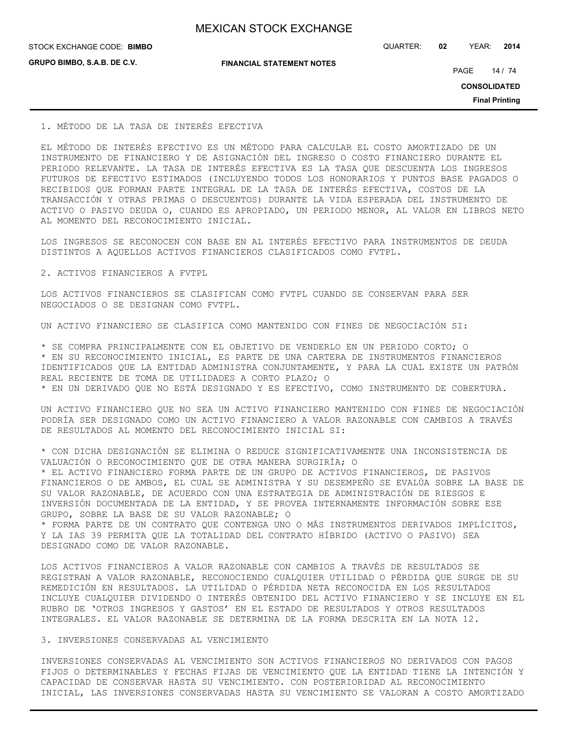1. MÉTODO DE LA TASA DE INTERÉS EFECTIVA

EL MÉTODO DE INTERÉS EFECTIVO ES UN MÉTODO PARA CALCULAR EL COSTO AMORTIZADO DE UN INSTRUMENTO DE FINANCIERO Y DE ASIGNACIÓN DEL INGRESO O COSTO FINANCIERO DURANTE EL PERIODO RELEVANTE. LA TASA DE INTERÉS EFECTIVA ES LA TASA QUE DESCUENTA LOS INGRESOS FUTUROS DE EFECTIVO ESTIMADOS (INCLUYENDO TODOS LOS HONORARIOS Y PUNTOS BASE PAGADOS O RECIBIDOS QUE FORMAN PARTE INTEGRAL DE LA TASA DE INTERÉS EFECTIVA, COSTOS DE LA TRANSACCIÓN Y OTRAS PRIMAS O DESCUENTOS) DURANTE LA VIDA ESPERADA DEL INSTRUMENTO DE ACTIVO O PASIVO DEUDA O, CUANDO ES APROPIADO, UN PERIODO MENOR, AL VALOR EN LIBROS NETO AL MOMENTO DEL RECONOCIMIENTO INICIAL.

LOS INGRESOS SE RECONOCEN CON BASE EN AL INTERÉS EFECTIVO PARA INSTRUMENTOS DE DEUDA DISTINTOS A AQUELLOS ACTIVOS FINANCIEROS CLASIFICADOS COMO FVTPL.

2. ACTIVOS FINANCIEROS A FVTPL

LOS ACTIVOS FINANCIEROS SE CLASIFICAN COMO FVTPL CUANDO SE CONSERVAN PARA SER NEGOCIADOS O SE DESIGNAN COMO FVTPL.

UN ACTIVO FINANCIERO SE CLASIFICA COMO MANTENIDO CON FINES DE NEGOCIACIÓN SI:

* SE COMPRA PRINCIPALMENTE CON EL OBJETIVO DE VENDERLO EN UN PERIODO CORTO; O
* EN SU RECONOCIMIENTO INICIAL, ES PARTE DE UNA CARTERA DE INSTRUMENTOS FINANCIEROS IDENTIFICADOS QUE LA ENTIDAD ADMINISTRA CONJUNTAMENTE, Y PARA LA CUAL EXISTE UN PATRÓN REAL RECIENTE DE TOMA DE UTILIDADES A CORTO PLAZO; O
* EN UN DERIVADO QUE NO ESTÁ DESIGNADO Y ES EFECTIVO, COMO INSTRUMENTO DE COBERTURA.

UN ACTIVO FINANCIERO QUE NO SEA UN ACTIVO FINANCIERO MANTENIDO CON FINES DE NEGOCIACIÓN PODRÍA SER DESIGNADO COMO UN ACTIVO FINANCIERO A VALOR RAZONABLE CON CAMBIOS A TRAVÉS DE RESULTADOS AL MOMENTO DEL RECONOCIMIENTO INICIAL SI:

* CON DICHA DESIGNACIÓN SE ELIMINA O REDUCE SIGNIFICATIVAMENTE UNA INCONSISTENCIA DE VALUACIÓN O RECONOCIMIENTO QUE DE OTRA MANERA SURGIRÍA; O
* EL ACTIVO FINANCIERO FORMA PARTE DE UN GRUPO DE ACTIVOS FINANCIEROS, DE PASIVOS FINANCIEROS O DE AMBOS, EL CUAL SE ADMINISTRA Y SU DESEMPEÑO SE EVALÚA SOBRE LA BASE DE SU VALOR RAZONABLE, DE ACUERDO CON UNA ESTRATEGIA DE ADMINISTRACIÓN DE RIESGOS E INVERSIÓN DOCUMENTADA DE LA ENTIDAD, Y SE PROVEA INTERNAMENTE INFORMACIÓN SOBRE ESE GRUPO, SOBRE LA BASE DE SU VALOR RAZONABLE; O
* FORMA PARTE DE UN CONTRATO QUE CONTENGA UNO O MÁS INSTRUMENTOS DERIVADOS IMPLÍCITOS, Y LA IAS 39 PERMITA QUE LA TOTALIDAD DEL CONTRATO HÍBRIDO (ACTIVO O PASIVO) SEA DESIGNADO COMO DE VALOR RAZONABLE.

LOS ACTIVOS FINANCIEROS A VALOR RAZONABLE CON CAMBIOS A TRAVÉS DE RESULTADOS SE REGISTRAN A VALOR RAZONABLE, RECONOCIENDO CUALQUIER UTILIDAD O PÉRDIDA QUE SURGE DE SU REMEDICIÓN EN RESULTADOS. LA UTILIDAD O PÉRDIDA NETA RECONOCIDA EN LOS RESULTADOS INCLUYE CUALQUIER DIVIDENDO O INTERÉS OBTENIDO DEL ACTIVO FINANCIERO Y SE INCLUYE EN EL RUBRO DE 'OTROS INGRESOS Y GASTOS' EN EL ESTADO DE RESULTADOS Y OTROS RESULTADOS INTEGRALES. EL VALOR RAZONABLE SE DETERMINA DE LA FORMA DESCRITA EN LA NOTA 12.

3. INVERSIONES CONSERVADAS AL VENCIMIENTO

INVERSIONES CONSERVADAS AL VENCIMIENTO SON ACTIVOS FINANCIEROS NO DERIVADOS CON PAGOS FIJOS O DETERMINABLES Y FECHAS FIJAS DE VENCIMIENTO QUE LA ENTIDAD TIENE LA INTENCIÓN Y CAPACIDAD DE CONSERVAR HASTA SU VENCIMIENTO. CON POSTERIORIDAD AL RECONOCIMIENTO INICIAL, LAS INVERSIONES CONSERVADAS HASTA SU VENCIMIENTO SE VALORAN A COSTO AMORTIZADO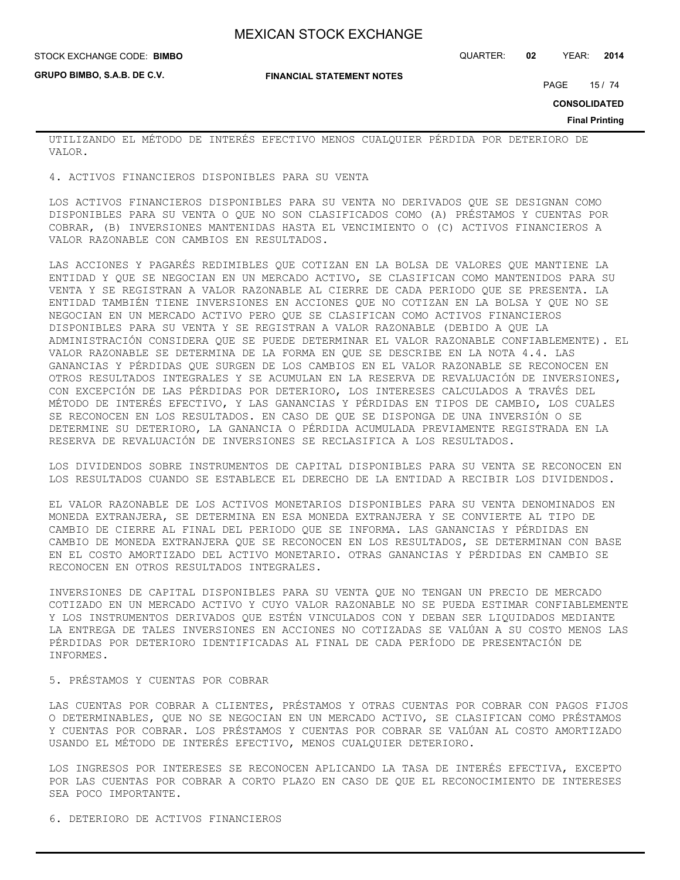UTILIZANDO EL MÉTODO DE INTERÉS EFECTIVO MENOS CUALQUIER PÉRDIDA POR DETERIORO DE VALOR.

4. ACTIVOS FINANCIEROS DISPONIBLES PARA SU VENTA

LOS ACTIVOS FINANCIEROS DISPONIBLES PARA SU VENTA NO DERIVADOS QUE SE DESIGNAN COMO DISPONIBLES PARA SU VENTA O QUE NO SON CLASIFICADOS COMO (A) PRÉSTAMOS Y CUENTAS POR COBRAR, (B) INVERSIONES MANTENIDAS HASTA EL VENCIMIENTO O (C) ACTIVOS FINANCIEROS A VALOR RAZONABLE CON CAMBIOS EN RESULTADOS.

LAS ACCIONES Y PAGARÉS REDIMIBLES QUE COTIZAN EN LA BOLSA DE VALORES QUE MANTIENE LA ENTIDAD Y QUE SE NEGOCIAN EN UN MERCADO ACTIVO, SE CLASIFICAN COMO MANTENIDOS PARA SU VENTA Y SE REGISTRAN A VALOR RAZONABLE AL CIERRE DE CADA PERIODO QUE SE PRESENTA. LA ENTIDAD TAMBIÉN TIENE INVERSIONES EN ACCIONES QUE NO COTIZAN EN LA BOLSA Y QUE NO SE NEGOCIAN EN UN MERCADO ACTIVO PERO QUE SE CLASIFICAN COMO ACTIVOS FINANCIEROS DISPONIBLES PARA SU VENTA Y SE REGISTRAN A VALOR RAZONABLE (DEBIDO A QUE LA ADMINISTRACIÓN CONSIDERA QUE SE PUEDE DETERMINAR EL VALOR RAZONABLE CONFIABLEMENTE). EL VALOR RAZONABLE SE DETERMINA DE LA FORMA EN QUE SE DESCRIBE EN LA NOTA 4.4. LAS GANANCIAS Y PÉRDIDAS QUE SURGEN DE LOS CAMBIOS EN EL VALOR RAZONABLE SE RECONOCEN EN OTROS RESULTADOS INTEGRALES Y SE ACUMULAN EN LA RESERVA DE REVALUACIÓN DE INVERSIONES, CON EXCEPCIÓN DE LAS PÉRDIDAS POR DETERIORO, LOS INTERESES CALCULADOS A TRAVÉS DEL MÉTODO DE INTERÉS EFECTIVO, Y LAS GANANCIAS Y PÉRDIDAS EN TIPOS DE CAMBIO, LOS CUALES SE RECONOCEN EN LOS RESULTADOS. EN CASO DE QUE SE DISPONGA DE UNA INVERSIÓN O SE DETERMINE SU DETERIORO, LA GANANCIA O PÉRDIDA ACUMULADA PREVIAMENTE REGISTRADA EN LA RESERVA DE REVALUACIÓN DE INVERSIONES SE RECLASIFICA A LOS RESULTADOS.

LOS DIVIDENDOS SOBRE INSTRUMENTOS DE CAPITAL DISPONIBLES PARA SU VENTA SE RECONOCEN EN LOS RESULTADOS CUANDO SE ESTABLECE EL DERECHO DE LA ENTIDAD A RECIBIR LOS DIVIDENDOS.

EL VALOR RAZONABLE DE LOS ACTIVOS MONETARIOS DISPONIBLES PARA SU VENTA DENOMINADOS EN MONEDA EXTRANJERA, SE DETERMINA EN ESA MONEDA EXTRANJERA Y SE CONVIERTE AL TIPO DE CAMBIO DE CIERRE AL FINAL DEL PERIODO QUE SE INFORMA. LAS GANANCIAS Y PÉRDIDAS EN CAMBIO DE MONEDA EXTRANJERA QUE SE RECONOCEN EN LOS RESULTADOS, SE DETERMINAN CON BASE EN EL COSTO AMORTIZADO DEL ACTIVO MONETARIO. OTRAS GANANCIAS Y PÉRDIDAS EN CAMBIO SE RECONOCEN EN OTROS RESULTADOS INTEGRALES.

INVERSIONES DE CAPITAL DISPONIBLES PARA SU VENTA QUE NO TENGAN UN PRECIO DE MERCADO COTIZADO EN UN MERCADO ACTIVO Y CUYO VALOR RAZONABLE NO SE PUEDA ESTIMAR CONFIABLEMENTE Y LOS INSTRUMENTOS DERIVADOS QUE ESTÉN VINCULADOS CON Y DEBAN SER LIQUIDADOS MEDIANTE LA ENTREGA DE TALES INVERSIONES EN ACCIONES NO COTIZADAS SE VALÚAN A SU COSTO MENOS LAS PÉRDIDAS POR DETERIORO IDENTIFICADAS AL FINAL DE CADA PERÍODO DE PRESENTACIÓN DE INFORMES.

5. PRÉSTAMOS Y CUENTAS POR COBRAR

LAS CUENTAS POR COBRAR A CLIENTES, PRÉSTAMOS Y OTRAS CUENTAS POR COBRAR CON PAGOS FIJOS O DETERMINABLES, QUE NO SE NEGOCIAN EN UN MERCADO ACTIVO, SE CLASIFICAN COMO PRÉSTAMOS Y CUENTAS POR COBRAR. LOS PRÉSTAMOS Y CUENTAS POR COBRAR SE VALÚAN AL COSTO AMORTIZADO USANDO EL MÉTODO DE INTERÉS EFECTIVO, MENOS CUALQUIER DETERIORO.

LOS INGRESOS POR INTERESES SE RECONOCEN APLICANDO LA TASA DE INTERÉS EFECTIVA, EXCEPTO POR LAS CUENTAS POR COBRAR A CORTO PLAZO EN CASO DE QUE EL RECONOCIMIENTO DE INTERESES SEA POCO IMPORTANTE.

6. DETERIORO DE ACTIVOS FINANCIEROS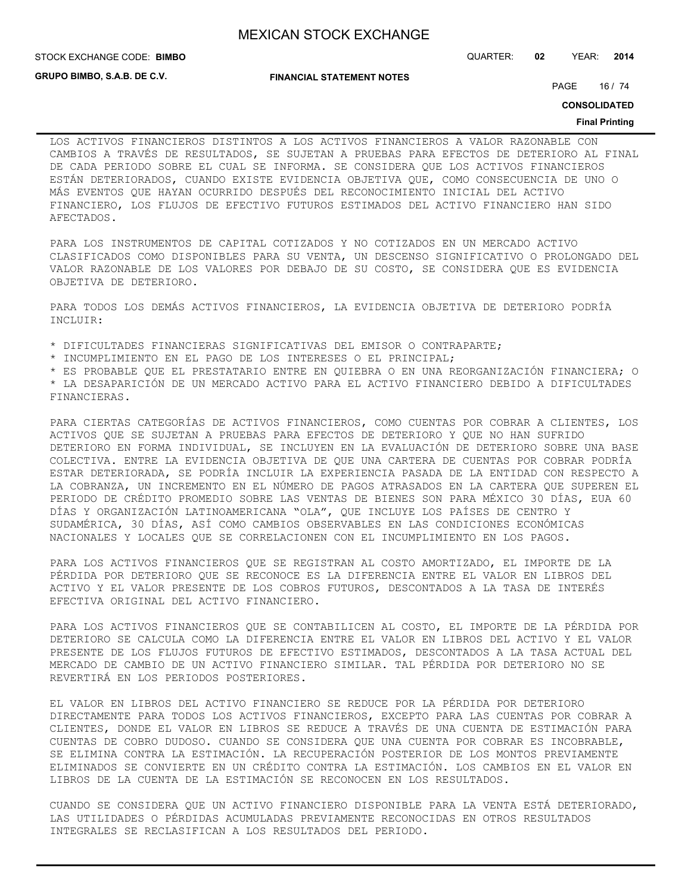LOS ACTIVOS FINANCIEROS DISTINTOS A LOS ACTIVOS FINANCIEROS A VALOR RAZONABLE CON CAMBIOS A TRAVÉS DE RESULTADOS, SE SUJETAN A PRUEBAS PARA EFECTOS DE DETERIORO AL FINAL DE CADA PERIODO SOBRE EL CUAL SE INFORMA. SE CONSIDERA QUE LOS ACTIVOS FINANCIEROS ESTÁN DETERIORADOS, CUANDO EXISTE EVIDENCIA OBJETIVA QUE, COMO CONSECUENCIA DE UNO O MÁS EVENTOS QUE HAYAN OCURRIDO DESPUÉS DEL RECONOCIMIENTO INICIAL DEL ACTIVO FINANCIERO, LOS FLUJOS DE EFECTIVO FUTUROS ESTIMADOS DEL ACTIVO FINANCIERO HAN SIDO AFECTADOS.

PARA LOS INSTRUMENTOS DE CAPITAL COTIZADOS Y NO COTIZADOS EN UN MERCADO ACTIVO CLASIFICADOS COMO DISPONIBLES PARA SU VENTA, UN DESCENSO SIGNIFICATIVO O PROLONGADO DEL VALOR RAZONABLE DE LOS VALORES POR DEBAJO DE SU COSTO, SE CONSIDERA QUE ES EVIDENCIA OBJETIVA DE DETERIORO.

PARA TODOS LOS DEMÁS ACTIVOS FINANCIEROS, LA EVIDENCIA OBJETIVA DE DETERIORO PODRÍA INCLUIR:

* DIFICULTADES FINANCIERAS SIGNIFICATIVAS DEL EMISOR O CONTRAPARTE;
* INCUMPLIMIENTO EN EL PAGO DE LOS INTERESES O EL PRINCIPAL;
* ES PROBABLE QUE EL PRESTATARIO ENTRE EN QUIEBRA O EN UNA REORGANIZACIÓN FINANCIERA; O
* LA DESAPARICIÓN DE UN MERCADO ACTIVO PARA EL ACTIVO FINANCIERO DEBIDO A DIFICULTADES FINANCIERAS.

PARA CIERTAS CATEGORÍAS DE ACTIVOS FINANCIEROS, COMO CUENTAS POR COBRAR A CLIENTES, LOS ACTIVOS QUE SE SUJETAN A PRUEBAS PARA EFECTOS DE DETERIORO Y QUE NO HAN SUFRIDO DETERIORO EN FORMA INDIVIDUAL, SE INCLUYEN EN LA EVALUACIÓN DE DETERIORO SOBRE UNA BASE COLECTIVA. ENTRE LA EVIDENCIA OBJETIVA DE QUE UNA CARTERA DE CUENTAS POR COBRAR PODRÍA ESTAR DETERIORADA, SE PODRÍA INCLUIR LA EXPERIENCIA PASADA DE LA ENTIDAD CON RESPECTO A LA COBRANZA, UN INCREMENTO EN EL NÚMERO DE PAGOS ATRASADOS EN LA CARTERA QUE SUPEREN EL PERIODO DE CRÉDITO PROMEDIO SOBRE LAS VENTAS DE BIENES SON PARA MÉXICO 30 DÍAS, EUA 60 DÍAS Y ORGANIZACIÓN LATINOAMERICANA "OLA", QUE INCLUYE LOS PAÍSES DE CENTRO Y SUDAMÉRICA, 30 DÍAS, ASÍ COMO CAMBIOS OBSERVABLES EN LAS CONDICIONES ECONÓMICAS NACIONALES Y LOCALES QUE SE CORRELACIONEN CON EL INCUMPLIMIENTO EN LOS PAGOS.

PARA LOS ACTIVOS FINANCIEROS QUE SE REGISTRAN AL COSTO AMORTIZADO, EL IMPORTE DE LA PÉRDIDA POR DETERIORO QUE SE RECONOCE ES LA DIFERENCIA ENTRE EL VALOR EN LIBROS DEL ACTIVO Y EL VALOR PRESENTE DE LOS COBROS FUTUROS, DESCONTADOS A LA TASA DE INTERÉS EFECTIVA ORIGINAL DEL ACTIVO FINANCIERO.

PARA LOS ACTIVOS FINANCIEROS QUE SE CONTABILICEN AL COSTO, EL IMPORTE DE LA PÉRDIDA POR DETERIORO SE CALCULA COMO LA DIFERENCIA ENTRE EL VALOR EN LIBROS DEL ACTIVO Y EL VALOR PRESENTE DE LOS FLUJOS FUTUROS DE EFECTIVO ESTIMADOS, DESCONTADOS A LA TASA ACTUAL DEL MERCADO DE CAMBIO DE UN ACTIVO FINANCIERO SIMILAR. TAL PÉRDIDA POR DETERIORO NO SE REVERTIRÁ EN LOS PERIODOS POSTERIORES.

EL VALOR EN LIBROS DEL ACTIVO FINANCIERO SE REDUCE POR LA PÉRDIDA POR DETERIORO DIRECTAMENTE PARA TODOS LOS ACTIVOS FINANCIEROS, EXCEPTO PARA LAS CUENTAS POR COBRAR A CLIENTES, DONDE EL VALOR EN LIBROS SE REDUCE A TRAVÉS DE UNA CUENTA DE ESTIMACIÓN PARA CUENTAS DE COBRO DUDOSO. CUANDO SE CONSIDERA QUE UNA CUENTA POR COBRAR ES INCOBRABLE, SE ELIMINA CONTRA LA ESTIMACIÓN. LA RECUPERACIÓN POSTERIOR DE LOS MONTOS PREVIAMENTE ELIMINADOS SE CONVIERTE EN UN CRÉDITO CONTRA LA ESTIMACIÓN. LOS CAMBIOS EN EL VALOR EN LIBROS DE LA CUENTA DE LA ESTIMACIÓN SE RECONOCEN EN LOS RESULTADOS.

CUANDO SE CONSIDERA QUE UN ACTIVO FINANCIERO DISPONIBLE PARA LA VENTA ESTÁ DETERIORADO, LAS UTILIDADES O PÉRDIDAS ACUMULADAS PREVIAMENTE RECONOCIDAS EN OTROS RESULTADOS INTEGRALES SE RECLASIFICAN A LOS RESULTADOS DEL PERIODO.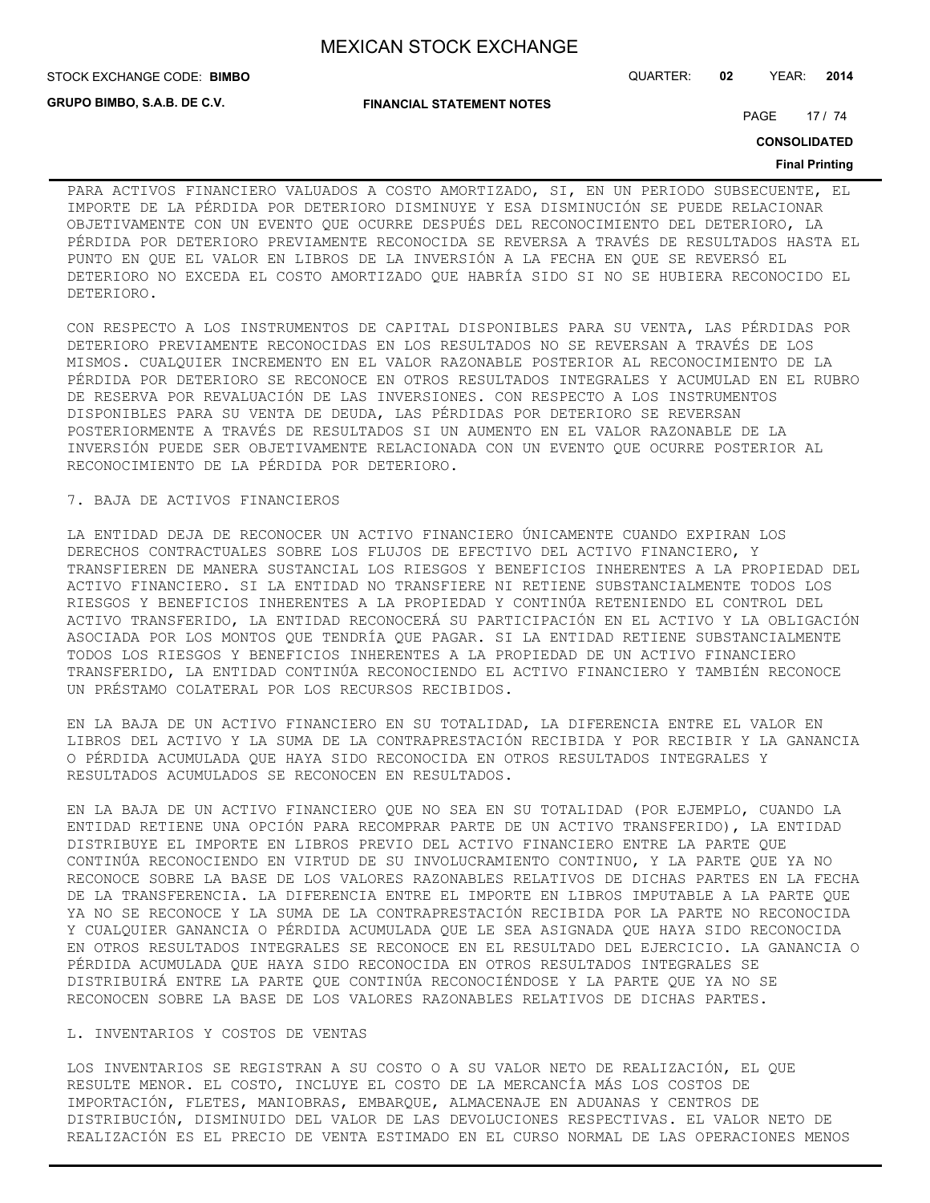PARA ACTIVOS FINANCIERO VALUADOS A COSTO AMORTIZADO, SI, EN UN PERIODO SUBSECUENTE, EL IMPORTE DE LA PÉRDIDA POR DETERIORO DISMINUYE Y ESA DISMINUCIÓN SE PUEDE RELACIONAR OBJETIVAMENTE CON UN EVENTO QUE OCURRE DESPUÉS DEL RECONOCIMIENTO DEL DETERIORO, LA PÉRDIDA POR DETERIORO PREVIAMENTE RECONOCIDA SE REVERSA A TRAVÉS DE RESULTADOS HASTA EL PUNTO EN QUE EL VALOR EN LIBROS DE LA INVERSIÓN A LA FECHA EN QUE SE REVERSÓ EL DETERIORO NO EXCEDA EL COSTO AMORTIZADO QUE HABRÍA SIDO SI NO SE HUBIERA RECONOCIDO EL DETERIORO.

CON RESPECTO A LOS INSTRUMENTOS DE CAPITAL DISPONIBLES PARA SU VENTA, LAS PÉRDIDAS POR DETERIORO PREVIAMENTE RECONOCIDAS EN LOS RESULTADOS NO SE REVERSAN A TRAVÉS DE LOS MISMOS. CUALQUIER INCREMENTO EN EL VALOR RAZONABLE POSTERIOR AL RECONOCIMIENTO DE LA PÉRDIDA POR DETERIORO SE RECONOCE EN OTROS RESULTADOS INTEGRALES Y ACUMULAD EN EL RUBRO DE RESERVA POR REVALUACIÓN DE LAS INVERSIONES. CON RESPECTO A LOS INSTRUMENTOS DISPONIBLES PARA SU VENTA DE DEUDA, LAS PÉRDIDAS POR DETERIORO SE REVERSAN POSTERIORMENTE A TRAVÉS DE RESULTADOS SI UN AUMENTO EN EL VALOR RAZONABLE DE LA INVERSIÓN PUEDE SER OBJETIVAMENTE RELACIONADA CON UN EVENTO QUE OCURRE POSTERIOR AL RECONOCIMIENTO DE LA PÉRDIDA POR DETERIORO.

7. BAJA DE ACTIVOS FINANCIEROS

LA ENTIDAD DEJA DE RECONOCER UN ACTIVO FINANCIERO ÚNICAMENTE CUANDO EXPIRAN LOS DERECHOS CONTRACTUALES SOBRE LOS FLUJOS DE EFECTIVO DEL ACTIVO FINANCIERO, Y TRANSFIEREN DE MANERA SUSTANCIAL LOS RIESGOS Y BENEFICIOS INHERENTES A LA PROPIEDAD DEL ACTIVO FINANCIERO. SI LA ENTIDAD NO TRANSFIERE NI RETIENE SUBSTANCIALMENTE TODOS LOS RIESGOS Y BENEFICIOS INHERENTES A LA PROPIEDAD Y CONTINÚA RETENIENDO EL CONTROL DEL ACTIVO TRANSFERIDO, LA ENTIDAD RECONOCERÁ SU PARTICIPACIÓN EN EL ACTIVO Y LA OBLIGACIÓN ASOCIADA POR LOS MONTOS QUE TENDRÍA QUE PAGAR. SI LA ENTIDAD RETIENE SUBSTANCIALMENTE TODOS LOS RIESGOS Y BENEFICIOS INHERENTES A LA PROPIEDAD DE UN ACTIVO FINANCIERO TRANSFERIDO, LA ENTIDAD CONTINÚA RECONOCIENDO EL ACTIVO FINANCIERO Y TAMBIÉN RECONOCE UN PRÉSTAMO COLATERAL POR LOS RECURSOS RECIBIDOS.

EN LA BAJA DE UN ACTIVO FINANCIERO EN SU TOTALIDAD, LA DIFERENCIA ENTRE EL VALOR EN LIBROS DEL ACTIVO Y LA SUMA DE LA CONTRAPRESTACIÓN RECIBIDA Y POR RECIBIR Y LA GANANCIA O PÉRDIDA ACUMULADA QUE HAYA SIDO RECONOCIDA EN OTROS RESULTADOS INTEGRALES Y RESULTADOS ACUMULADOS SE RECONOCEN EN RESULTADOS.

EN LA BAJA DE UN ACTIVO FINANCIERO QUE NO SEA EN SU TOTALIDAD (POR EJEMPLO, CUANDO LA ENTIDAD RETIENE UNA OPCIÓN PARA RECOMPRAR PARTE DE UN ACTIVO TRANSFERIDO), LA ENTIDAD DISTRIBUYE EL IMPORTE EN LIBROS PREVIO DEL ACTIVO FINANCIERO ENTRE LA PARTE QUE CONTINÚA RECONOCIENDO EN VIRTUD DE SU INVOLUCRAMIENTO CONTINUO, Y LA PARTE QUE YA NO RECONOCE SOBRE LA BASE DE LOS VALORES RAZONABLES RELATIVOS DE DICHAS PARTES EN LA FECHA DE LA TRANSFERENCIA. LA DIFERENCIA ENTRE EL IMPORTE EN LIBROS IMPUTABLE A LA PARTE QUE YA NO SE RECONOCE Y LA SUMA DE LA CONTRAPRESTACIÓN RECIBIDA POR LA PARTE NO RECONOCIDA Y CUALQUIER GANANCIA O PÉRDIDA ACUMULADA QUE LE SEA ASIGNADA QUE HAYA SIDO RECONOCIDA EN OTROS RESULTADOS INTEGRALES SE RECONOCE EN EL RESULTADO DEL EJERCICIO. LA GANANCIA O PÉRDIDA ACUMULADA QUE HAYA SIDO RECONOCIDA EN OTROS RESULTADOS INTEGRALES SE DISTRIBUIRÁ ENTRE LA PARTE QUE CONTINÚA RECONOCIÉNDOSE Y LA PARTE QUE YA NO SE RECONOCEN SOBRE LA BASE DE LOS VALORES RAZONABLES RELATIVOS DE DICHAS PARTES.

L. INVENTARIOS Y COSTOS DE VENTAS

LOS INVENTARIOS SE REGISTRAN A SU COSTO O A SU VALOR NETO DE REALIZACIÓN, EL QUE RESULTE MENOR. EL COSTO, INCLUYE EL COSTO DE LA MERCANCÍA MÁS LOS COSTOS DE IMPORTACIÓN, FLETES, MANIOBRAS, EMBARQUE, ALMACENAJE EN ADUANAS Y CENTROS DE DISTRIBUCIÓN, DISMINUIDO DEL VALOR DE LAS DEVOLUCIONES RESPECTIVAS. EL VALOR NETO DE REALIZACIÓN ES EL PRECIO DE VENTA ESTIMADO EN EL CURSO NORMAL DE LAS OPERACIONES MENOS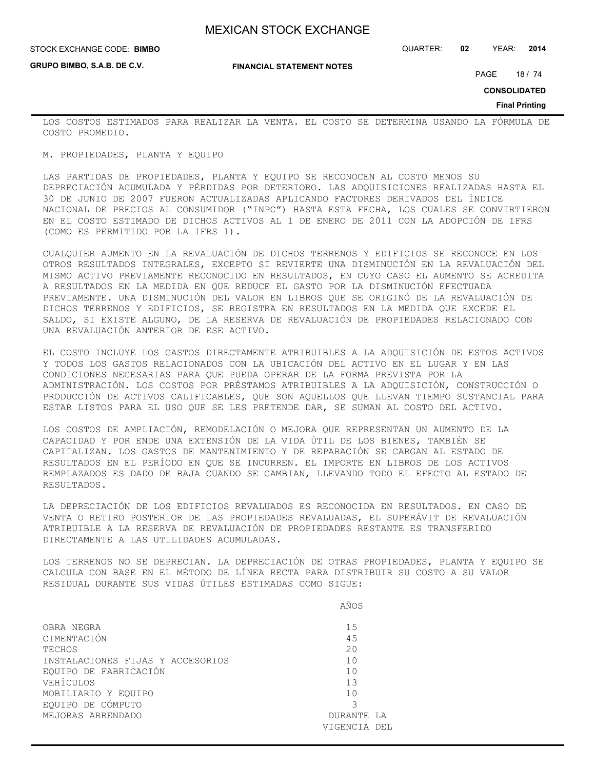LOS COSTOS ESTIMADOS PARA REALIZAR LA VENTA. EL COSTO SE DETERMINA USANDO LA FÓRMULA DE COSTO PROMEDIO.

M. PROPIEDADES, PLANTA Y EQUIPO

LAS PARTIDAS DE PROPIEDADES, PLANTA Y EQUIPO SE RECONOCEN AL COSTO MENOS SU DEPRECIACIÓN ACUMULADA Y PÉRDIDAS POR DETERIORO. LAS ADQUISICIONES REALIZADAS HASTA EL 30 DE JUNIO DE 2007 FUERON ACTUALIZADAS APLICANDO FACTORES DERIVADOS DEL ÍNDICE NACIONAL DE PRECIOS AL CONSUMIDOR ("INPC") HASTA ESTA FECHA, LOS CUALES SE CONVIRTIERON EN EL COSTO ESTIMADO DE DICHOS ACTIVOS AL 1 DE ENERO DE 2011 CON LA ADOPCIÓN DE IFRS (COMO ES PERMITIDO POR LA IFRS 1).

CUALQUIER AUMENTO EN LA REVALUACIÓN DE DICHOS TERRENOS Y EDIFICIOS SE RECONOCE EN LOS OTROS RESULTADOS INTEGRALES, EXCEPTO SI REVIERTE UNA DISMINUCIÓN EN LA REVALUACIÓN DEL MISMO ACTIVO PREVIAMENTE RECONOCIDO EN RESULTADOS, EN CUYO CASO EL AUMENTO SE ACREDITA A RESULTADOS EN LA MEDIDA EN QUE REDUCE EL GASTO POR LA DISMINUCIÓN EFECTUADA PREVIAMENTE. UNA DISMINUCIÓN DEL VALOR EN LIBROS QUE SE ORIGINÓ DE LA REVALUACIÓN DE DICHOS TERRENOS Y EDIFICIOS, SE REGISTRA EN RESULTADOS EN LA MEDIDA QUE EXCEDE EL SALDO, SI EXISTE ALGUNO, DE LA RESERVA DE REVALUACIÓN DE PROPIEDADES RELACIONADO CON UNA REVALUACIÓN ANTERIOR DE ESE ACTIVO.

EL COSTO INCLUYE LOS GASTOS DIRECTAMENTE ATRIBUIBLES A LA ADQUISICIÓN DE ESTOS ACTIVOS Y TODOS LOS GASTOS RELACIONADOS CON LA UBICACIÓN DEL ACTIVO EN EL LUGAR Y EN LAS CONDICIONES NECESARIAS PARA QUE PUEDA OPERAR DE LA FORMA PREVISTA POR LA ADMINISTRACIÓN. LOS COSTOS POR PRÉSTAMOS ATRIBUIBLES A LA ADQUISICIÓN, CONSTRUCCIÓN O PRODUCCIÓN DE ACTIVOS CALIFICABLES, QUE SON AQUELLOS QUE LLEVAN TIEMPO SUSTANCIAL PARA ESTAR LISTOS PARA EL USO QUE SE LES PRETENDE DAR, SE SUMAN AL COSTO DEL ACTIVO.

LOS COSTOS DE AMPLIACIÓN, REMODELACIÓN O MEJORA QUE REPRESENTAN UN AUMENTO DE LA CAPACIDAD Y POR ENDE UNA EXTENSIÓN DE LA VIDA ÚTIL DE LOS BIENES, TAMBIÉN SE CAPITALIZAN. LOS GASTOS DE MANTENIMIENTO Y DE REPARACIÓN SE CARGAN AL ESTADO DE RESULTADOS EN EL PERÍODO EN QUE SE INCURREN. EL IMPORTE EN LIBROS DE LOS ACTIVOS REMPLAZADOS ES DADO DE BAJA CUANDO SE CAMBIAN, LLEVANDO TODO EL EFECTO AL ESTADO DE RESULTADOS.

LA DEPRECIACIÓN DE LOS EDIFICIOS REVALUADOS ES RECONOCIDA EN RESULTADOS. EN CASO DE VENTA O RETIRO POSTERIOR DE LAS PROPIEDADES REVALUADAS, EL SUPERÁVIT DE REVALUACIÓN ATRIBUIBLE A LA RESERVA DE REVALUACIÓN DE PROPIEDADES RESTANTE ES TRANSFERIDO DIRECTAMENTE A LAS UTILIDADES ACUMULADAS.

LOS TERRENOS NO SE DEPRECIAN. LA DEPRECIACIÓN DE OTRAS PROPIEDADES, PLANTA Y EQUIPO SE CALCULA CON BASE EN EL MÉTODO DE LÍNEA RECTA PARA DISTRIBUIR SU COSTO A SU VALOR RESIDUAL DURANTE SUS VIDAS ÚTILES ESTIMADAS COMO SIGUE:

| | AÑOS |
|---|---|
| OBRA NEGRA | 15 |
| CIMENTACIÓN | 45 |
| TECHOS | 20 |
| INSTALACIONES FIJAS Y ACCESORIOS | 10 |
| EQUIPO DE FABRICACIÓN | 10 |
| VEHÍCULOS | 13 |
| MOBILIARIO Y EQUIPO | 10 |
| EQUIPO DE CÓMPUTO | 3 |
| MEJORAS ARRENDADO | DURANTE LA VIGENCIA DEL |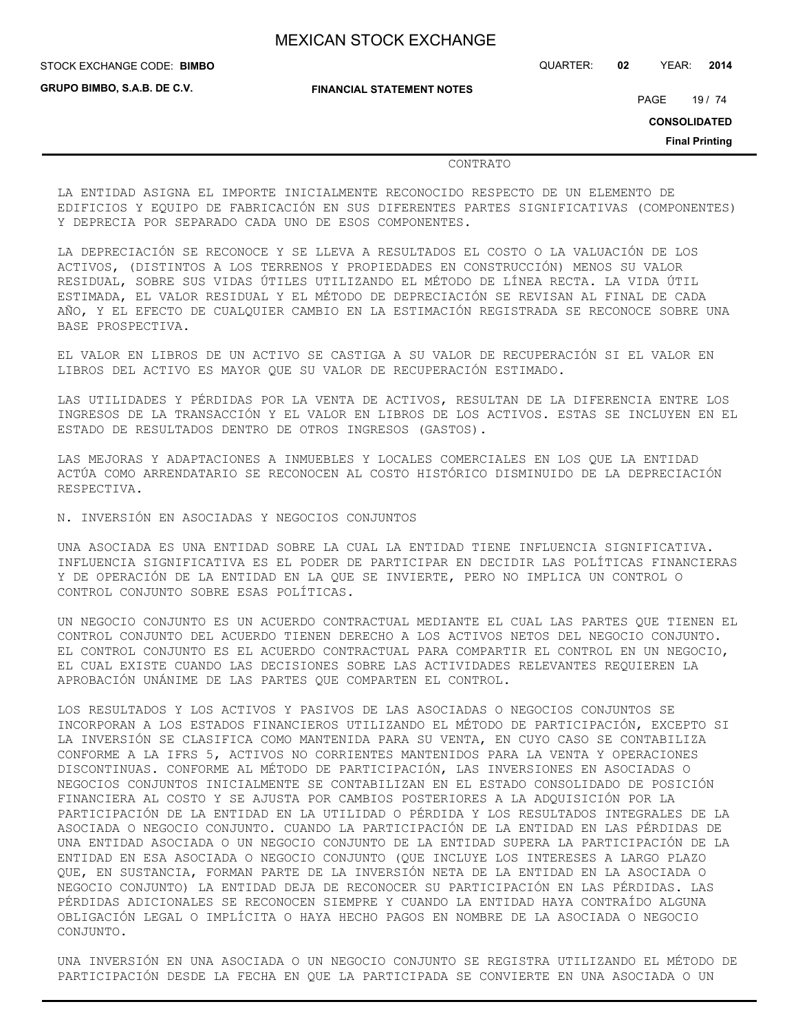CONTRATO

LA ENTIDAD ASIGNA EL IMPORTE INICIALMENTE RECONOCIDO RESPECTO DE UN ELEMENTO DE EDIFICIOS Y EQUIPO DE FABRICACIÓN EN SUS DIFERENTES PARTES SIGNIFICATIVAS (COMPONENTES) Y DEPRECIA POR SEPARADO CADA UNO DE ESOS COMPONENTES.

LA DEPRECIACIÓN SE RECONOCE Y SE LLEVA A RESULTADOS EL COSTO O LA VALUACIÓN DE LOS ACTIVOS, (DISTINTOS A LOS TERRENOS Y PROPIEDADES EN CONSTRUCCIÓN) MENOS SU VALOR RESIDUAL, SOBRE SUS VIDAS ÚTILES UTILIZANDO EL MÉTODO DE LÍNEA RECTA. LA VIDA ÚTIL ESTIMADA, EL VALOR RESIDUAL Y EL MÉTODO DE DEPRECIACIÓN SE REVISAN AL FINAL DE CADA AÑO, Y EL EFECTO DE CUALQUIER CAMBIO EN LA ESTIMACIÓN REGISTRADA SE RECONOCE SOBRE UNA BASE PROSPECTIVA.

EL VALOR EN LIBROS DE UN ACTIVO SE CASTIGA A SU VALOR DE RECUPERACIÓN SI EL VALOR EN LIBROS DEL ACTIVO ES MAYOR QUE SU VALOR DE RECUPERACIÓN ESTIMADO.

LAS UTILIDADES Y PÉRDIDAS POR LA VENTA DE ACTIVOS, RESULTAN DE LA DIFERENCIA ENTRE LOS INGRESOS DE LA TRANSACCIÓN Y EL VALOR EN LIBROS DE LOS ACTIVOS. ESTAS SE INCLUYEN EN EL ESTADO DE RESULTADOS DENTRO DE OTROS INGRESOS (GASTOS).

LAS MEJORAS Y ADAPTACIONES A INMUEBLES Y LOCALES COMERCIALES EN LOS QUE LA ENTIDAD ACTÚA COMO ARRENDATARIO SE RECONOCEN AL COSTO HISTÓRICO DISMINUIDO DE LA DEPRECIACIÓN RESPECTIVA.

N. INVERSIÓN EN ASOCIADAS Y NEGOCIOS CONJUNTOS

UNA ASOCIADA ES UNA ENTIDAD SOBRE LA CUAL LA ENTIDAD TIENE INFLUENCIA SIGNIFICATIVA. INFLUENCIA SIGNIFICATIVA ES EL PODER DE PARTICIPAR EN DECIDIR LAS POLÍTICAS FINANCIERAS Y DE OPERACIÓN DE LA ENTIDAD EN LA QUE SE INVIERTE, PERO NO IMPLICA UN CONTROL O CONTROL CONJUNTO SOBRE ESAS POLÍTICAS.

UN NEGOCIO CONJUNTO ES UN ACUERDO CONTRACTUAL MEDIANTE EL CUAL LAS PARTES QUE TIENEN EL CONTROL CONJUNTO DEL ACUERDO TIENEN DERECHO A LOS ACTIVOS NETOS DEL NEGOCIO CONJUNTO. EL CONTROL CONJUNTO ES EL ACUERDO CONTRACTUAL PARA COMPARTIR EL CONTROL EN UN NEGOCIO, EL CUAL EXISTE CUANDO LAS DECISIONES SOBRE LAS ACTIVIDADES RELEVANTES REQUIEREN LA APROBACIÓN UNÁNIME DE LAS PARTES QUE COMPARTEN EL CONTROL.

LOS RESULTADOS Y LOS ACTIVOS Y PASIVOS DE LAS ASOCIADAS O NEGOCIOS CONJUNTOS SE INCORPORAN A LOS ESTADOS FINANCIEROS UTILIZANDO EL MÉTODO DE PARTICIPACIÓN, EXCEPTO SI LA INVERSIÓN SE CLASIFICA COMO MANTENIDA PARA SU VENTA, EN CUYO CASO SE CONTABILIZA CONFORME A LA IFRS 5, ACTIVOS NO CORRIENTES MANTENIDOS PARA LA VENTA Y OPERACIONES DISCONTINUAS. CONFORME AL MÉTODO DE PARTICIPACIÓN, LAS INVERSIONES EN ASOCIADAS O NEGOCIOS CONJUNTOS INICIALMENTE SE CONTABILIZAN EN EL ESTADO CONSOLIDADO DE POSICIÓN FINANCIERA AL COSTO Y SE AJUSTA POR CAMBIOS POSTERIORES A LA ADQUISICIÓN POR LA PARTICIPACIÓN DE LA ENTIDAD EN LA UTILIDAD O PÉRDIDA Y LOS RESULTADOS INTEGRALES DE LA ASOCIADA O NEGOCIO CONJUNTO. CUANDO LA PARTICIPACIÓN DE LA ENTIDAD EN LAS PÉRDIDAS DE UNA ENTIDAD ASOCIADA O UN NEGOCIO CONJUNTO DE LA ENTIDAD SUPERA LA PARTICIPACIÓN DE LA ENTIDAD EN ESA ASOCIADA O NEGOCIO CONJUNTO (QUE INCLUYE LOS INTERESES A LARGO PLAZO QUE, EN SUSTANCIA, FORMAN PARTE DE LA INVERSIÓN NETA DE LA ENTIDAD EN LA ASOCIADA O NEGOCIO CONJUNTO) LA ENTIDAD DEJA DE RECONOCER SU PARTICIPACIÓN EN LAS PÉRDIDAS. LAS PÉRDIDAS ADICIONALES SE RECONOCEN SIEMPRE Y CUANDO LA ENTIDAD HAYA CONTRAÍDO ALGUNA OBLIGACIÓN LEGAL O IMPLÍCITA O HAYA HECHO PAGOS EN NOMBRE DE LA ASOCIADA O NEGOCIO CONJUNTO.

UNA INVERSIÓN EN UNA ASOCIADA O UN NEGOCIO CONJUNTO SE REGISTRA UTILIZANDO EL MÉTODO DE PARTICIPACIÓN DESDE LA FECHA EN QUE LA PARTICIPADA SE CONVIERTE EN UNA ASOCIADA O UN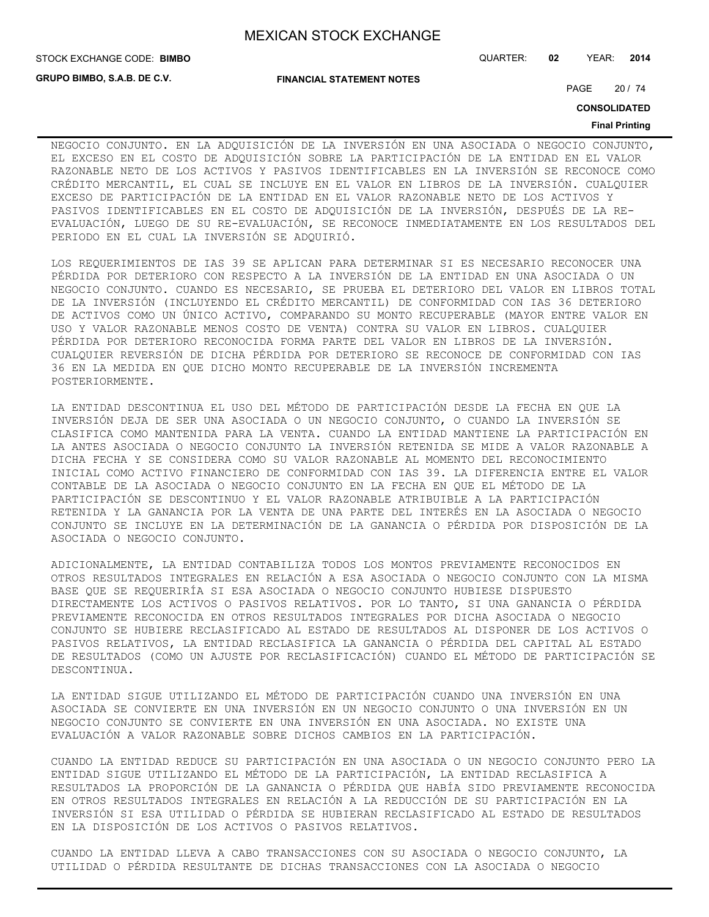NEGOCIO CONJUNTO. EN LA ADQUISICIÓN DE LA INVERSIÓN EN UNA ASOCIADA O NEGOCIO CONJUNTO, EL EXCESO EN EL COSTO DE ADQUISICIÓN SOBRE LA PARTICIPACIÓN DE LA ENTIDAD EN EL VALOR RAZONABLE NETO DE LOS ACTIVOS Y PASIVOS IDENTIFICABLES EN LA INVERSIÓN SE RECONOCE COMO CRÉDITO MERCANTIL, EL CUAL SE INCLUYE EN EL VALOR EN LIBROS DE LA INVERSIÓN. CUALQUIER EXCESO DE PARTICIPACIÓN DE LA ENTIDAD EN EL VALOR RAZONABLE NETO DE LOS ACTIVOS Y PASIVOS IDENTIFICABLES EN EL COSTO DE ADQUISICIÓN DE LA INVERSIÓN, DESPUÉS DE LA RE-EVALUACIÓN, LUEGO DE SU RE-EVALUACIÓN, SE RECONOCE INMEDIATAMENTE EN LOS RESULTADOS DEL PERIODO EN EL CUAL LA INVERSIÓN SE ADQUIRIÓ.

LOS REQUERIMIENTOS DE IAS 39 SE APLICAN PARA DETERMINAR SI ES NECESARIO RECONOCER UNA PÉRDIDA POR DETERIORO CON RESPECTO A LA INVERSIÓN DE LA ENTIDAD EN UNA ASOCIADA O UN NEGOCIO CONJUNTO. CUANDO ES NECESARIO, SE PRUEBA EL DETERIORO DEL VALOR EN LIBROS TOTAL DE LA INVERSIÓN (INCLUYENDO EL CRÉDITO MERCANTIL) DE CONFORMIDAD CON IAS 36 DETERIORO DE ACTIVOS COMO UN ÚNICO ACTIVO, COMPARANDO SU MONTO RECUPERABLE (MAYOR ENTRE VALOR EN USO Y VALOR RAZONABLE MENOS COSTO DE VENTA) CONTRA SU VALOR EN LIBROS. CUALQUIER PÉRDIDA POR DETERIORO RECONOCIDA FORMA PARTE DEL VALOR EN LIBROS DE LA INVERSIÓN. CUALQUIER REVERSIÓN DE DICHA PÉRDIDA POR DETERIORO SE RECONOCE DE CONFORMIDAD CON IAS 36 EN LA MEDIDA EN QUE DICHO MONTO RECUPERABLE DE LA INVERSIÓN INCREMENTA POSTERIORMENTE.

LA ENTIDAD DESCONTINUA EL USO DEL MÉTODO DE PARTICIPACIÓN DESDE LA FECHA EN QUE LA INVERSIÓN DEJA DE SER UNA ASOCIADA O UN NEGOCIO CONJUNTO, O CUANDO LA INVERSIÓN SE CLASIFICA COMO MANTENIDA PARA LA VENTA. CUANDO LA ENTIDAD MANTIENE LA PARTICIPACIÓN EN LA ANTES ASOCIADA O NEGOCIO CONJUNTO LA INVERSIÓN RETENIDA SE MIDE A VALOR RAZONABLE A DICHA FECHA Y SE CONSIDERA COMO SU VALOR RAZONABLE AL MOMENTO DEL RECONOCIMIENTO INICIAL COMO ACTIVO FINANCIERO DE CONFORMIDAD CON IAS 39. LA DIFERENCIA ENTRE EL VALOR CONTABLE DE LA ASOCIADA O NEGOCIO CONJUNTO EN LA FECHA EN QUE EL MÉTODO DE LA PARTICIPACIÓN SE DESCONTINUO Y EL VALOR RAZONABLE ATRIBUIBLE A LA PARTICIPACIÓN RETENIDA Y LA GANANCIA POR LA VENTA DE UNA PARTE DEL INTERÉS EN LA ASOCIADA O NEGOCIO CONJUNTO SE INCLUYE EN LA DETERMINACIÓN DE LA GANANCIA O PÉRDIDA POR DISPOSICIÓN DE LA ASOCIADA O NEGOCIO CONJUNTO.

ADICIONALMENTE, LA ENTIDAD CONTABILIZA TODOS LOS MONTOS PREVIAMENTE RECONOCIDOS EN OTROS RESULTADOS INTEGRALES EN RELACIÓN A ESA ASOCIADA O NEGOCIO CONJUNTO CON LA MISMA BASE QUE SE REQUERIRÍA SI ESA ASOCIADA O NEGOCIO CONJUNTO HUBIESE DISPUESTO DIRECTAMENTE LOS ACTIVOS O PASIVOS RELATIVOS. POR LO TANTO, SI UNA GANANCIA O PÉRDIDA PREVIAMENTE RECONOCIDA EN OTROS RESULTADOS INTEGRALES POR DICHA ASOCIADA O NEGOCIO CONJUNTO SE HUBIERE RECLASIFICADO AL ESTADO DE RESULTADOS AL DISPONER DE LOS ACTIVOS O PASIVOS RELATIVOS, LA ENTIDAD RECLASIFICA LA GANANCIA O PÉRDIDA DEL CAPITAL AL ESTADO DE RESULTADOS (COMO UN AJUSTE POR RECLASIFICACIÓN) CUANDO EL MÉTODO DE PARTICIPACIÓN SE DESCONTINUA.

LA ENTIDAD SIGUE UTILIZANDO EL MÉTODO DE PARTICIPACIÓN CUANDO UNA INVERSIÓN EN UNA ASOCIADA SE CONVIERTE EN UNA INVERSIÓN EN UN NEGOCIO CONJUNTO O UNA INVERSIÓN EN UN NEGOCIO CONJUNTO SE CONVIERTE EN UNA INVERSIÓN EN UNA ASOCIADA. NO EXISTE UNA EVALUACIÓN A VALOR RAZONABLE SOBRE DICHOS CAMBIOS EN LA PARTICIPACIÓN.

CUANDO LA ENTIDAD REDUCE SU PARTICIPACIÓN EN UNA ASOCIADA O UN NEGOCIO CONJUNTO PERO LA ENTIDAD SIGUE UTILIZANDO EL MÉTODO DE LA PARTICIPACIÓN, LA ENTIDAD RECLASIFICA A RESULTADOS LA PROPORCIÓN DE LA GANANCIA O PÉRDIDA QUE HABÍA SIDO PREVIAMENTE RECONOCIDA EN OTROS RESULTADOS INTEGRALES EN RELACIÓN A LA REDUCCIÓN DE SU PARTICIPACIÓN EN LA INVERSIÓN SI ESA UTILIDAD O PÉRDIDA SE HUBIERAN RECLASIFICADO AL ESTADO DE RESULTADOS EN LA DISPOSICIÓN DE LOS ACTIVOS O PASIVOS RELATIVOS.

CUANDO LA ENTIDAD LLEVA A CABO TRANSACCIONES CON SU ASOCIADA O NEGOCIO CONJUNTO, LA UTILIDAD O PÉRDIDA RESULTANTE DE DICHAS TRANSACCIONES CON LA ASOCIADA O NEGOCIO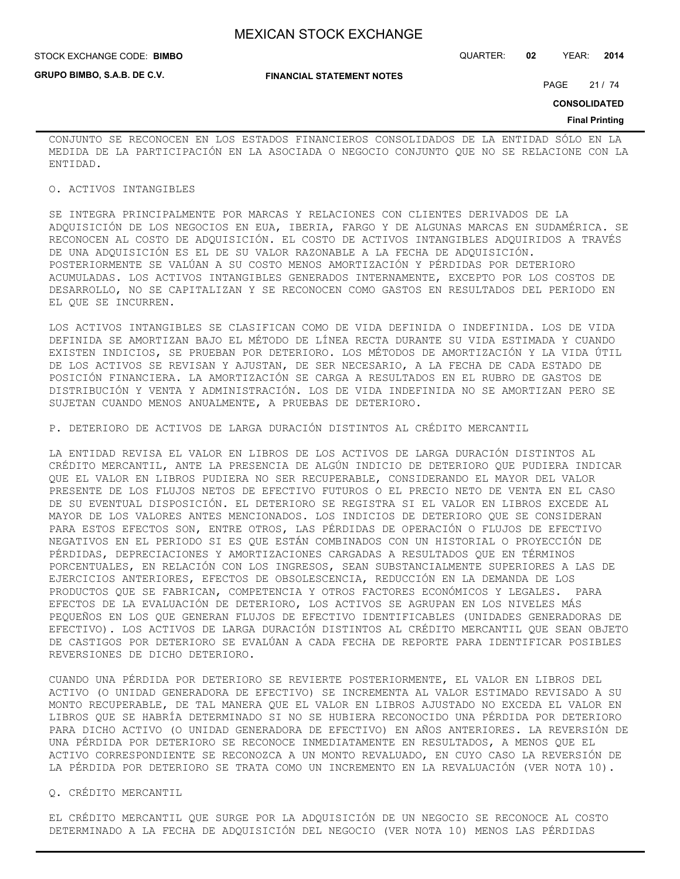CONJUNTO SE RECONOCEN EN LOS ESTADOS FINANCIEROS CONSOLIDADOS DE LA ENTIDAD SÓLO EN LA MEDIDA DE LA PARTICIPACIÓN EN LA ASOCIADA O NEGOCIO CONJUNTO QUE NO SE RELACIONE CON LA ENTIDAD.

## O. ACTIVOS INTANGIBLES

SE INTEGRA PRINCIPALMENTE POR MARCAS Y RELACIONES CON CLIENTES DERIVADOS DE LA ADQUISICIÓN DE LOS NEGOCIOS EN EUA, IBERIA, FARGO Y DE ALGUNAS MARCAS EN SUDAMÉRICA. SE RECONOCEN AL COSTO DE ADQUISICIÓN. EL COSTO DE ACTIVOS INTANGIBLES ADQUIRIDOS A TRAVÉS DE UNA ADQUISICIÓN ES EL DE SU VALOR RAZONABLE A LA FECHA DE ADQUISICIÓN. POSTERIORMENTE SE VALÚAN A SU COSTO MENOS AMORTIZACIÓN Y PÉRDIDAS POR DETERIORO ACUMULADAS. LOS ACTIVOS INTANGIBLES GENERADOS INTERNAMENTE, EXCEPTO POR LOS COSTOS DE DESARROLLO, NO SE CAPITALIZAN Y SE RECONOCEN COMO GASTOS EN RESULTADOS DEL PERIODO EN EL QUE SE INCURREN.

LOS ACTIVOS INTANGIBLES SE CLASIFICAN COMO DE VIDA DEFINIDA O INDEFINIDA. LOS DE VIDA DEFINIDA SE AMORTIZAN BAJO EL MÉTODO DE LÍNEA RECTA DURANTE SU VIDA ESTIMADA Y CUANDO EXISTEN INDICIOS, SE PRUEBAN POR DETERIORO. LOS MÉTODOS DE AMORTIZACIÓN Y LA VIDA ÚTIL DE LOS ACTIVOS SE REVISAN Y AJUSTAN, DE SER NECESARIO, A LA FECHA DE CADA ESTADO DE POSICIÓN FINANCIERA. LA AMORTIZACIÓN SE CARGA A RESULTADOS EN EL RUBRO DE GASTOS DE DISTRIBUCIÓN Y VENTA Y ADMINISTRACIÓN. LOS DE VIDA INDEFINIDA NO SE AMORTIZAN PERO SE SUJETAN CUANDO MENOS ANUALMENTE, A PRUEBAS DE DETERIORO.

## P. DETERIORO DE ACTIVOS DE LARGA DURACIÓN DISTINTOS AL CRÉDITO MERCANTIL

LA ENTIDAD REVISA EL VALOR EN LIBROS DE LOS ACTIVOS DE LARGA DURACIÓN DISTINTOS AL CRÉDITO MERCANTIL, ANTE LA PRESENCIA DE ALGÚN INDICIO DE DETERIORO QUE PUDIERA INDICAR QUE EL VALOR EN LIBROS PUDIERA NO SER RECUPERABLE, CONSIDERANDO EL MAYOR DEL VALOR PRESENTE DE LOS FLUJOS NETOS DE EFECTIVO FUTUROS O EL PRECIO NETO DE VENTA EN EL CASO DE SU EVENTUAL DISPOSICIÓN. EL DETERIORO SE REGISTRA SI EL VALOR EN LIBROS EXCEDE AL MAYOR DE LOS VALORES ANTES MENCIONADOS. LOS INDICIOS DE DETERIORO QUE SE CONSIDERAN PARA ESTOS EFECTOS SON, ENTRE OTROS, LAS PÉRDIDAS DE OPERACIÓN O FLUJOS DE EFECTIVO NEGATIVOS EN EL PERIODO SI ES QUE ESTÁN COMBINADOS CON UN HISTORIAL O PROYECCIÓN DE PÉRDIDAS, DEPRECIACIONES Y AMORTIZACIONES CARGADAS A RESULTADOS QUE EN TÉRMINOS PORCENTUALES, EN RELACIÓN CON LOS INGRESOS, SEAN SUBSTANCIALMENTE SUPERIORES A LAS DE EJERCICIOS ANTERIORES, EFECTOS DE OBSOLESCENCIA, REDUCCIÓN EN LA DEMANDA DE LOS PRODUCTOS QUE SE FABRICAN, COMPETENCIA Y OTROS FACTORES ECONÓMICOS Y LEGALES. PARA EFECTOS DE LA EVALUACIÓN DE DETERIORO, LOS ACTIVOS SE AGRUPAN EN LOS NIVELES MÁS PEQUEÑOS EN LOS QUE GENERAN FLUJOS DE EFECTIVO IDENTIFICABLES (UNIDADES GENERADORAS DE EFECTIVO). LOS ACTIVOS DE LARGA DURACIÓN DISTINTOS AL CRÉDITO MERCANTIL QUE SEAN OBJETO DE CASTIGOS POR DETERIORO SE EVALÚAN A CADA FECHA DE REPORTE PARA IDENTIFICAR POSIBLES REVERSIONES DE DICHO DETERIORO.

CUANDO UNA PÉRDIDA POR DETERIORO SE REVIERTE POSTERIORMENTE, EL VALOR EN LIBROS DEL ACTIVO (O UNIDAD GENERADORA DE EFECTIVO) SE INCREMENTA AL VALOR ESTIMADO REVISADO A SU MONTO RECUPERABLE, DE TAL MANERA QUE EL VALOR EN LIBROS AJUSTADO NO EXCEDA EL VALOR EN LIBROS QUE SE HABRÍA DETERMINADO SI NO SE HUBIERA RECONOCIDO UNA PÉRDIDA POR DETERIORO PARA DICHO ACTIVO (O UNIDAD GENERADORA DE EFECTIVO) EN AÑOS ANTERIORES. LA REVERSIÓN DE UNA PÉRDIDA POR DETERIORO SE RECONOCE INMEDIATAMENTE EN RESULTADOS, A MENOS QUE EL ACTIVO CORRESPONDIENTE SE RECONOZCA A UN MONTO REVALUADO, EN CUYO CASO LA REVERSIÓN DE LA PÉRDIDA POR DETERIORO SE TRATA COMO UN INCREMENTO EN LA REVALUACIÓN (VER NOTA 10).

## Q. CRÉDITO MERCANTIL

EL CRÉDITO MERCANTIL QUE SURGE POR LA ADQUISICIÓN DE UN NEGOCIO SE RECONOCE AL COSTO DETERMINADO A LA FECHA DE ADQUISICIÓN DEL NEGOCIO (VER NOTA 10) MENOS LAS PÉRDIDAS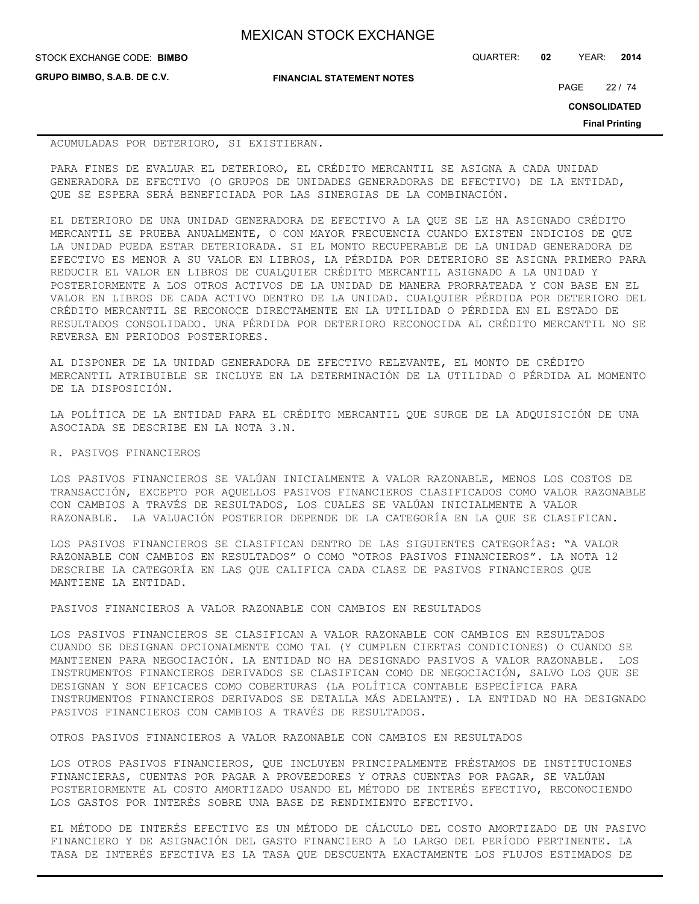ACUMULADAS POR DETERIORO, SI EXISTIERAN.

PARA FINES DE EVALUAR EL DETERIORO, EL CRÉDITO MERCANTIL SE ASIGNA A CADA UNIDAD GENERADORA DE EFECTIVO (O GRUPOS DE UNIDADES GENERADORAS DE EFECTIVO) DE LA ENTIDAD, QUE SE ESPERA SERÁ BENEFICIADA POR LAS SINERGIAS DE LA COMBINACIÓN.

EL DETERIORO DE UNA UNIDAD GENERADORA DE EFECTIVO A LA QUE SE LE HA ASIGNADO CRÉDITO MERCANTIL SE PRUEBA ANUALMENTE, O CON MAYOR FRECUENCIA CUANDO EXISTEN INDICIOS DE QUE LA UNIDAD PUEDA ESTAR DETERIORADA. SI EL MONTO RECUPERABLE DE LA UNIDAD GENERADORA DE EFECTIVO ES MENOR A SU VALOR EN LIBROS, LA PÉRDIDA POR DETERIORO SE ASIGNA PRIMERO PARA REDUCIR EL VALOR EN LIBROS DE CUALQUIER CRÉDITO MERCANTIL ASIGNADO A LA UNIDAD Y POSTERIORMENTE A LOS OTROS ACTIVOS DE LA UNIDAD DE MANERA PRORRATEADA Y CON BASE EN EL VALOR EN LIBROS DE CADA ACTIVO DENTRO DE LA UNIDAD. CUALQUIER PÉRDIDA POR DETERIORO DEL CRÉDITO MERCANTIL SE RECONOCE DIRECTAMENTE EN LA UTILIDAD O PÉRDIDA EN EL ESTADO DE RESULTADOS CONSOLIDADO. UNA PÉRDIDA POR DETERIORO RECONOCIDA AL CRÉDITO MERCANTIL NO SE REVERSA EN PERIODOS POSTERIORES.

AL DISPONER DE LA UNIDAD GENERADORA DE EFECTIVO RELEVANTE, EL MONTO DE CRÉDITO MERCANTIL ATRIBUIBLE SE INCLUYE EN LA DETERMINACIÓN DE LA UTILIDAD O PÉRDIDA AL MOMENTO DE LA DISPOSICIÓN.

LA POLÍTICA DE LA ENTIDAD PARA EL CRÉDITO MERCANTIL QUE SURGE DE LA ADQUISICIÓN DE UNA ASOCIADA SE DESCRIBE EN LA NOTA 3.N.

R. PASIVOS FINANCIEROS

LOS PASIVOS FINANCIEROS SE VALÚAN INICIALMENTE A VALOR RAZONABLE, MENOS LOS COSTOS DE TRANSACCIÓN, EXCEPTO POR AQUELLOS PASIVOS FINANCIEROS CLASIFICADOS COMO VALOR RAZONABLE CON CAMBIOS A TRAVÉS DE RESULTADOS, LOS CUALES SE VALÚAN INICIALMENTE A VALOR RAZONABLE. LA VALUACIÓN POSTERIOR DEPENDE DE LA CATEGORÍA EN LA QUE SE CLASIFICAN.

LOS PASIVOS FINANCIEROS SE CLASIFICAN DENTRO DE LAS SIGUIENTES CATEGORÍAS: "A VALOR RAZONABLE CON CAMBIOS EN RESULTADOS" O COMO "OTROS PASIVOS FINANCIEROS". LA NOTA 12 DESCRIBE LA CATEGORÍA EN LAS QUE CALIFICA CADA CLASE DE PASIVOS FINANCIEROS QUE MANTIENE LA ENTIDAD.

PASIVOS FINANCIEROS A VALOR RAZONABLE CON CAMBIOS EN RESULTADOS

LOS PASIVOS FINANCIEROS SE CLASIFICAN A VALOR RAZONABLE CON CAMBIOS EN RESULTADOS CUANDO SE DESIGNAN OPCIONALMENTE COMO TAL (Y CUMPLEN CIERTAS CONDICIONES) O CUANDO SE MANTIENEN PARA NEGOCIACIÓN. LA ENTIDAD NO HA DESIGNADO PASIVOS A VALOR RAZONABLE. LOS INSTRUMENTOS FINANCIEROS DERIVADOS SE CLASIFICAN COMO DE NEGOCIACIÓN, SALVO LOS QUE SE DESIGNAN Y SON EFICACES COMO COBERTURAS (LA POLÍTICA CONTABLE ESPECÍFICA PARA INSTRUMENTOS FINANCIEROS DERIVADOS SE DETALLA MÁS ADELANTE). LA ENTIDAD NO HA DESIGNADO PASIVOS FINANCIEROS CON CAMBIOS A TRAVÉS DE RESULTADOS.

OTROS PASIVOS FINANCIEROS A VALOR RAZONABLE CON CAMBIOS EN RESULTADOS

LOS OTROS PASIVOS FINANCIEROS, QUE INCLUYEN PRINCIPALMENTE PRÉSTAMOS DE INSTITUCIONES FINANCIERAS, CUENTAS POR PAGAR A PROVEEDORES Y OTRAS CUENTAS POR PAGAR, SE VALÚAN POSTERIORMENTE AL COSTO AMORTIZADO USANDO EL MÉTODO DE INTERÉS EFECTIVO, RECONOCIENDO LOS GASTOS POR INTERÉS SOBRE UNA BASE DE RENDIMIENTO EFECTIVO.

EL MÉTODO DE INTERÉS EFECTIVO ES UN MÉTODO DE CÁLCULO DEL COSTO AMORTIZADO DE UN PASIVO FINANCIERO Y DE ASIGNACIÓN DEL GASTO FINANCIERO A LO LARGO DEL PERÍODO PERTINENTE. LA TASA DE INTERÉS EFECTIVA ES LA TASA QUE DESCUENTA EXACTAMENTE LOS FLUJOS ESTIMADOS DE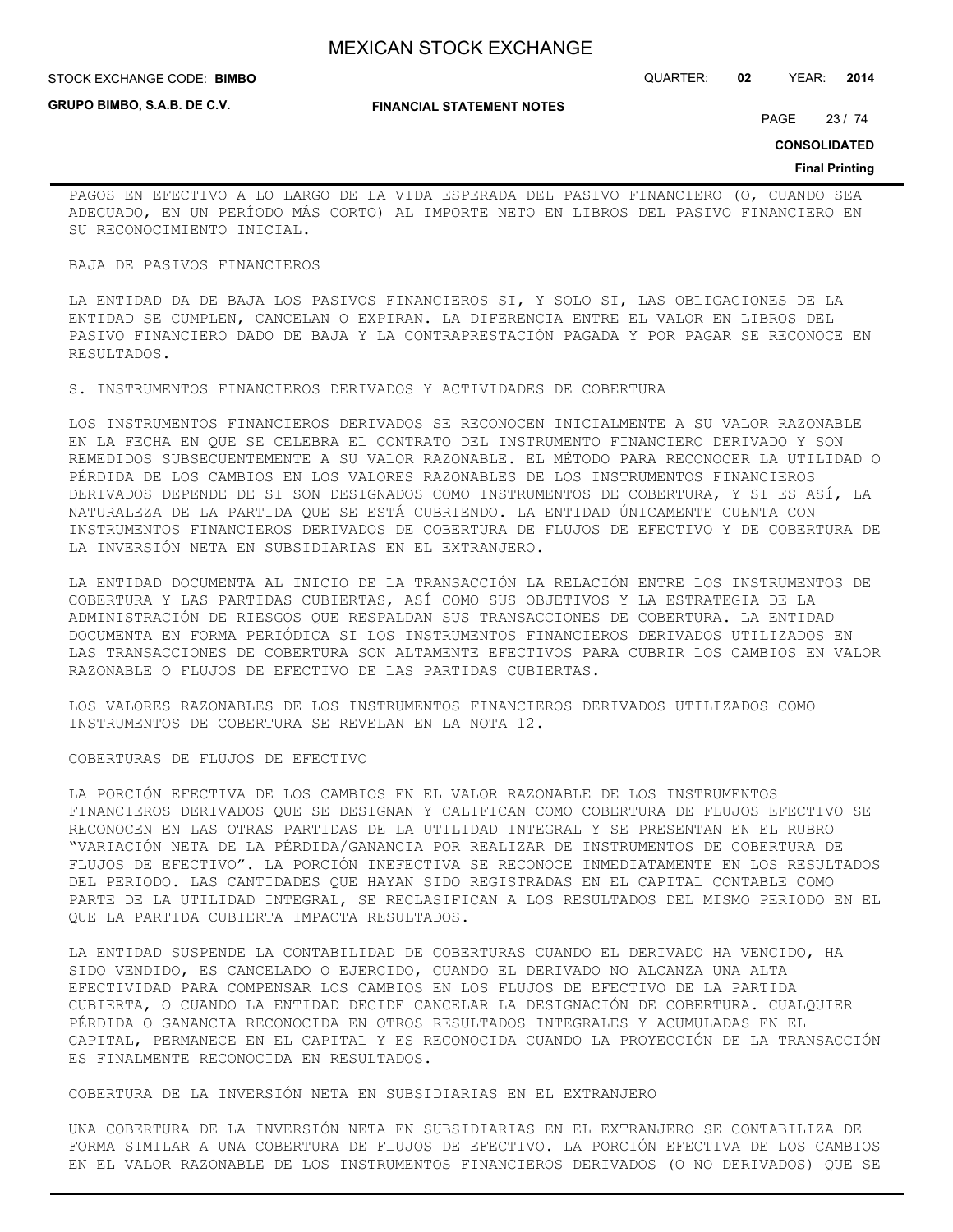PAGOS EN EFECTIVO A LO LARGO DE LA VIDA ESPERADA DEL PASIVO FINANCIERO (O, CUANDO SEA ADECUADO, EN UN PERÍODO MÁS CORTO) AL IMPORTE NETO EN LIBROS DEL PASIVO FINANCIERO EN SU RECONOCIMIENTO INICIAL.

BAJA DE PASIVOS FINANCIEROS

LA ENTIDAD DA DE BAJA LOS PASIVOS FINANCIEROS SI, Y SOLO SI, LAS OBLIGACIONES DE LA ENTIDAD SE CUMPLEN, CANCELAN O EXPIRAN. LA DIFERENCIA ENTRE EL VALOR EN LIBROS DEL PASIVO FINANCIERO DADO DE BAJA Y LA CONTRAPRESTACIÓN PAGADA Y POR PAGAR SE RECONOCE EN RESULTADOS.

S. INSTRUMENTOS FINANCIEROS DERIVADOS Y ACTIVIDADES DE COBERTURA

LOS INSTRUMENTOS FINANCIEROS DERIVADOS SE RECONOCEN INICIALMENTE A SU VALOR RAZONABLE EN LA FECHA EN QUE SE CELEBRA EL CONTRATO DEL INSTRUMENTO FINANCIERO DERIVADO Y SON REMEDIDOS SUBSECUENTEMENTE A SU VALOR RAZONABLE. EL MÉTODO PARA RECONOCER LA UTILIDAD O PÉRDIDA DE LOS CAMBIOS EN LOS VALORES RAZONABLES DE LOS INSTRUMENTOS FINANCIEROS DERIVADOS DEPENDE DE SI SON DESIGNADOS COMO INSTRUMENTOS DE COBERTURA, Y SI ES ASÍ, LA NATURALEZA DE LA PARTIDA QUE SE ESTÁ CUBRIENDO. LA ENTIDAD ÚNICAMENTE CUENTA CON INSTRUMENTOS FINANCIEROS DERIVADOS DE COBERTURA DE FLUJOS DE EFECTIVO Y DE COBERTURA DE LA INVERSIÓN NETA EN SUBSIDIARIAS EN EL EXTRANJERO.

LA ENTIDAD DOCUMENTA AL INICIO DE LA TRANSACCIÓN LA RELACIÓN ENTRE LOS INSTRUMENTOS DE COBERTURA Y LAS PARTIDAS CUBIERTAS, ASÍ COMO SUS OBJETIVOS Y LA ESTRATEGIA DE LA ADMINISTRACIÓN DE RIESGOS QUE RESPALDAN SUS TRANSACCIONES DE COBERTURA. LA ENTIDAD DOCUMENTA EN FORMA PERIÓDICA SI LOS INSTRUMENTOS FINANCIEROS DERIVADOS UTILIZADOS EN LAS TRANSACCIONES DE COBERTURA SON ALTAMENTE EFECTIVOS PARA CUBRIR LOS CAMBIOS EN VALOR RAZONABLE O FLUJOS DE EFECTIVO DE LAS PARTIDAS CUBIERTAS.

LOS VALORES RAZONABLES DE LOS INSTRUMENTOS FINANCIEROS DERIVADOS UTILIZADOS COMO INSTRUMENTOS DE COBERTURA SE REVELAN EN LA NOTA 12.

COBERTURAS DE FLUJOS DE EFECTIVO

LA PORCIÓN EFECTIVA DE LOS CAMBIOS EN EL VALOR RAZONABLE DE LOS INSTRUMENTOS FINANCIEROS DERIVADOS QUE SE DESIGNAN Y CALIFICAN COMO COBERTURA DE FLUJOS EFECTIVO SE RECONOCEN EN LAS OTRAS PARTIDAS DE LA UTILIDAD INTEGRAL Y SE PRESENTAN EN EL RUBRO "VARIACIÓN NETA DE LA PÉRDIDA/GANANCIA POR REALIZAR DE INSTRUMENTOS DE COBERTURA DE FLUJOS DE EFECTIVO". LA PORCIÓN INEFECTIVA SE RECONOCE INMEDIATAMENTE EN LOS RESULTADOS DEL PERIODO. LAS CANTIDADES QUE HAYAN SIDO REGISTRADAS EN EL CAPITAL CONTABLE COMO PARTE DE LA UTILIDAD INTEGRAL, SE RECLASIFICAN A LOS RESULTADOS DEL MISMO PERIODO EN EL QUE LA PARTIDA CUBIERTA IMPACTA RESULTADOS.

LA ENTIDAD SUSPENDE LA CONTABILIDAD DE COBERTURAS CUANDO EL DERIVADO HA VENCIDO, HA SIDO VENDIDO, ES CANCELADO O EJERCIDO, CUANDO EL DERIVADO NO ALCANZA UNA ALTA EFECTIVIDAD PARA COMPENSAR LOS CAMBIOS EN LOS FLUJOS DE EFECTIVO DE LA PARTIDA CUBIERTA, O CUANDO LA ENTIDAD DECIDE CANCELAR LA DESIGNACIÓN DE COBERTURA. CUALQUIER PÉRDIDA O GANANCIA RECONOCIDA EN OTROS RESULTADOS INTEGRALES Y ACUMULADAS EN EL CAPITAL, PERMANECE EN EL CAPITAL Y ES RECONOCIDA CUANDO LA PROYECCIÓN DE LA TRANSACCIÓN ES FINALMENTE RECONOCIDA EN RESULTADOS.

COBERTURA DE LA INVERSIÓN NETA EN SUBSIDIARIAS EN EL EXTRANJERO

UNA COBERTURA DE LA INVERSIÓN NETA EN SUBSIDIARIAS EN EL EXTRANJERO SE CONTABILIZA DE FORMA SIMILAR A UNA COBERTURA DE FLUJOS DE EFECTIVO. LA PORCIÓN EFECTIVA DE LOS CAMBIOS EN EL VALOR RAZONABLE DE LOS INSTRUMENTOS FINANCIEROS DERIVADOS (O NO DERIVADOS) QUE SE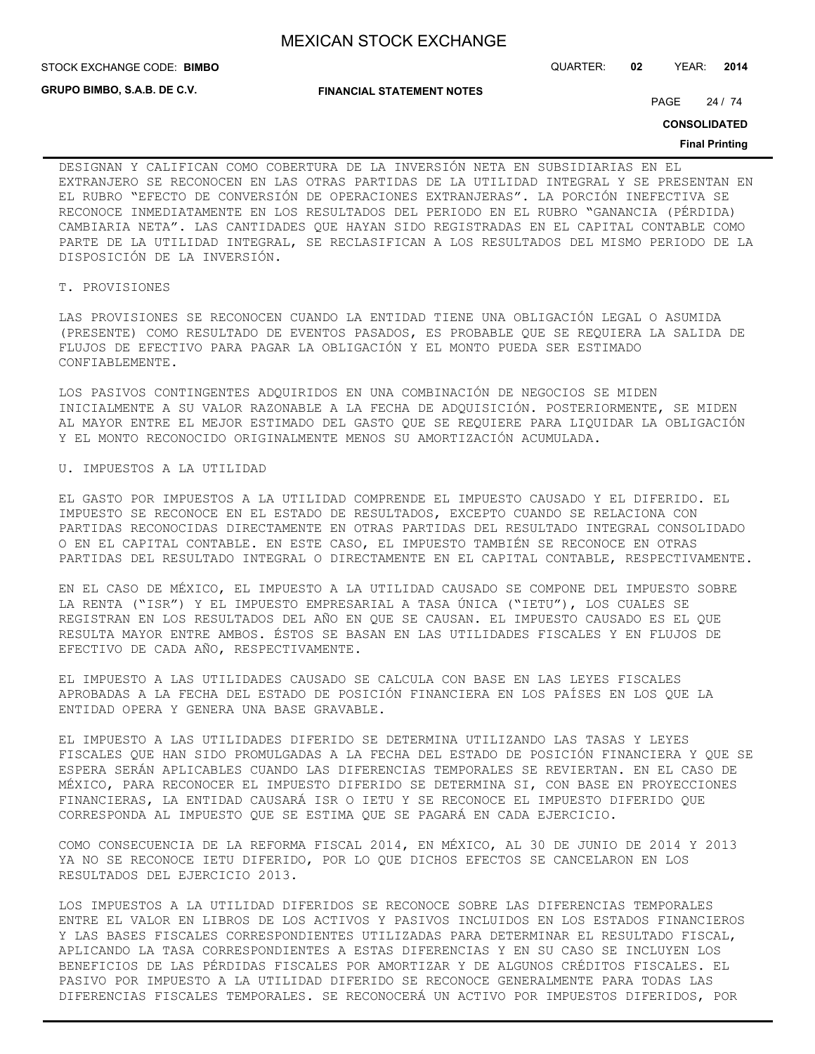DESIGNAN Y CALIFICAN COMO COBERTURA DE LA INVERSIÓN NETA EN SUBSIDIARIAS EN EL EXTRANJERO SE RECONOCEN EN LAS OTRAS PARTIDAS DE LA UTILIDAD INTEGRAL Y SE PRESENTAN EN EL RUBRO "EFECTO DE CONVERSIÓN DE OPERACIONES EXTRANJERAS". LA PORCIÓN INEFECTIVA SE RECONOCE INMEDIATAMENTE EN LOS RESULTADOS DEL PERIODO EN EL RUBRO "GANANCIA (PÉRDIDA) CAMBIARIA NETA". LAS CANTIDADES QUE HAYAN SIDO REGISTRADAS EN EL CAPITAL CONTABLE COMO PARTE DE LA UTILIDAD INTEGRAL, SE RECLASIFICAN A LOS RESULTADOS DEL MISMO PERIODO DE LA DISPOSICIÓN DE LA INVERSIÓN.

## T. PROVISIONES

LAS PROVISIONES SE RECONOCEN CUANDO LA ENTIDAD TIENE UNA OBLIGACIÓN LEGAL O ASUMIDA (PRESENTE) COMO RESULTADO DE EVENTOS PASADOS, ES PROBABLE QUE SE REQUIERA LA SALIDA DE FLUJOS DE EFECTIVO PARA PAGAR LA OBLIGACIÓN Y EL MONTO PUEDA SER ESTIMADO CONFIABLEMENTE.

LOS PASIVOS CONTINGENTES ADQUIRIDOS EN UNA COMBINACIÓN DE NEGOCIOS SE MIDEN INICIALMENTE A SU VALOR RAZONABLE A LA FECHA DE ADQUISICIÓN. POSTERIORMENTE, SE MIDEN AL MAYOR ENTRE EL MEJOR ESTIMADO DEL GASTO QUE SE REQUIERE PARA LIQUIDAR LA OBLIGACIÓN Y EL MONTO RECONOCIDO ORIGINALMENTE MENOS SU AMORTIZACIÓN ACUMULADA.

## U. IMPUESTOS A LA UTILIDAD

EL GASTO POR IMPUESTOS A LA UTILIDAD COMPRENDE EL IMPUESTO CAUSADO Y EL DIFERIDO. EL IMPUESTO SE RECONOCE EN EL ESTADO DE RESULTADOS, EXCEPTO CUANDO SE RELACIONA CON PARTIDAS RECONOCIDAS DIRECTAMENTE EN OTRAS PARTIDAS DEL RESULTADO INTEGRAL CONSOLIDADO O EN EL CAPITAL CONTABLE. EN ESTE CASO, EL IMPUESTO TAMBIÉN SE RECONOCE EN OTRAS PARTIDAS DEL RESULTADO INTEGRAL O DIRECTAMENTE EN EL CAPITAL CONTABLE, RESPECTIVAMENTE.

EN EL CASO DE MÉXICO, EL IMPUESTO A LA UTILIDAD CAUSADO SE COMPONE DEL IMPUESTO SOBRE LA RENTA ("ISR") Y EL IMPUESTO EMPRESARIAL A TASA ÚNICA ("IETU"), LOS CUALES SE REGISTRAN EN LOS RESULTADOS DEL AÑO EN QUE SE CAUSAN. EL IMPUESTO CAUSADO ES EL QUE RESULTA MAYOR ENTRE AMBOS. ÉSTOS SE BASAN EN LAS UTILIDADES FISCALES Y EN FLUJOS DE EFECTIVO DE CADA AÑO, RESPECTIVAMENTE.

EL IMPUESTO A LAS UTILIDADES CAUSADO SE CALCULA CON BASE EN LAS LEYES FISCALES APROBADAS A LA FECHA DEL ESTADO DE POSICIÓN FINANCIERA EN LOS PAÍSES EN LOS QUE LA ENTIDAD OPERA Y GENERA UNA BASE GRAVABLE.

EL IMPUESTO A LAS UTILIDADES DIFERIDO SE DETERMINA UTILIZANDO LAS TASAS Y LEYES FISCALES QUE HAN SIDO PROMULGADAS A LA FECHA DEL ESTADO DE POSICIÓN FINANCIERA Y QUE SE ESPERA SERÁN APLICABLES CUANDO LAS DIFERENCIAS TEMPORALES SE REVIERTAN. EN EL CASO DE MÉXICO, PARA RECONOCER EL IMPUESTO DIFERIDO SE DETERMINA SI, CON BASE EN PROYECCIONES FINANCIERAS, LA ENTIDAD CAUSARÁ ISR O IETU Y SE RECONOCE EL IMPUESTO DIFERIDO QUE CORRESPONDA AL IMPUESTO QUE SE ESTIMA QUE SE PAGARÁ EN CADA EJERCICIO.

COMO CONSECUENCIA DE LA REFORMA FISCAL 2014, EN MÉXICO, AL 30 DE JUNIO DE 2014 Y 2013 YA NO SE RECONOCE IETU DIFERIDO, POR LO QUE DICHOS EFECTOS SE CANCELARON EN LOS RESULTADOS DEL EJERCICIO 2013.

LOS IMPUESTOS A LA UTILIDAD DIFERIDOS SE RECONOCE SOBRE LAS DIFERENCIAS TEMPORALES ENTRE EL VALOR EN LIBROS DE LOS ACTIVOS Y PASIVOS INCLUIDOS EN LOS ESTADOS FINANCIEROS Y LAS BASES FISCALES CORRESPONDIENTES UTILIZADAS PARA DETERMINAR EL RESULTADO FISCAL, APLICANDO LA TASA CORRESPONDIENTES A ESTAS DIFERENCIAS Y EN SU CASO SE INCLUYEN LOS BENEFICIOS DE LAS PÉRDIDAS FISCALES POR AMORTIZAR Y DE ALGUNOS CRÉDITOS FISCALES. EL PASIVO POR IMPUESTO A LA UTILIDAD DIFERIDO SE RECONOCE GENERALMENTE PARA TODAS LAS DIFERENCIAS FISCALES TEMPORALES. SE RECONOCERÁ UN ACTIVO POR IMPUESTOS DIFERIDOS, POR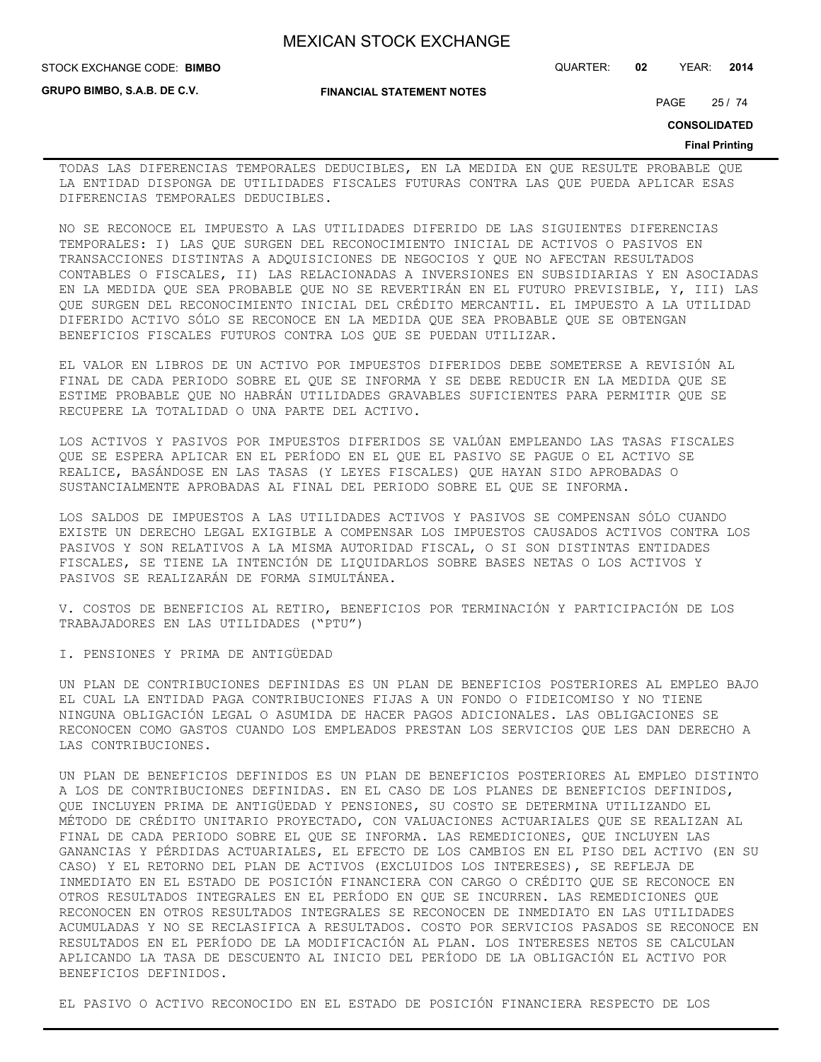TODAS LAS DIFERENCIAS TEMPORALES DEDUCIBLES, EN LA MEDIDA EN QUE RESULTE PROBABLE QUE LA ENTIDAD DISPONGA DE UTILIDADES FISCALES FUTURAS CONTRA LAS QUE PUEDA APLICAR ESAS DIFERENCIAS TEMPORALES DEDUCIBLES.

NO SE RECONOCE EL IMPUESTO A LAS UTILIDADES DIFERIDO DE LAS SIGUIENTES DIFERENCIAS TEMPORALES: I) LAS QUE SURGEN DEL RECONOCIMIENTO INICIAL DE ACTIVOS O PASIVOS EN TRANSACCIONES DISTINTAS A ADQUISICIONES DE NEGOCIOS Y QUE NO AFECTAN RESULTADOS CONTABLES O FISCALES, II) LAS RELACIONADAS A INVERSIONES EN SUBSIDIARIAS Y EN ASOCIADAS EN LA MEDIDA QUE SEA PROBABLE QUE NO SE REVERTIRÁN EN EL FUTURO PREVISIBLE, Y, III) LAS QUE SURGEN DEL RECONOCIMIENTO INICIAL DEL CRÉDITO MERCANTIL. EL IMPUESTO A LA UTILIDAD DIFERIDO ACTIVO SÓLO SE RECONOCE EN LA MEDIDA QUE SEA PROBABLE QUE SE OBTENGAN BENEFICIOS FISCALES FUTUROS CONTRA LOS QUE SE PUEDAN UTILIZAR.

EL VALOR EN LIBROS DE UN ACTIVO POR IMPUESTOS DIFERIDOS DEBE SOMETERSE A REVISIÓN AL FINAL DE CADA PERIODO SOBRE EL QUE SE INFORMA Y SE DEBE REDUCIR EN LA MEDIDA QUE SE ESTIME PROBABLE QUE NO HABRÁN UTILIDADES GRAVABLES SUFICIENTES PARA PERMITIR QUE SE RECUPERE LA TOTALIDAD O UNA PARTE DEL ACTIVO.

LOS ACTIVOS Y PASIVOS POR IMPUESTOS DIFERIDOS SE VALÚAN EMPLEANDO LAS TASAS FISCALES QUE SE ESPERA APLICAR EN EL PERÍODO EN EL QUE EL PASIVO SE PAGUE O EL ACTIVO SE REALICE, BASÁNDOSE EN LAS TASAS (Y LEYES FISCALES) QUE HAYAN SIDO APROBADAS O SUSTANCIALMENTE APROBADAS AL FINAL DEL PERIODO SOBRE EL QUE SE INFORMA.

LOS SALDOS DE IMPUESTOS A LAS UTILIDADES ACTIVOS Y PASIVOS SE COMPENSAN SÓLO CUANDO EXISTE UN DERECHO LEGAL EXIGIBLE A COMPENSAR LOS IMPUESTOS CAUSADOS ACTIVOS CONTRA LOS PASIVOS Y SON RELATIVOS A LA MISMA AUTORIDAD FISCAL, O SI SON DISTINTAS ENTIDADES FISCALES, SE TIENE LA INTENCIÓN DE LIQUIDARLOS SOBRE BASES NETAS O LOS ACTIVOS Y PASIVOS SE REALIZARÁN DE FORMA SIMULTÁNEA.

V. COSTOS DE BENEFICIOS AL RETIRO, BENEFICIOS POR TERMINACIÓN Y PARTICIPACIÓN DE LOS TRABAJADORES EN LAS UTILIDADES ("PTU")

I. PENSIONES Y PRIMA DE ANTIGÜEDAD

UN PLAN DE CONTRIBUCIONES DEFINIDAS ES UN PLAN DE BENEFICIOS POSTERIORES AL EMPLEO BAJO EL CUAL LA ENTIDAD PAGA CONTRIBUCIONES FIJAS A UN FONDO O FIDEICOMISO Y NO TIENE NINGUNA OBLIGACIÓN LEGAL O ASUMIDA DE HACER PAGOS ADICIONALES. LAS OBLIGACIONES SE RECONOCEN COMO GASTOS CUANDO LOS EMPLEADOS PRESTAN LOS SERVICIOS QUE LES DAN DERECHO A LAS CONTRIBUCIONES.

UN PLAN DE BENEFICIOS DEFINIDOS ES UN PLAN DE BENEFICIOS POSTERIORES AL EMPLEO DISTINTO A LOS DE CONTRIBUCIONES DEFINIDAS. EN EL CASO DE LOS PLANES DE BENEFICIOS DEFINIDOS, QUE INCLUYEN PRIMA DE ANTIGÜEDAD Y PENSIONES, SU COSTO SE DETERMINA UTILIZANDO EL MÉTODO DE CRÉDITO UNITARIO PROYECTADO, CON VALUACIONES ACTUARIALES QUE SE REALIZAN AL FINAL DE CADA PERIODO SOBRE EL QUE SE INFORMA. LAS REMEDICIONES, QUE INCLUYEN LAS GANANCIAS Y PÉRDIDAS ACTUARIALES, EL EFECTO DE LOS CAMBIOS EN EL PISO DEL ACTIVO (EN SU CASO) Y EL RETORNO DEL PLAN DE ACTIVOS (EXCLUIDOS LOS INTERESES), SE REFLEJA DE INMEDIATO EN EL ESTADO DE POSICIÓN FINANCIERA CON CARGO O CRÉDITO QUE SE RECONOCE EN OTROS RESULTADOS INTEGRALES EN EL PERÍODO EN QUE SE INCURREN. LAS REMEDICIONES QUE RECONOCEN EN OTROS RESULTADOS INTEGRALES SE RECONOCEN DE INMEDIATO EN LAS UTILIDADES ACUMULADAS Y NO SE RECLASIFICA A RESULTADOS. COSTO POR SERVICIOS PASADOS SE RECONOCE EN RESULTADOS EN EL PERÍODO DE LA MODIFICACIÓN AL PLAN. LOS INTERESES NETOS SE CALCULAN APLICANDO LA TASA DE DESCUENTO AL INICIO DEL PERÍODO DE LA OBLIGACIÓN EL ACTIVO POR BENEFICIOS DEFINIDOS.

EL PASIVO O ACTIVO RECONOCIDO EN EL ESTADO DE POSICIÓN FINANCIERA RESPECTO DE LOS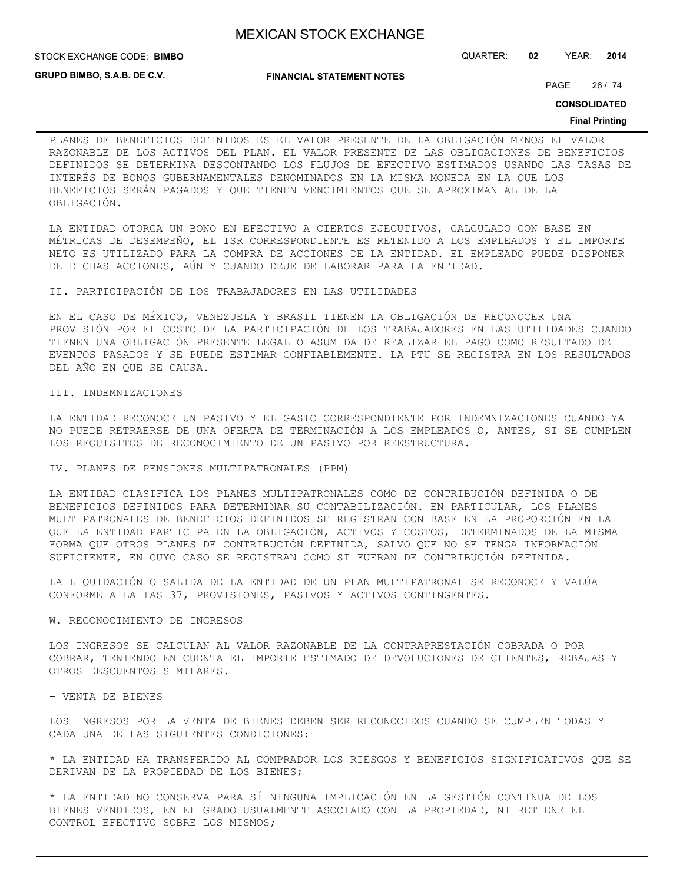PLANES DE BENEFICIOS DEFINIDOS ES EL VALOR PRESENTE DE LA OBLIGACIÓN MENOS EL VALOR RAZONABLE DE LOS ACTIVOS DEL PLAN. EL VALOR PRESENTE DE LAS OBLIGACIONES DE BENEFICIOS DEFINIDOS SE DETERMINA DESCONTANDO LOS FLUJOS DE EFECTIVO ESTIMADOS USANDO LAS TASAS DE INTERÉS DE BONOS GUBERNAMENTALES DENOMINADOS EN LA MISMA MONEDA EN LA QUE LOS BENEFICIOS SERÁN PAGADOS Y QUE TIENEN VENCIMIENTOS QUE SE APROXIMAN AL DE LA OBLIGACIÓN.

LA ENTIDAD OTORGA UN BONO EN EFECTIVO A CIERTOS EJECUTIVOS, CALCULADO CON BASE EN MÉTRICAS DE DESEMPEÑO, EL ISR CORRESPONDIENTE ES RETENIDO A LOS EMPLEADOS Y EL IMPORTE NETO ES UTILIZADO PARA LA COMPRA DE ACCIONES DE LA ENTIDAD. EL EMPLEADO PUEDE DISPONER DE DICHAS ACCIONES, AÚN Y CUANDO DEJE DE LABORAR PARA LA ENTIDAD.

II. PARTICIPACIÓN DE LOS TRABAJADORES EN LAS UTILIDADES

EN EL CASO DE MÉXICO, VENEZUELA Y BRASIL TIENEN LA OBLIGACIÓN DE RECONOCER UNA PROVISIÓN POR EL COSTO DE LA PARTICIPACIÓN DE LOS TRABAJADORES EN LAS UTILIDADES CUANDO TIENEN UNA OBLIGACIÓN PRESENTE LEGAL O ASUMIDA DE REALIZAR EL PAGO COMO RESULTADO DE EVENTOS PASADOS Y SE PUEDE ESTIMAR CONFIABLEMENTE. LA PTU SE REGISTRA EN LOS RESULTADOS DEL AÑO EN QUE SE CAUSA.

III. INDEMNIZACIONES

LA ENTIDAD RECONOCE UN PASIVO Y EL GASTO CORRESPONDIENTE POR INDEMNIZACIONES CUANDO YA NO PUEDE RETRAERSE DE UNA OFERTA DE TERMINACIÓN A LOS EMPLEADOS O, ANTES, SI SE CUMPLEN LOS REQUISITOS DE RECONOCIMIENTO DE UN PASIVO POR REESTRUCTURA.

IV. PLANES DE PENSIONES MULTIPATRONALES (PPM)

LA ENTIDAD CLASIFICA LOS PLANES MULTIPATRONALES COMO DE CONTRIBUCIÓN DEFINIDA O DE BENEFICIOS DEFINIDOS PARA DETERMINAR SU CONTABILIZACIÓN. EN PARTICULAR, LOS PLANES MULTIPATRONALES DE BENEFICIOS DEFINIDOS SE REGISTRAN CON BASE EN LA PROPORCIÓN EN LA QUE LA ENTIDAD PARTICIPA EN LA OBLIGACIÓN, ACTIVOS Y COSTOS, DETERMINADOS DE LA MISMA FORMA QUE OTROS PLANES DE CONTRIBUCIÓN DEFINIDA, SALVO QUE NO SE TENGA INFORMACIÓN SUFICIENTE, EN CUYO CASO SE REGISTRAN COMO SI FUERAN DE CONTRIBUCIÓN DEFINIDA.

LA LIQUIDACIÓN O SALIDA DE LA ENTIDAD DE UN PLAN MULTIPATRONAL SE RECONOCE Y VALÚA CONFORME A LA IAS 37, PROVISIONES, PASIVOS Y ACTIVOS CONTINGENTES.

W. RECONOCIMIENTO DE INGRESOS

LOS INGRESOS SE CALCULAN AL VALOR RAZONABLE DE LA CONTRAPRESTACIÓN COBRADA O POR COBRAR, TENIENDO EN CUENTA EL IMPORTE ESTIMADO DE DEVOLUCIONES DE CLIENTES, REBAJAS Y OTROS DESCUENTOS SIMILARES.

- VENTA DE BIENES

LOS INGRESOS POR LA VENTA DE BIENES DEBEN SER RECONOCIDOS CUANDO SE CUMPLEN TODAS Y CADA UNA DE LAS SIGUIENTES CONDICIONES:

* LA ENTIDAD HA TRANSFERIDO AL COMPRADOR LOS RIESGOS Y BENEFICIOS SIGNIFICATIVOS QUE SE DERIVAN DE LA PROPIEDAD DE LOS BIENES;

* LA ENTIDAD NO CONSERVA PARA SÍ NINGUNA IMPLICACIÓN EN LA GESTIÓN CONTINUA DE LOS BIENES VENDIDOS, EN EL GRADO USUALMENTE ASOCIADO CON LA PROPIEDAD, NI RETIENE EL CONTROL EFECTIVO SOBRE LOS MISMOS;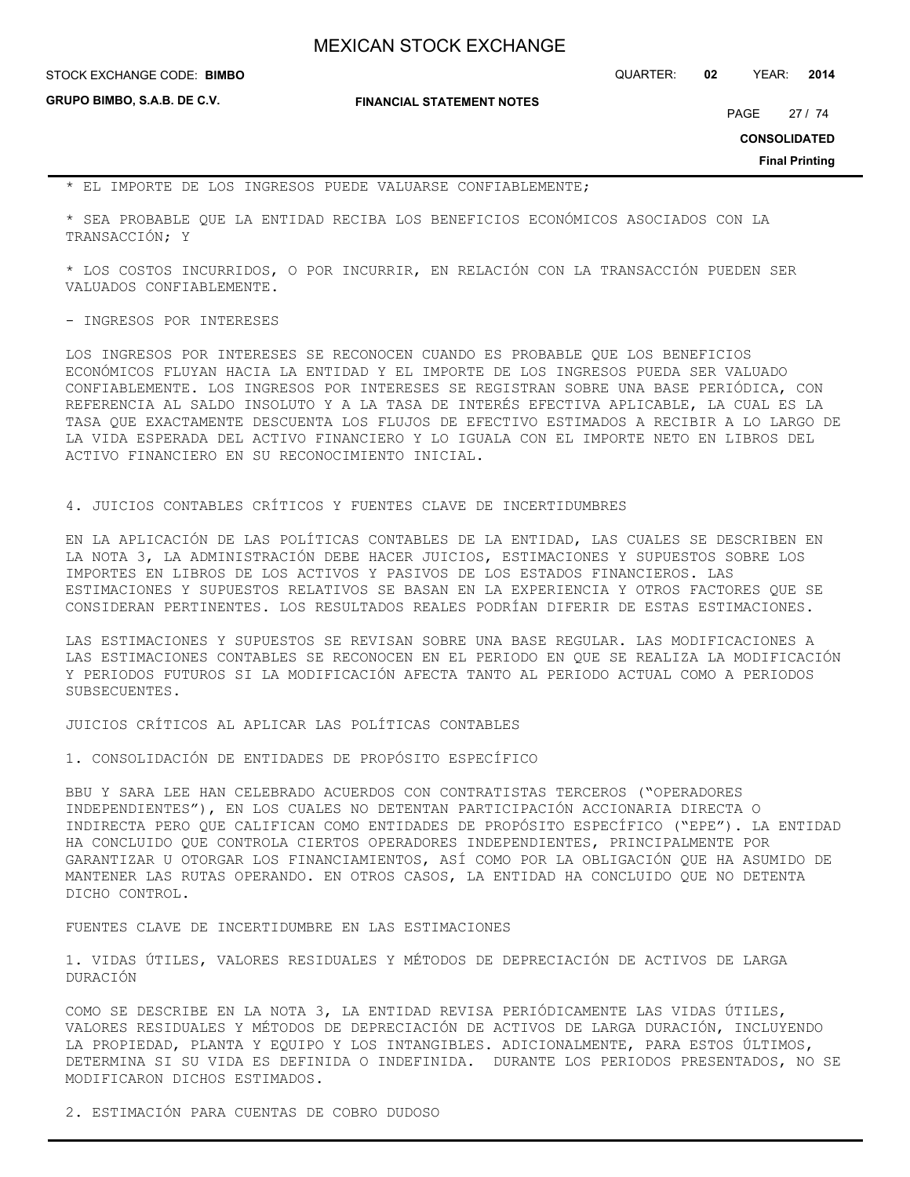* EL IMPORTE DE LOS INGRESOS PUEDE VALUARSE CONFIABLEMENTE;

* SEA PROBABLE QUE LA ENTIDAD RECIBA LOS BENEFICIOS ECONÓMICOS ASOCIADOS CON LA TRANSACCIÓN; Y

* LOS COSTOS INCURRIDOS, O POR INCURRIR, EN RELACIÓN CON LA TRANSACCIÓN PUEDEN SER VALUADOS CONFIABLEMENTE.

- INGRESOS POR INTERESES

LOS INGRESOS POR INTERESES SE RECONOCEN CUANDO ES PROBABLE QUE LOS BENEFICIOS ECONÓMICOS FLUYAN HACIA LA ENTIDAD Y EL IMPORTE DE LOS INGRESOS PUEDA SER VALUADO CONFIABLEMENTE. LOS INGRESOS POR INTERESES SE REGISTRAN SOBRE UNA BASE PERIÓDICA, CON REFERENCIA AL SALDO INSOLUTO Y A LA TASA DE INTERÉS EFECTIVA APLICABLE, LA CUAL ES LA TASA QUE EXACTAMENTE DESCUENTA LOS FLUJOS DE EFECTIVO ESTIMADOS A RECIBIR A LO LARGO DE LA VIDA ESPERADA DEL ACTIVO FINANCIERO Y LO IGUALA CON EL IMPORTE NETO EN LIBROS DEL ACTIVO FINANCIERO EN SU RECONOCIMIENTO INICIAL.

## 4. JUICIOS CONTABLES CRÍTICOS Y FUENTES CLAVE DE INCERTIDUMBRES

EN LA APLICACIÓN DE LAS POLÍTICAS CONTABLES DE LA ENTIDAD, LAS CUALES SE DESCRIBEN EN LA NOTA 3, LA ADMINISTRACIÓN DEBE HACER JUICIOS, ESTIMACIONES Y SUPUESTOS SOBRE LOS IMPORTES EN LIBROS DE LOS ACTIVOS Y PASIVOS DE LOS ESTADOS FINANCIEROS. LAS ESTIMACIONES Y SUPUESTOS RELATIVOS SE BASAN EN LA EXPERIENCIA Y OTROS FACTORES QUE SE CONSIDERAN PERTINENTES. LOS RESULTADOS REALES PODRÍAN DIFERIR DE ESTAS ESTIMACIONES.

LAS ESTIMACIONES Y SUPUESTOS SE REVISAN SOBRE UNA BASE REGULAR. LAS MODIFICACIONES A LAS ESTIMACIONES CONTABLES SE RECONOCEN EN EL PERIODO EN QUE SE REALIZA LA MODIFICACIÓN Y PERIODOS FUTUROS SI LA MODIFICACIÓN AFECTA TANTO AL PERIODO ACTUAL COMO A PERIODOS SUBSECUENTES.

### JUICIOS CRÍTICOS AL APLICAR LAS POLÍTICAS CONTABLES

1. CONSOLIDACIÓN DE ENTIDADES DE PROPÓSITO ESPECÍFICO

BBU Y SARA LEE HAN CELEBRADO ACUERDOS CON CONTRATISTAS TERCEROS ("OPERADORES INDEPENDIENTES"), EN LOS CUALES NO DETENTAN PARTICIPACIÓN ACCIONARIA DIRECTA O INDIRECTA PERO QUE CALIFICAN COMO ENTIDADES DE PROPÓSITO ESPECÍFICO ("EPE"). LA ENTIDAD HA CONCLUIDO QUE CONTROLA CIERTOS OPERADORES INDEPENDIENTES, PRINCIPALMENTE POR GARANTIZAR U OTORGAR LOS FINANCIAMIENTOS, ASÍ COMO POR LA OBLIGACIÓN QUE HA ASUMIDO DE MANTENER LAS RUTAS OPERANDO. EN OTROS CASOS, LA ENTIDAD HA CONCLUIDO QUE NO DETENTA DICHO CONTROL.

### FUENTES CLAVE DE INCERTIDUMBRE EN LAS ESTIMACIONES

1. VIDAS ÚTILES, VALORES RESIDUALES Y MÉTODOS DE DEPRECIACIÓN DE ACTIVOS DE LARGA DURACIÓN

COMO SE DESCRIBE EN LA NOTA 3, LA ENTIDAD REVISA PERIÓDICAMENTE LAS VIDAS ÚTILES, VALORES RESIDUALES Y MÉTODOS DE DEPRECIACIÓN DE ACTIVOS DE LARGA DURACIÓN, INCLUYENDO LA PROPIEDAD, PLANTA Y EQUIPO Y LOS INTANGIBLES. ADICIONALMENTE, PARA ESTOS ÚLTIMOS, DETERMINA SI SU VIDA ES DEFINIDA O INDEFINIDA. DURANTE LOS PERIODOS PRESENTADOS, NO SE MODIFICARON DICHOS ESTIMADOS.

2. ESTIMACIÓN PARA CUENTAS DE COBRO DUDOSO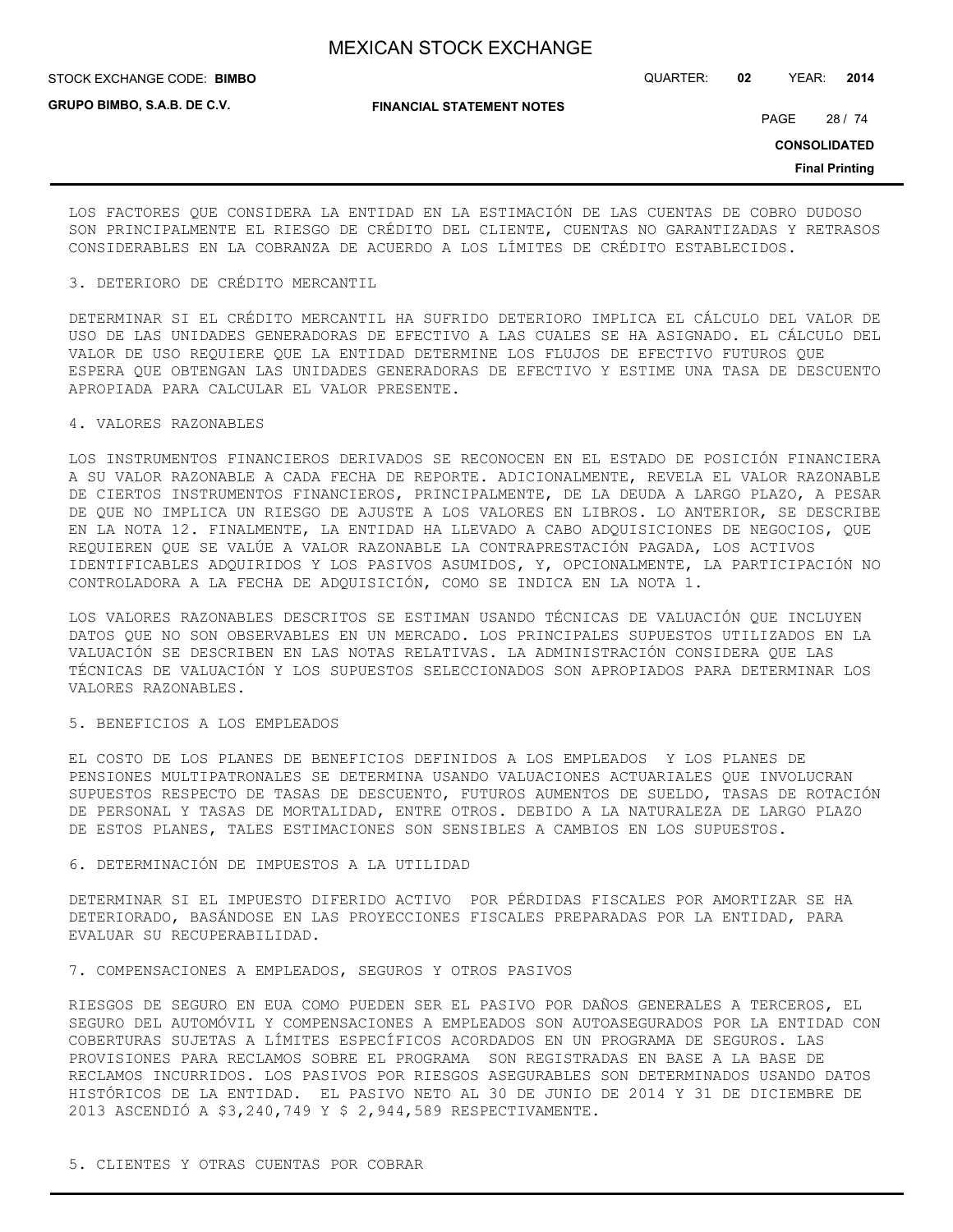LOS FACTORES QUE CONSIDERA LA ENTIDAD EN LA ESTIMACIÓN DE LAS CUENTAS DE COBRO DUDOSO SON PRINCIPALMENTE EL RIESGO DE CRÉDITO DEL CLIENTE, CUENTAS NO GARANTIZADAS Y RETRASOS CONSIDERABLES EN LA COBRANZA DE ACUERDO A LOS LÍMITES DE CRÉDITO ESTABLECIDOS.

3. DETERIORO DE CRÉDITO MERCANTIL

DETERMINAR SI EL CRÉDITO MERCANTIL HA SUFRIDO DETERIORO IMPLICA EL CÁLCULO DEL VALOR DE USO DE LAS UNIDADES GENERADORAS DE EFECTIVO A LAS CUALES SE HA ASIGNADO. EL CÁLCULO DEL VALOR DE USO REQUIERE QUE LA ENTIDAD DETERMINE LOS FLUJOS DE EFECTIVO FUTUROS QUE ESPERA QUE OBTENGAN LAS UNIDADES GENERADORAS DE EFECTIVO Y ESTIME UNA TASA DE DESCUENTO APROPIADA PARA CALCULAR EL VALOR PRESENTE.

4. VALORES RAZONABLES

LOS INSTRUMENTOS FINANCIEROS DERIVADOS SE RECONOCEN EN EL ESTADO DE POSICIÓN FINANCIERA A SU VALOR RAZONABLE A CADA FECHA DE REPORTE. ADICIONALMENTE, REVELA EL VALOR RAZONABLE DE CIERTOS INSTRUMENTOS FINANCIEROS, PRINCIPALMENTE, DE LA DEUDA A LARGO PLAZO, A PESAR DE QUE NO IMPLICA UN RIESGO DE AJUSTE A LOS VALORES EN LIBROS. LO ANTERIOR, SE DESCRIBE EN LA NOTA 12. FINALMENTE, LA ENTIDAD HA LLEVADO A CABO ADQUISICIONES DE NEGOCIOS, QUE REQUIEREN QUE SE VALÚE A VALOR RAZONABLE LA CONTRAPRESTACIÓN PAGADA, LOS ACTIVOS IDENTIFICABLES ADQUIRIDOS Y LOS PASIVOS ASUMIDOS, Y, OPCIONALMENTE, LA PARTICIPACIÓN NO CONTROLADORA A LA FECHA DE ADQUISICIÓN, COMO SE INDICA EN LA NOTA 1.

LOS VALORES RAZONABLES DESCRITOS SE ESTIMAN USANDO TÉCNICAS DE VALUACIÓN QUE INCLUYEN DATOS QUE NO SON OBSERVABLES EN UN MERCADO. LOS PRINCIPALES SUPUESTOS UTILIZADOS EN LA VALUACIÓN SE DESCRIBEN EN LAS NOTAS RELATIVAS. LA ADMINISTRACIÓN CONSIDERA QUE LAS TÉCNICAS DE VALUACIÓN Y LOS SUPUESTOS SELECCIONADOS SON APROPIADOS PARA DETERMINAR LOS VALORES RAZONABLES.

5. BENEFICIOS A LOS EMPLEADOS

EL COSTO DE LOS PLANES DE BENEFICIOS DEFINIDOS A LOS EMPLEADOS Y LOS PLANES DE PENSIONES MULTIPATRONALES SE DETERMINA USANDO VALUACIONES ACTUARIALES QUE INVOLUCRAN SUPUESTOS RESPECTO DE TASAS DE DESCUENTO, FUTUROS AUMENTOS DE SUELDO, TASAS DE ROTACIÓN DE PERSONAL Y TASAS DE MORTALIDAD, ENTRE OTROS. DEBIDO A LA NATURALEZA DE LARGO PLAZO DE ESTOS PLANES, TALES ESTIMACIONES SON SENSIBLES A CAMBIOS EN LOS SUPUESTOS.

6. DETERMINACIÓN DE IMPUESTOS A LA UTILIDAD

DETERMINAR SI EL IMPUESTO DIFERIDO ACTIVO POR PÉRDIDAS FISCALES POR AMORTIZAR SE HA DETERIORADO, BASÁNDOSE EN LAS PROYECCIONES FISCALES PREPARADAS POR LA ENTIDAD, PARA EVALUAR SU RECUPERABILIDAD.

7. COMPENSACIONES A EMPLEADOS, SEGUROS Y OTROS PASIVOS

RIESGOS DE SEGURO EN EUA COMO PUEDEN SER EL PASIVO POR DAÑOS GENERALES A TERCEROS, EL SEGURO DEL AUTOMÓVIL Y COMPENSACIONES A EMPLEADOS SON AUTOASEGURADOS POR LA ENTIDAD CON COBERTURAS SUJETAS A LÍMITES ESPECÍFICOS ACORDADOS EN UN PROGRAMA DE SEGUROS. LAS PROVISIONES PARA RECLAMOS SOBRE EL PROGRAMA SON REGISTRADAS EN BASE A LA BASE DE RECLAMOS INCURRIDOS. LOS PASIVOS POR RIESGOS ASEGURABLES SON DETERMINADOS USANDO DATOS HISTÓRICOS DE LA ENTIDAD. EL PASIVO NETO AL 30 DE JUNIO DE 2014 Y 31 DE DICIEMBRE DE 2013 ASCENDIÓ A $3,240,749 Y $ 2,944,589 RESPECTIVAMENTE.

5. CLIENTES Y OTRAS CUENTAS POR COBRAR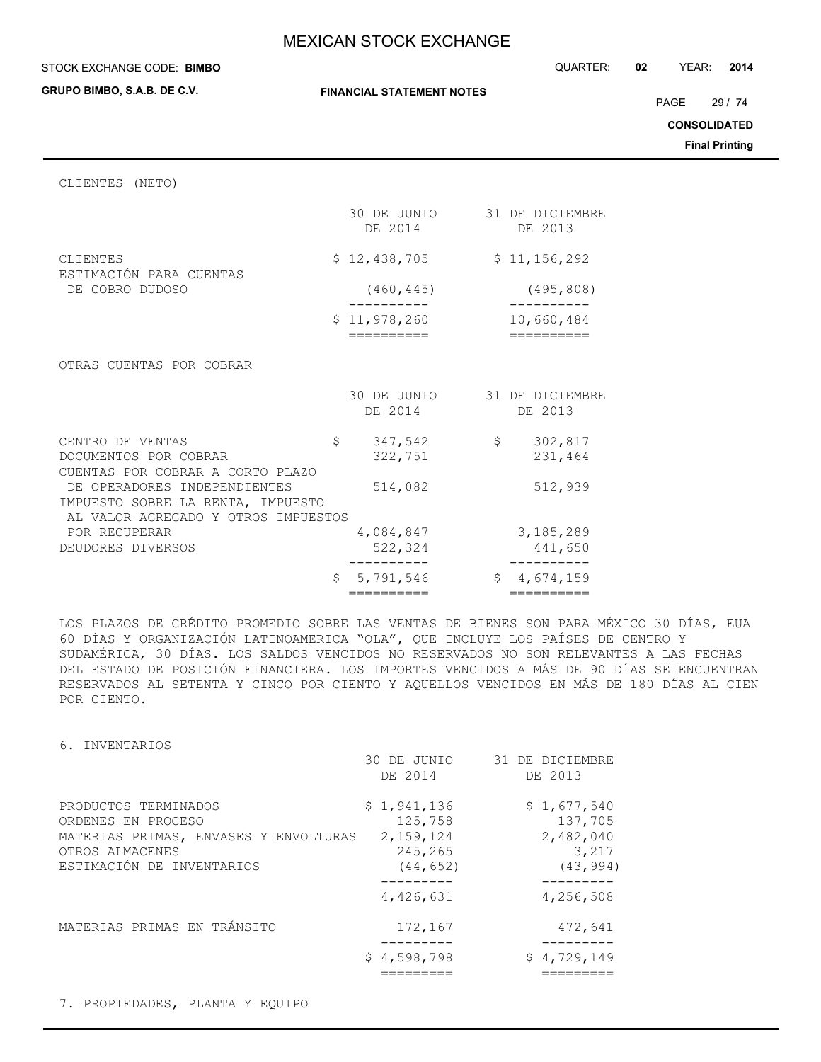CLIENTES (NETO)

| | 30 DE JUNIO DE 2014 | 31 DE DICIEMBRE DE 2013 |
|---|---|---|
| CLIENTES | $ 12,438,705 | $ 11,156,292 |
| ESTIMACIÓN PARA CUENTAS DE COBRO DUDOSO | (460,445) | (495,808) |
| | $ 11,978,260 | 10,660,484 |

OTRAS CUENTAS POR COBRAR

| | 30 DE JUNIO DE 2014 | 31 DE DICIEMBRE DE 2013 |
|---|---|---|
| CENTRO DE VENTAS | $ 347,542 | $ 302,817 |
| DOCUMENTOS POR COBRAR | 322,751 | 231,464 |
| CUENTAS POR COBRAR A CORTO PLAZO DE OPERADORES INDEPENDIENTES | 514,082 | 512,939 |
| IMPUESTO SOBRE LA RENTA, IMPUESTO AL VALOR AGREGADO Y OTROS IMPUESTOS POR RECUPERAR | 4,084,847 | 3,185,289 |
| DEUDORES DIVERSOS | 522,324 | 441,650 |
| | $ 5,791,546 | $ 4,674,159 |

LOS PLAZOS DE CRÉDITO PROMEDIO SOBRE LAS VENTAS DE BIENES SON PARA MÉXICO 30 DÍAS, EUA 60 DÍAS Y ORGANIZACIÓN LATINOAMERICA "OLA", QUE INCLUYE LOS PAÍSES DE CENTRO Y SUDAMÉRICA, 30 DÍAS. LOS SALDOS VENCIDOS NO RESERVADOS NO SON RELEVANTES A LAS FECHAS DEL ESTADO DE POSICIÓN FINANCIERA. LOS IMPORTES VENCIDOS A MÁS DE 90 DÍAS SE ENCUENTRAN RESERVADOS AL SETENTA Y CINCO POR CIENTO Y AQUELLOS VENCIDOS EN MÁS DE 180 DÍAS AL CIEN POR CIENTO.

## 6. INVENTARIOS

| | 30 DE JUNIO DE 2014 | 31 DE DICIEMBRE DE 2013 |
|---|---|---|
| PRODUCTOS TERMINADOS | $ 1,941,136 | $ 1,677,540 |
| ORDENES EN PROCESO | 125,758 | 137,705 |
| MATERIAS PRIMAS, ENVASES Y ENVOLTURAS | 2,159,124 | 2,482,040 |
| OTROS ALMACENES | 245,265 | 3,217 |
| ESTIMACIÓN DE INVENTARIOS | (44,652) | (43,994) |
| | 4,426,631 | 4,256,508 |
| MATERIAS PRIMAS EN TRÁNSITO | 172,167 | 472,641 |
| | $ 4,598,798 | $ 4,729,149 |

## 7. PROPIEDADES, PLANTA Y EQUIPO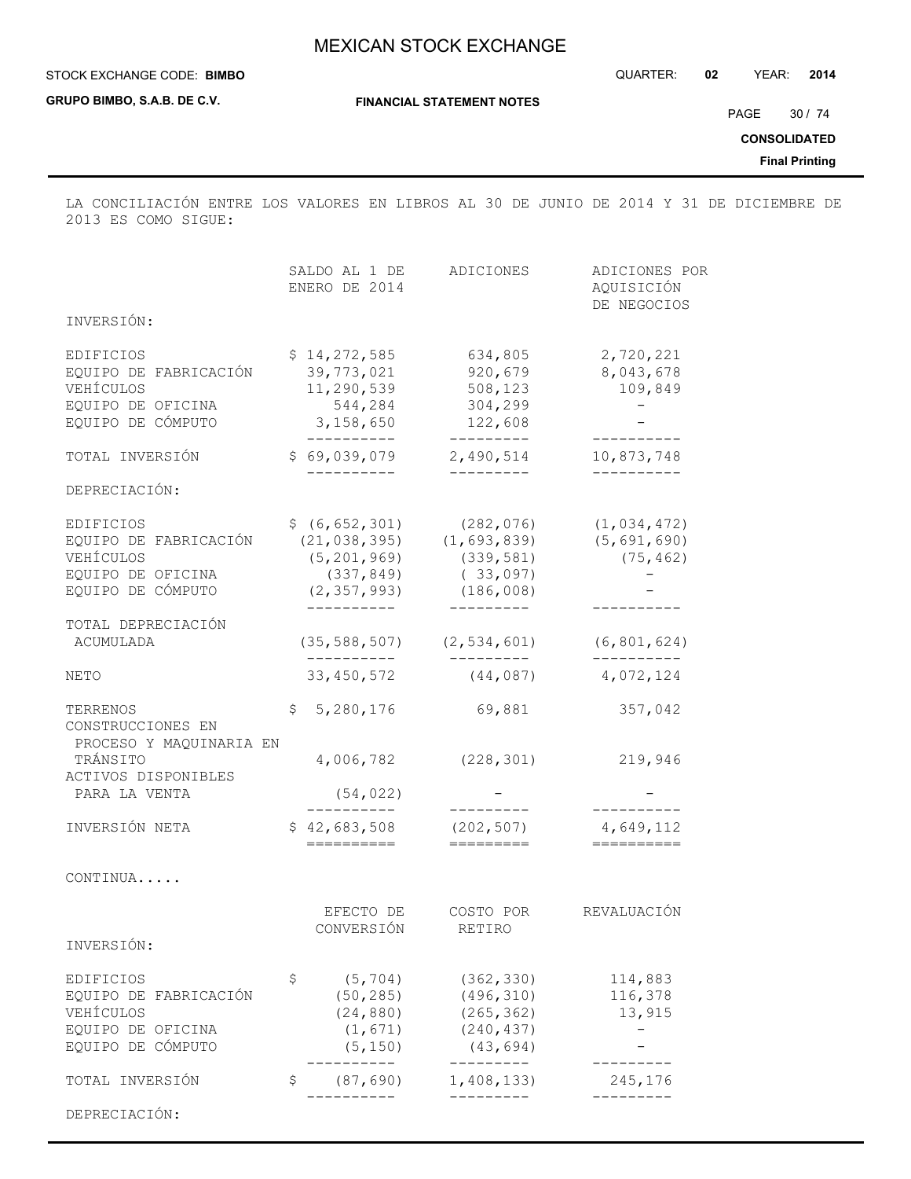LA CONCILIACIÓN ENTRE LOS VALORES EN LIBROS AL 30 DE JUNIO DE 2014 Y 31 DE DICIEMBRE DE 2013 ES COMO SIGUE:

| | SALDO AL 1 DE ENERO DE 2014 | ADICIONES | ADICIONES POR AQUISICIÓN DE NEGOCIOS |
|---|---|---|---|
| INVERSIÓN: | | | |
| EDIFICIOS | $ 14,272,585 | 634,805 | 2,720,221 |
| EQUIPO DE FABRICACIÓN | 39,773,021 | 920,679 | 8,043,678 |
| VEHÍCULOS | 11,290,539 | 508,123 | 109,849 |
| EQUIPO DE OFICINA | 544,284 | 304,299 | - |
| EQUIPO DE CÓMPUTO | 3,158,650 | 122,608 | - |
| TOTAL INVERSIÓN | $ 69,039,079 | 2,490,514 | 10,873,748 |
| DEPRECIACIÓN: | | | |
| EDIFICIOS | $ (6,652,301) | (282,076) | (1,034,472) |
| EQUIPO DE FABRICACIÓN | (21,038,395) | (1,693,839) | (5,691,690) |
| VEHÍCULOS | (5,201,969) | (339,581) | (75,462) |
| EQUIPO DE OFICINA | (337,849) | ( 33,097) | - |
| EQUIPO DE CÓMPUTO | (2,357,993) | (186,008) | - |
| TOTAL DEPRECIACIÓN ACUMULADA | (35,588,507) | (2,534,601) | (6,801,624) |
| NETO | 33,450,572 | (44,087) | 4,072,124 |
| TERRENOS | $ 5,280,176 | 69,881 | 357,042 |
| CONSTRUCCIONES EN PROCESO Y MAQUINARIA EN TRÁNSITO | 4,006,782 | (228,301) | 219,946 |
| ACTIVOS DISPONIBLES PARA LA VENTA | (54,022) | - | - |
| INVERSIÓN NETA | $ 42,683,508 | (202,507) | 4,649,112 |

CONTINUA.....

| | EFECTO DE CONVERSIÓN | COSTO POR RETIRO | REVALUACIÓN |
|---|---|---|---|
| INVERSIÓN: | | | |
| EDIFICIOS | $ (5,704) | (362,330) | 114,883 |
| EQUIPO DE FABRICACIÓN | (50,285) | (496,310) | 116,378 |
| VEHÍCULOS | (24,880) | (265,362) | 13,915 |
| EQUIPO DE OFICINA | (1,671) | (240,437) | - |
| EQUIPO DE CÓMPUTO | (5,150) | (43,694) | - |
| TOTAL INVERSIÓN | $ (87,690) | 1,408,133) | 245,176 |
| DEPRECIACIÓN: | | | |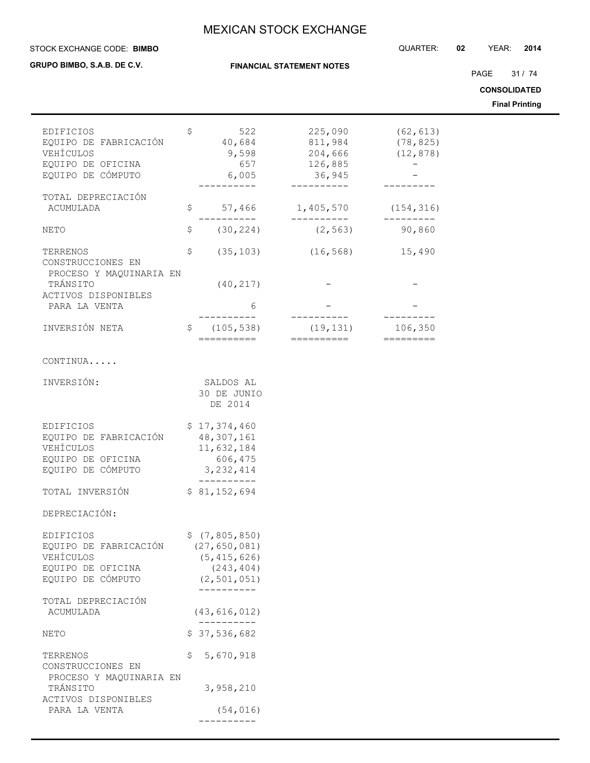| | | | |
|---|---|---|---|
| EDIFICIOS | $ 522 | 225,090 | (62,613) |
| EQUIPO DE FABRICACIÓN | 40,684 | 811,984 | (78,825) |
| VEHÍCULOS | 9,598 | 204,666 | (12,878) |
| EQUIPO DE OFICINA | 657 | 126,885 | - |
| EQUIPO DE CÓMPUTO | 6,005 | 36,945 | - |
| TOTAL DEPRECIACIÓN ACUMULADA | $ 57,466 | 1,405,570 | (154,316) |
| NETO | $ (30,224) | (2,563) | 90,860 |
| TERRENOS | $ (35,103) | (16,568) | 15,490 |
| CONSTRUCCIONES EN PROCESO Y MAQUINARIA EN TRÁNSITO | (40,217) | - | - |
| ACTIVOS DISPONIBLES PARA LA VENTA | 6 | - | - |
| INVERSIÓN NETA | $ (105,538) | (19,131) | 106,350 |

CONTINUA.....

| INVERSIÓN: | SALDOS AL 30 DE JUNIO DE 2014 |
|---|---|
| EDIFICIOS | $ 17,374,460 |
| EQUIPO DE FABRICACIÓN | 48,307,161 |
| VEHÍCULOS | 11,632,184 |
| EQUIPO DE OFICINA | 606,475 |
| EQUIPO DE CÓMPUTO | 3,232,414 |
| TOTAL INVERSIÓN | $ 81,152,694 |
| DEPRECIACIÓN: | |
| EDIFICIOS | $ (7,805,850) |
| EQUIPO DE FABRICACIÓN | (27,650,081) |
| VEHÍCULOS | (5,415,626) |
| EQUIPO DE OFICINA | (243,404) |
| EQUIPO DE CÓMPUTO | (2,501,051) |
| TOTAL DEPRECIACIÓN ACUMULADA | (43,616,012) |
| NETO | $ 37,536,682 |
| TERRENOS | $ 5,670,918 |
| CONSTRUCCIONES EN PROCESO Y MAQUINARIA EN TRÁNSITO | 3,958,210 |
| ACTIVOS DISPONIBLES PARA LA VENTA | (54,016) |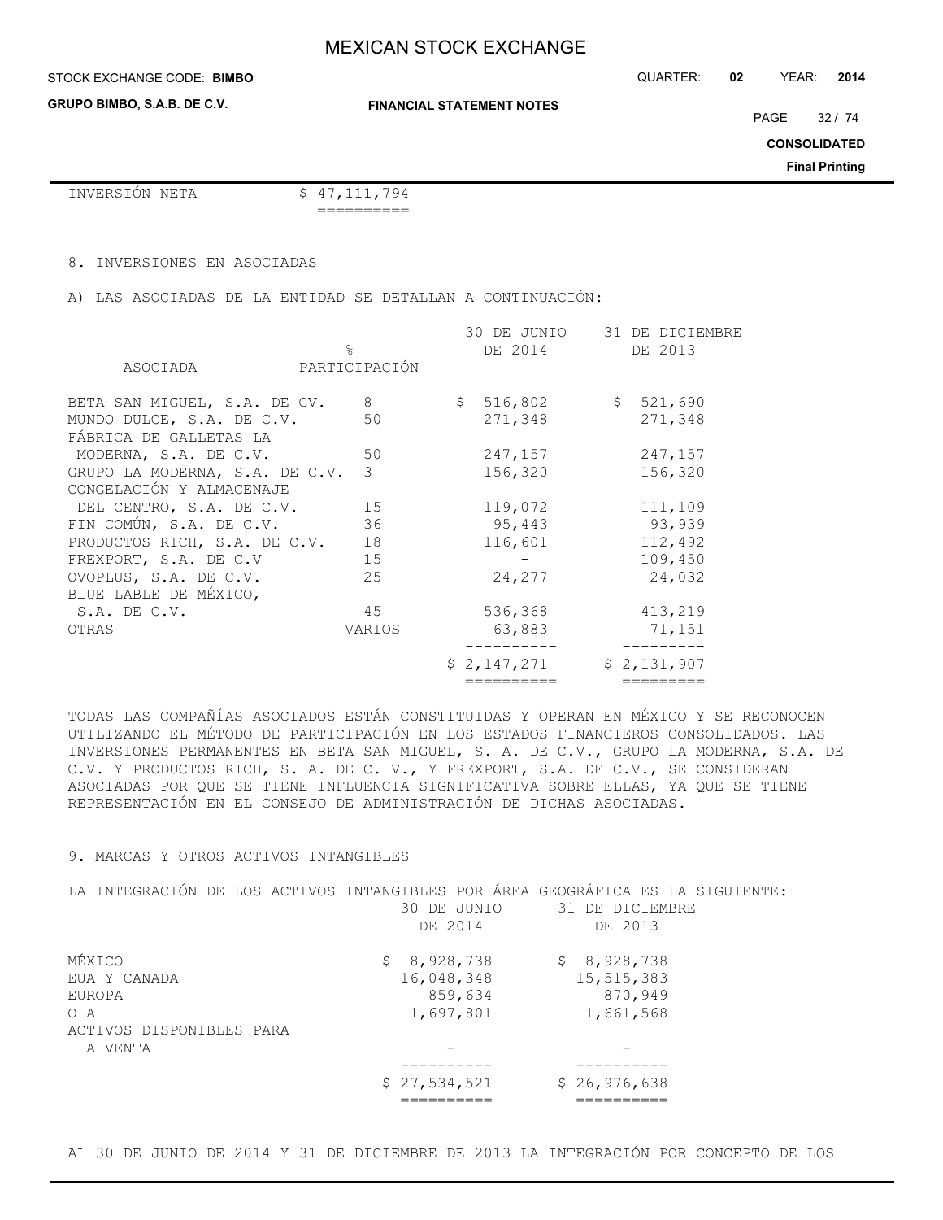| INVERSIÓN NETA | $ 47,111,794 |
|---|---|

## 8. INVERSIONES EN ASOCIADAS

A) LAS ASOCIADAS DE LA ENTIDAD SE DETALLAN A CONTINUACIÓN:

| ASOCIADA | % PARTICIPACIÓN | 30 DE JUNIO DE 2014 | 31 DE DICIEMBRE DE 2013 |
|---|---|---|---|
| BETA SAN MIGUEL, S.A. DE CV. | 8 | $ 516,802 | $ 521,690 |
| MUNDO DULCE, S.A. DE C.V. | 50 | 271,348 | 271,348 |
| FÁBRICA DE GALLETAS LA MODERNA, S.A. DE C.V. | 50 | 247,157 | 247,157 |
| GRUPO LA MODERNA, S.A. DE C.V. | 3 | 156,320 | 156,320 |
| CONGELACIÓN Y ALMACENAJE DEL CENTRO, S.A. DE C.V. | 15 | 119,072 | 111,109 |
| FIN COMÚN, S.A. DE C.V. | 36 | 95,443 | 93,939 |
| PRODUCTOS RICH, S.A. DE C.V. | 18 | 116,601 | 112,492 |
| FREXPORT, S.A. DE C.V | 15 | - | 109,450 |
| OVOPLUS, S.A. DE C.V. | 25 | 24,277 | 24,032 |
| BLUE LABLE DE MÉXICO, S.A. DE C.V. | 45 | 536,368 | 413,219 |
| OTRAS | VARIOS | 63,883 | 71,151 |
| | | $ 2,147,271 | $ 2,131,907 |

TODAS LAS COMPAÑÍAS ASOCIADOS ESTÁN CONSTITUIDAS Y OPERAN EN MÉXICO Y SE RECONOCEN UTILIZANDO EL MÉTODO DE PARTICIPACIÓN EN LOS ESTADOS FINANCIEROS CONSOLIDADOS. LAS INVERSIONES PERMANENTES EN BETA SAN MIGUEL, S. A. DE C.V., GRUPO LA MODERNA, S.A. DE C.V. Y PRODUCTOS RICH, S. A. DE C. V., Y FREXPORT, S.A. DE C.V., SE CONSIDERAN ASOCIADAS POR QUE SE TIENE INFLUENCIA SIGNIFICATIVA SOBRE ELLAS, YA QUE SE TIENE REPRESENTACIÓN EN EL CONSEJO DE ADMINISTRACIÓN DE DICHAS ASOCIADAS.

## 9. MARCAS Y OTROS ACTIVOS INTANGIBLES

LA INTEGRACIÓN DE LOS ACTIVOS INTANGIBLES POR ÁREA GEOGRÁFICA ES LA SIGUIENTE:

| | 30 DE JUNIO DE 2014 | 31 DE DICIEMBRE DE 2013 |
|---|---|---|
| MÉXICO | $ 8,928,738 | $ 8,928,738 |
| EUA Y CANADA | 16,048,348 | 15,515,383 |
| EUROPA | 859,634 | 870,949 |
| OLA | 1,697,801 | 1,661,568 |
| ACTIVOS DISPONIBLES PARA LA VENTA | - | - |
| | $ 27,534,521 | $ 26,976,638 |

AL 30 DE JUNIO DE 2014 Y 31 DE DICIEMBRE DE 2013 LA INTEGRACIÓN POR CONCEPTO DE LOS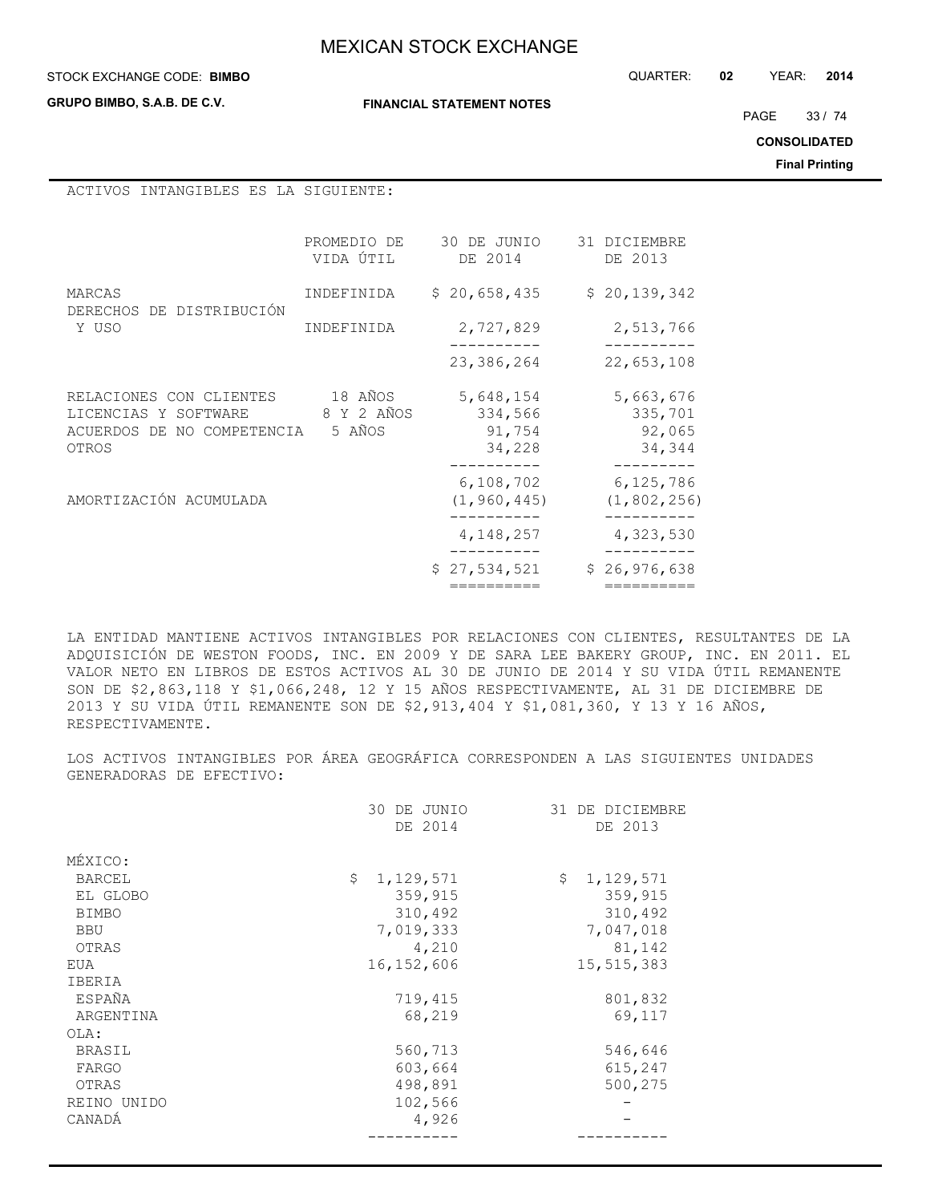ACTIVOS INTANGIBLES ES LA SIGUIENTE:

| | PROMEDIO DE VIDA ÚTIL | 30 DE JUNIO DE 2014 | 31 DICIEMBRE DE 2013 |
|---|---|---|---|
| MARCAS | INDEFINIDA | $ 20,658,435 | $ 20,139,342 |
| DERECHOS DE DISTRIBUCIÓN Y USO | INDEFINIDA | 2,727,829 | 2,513,766 |
| | | 23,386,264 | 22,653,108 |
| RELACIONES CON CLIENTES | 18 AÑOS | 5,648,154 | 5,663,676 |
| LICENCIAS Y SOFTWARE | 8 Y 2 AÑOS | 334,566 | 335,701 |
| ACUERDOS DE NO COMPETENCIA | 5 AÑOS | 91,754 | 92,065 |
| OTROS | | 34,228 | 34,344 |
| | | 6,108,702 | 6,125,786 |
| AMORTIZACIÓN ACUMULADA | | (1,960,445) | (1,802,256) |
| | | 4,148,257 | 4,323,530 |
| | | $ 27,534,521 | $ 26,976,638 |

LA ENTIDAD MANTIENE ACTIVOS INTANGIBLES POR RELACIONES CON CLIENTES, RESULTANTES DE LA ADQUISICIÓN DE WESTON FOODS, INC. EN 2009 Y DE SARA LEE BAKERY GROUP, INC. EN 2011. EL VALOR NETO EN LIBROS DE ESTOS ACTIVOS AL 30 DE JUNIO DE 2014 Y SU VIDA ÚTIL REMANENTE SON DE $2,863,118 Y $1,066,248, 12 Y 15 AÑOS RESPECTIVAMENTE, AL 31 DE DICIEMBRE DE 2013 Y SU VIDA ÚTIL REMANENTE SON DE $2,913,404 Y $1,081,360, Y 13 Y 16 AÑOS, RESPECTIVAMENTE.

LOS ACTIVOS INTANGIBLES POR ÁREA GEOGRÁFICA CORRESPONDEN A LAS SIGUIENTES UNIDADES GENERADORAS DE EFECTIVO:

| | 30 DE JUNIO DE 2014 | 31 DE DICIEMBRE DE 2013 |
|---|---|---|
| MÉXICO: | | |
| BARCEL | $ 1,129,571 | $ 1,129,571 |
| EL GLOBO | 359,915 | 359,915 |
| BIMBO | 310,492 | 310,492 |
| BBU | 7,019,333 | 7,047,018 |
| OTRAS | 4,210 | 81,142 |
| EUA | 16,152,606 | 15,515,383 |
| IBERIA | | |
| ESPAÑA | 719,415 | 801,832 |
| ARGENTINA | 68,219 | 69,117 |
| OLA: | | |
| BRASIL | 560,713 | 546,646 |
| FARGO | 603,664 | 615,247 |
| OTRAS | 498,891 | 500,275 |
| REINO UNIDO | 102,566 | - |
| CANADÁ | 4,926 | - |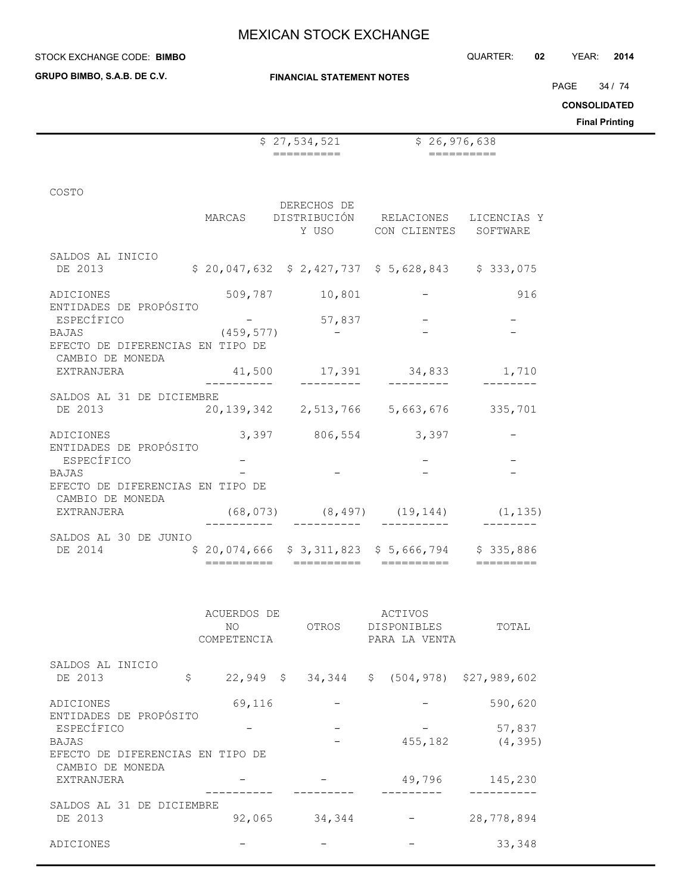| | | |
|---|---|---|
| | $ 27,534,521 | $ 26,976,638 |

COSTO

| | MARCAS | DERECHOS DE DISTRIBUCIÓN Y USO | RELACIONES CON CLIENTES | LICENCIAS Y SOFTWARE |
|---|---|---|---|---|
| SALDOS AL INICIO DE 2013 | $ 20,047,632 | $ 2,427,737 | $ 5,628,843 | $ 333,075 |
| ADICIONES | 509,787 | 10,801 | - | 916 |
| ENTIDADES DE PROPÓSITO ESPECÍFICO | - | 57,837 | - | - |
| BAJAS | (459,577) | - | - | - |
| EFECTO DE DIFERENCIAS EN TIPO DE CAMBIO DE MONEDA EXTRANJERA | 41,500 | 17,391 | 34,833 | 1,710 |
| SALDOS AL 31 DE DICIEMBRE DE 2013 | 20,139,342 | 2,513,766 | 5,663,676 | 335,701 |
| ADICIONES | 3,397 | 806,554 | 3,397 | - |
| ENTIDADES DE PROPÓSITO ESPECÍFICO | - | | - | - |
| BAJAS | - | - | - | - |
| EFECTO DE DIFERENCIAS EN TIPO DE CAMBIO DE MONEDA EXTRANJERA | (68,073) | (8,497) | (19,144) | (1,135) |
| SALDOS AL 30 DE JUNIO DE 2014 | $ 20,074,666 | $ 3,311,823 | $ 5,666,794 | $ 335,886 |

| | ACUERDOS DE NO COMPETENCIA | OTROS | ACTIVOS DISPONIBLES PARA LA VENTA | TOTAL |
|---|---|---|---|---|
| SALDOS AL INICIO DE 2013 | $ 22,949 | $ 34,344 | $ (504,978) | $27,989,602 |
| ADICIONES | 69,116 | - | - | 590,620 |
| ENTIDADES DE PROPÓSITO ESPECÍFICO | - | - | - | 57,837 |
| BAJAS | | - | 455,182 | (4,395) |
| EFECTO DE DIFERENCIAS EN TIPO DE CAMBIO DE MONEDA EXTRANJERA | - | - | 49,796 | 145,230 |
| SALDOS AL 31 DE DICIEMBRE DE 2013 | 92,065 | 34,344 | - | 28,778,894 |
| ADICIONES | - | - | - | 33,348 |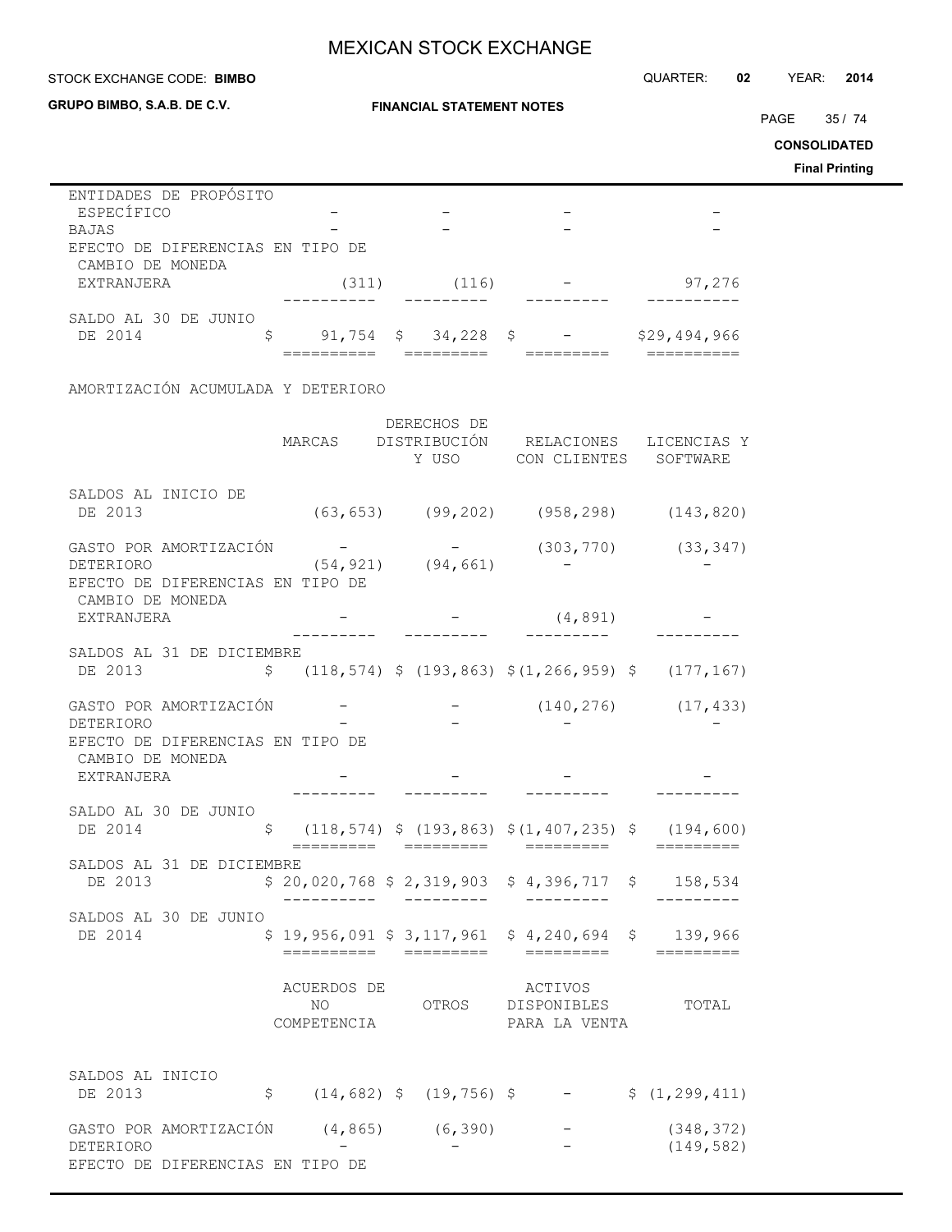| | | | | |
|---|---|---|---|---|
| ENTIDADES DE PROPÓSITO ESPECÍFICO | - | - | - | - |
| BAJAS | - | - | - | - |
| EFECTO DE DIFERENCIAS EN TIPO DE CAMBIO DE MONEDA EXTRANJERA | (311) | (116) | - | 97,276 |
| SALDO AL 30 DE JUNIO DE 2014 | $ 91,754 | $ 34,228 | $ - | $29,494,966 |

AMORTIZACIÓN ACUMULADA Y DETERIORO

| | MARCAS | DERECHOS DE DISTRIBUCIÓN Y USO | RELACIONES CON CLIENTES | LICENCIAS Y SOFTWARE |
|---|---|---|---|---|
| SALDOS AL INICIO DE 2013 | (63,653) | (99,202) | (958,298) | (143,820) |
| GASTO POR AMORTIZACIÓN | - | - | (303,770) | (33,347) |
| DETERIORO | (54,921) | (94,661) | - | - |
| EFECTO DE DIFERENCIAS EN TIPO DE CAMBIO DE MONEDA EXTRANJERA | - | - | (4,891) | - |
| SALDOS AL 31 DE DICIEMBRE DE 2013 | $ (118,574) | $ (193,863) | $(1,266,959) | $ (177,167) |
| GASTO POR AMORTIZACIÓN | - | - | (140,276) | (17,433) |
| DETERIORO | - | - | - | - |
| EFECTO DE DIFERENCIAS EN TIPO DE CAMBIO DE MONEDA EXTRANJERA | - | - | - | - |
| SALDO AL 30 DE JUNIO DE 2014 | $ (118,574) | $ (193,863) | $(1,407,235) | $ (194,600) |
| SALDOS AL 31 DE DICIEMBRE DE 2013 | $ 20,020,768 | $ 2,319,903 | $ 4,396,717 | $ 158,534 |
| SALDOS AL 30 DE JUNIO DE 2014 | $ 19,956,091 | $ 3,117,961 | $ 4,240,694 | $ 139,966 |

| | ACUERDOS DE NO COMPETENCIA | OTROS | ACTIVOS DISPONIBLES PARA LA VENTA | TOTAL |
|---|---|---|---|---|
| SALDOS AL INICIO DE 2013 | $ (14,682) | $ (19,756) | $ - | $ (1,299,411) |
| GASTO POR AMORTIZACIÓN | (4,865) | (6,390) | - | (348,372) |
| DETERIORO | - | - | - | (149,582) |
| EFECTO DE DIFERENCIAS EN TIPO DE | | | | |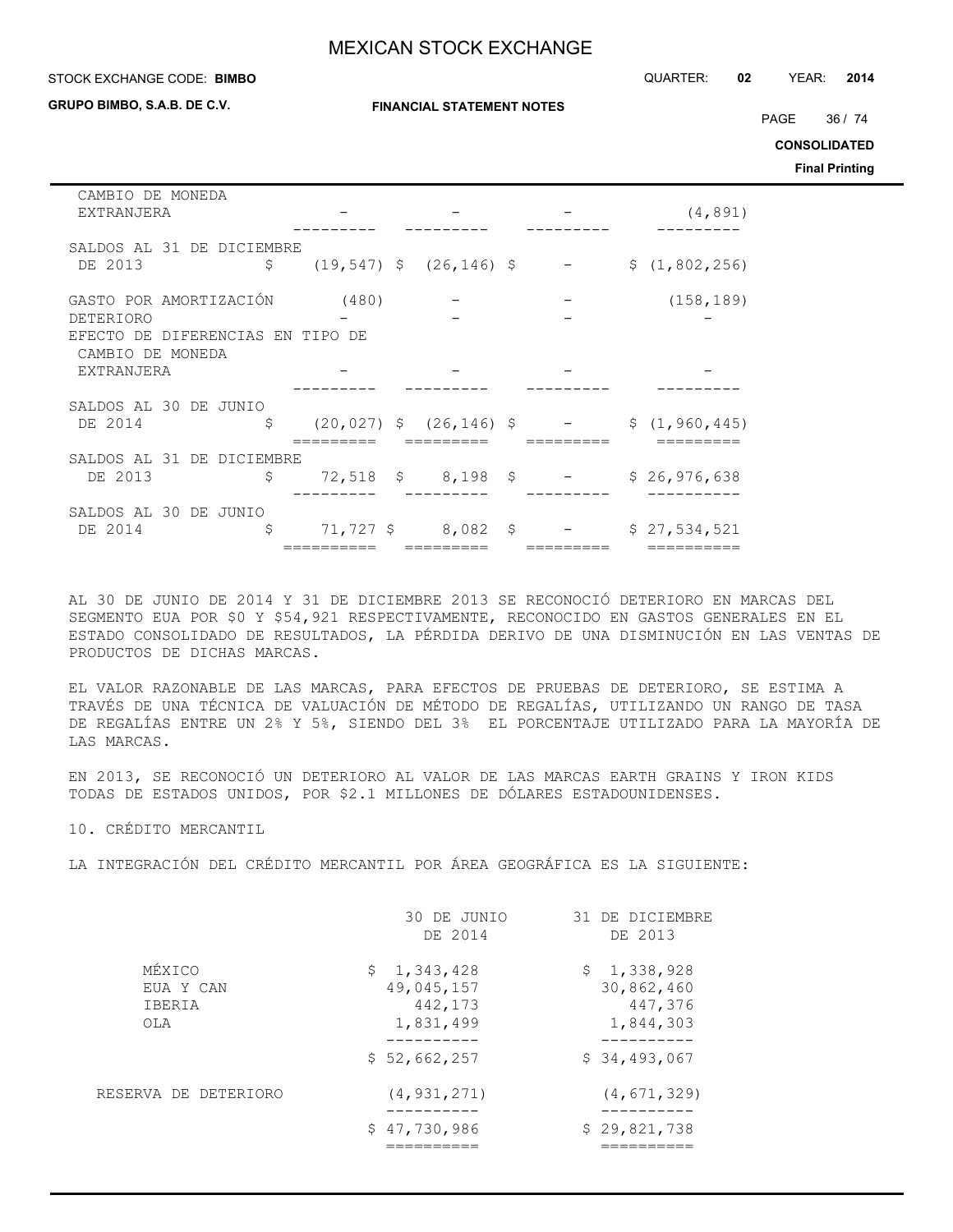| | | | | |
|---|---|---|---|---|
| CAMBIO DE MONEDA EXTRANJERA | - | - | - | (4,891) |
| SALDOS AL 31 DE DICIEMBRE DE 2013 | $ (19,547) | $ (26,146) | $ - | $ (1,802,256) |
| GASTO POR AMORTIZACIÓN | (480) | - | - | (158,189) |
| DETERIORO | - | - | - | - |
| EFECTO DE DIFERENCIAS EN TIPO DE CAMBIO DE MONEDA EXTRANJERA | - | - | - | - |
| SALDOS AL 30 DE JUNIO DE 2014 | $ (20,027) | $ (26,146) | $ - | $ (1,960,445) |
| SALDOS AL 31 DE DICIEMBRE DE 2013 | $ 72,518 | $ 8,198 | $ - | $ 26,976,638 |
| SALDOS AL 30 DE JUNIO DE 2014 | $ 71,727 | $ 8,082 | $ - | $ 27,534,521 |

AL 30 DE JUNIO DE 2014 Y 31 DE DICIEMBRE 2013 SE RECONOCIÓ DETERIORO EN MARCAS DEL SEGMENTO EUA POR $0 Y $54,921 RESPECTIVAMENTE, RECONOCIDO EN GASTOS GENERALES EN EL ESTADO CONSOLIDADO DE RESULTADOS, LA PÉRDIDA DERIVO DE UNA DISMINUCIÓN EN LAS VENTAS DE PRODUCTOS DE DICHAS MARCAS.

EL VALOR RAZONABLE DE LAS MARCAS, PARA EFECTOS DE PRUEBAS DE DETERIORO, SE ESTIMA A TRAVÉS DE UNA TÉCNICA DE VALUACIÓN DE MÉTODO DE REGALÍAS, UTILIZANDO UN RANGO DE TASA DE REGALÍAS ENTRE UN 2% Y 5%, SIENDO DEL 3% EL PORCENTAJE UTILIZADO PARA LA MAYORÍA DE LAS MARCAS.

EN 2013, SE RECONOCIÓ UN DETERIORO AL VALOR DE LAS MARCAS EARTH GRAINS Y IRON KIDS TODAS DE ESTADOS UNIDOS, POR $2.1 MILLONES DE DÓLARES ESTADOUNIDENSES.

## 10. CRÉDITO MERCANTIL

LA INTEGRACIÓN DEL CRÉDITO MERCANTIL POR ÁREA GEOGRÁFICA ES LA SIGUIENTE:

| | 30 DE JUNIO DE 2014 | 31 DE DICIEMBRE DE 2013 |
|---|---|---|
| MÉXICO | $ 1,343,428 | $ 1,338,928 |
| EUA Y CAN | 49,045,157 | 30,862,460 |
| IBERIA | 442,173 | 447,376 |
| OLA | 1,831,499 | 1,844,303 |
| | $ 52,662,257 | $ 34,493,067 |
| RESERVA DE DETERIORO | (4,931,271) | (4,671,329) |
| | $ 47,730,986 | $ 29,821,738 |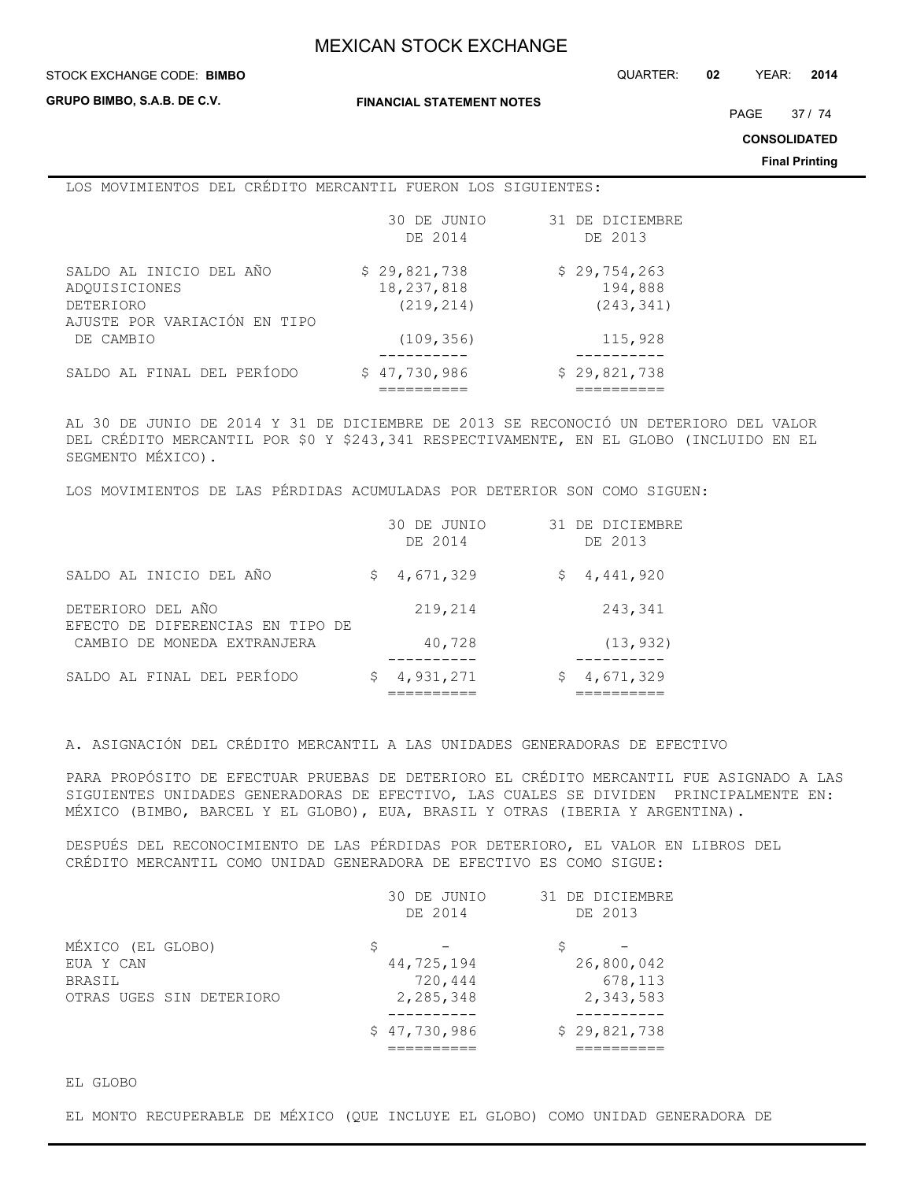LOS MOVIMIENTOS DEL CRÉDITO MERCANTIL FUERON LOS SIGUIENTES:

| | 30 DE JUNIO DE 2014 | 31 DE DICIEMBRE DE 2013 |
|---|---|---|
| SALDO AL INICIO DEL AÑO | $ 29,821,738 | $ 29,754,263 |
| ADQUISICIONES | 18,237,818 | 194,888 |
| DETERIORO | (219,214) | (243,341) |
| AJUSTE POR VARIACIÓN EN TIPO DE CAMBIO | (109,356) | 115,928 |
| SALDO AL FINAL DEL PERÍODO | $ 47,730,986 | $ 29,821,738 |

AL 30 DE JUNIO DE 2014 Y 31 DE DICIEMBRE DE 2013 SE RECONOCIÓ UN DETERIORO DEL VALOR DEL CRÉDITO MERCANTIL POR $0 Y $243,341 RESPECTIVAMENTE, EN EL GLOBO (INCLUIDO EN EL SEGMENTO MÉXICO).

LOS MOVIMIENTOS DE LAS PÉRDIDAS ACUMULADAS POR DETERIOR SON COMO SIGUEN:

| | 30 DE JUNIO DE 2014 | 31 DE DICIEMBRE DE 2013 |
|---|---|---|
| SALDO AL INICIO DEL AÑO | $ 4,671,329 | $ 4,441,920 |
| DETERIORO DEL AÑO | 219,214 | 243,341 |
| EFECTO DE DIFERENCIAS EN TIPO DE CAMBIO DE MONEDA EXTRANJERA | 40,728 | (13,932) |
| SALDO AL FINAL DEL PERÍODO | $ 4,931,271 | $ 4,671,329 |

A. ASIGNACIÓN DEL CRÉDITO MERCANTIL A LAS UNIDADES GENERADORAS DE EFECTIVO

PARA PROPÓSITO DE EFECTUAR PRUEBAS DE DETERIORO EL CRÉDITO MERCANTIL FUE ASIGNADO A LAS SIGUIENTES UNIDADES GENERADORAS DE EFECTIVO, LAS CUALES SE DIVIDEN PRINCIPALMENTE EN: MÉXICO (BIMBO, BARCEL Y EL GLOBO), EUA, BRASIL Y OTRAS (IBERIA Y ARGENTINA).

DESPUÉS DEL RECONOCIMIENTO DE LAS PÉRDIDAS POR DETERIORO, EL VALOR EN LIBROS DEL CRÉDITO MERCANTIL COMO UNIDAD GENERADORA DE EFECTIVO ES COMO SIGUE:

| | 30 DE JUNIO DE 2014 | 31 DE DICIEMBRE DE 2013 |
|---|---|---|
| MÉXICO (EL GLOBO) | $ - | $ - |
| EUA Y CAN | 44,725,194 | 26,800,042 |
| BRASIL | 720,444 | 678,113 |
| OTRAS UGES SIN DETERIORO | 2,285,348 | 2,343,583 |
| | $ 47,730,986 | $ 29,821,738 |

EL GLOBO

EL MONTO RECUPERABLE DE MÉXICO (QUE INCLUYE EL GLOBO) COMO UNIDAD GENERADORA DE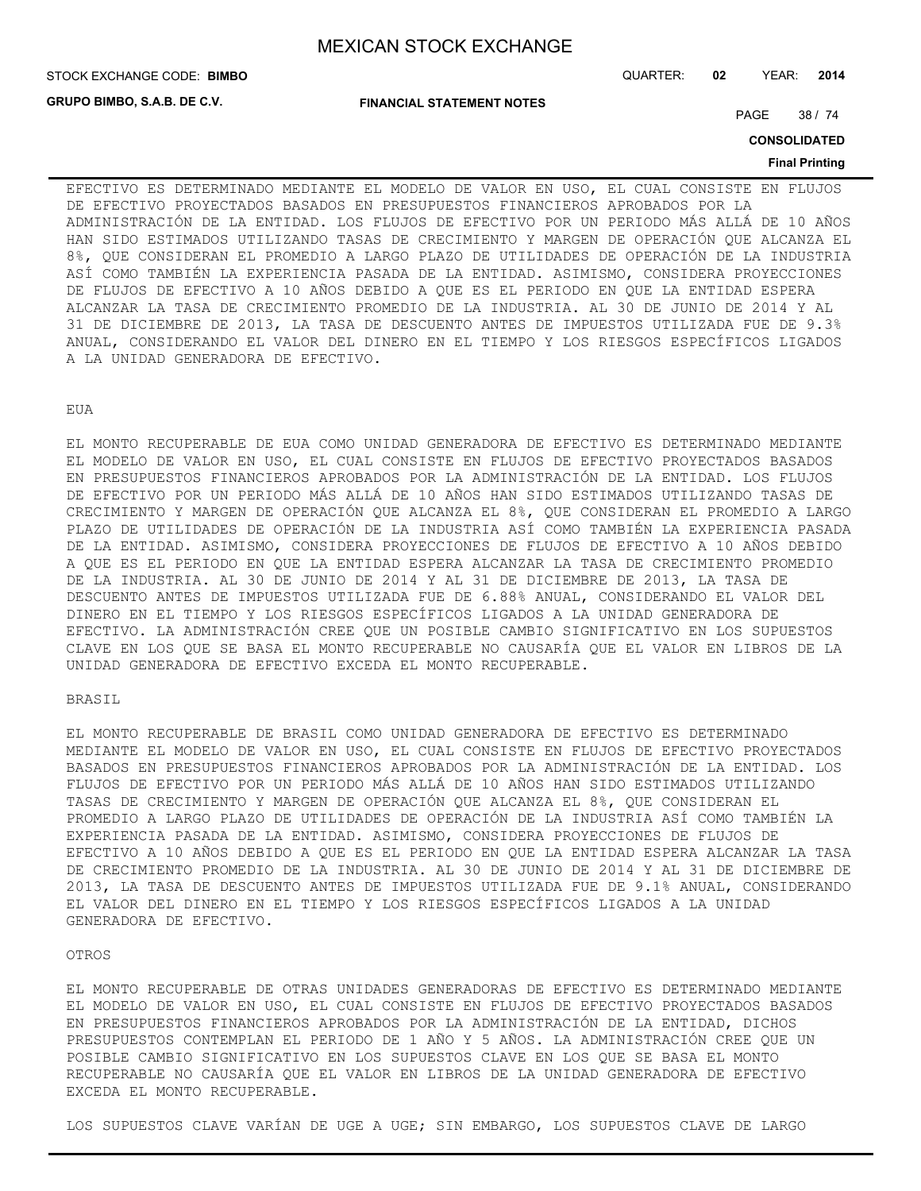EFECTIVO ES DETERMINADO MEDIANTE EL MODELO DE VALOR EN USO, EL CUAL CONSISTE EN FLUJOS DE EFECTIVO PROYECTADOS BASADOS EN PRESUPUESTOS FINANCIEROS APROBADOS POR LA ADMINISTRACIÓN DE LA ENTIDAD. LOS FLUJOS DE EFECTIVO POR UN PERIODO MÁS ALLÁ DE 10 AÑOS HAN SIDO ESTIMADOS UTILIZANDO TASAS DE CRECIMIENTO Y MARGEN DE OPERACIÓN QUE ALCANZA EL 8%, QUE CONSIDERAN EL PROMEDIO A LARGO PLAZO DE UTILIDADES DE OPERACIÓN DE LA INDUSTRIA ASÍ COMO TAMBIÉN LA EXPERIENCIA PASADA DE LA ENTIDAD. ASIMISMO, CONSIDERA PROYECCIONES DE FLUJOS DE EFECTIVO A 10 AÑOS DEBIDO A QUE ES EL PERIODO EN QUE LA ENTIDAD ESPERA ALCANZAR LA TASA DE CRECIMIENTO PROMEDIO DE LA INDUSTRIA. AL 30 DE JUNIO DE 2014 Y AL 31 DE DICIEMBRE DE 2013, LA TASA DE DESCUENTO ANTES DE IMPUESTOS UTILIZADA FUE DE 9.3% ANUAL, CONSIDERANDO EL VALOR DEL DINERO EN EL TIEMPO Y LOS RIESGOS ESPECÍFICOS LIGADOS A LA UNIDAD GENERADORA DE EFECTIVO.

EUA

EL MONTO RECUPERABLE DE EUA COMO UNIDAD GENERADORA DE EFECTIVO ES DETERMINADO MEDIANTE EL MODELO DE VALOR EN USO, EL CUAL CONSISTE EN FLUJOS DE EFECTIVO PROYECTADOS BASADOS EN PRESUPUESTOS FINANCIEROS APROBADOS POR LA ADMINISTRACIÓN DE LA ENTIDAD. LOS FLUJOS DE EFECTIVO POR UN PERIODO MÁS ALLÁ DE 10 AÑOS HAN SIDO ESTIMADOS UTILIZANDO TASAS DE CRECIMIENTO Y MARGEN DE OPERACIÓN QUE ALCANZA EL 8%, QUE CONSIDERAN EL PROMEDIO A LARGO PLAZO DE UTILIDADES DE OPERACIÓN DE LA INDUSTRIA ASÍ COMO TAMBIÉN LA EXPERIENCIA PASADA DE LA ENTIDAD. ASIMISMO, CONSIDERA PROYECCIONES DE FLUJOS DE EFECTIVO A 10 AÑOS DEBIDO A QUE ES EL PERIODO EN QUE LA ENTIDAD ESPERA ALCANZAR LA TASA DE CRECIMIENTO PROMEDIO DE LA INDUSTRIA. AL 30 DE JUNIO DE 2014 Y AL 31 DE DICIEMBRE DE 2013, LA TASA DE DESCUENTO ANTES DE IMPUESTOS UTILIZADA FUE DE 6.88% ANUAL, CONSIDERANDO EL VALOR DEL DINERO EN EL TIEMPO Y LOS RIESGOS ESPECÍFICOS LIGADOS A LA UNIDAD GENERADORA DE EFECTIVO. LA ADMINISTRACIÓN CREE QUE UN POSIBLE CAMBIO SIGNIFICATIVO EN LOS SUPUESTOS CLAVE EN LOS QUE SE BASA EL MONTO RECUPERABLE NO CAUSARÍA QUE EL VALOR EN LIBROS DE LA UNIDAD GENERADORA DE EFECTIVO EXCEDA EL MONTO RECUPERABLE.

BRASIL

EL MONTO RECUPERABLE DE BRASIL COMO UNIDAD GENERADORA DE EFECTIVO ES DETERMINADO MEDIANTE EL MODELO DE VALOR EN USO, EL CUAL CONSISTE EN FLUJOS DE EFECTIVO PROYECTADOS BASADOS EN PRESUPUESTOS FINANCIEROS APROBADOS POR LA ADMINISTRACIÓN DE LA ENTIDAD. LOS FLUJOS DE EFECTIVO POR UN PERIODO MÁS ALLÁ DE 10 AÑOS HAN SIDO ESTIMADOS UTILIZANDO TASAS DE CRECIMIENTO Y MARGEN DE OPERACIÓN QUE ALCANZA EL 8%, QUE CONSIDERAN EL PROMEDIO A LARGO PLAZO DE UTILIDADES DE OPERACIÓN DE LA INDUSTRIA ASÍ COMO TAMBIÉN LA EXPERIENCIA PASADA DE LA ENTIDAD. ASIMISMO, CONSIDERA PROYECCIONES DE FLUJOS DE EFECTIVO A 10 AÑOS DEBIDO A QUE ES EL PERIODO EN QUE LA ENTIDAD ESPERA ALCANZAR LA TASA DE CRECIMIENTO PROMEDIO DE LA INDUSTRIA. AL 30 DE JUNIO DE 2014 Y AL 31 DE DICIEMBRE DE 2013, LA TASA DE DESCUENTO ANTES DE IMPUESTOS UTILIZADA FUE DE 9.1% ANUAL, CONSIDERANDO EL VALOR DEL DINERO EN EL TIEMPO Y LOS RIESGOS ESPECÍFICOS LIGADOS A LA UNIDAD GENERADORA DE EFECTIVO.

OTROS

EL MONTO RECUPERABLE DE OTRAS UNIDADES GENERADORAS DE EFECTIVO ES DETERMINADO MEDIANTE EL MODELO DE VALOR EN USO, EL CUAL CONSISTE EN FLUJOS DE EFECTIVO PROYECTADOS BASADOS EN PRESUPUESTOS FINANCIEROS APROBADOS POR LA ADMINISTRACIÓN DE LA ENTIDAD, DICHOS PRESUPUESTOS CONTEMPLAN EL PERIODO DE 1 AÑO Y 5 AÑOS. LA ADMINISTRACIÓN CREE QUE UN POSIBLE CAMBIO SIGNIFICATIVO EN LOS SUPUESTOS CLAVE EN LOS QUE SE BASA EL MONTO RECUPERABLE NO CAUSARÍA QUE EL VALOR EN LIBROS DE LA UNIDAD GENERADORA DE EFECTIVO EXCEDA EL MONTO RECUPERABLE.

LOS SUPUESTOS CLAVE VARÍAN DE UGE A UGE; SIN EMBARGO, LOS SUPUESTOS CLAVE DE LARGO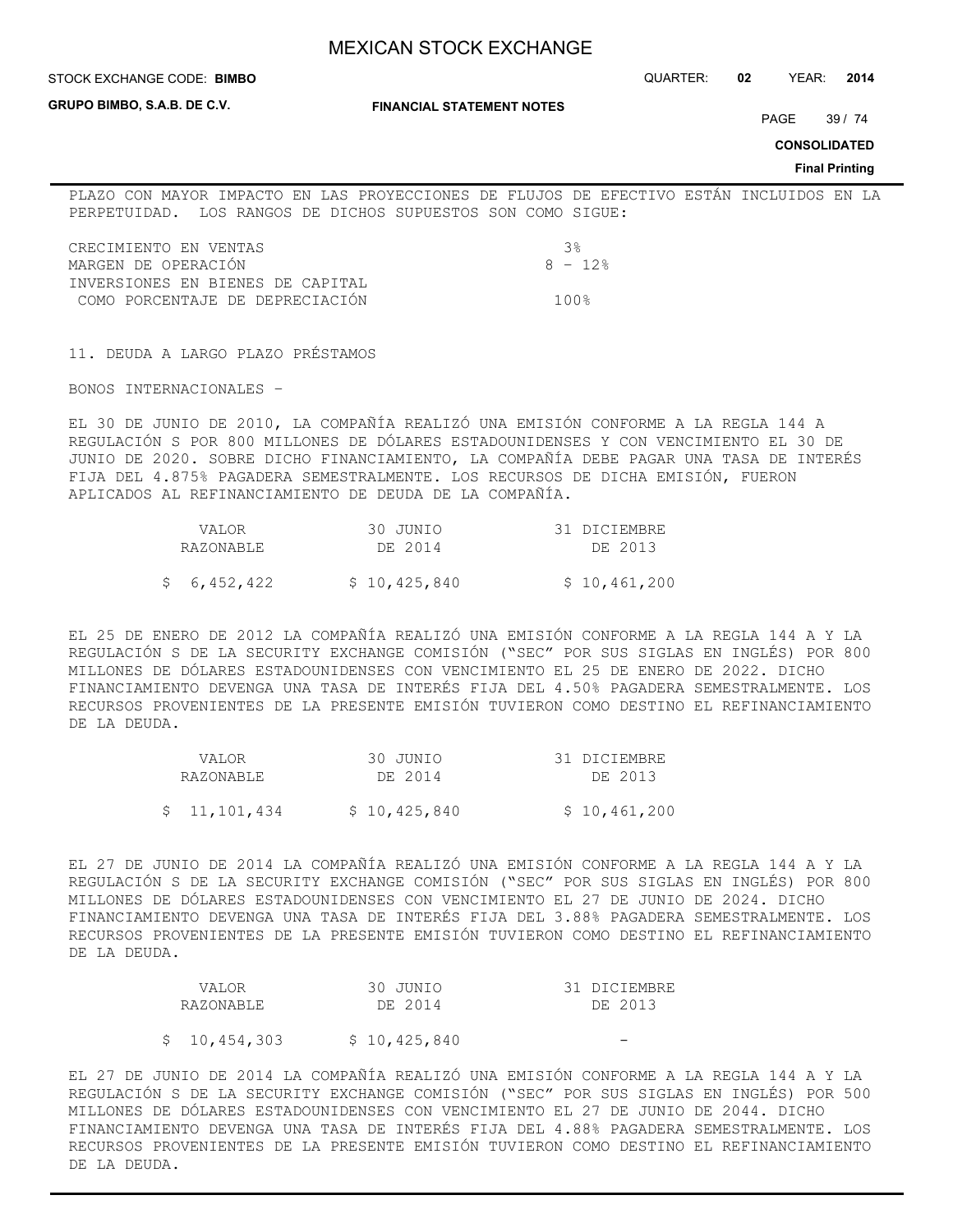PLAZO CON MAYOR IMPACTO EN LAS PROYECCIONES DE FLUJOS DE EFECTIVO ESTÁN INCLUIDOS EN LA PERPETUIDAD. LOS RANGOS DE DICHOS SUPUESTOS SON COMO SIGUE:

| | |
|---|---|
| CRECIMIENTO EN VENTAS | 3% |
| MARGEN DE OPERACIÓN | 8 - 12% |
| INVERSIONES EN BIENES DE CAPITAL COMO PORCENTAJE DE DEPRECIACIÓN | 100% |

## 11. DEUDA A LARGO PLAZO PRÉSTAMOS

BONOS INTERNACIONALES -

EL 30 DE JUNIO DE 2010, LA COMPAÑÍA REALIZÓ UNA EMISIÓN CONFORME A LA REGLA 144 A REGULACIÓN S POR 800 MILLONES DE DÓLARES ESTADOUNIDENSES Y CON VENCIMIENTO EL 30 DE JUNIO DE 2020. SOBRE DICHO FINANCIAMIENTO, LA COMPAÑÍA DEBE PAGAR UNA TASA DE INTERÉS FIJA DEL 4.875% PAGADERA SEMESTRALMENTE. LOS RECURSOS DE DICHA EMISIÓN, FUERON APLICADOS AL REFINANCIAMIENTO DE DEUDA DE LA COMPAÑÍA.

| VALOR RAZONABLE | 30 JUNIO DE 2014 | 31 DICIEMBRE DE 2013 |
|---|---|---|
| $ 6,452,422 | $ 10,425,840 | $ 10,461,200 |

EL 25 DE ENERO DE 2012 LA COMPAÑÍA REALIZÓ UNA EMISIÓN CONFORME A LA REGLA 144 A Y LA REGULACIÓN S DE LA SECURITY EXCHANGE COMISIÓN ("SEC" POR SUS SIGLAS EN INGLÉS) POR 800 MILLONES DE DÓLARES ESTADOUNIDENSES CON VENCIMIENTO EL 25 DE ENERO DE 2022. DICHO FINANCIAMIENTO DEVENGA UNA TASA DE INTERÉS FIJA DEL 4.50% PAGADERA SEMESTRALMENTE. LOS RECURSOS PROVENIENTES DE LA PRESENTE EMISIÓN TUVIERON COMO DESTINO EL REFINANCIAMIENTO DE LA DEUDA.

| VALOR RAZONABLE | 30 JUNIO DE 2014 | 31 DICIEMBRE DE 2013 |
|---|---|---|
| $ 11,101,434 | $ 10,425,840 | $ 10,461,200 |

EL 27 DE JUNIO DE 2014 LA COMPAÑÍA REALIZÓ UNA EMISIÓN CONFORME A LA REGLA 144 A Y LA REGULACIÓN S DE LA SECURITY EXCHANGE COMISIÓN ("SEC" POR SUS SIGLAS EN INGLÉS) POR 800 MILLONES DE DÓLARES ESTADOUNIDENSES CON VENCIMIENTO EL 27 DE JUNIO DE 2024. DICHO FINANCIAMIENTO DEVENGA UNA TASA DE INTERÉS FIJA DEL 3.88% PAGADERA SEMESTRALMENTE. LOS RECURSOS PROVENIENTES DE LA PRESENTE EMISIÓN TUVIERON COMO DESTINO EL REFINANCIAMIENTO DE LA DEUDA.

| VALOR RAZONABLE | 30 JUNIO DE 2014 | 31 DICIEMBRE DE 2013 |
|---|---|---|
| $ 10,454,303 | $ 10,425,840 | - |

EL 27 DE JUNIO DE 2014 LA COMPAÑÍA REALIZÓ UNA EMISIÓN CONFORME A LA REGLA 144 A Y LA REGULACIÓN S DE LA SECURITY EXCHANGE COMISIÓN ("SEC" POR SUS SIGLAS EN INGLÉS) POR 500 MILLONES DE DÓLARES ESTADOUNIDENSES CON VENCIMIENTO EL 27 DE JUNIO DE 2044. DICHO FINANCIAMIENTO DEVENGA UNA TASA DE INTERÉS FIJA DEL 4.88% PAGADERA SEMESTRALMENTE. LOS RECURSOS PROVENIENTES DE LA PRESENTE EMISIÓN TUVIERON COMO DESTINO EL REFINANCIAMIENTO DE LA DEUDA.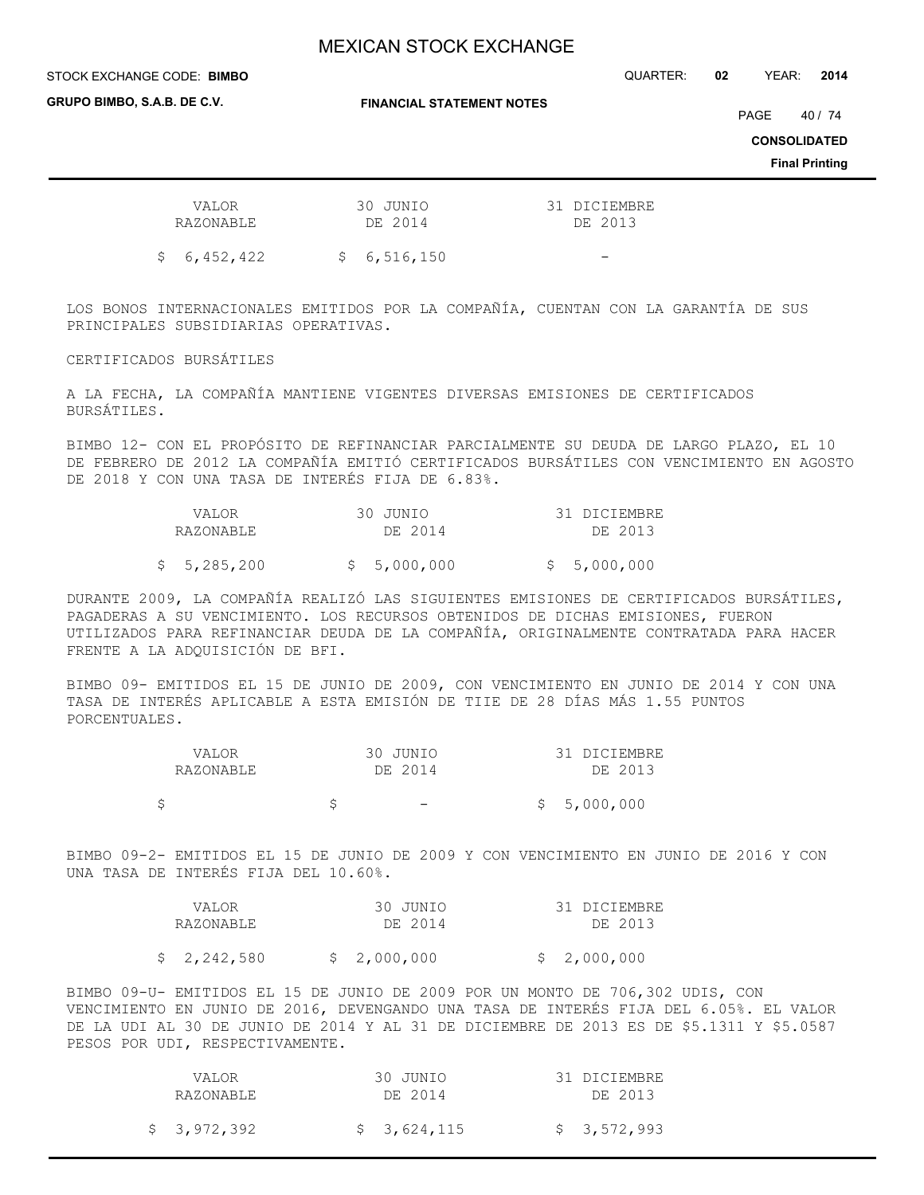| VALOR RAZONABLE | 30 JUNIO DE 2014 | 31 DICIEMBRE DE 2013 |
|---|---|---|
| $ 6,452,422 | $ 6,516,150 | - |

LOS BONOS INTERNACIONALES EMITIDOS POR LA COMPAÑÍA, CUENTAN CON LA GARANTÍA DE SUS PRINCIPALES SUBSIDIARIAS OPERATIVAS.

CERTIFICADOS BURSÁTILES

A LA FECHA, LA COMPAÑÍA MANTIENE VIGENTES DIVERSAS EMISIONES DE CERTIFICADOS BURSÁTILES.

BIMBO 12- CON EL PROPÓSITO DE REFINANCIAR PARCIALMENTE SU DEUDA DE LARGO PLAZO, EL 10 DE FEBRERO DE 2012 LA COMPAÑÍA EMITIÓ CERTIFICADOS BURSÁTILES CON VENCIMIENTO EN AGOSTO DE 2018 Y CON UNA TASA DE INTERÉS FIJA DE 6.83%.

| VALOR RAZONABLE | 30 JUNIO DE 2014 | 31 DICIEMBRE DE 2013 |
|---|---|---|
| $ 5,285,200 | $ 5,000,000 | $ 5,000,000 |

DURANTE 2009, LA COMPAÑÍA REALIZÓ LAS SIGUIENTES EMISIONES DE CERTIFICADOS BURSÁTILES, PAGADERAS A SU VENCIMIENTO. LOS RECURSOS OBTENIDOS DE DICHAS EMISIONES, FUERON UTILIZADOS PARA REFINANCIAR DEUDA DE LA COMPAÑÍA, ORIGINALMENTE CONTRATADA PARA HACER FRENTE A LA ADQUISICIÓN DE BFI.

BIMBO 09- EMITIDOS EL 15 DE JUNIO DE 2009, CON VENCIMIENTO EN JUNIO DE 2014 Y CON UNA TASA DE INTERÉS APLICABLE A ESTA EMISIÓN DE TIIE DE 28 DÍAS MÁS 1.55 PUNTOS PORCENTUALES.

| VALOR RAZONABLE | 30 JUNIO DE 2014 | 31 DICIEMBRE DE 2013 |
|---|---|---|
| $ | $ - | $ 5,000,000 |

BIMBO 09-2- EMITIDOS EL 15 DE JUNIO DE 2009 Y CON VENCIMIENTO EN JUNIO DE 2016 Y CON UNA TASA DE INTERÉS FIJA DEL 10.60%.

| VALOR RAZONABLE | 30 JUNIO DE 2014 | 31 DICIEMBRE DE 2013 |
|---|---|---|
| $ 2,242,580 | $ 2,000,000 | $ 2,000,000 |

BIMBO 09-U- EMITIDOS EL 15 DE JUNIO DE 2009 POR UN MONTO DE 706,302 UDIS, CON VENCIMIENTO EN JUNIO DE 2016, DEVENGANDO UNA TASA DE INTERÉS FIJA DEL 6.05%. EL VALOR DE LA UDI AL 30 DE JUNIO DE 2014 Y AL 31 DE DICIEMBRE DE 2013 ES DE $5.1311 Y $5.0587 PESOS POR UDI, RESPECTIVAMENTE.

| VALOR RAZONABLE | 30 JUNIO DE 2014 | 31 DICIEMBRE DE 2013 |
|---|---|---|
| $ 3,972,392 | $ 3,624,115 | $ 3,572,993 |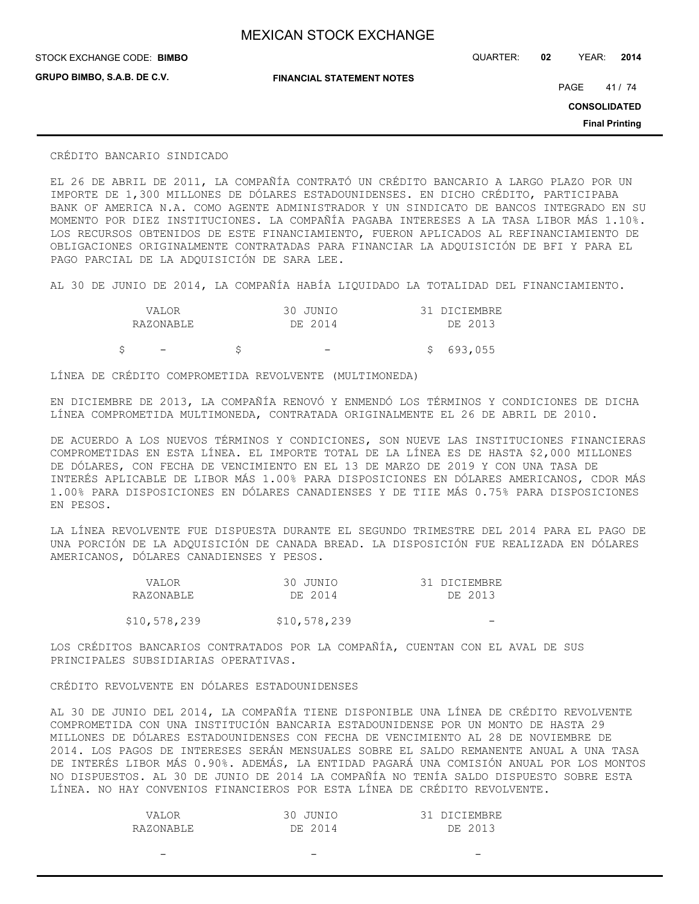CRÉDITO BANCARIO SINDICADO

EL 26 DE ABRIL DE 2011, LA COMPAÑÍA CONTRATÓ UN CRÉDITO BANCARIO A LARGO PLAZO POR UN IMPORTE DE 1,300 MILLONES DE DÓLARES ESTADOUNIDENSES. EN DICHO CRÉDITO, PARTICIPABA BANK OF AMERICA N.A. COMO AGENTE ADMINISTRADOR Y UN SINDICATO DE BANCOS INTEGRADO EN SU MOMENTO POR DIEZ INSTITUCIONES. LA COMPAÑÍA PAGABA INTERESES A LA TASA LIBOR MÁS 1.10%. LOS RECURSOS OBTENIDOS DE ESTE FINANCIAMIENTO, FUERON APLICADOS AL REFINANCIAMIENTO DE OBLIGACIONES ORIGINALMENTE CONTRATADAS PARA FINANCIAR LA ADQUISICIÓN DE BFI Y PARA EL PAGO PARCIAL DE LA ADQUISICIÓN DE SARA LEE.

AL 30 DE JUNIO DE 2014, LA COMPAÑÍA HABÍA LIQUIDADO LA TOTALIDAD DEL FINANCIAMIENTO.

| VALOR RAZONABLE | 30 JUNIO DE 2014 | 31 DICIEMBRE DE 2013 |
|---|---|---|
| $ - | $ - | $ 693,055 |

LÍNEA DE CRÉDITO COMPROMETIDA REVOLVENTE (MULTIMONEDA)

EN DICIEMBRE DE 2013, LA COMPAÑÍA RENOVÓ Y ENMENDÓ LOS TÉRMINOS Y CONDICIONES DE DICHA LÍNEA COMPROMETIDA MULTIMONEDA, CONTRATADA ORIGINALMENTE EL 26 DE ABRIL DE 2010.

DE ACUERDO A LOS NUEVOS TÉRMINOS Y CONDICIONES, SON NUEVE LAS INSTITUCIONES FINANCIERAS COMPROMETIDAS EN ESTA LÍNEA. EL IMPORTE TOTAL DE LA LÍNEA ES DE HASTA $2,000 MILLONES DE DÓLARES, CON FECHA DE VENCIMIENTO EN EL 13 DE MARZO DE 2019 Y CON UNA TASA DE INTERÉS APLICABLE DE LIBOR MÁS 1.00% PARA DISPOSICIONES EN DÓLARES AMERICANOS, CDOR MÁS 1.00% PARA DISPOSICIONES EN DÓLARES CANADIENSES Y DE TIIE MÁS 0.75% PARA DISPOSICIONES EN PESOS.

LA LÍNEA REVOLVENTE FUE DISPUESTA DURANTE EL SEGUNDO TRIMESTRE DEL 2014 PARA EL PAGO DE UNA PORCIÓN DE LA ADQUISICIÓN DE CANADA BREAD. LA DISPOSICIÓN FUE REALIZADA EN DÓLARES AMERICANOS, DÓLARES CANADIENSES Y PESOS.

| VALOR RAZONABLE | 30 JUNIO DE 2014 | 31 DICIEMBRE DE 2013 |
|---|---|---|
| $10,578,239 | $10,578,239 | - |

LOS CRÉDITOS BANCARIOS CONTRATADOS POR LA COMPAÑÍA, CUENTAN CON EL AVAL DE SUS PRINCIPALES SUBSIDIARIAS OPERATIVAS.

CRÉDITO REVOLVENTE EN DÓLARES ESTADOUNIDENSES

AL 30 DE JUNIO DEL 2014, LA COMPAÑÍA TIENE DISPONIBLE UNA LÍNEA DE CRÉDITO REVOLVENTE COMPROMETIDA CON UNA INSTITUCIÓN BANCARIA ESTADOUNIDENSE POR UN MONTO DE HASTA 29 MILLONES DE DÓLARES ESTADOUNIDENSES CON FECHA DE VENCIMIENTO AL 28 DE NOVIEMBRE DE 2014. LOS PAGOS DE INTERESES SERÁN MENSUALES SOBRE EL SALDO REMANENTE ANUAL A UNA TASA DE INTERÉS LIBOR MÁS 0.90%. ADEMÁS, LA ENTIDAD PAGARÁ UNA COMISIÓN ANUAL POR LOS MONTOS NO DISPUESTOS. AL 30 DE JUNIO DE 2014 LA COMPAÑÍA NO TENÍA SALDO DISPUESTO SOBRE ESTA LÍNEA. NO HAY CONVENIOS FINANCIEROS POR ESTA LÍNEA DE CRÉDITO REVOLVENTE.

| VALOR RAZONABLE | 30 JUNIO DE 2014 | 31 DICIEMBRE DE 2013 |
|---|---|---|
| - | - | - |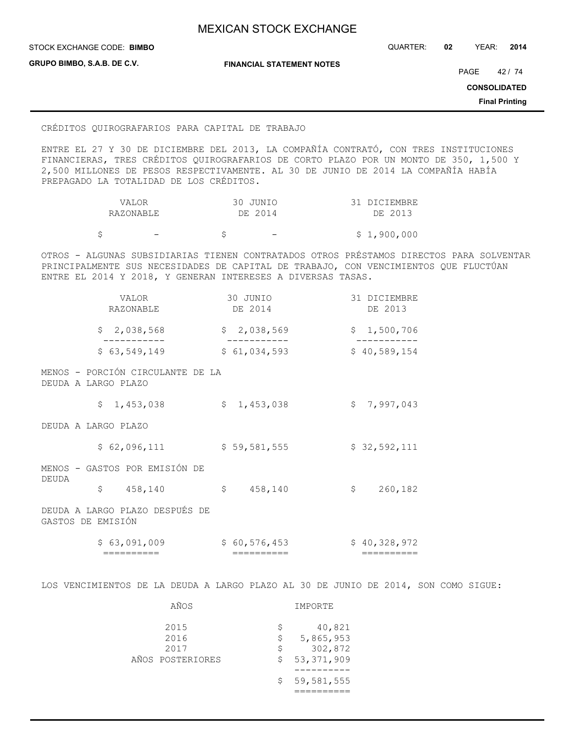CRÉDITOS QUIROGRAFARIOS PARA CAPITAL DE TRABAJO

ENTRE EL 27 Y 30 DE DICIEMBRE DEL 2013, LA COMPAÑÍA CONTRATÓ, CON TRES INSTITUCIONES FINANCIERAS, TRES CRÉDITOS QUIROGRAFARIOS DE CORTO PLAZO POR UN MONTO DE 350, 1,500 Y 2,500 MILLONES DE PESOS RESPECTIVAMENTE. AL 30 DE JUNIO DE 2014 LA COMPAÑÍA HABÍA PREPAGADO LA TOTALIDAD DE LOS CRÉDITOS.

| VALOR RAZONABLE | 30 JUNIO DE 2014 | 31 DICIEMBRE DE 2013 |
|---|---|---|
| $ - | $ - | $ 1,900,000 |

OTROS - ALGUNAS SUBSIDIARIAS TIENEN CONTRATADOS OTROS PRÉSTAMOS DIRECTOS PARA SOLVENTAR PRINCIPALMENTE SUS NECESIDADES DE CAPITAL DE TRABAJO, CON VENCIMIENTOS QUE FLUCTÚAN ENTRE EL 2014 Y 2018, Y GENERAN INTERESES A DIVERSAS TASAS.

| | VALOR RAZONABLE | 30 JUNIO DE 2014 | 31 DICIEMBRE DE 2013 |
|---|---|---|---|
| | $ 2,038,568 | $ 2,038,569 | $ 1,500,706 |
| | $ 63,549,149 | $ 61,034,593 | $ 40,589,154 |
| MENOS - PORCIÓN CIRCULANTE DE LA DEUDA A LARGO PLAZO | | | |
| | $ 1,453,038 | $ 1,453,038 | $ 7,997,043 |
| DEUDA A LARGO PLAZO | | | |
| | $ 62,096,111 | $ 59,581,555 | $ 32,592,111 |
| MENOS - GASTOS POR EMISIÓN DE DEUDA | $ 458,140 | $ 458,140 | $ 260,182 |
| DEUDA A LARGO PLAZO DESPUÉS DE GASTOS DE EMISIÓN | | | |
| | $ 63,091,009 | $ 60,576,453 | $ 40,328,972 |

LOS VENCIMIENTOS DE LA DEUDA A LARGO PLAZO AL 30 DE JUNIO DE 2014, SON COMO SIGUE:

| AÑOS | IMPORTE |
|---|---|
| 2015 | $ 40,821 |
| 2016 | $ 5,865,953 |
| 2017 | $ 302,872 |
| AÑOS POSTERIORES | $ 53,371,909 |
| | $ 59,581,555 |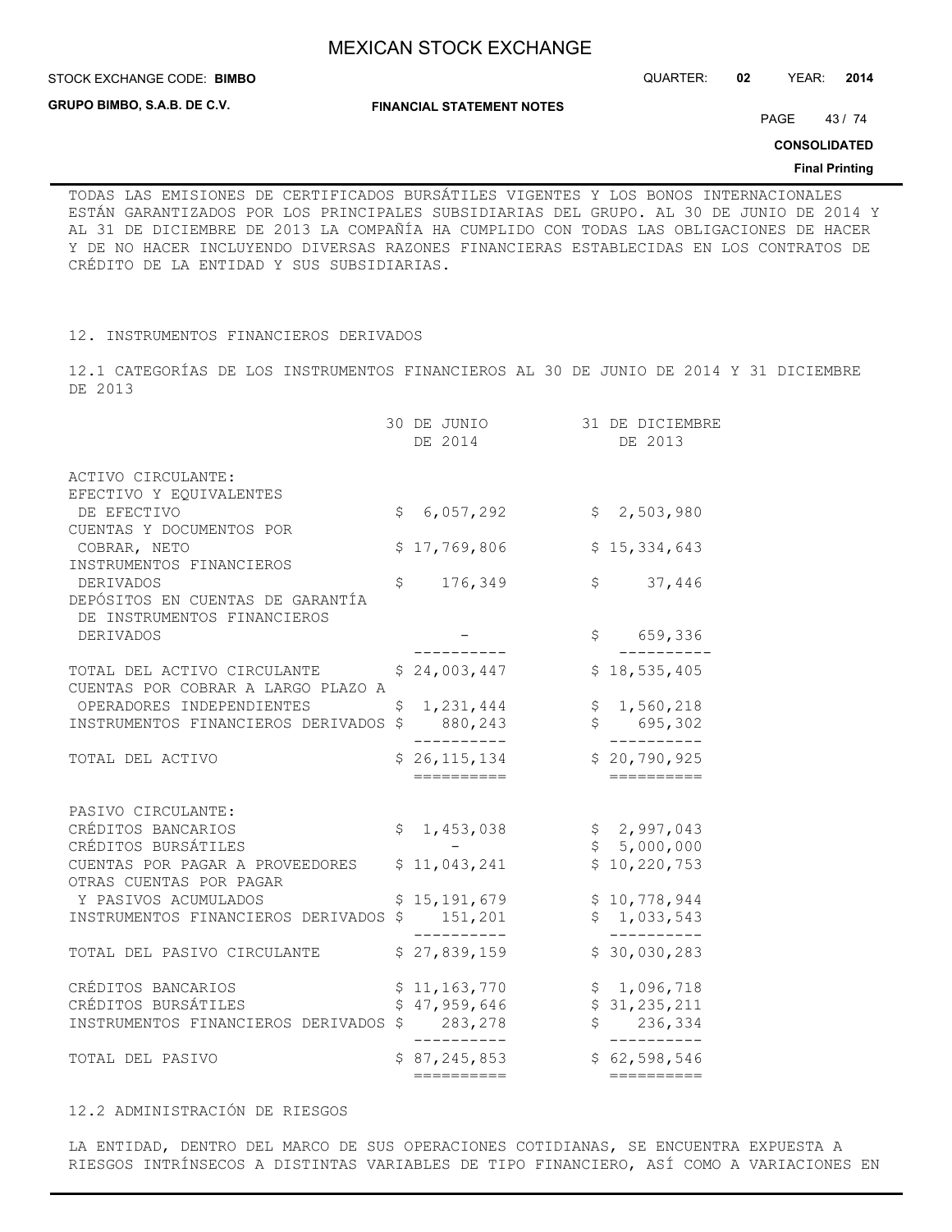TODAS LAS EMISIONES DE CERTIFICADOS BURSÁTILES VIGENTES Y LOS BONOS INTERNACIONALES ESTÁN GARANTIZADOS POR LOS PRINCIPALES SUBSIDIARIAS DEL GRUPO. AL 30 DE JUNIO DE 2014 Y AL 31 DE DICIEMBRE DE 2013 LA COMPAÑÍA HA CUMPLIDO CON TODAS LAS OBLIGACIONES DE HACER Y DE NO HACER INCLUYENDO DIVERSAS RAZONES FINANCIERAS ESTABLECIDAS EN LOS CONTRATOS DE CRÉDITO DE LA ENTIDAD Y SUS SUBSIDIARIAS.

## 12. INSTRUMENTOS FINANCIEROS DERIVADOS

### 12.1 CATEGORÍAS DE LOS INSTRUMENTOS FINANCIEROS AL 30 DE JUNIO DE 2014 Y 31 DICIEMBRE DE 2013

| | 30 DE JUNIO DE 2014 | 31 DE DICIEMBRE DE 2013 |
|---|---|---|
| ACTIVO CIRCULANTE: | | |
| EFECTIVO Y EQUIVALENTES DE EFECTIVO | $ 6,057,292 | $ 2,503,980 |
| CUENTAS Y DOCUMENTOS POR COBRAR, NETO | $ 17,769,806 | $ 15,334,643 |
| INSTRUMENTOS FINANCIEROS DERIVADOS | $ 176,349 | $ 37,446 |
| DEPÓSITOS EN CUENTAS DE GARANTÍA DE INSTRUMENTOS FINANCIEROS DERIVADOS | - | $ 659,336 |
| TOTAL DEL ACTIVO CIRCULANTE | $ 24,003,447 | $ 18,535,405 |
| CUENTAS POR COBRAR A LARGO PLAZO A OPERADORES INDEPENDIENTES | $ 1,231,444 | $ 1,560,218 |
| INSTRUMENTOS FINANCIEROS DERIVADOS | $ 880,243 | $ 695,302 |
| TOTAL DEL ACTIVO | $ 26,115,134 | $ 20,790,925 |
| PASIVO CIRCULANTE: | | |
| CRÉDITOS BANCARIOS | $ 1,453,038 | $ 2,997,043 |
| CRÉDITOS BURSÁTILES | - | $ 5,000,000 |
| CUENTAS POR PAGAR A PROVEEDORES | $ 11,043,241 | $ 10,220,753 |
| OTRAS CUENTAS POR PAGAR Y PASIVOS ACUMULADOS | $ 15,191,679 | $ 10,778,944 |
| INSTRUMENTOS FINANCIEROS DERIVADOS | $ 151,201 | $ 1,033,543 |
| TOTAL DEL PASIVO CIRCULANTE | $ 27,839,159 | $ 30,030,283 |
| CRÉDITOS BANCARIOS | $ 11,163,770 | $ 1,096,718 |
| CRÉDITOS BURSÁTILES | $ 47,959,646 | $ 31,235,211 |
| INSTRUMENTOS FINANCIEROS DERIVADOS | $ 283,278 | $ 236,334 |
| TOTAL DEL PASIVO | $ 87,245,853 | $ 62,598,546 |

### 12.2 ADMINISTRACIÓN DE RIESGOS

LA ENTIDAD, DENTRO DEL MARCO DE SUS OPERACIONES COTIDIANAS, SE ENCUENTRA EXPUESTA A RIESGOS INTRÍNSECOS A DISTINTAS VARIABLES DE TIPO FINANCIERO, ASÍ COMO A VARIACIONES EN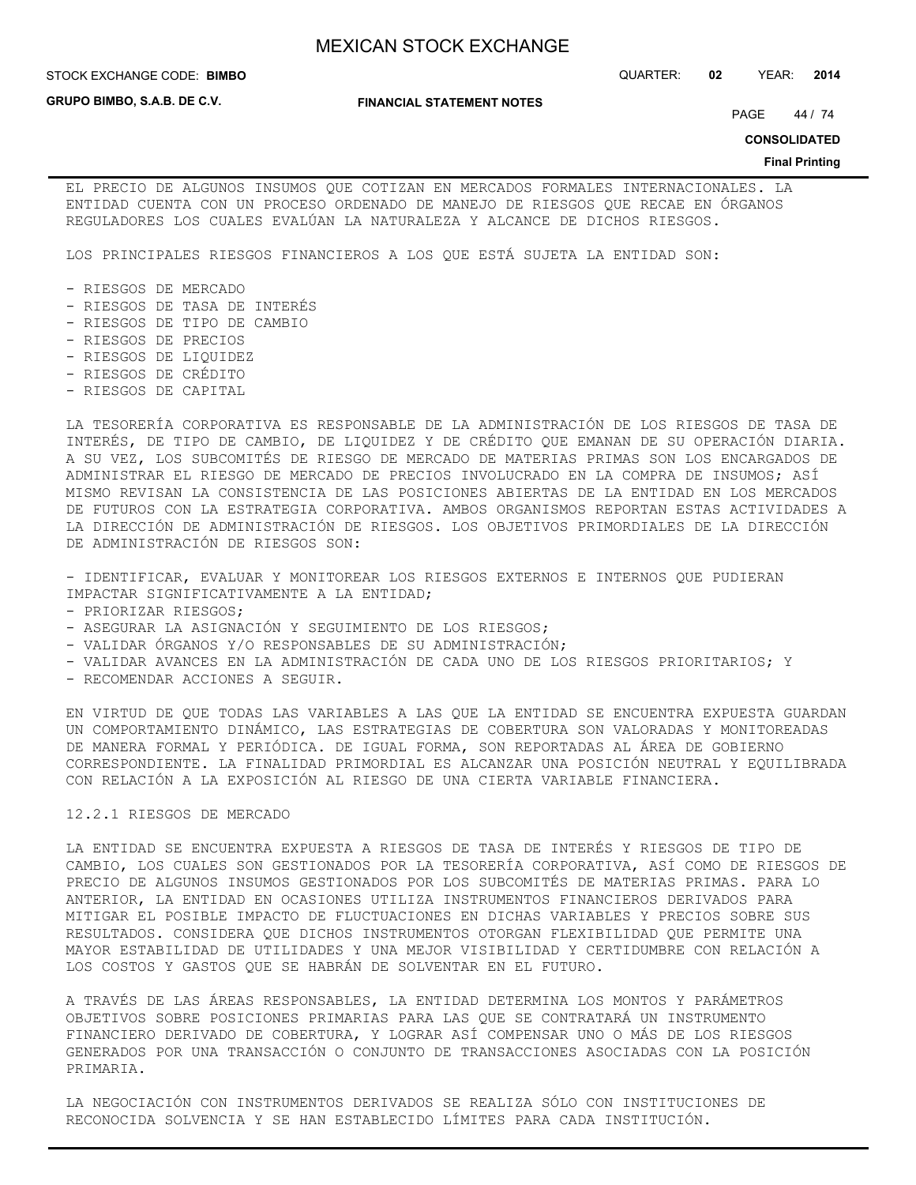EL PRECIO DE ALGUNOS INSUMOS QUE COTIZAN EN MERCADOS FORMALES INTERNACIONALES. LA ENTIDAD CUENTA CON UN PROCESO ORDENADO DE MANEJO DE RIESGOS QUE RECAE EN ÓRGANOS REGULADORES LOS CUALES EVALÚAN LA NATURALEZA Y ALCANCE DE DICHOS RIESGOS.

LOS PRINCIPALES RIESGOS FINANCIEROS A LOS QUE ESTÁ SUJETA LA ENTIDAD SON:

- RIESGOS DE MERCADO
- RIESGOS DE TASA DE INTERÉS
- RIESGOS DE TIPO DE CAMBIO
- RIESGOS DE PRECIOS
- RIESGOS DE LIQUIDEZ
- RIESGOS DE CRÉDITO
- RIESGOS DE CAPITAL

LA TESORERÍA CORPORATIVA ES RESPONSABLE DE LA ADMINISTRACIÓN DE LOS RIESGOS DE TASA DE INTERÉS, DE TIPO DE CAMBIO, DE LIQUIDEZ Y DE CRÉDITO QUE EMANAN DE SU OPERACIÓN DIARIA. A SU VEZ, LOS SUBCOMITÉS DE RIESGO DE MERCADO DE MATERIAS PRIMAS SON LOS ENCARGADOS DE ADMINISTRAR EL RIESGO DE MERCADO DE PRECIOS INVOLUCRADO EN LA COMPRA DE INSUMOS; ASÍ MISMO REVISAN LA CONSISTENCIA DE LAS POSICIONES ABIERTAS DE LA ENTIDAD EN LOS MERCADOS DE FUTUROS CON LA ESTRATEGIA CORPORATIVA. AMBOS ORGANISMOS REPORTAN ESTAS ACTIVIDADES A LA DIRECCIÓN DE ADMINISTRACIÓN DE RIESGOS. LOS OBJETIVOS PRIMORDIALES DE LA DIRECCIÓN DE ADMINISTRACIÓN DE RIESGOS SON:

- IDENTIFICAR, EVALUAR Y MONITOREAR LOS RIESGOS EXTERNOS E INTERNOS QUE PUDIERAN IMPACTAR SIGNIFICATIVAMENTE A LA ENTIDAD;
- PRIORIZAR RIESGOS;
- ASEGURAR LA ASIGNACIÓN Y SEGUIMIENTO DE LOS RIESGOS;
- VALIDAR ÓRGANOS Y/O RESPONSABLES DE SU ADMINISTRACIÓN;
- VALIDAR AVANCES EN LA ADMINISTRACIÓN DE CADA UNO DE LOS RIESGOS PRIORITARIOS; Y
- RECOMENDAR ACCIONES A SEGUIR.

EN VIRTUD DE QUE TODAS LAS VARIABLES A LAS QUE LA ENTIDAD SE ENCUENTRA EXPUESTA GUARDAN UN COMPORTAMIENTO DINÁMICO, LAS ESTRATEGIAS DE COBERTURA SON VALORADAS Y MONITOREADAS DE MANERA FORMAL Y PERIÓDICA. DE IGUAL FORMA, SON REPORTADAS AL ÁREA DE GOBIERNO CORRESPONDIENTE. LA FINALIDAD PRIMORDIAL ES ALCANZAR UNA POSICIÓN NEUTRAL Y EQUILIBRADA CON RELACIÓN A LA EXPOSICIÓN AL RIESGO DE UNA CIERTA VARIABLE FINANCIERA.

### 12.2.1 RIESGOS DE MERCADO

LA ENTIDAD SE ENCUENTRA EXPUESTA A RIESGOS DE TASA DE INTERÉS Y RIESGOS DE TIPO DE CAMBIO, LOS CUALES SON GESTIONADOS POR LA TESORERÍA CORPORATIVA, ASÍ COMO DE RIESGOS DE PRECIO DE ALGUNOS INSUMOS GESTIONADOS POR LOS SUBCOMITÉS DE MATERIAS PRIMAS. PARA LO ANTERIOR, LA ENTIDAD EN OCASIONES UTILIZA INSTRUMENTOS FINANCIEROS DERIVADOS PARA MITIGAR EL POSIBLE IMPACTO DE FLUCTUACIONES EN DICHAS VARIABLES Y PRECIOS SOBRE SUS RESULTADOS. CONSIDERA QUE DICHOS INSTRUMENTOS OTORGAN FLEXIBILIDAD QUE PERMITE UNA MAYOR ESTABILIDAD DE UTILIDADES Y UNA MEJOR VISIBILIDAD Y CERTIDUMBRE CON RELACIÓN A LOS COSTOS Y GASTOS QUE SE HABRÁN DE SOLVENTAR EN EL FUTURO.

A TRAVÉS DE LAS ÁREAS RESPONSABLES, LA ENTIDAD DETERMINA LOS MONTOS Y PARÁMETROS OBJETIVOS SOBRE POSICIONES PRIMARIAS PARA LAS QUE SE CONTRATARÁ UN INSTRUMENTO FINANCIERO DERIVADO DE COBERTURA, Y LOGRAR ASÍ COMPENSAR UNO O MÁS DE LOS RIESGOS GENERADOS POR UNA TRANSACCIÓN O CONJUNTO DE TRANSACCIONES ASOCIADAS CON LA POSICIÓN PRIMARIA.

LA NEGOCIACIÓN CON INSTRUMENTOS DERIVADOS SE REALIZA SÓLO CON INSTITUCIONES DE RECONOCIDA SOLVENCIA Y SE HAN ESTABLECIDO LÍMITES PARA CADA INSTITUCIÓN.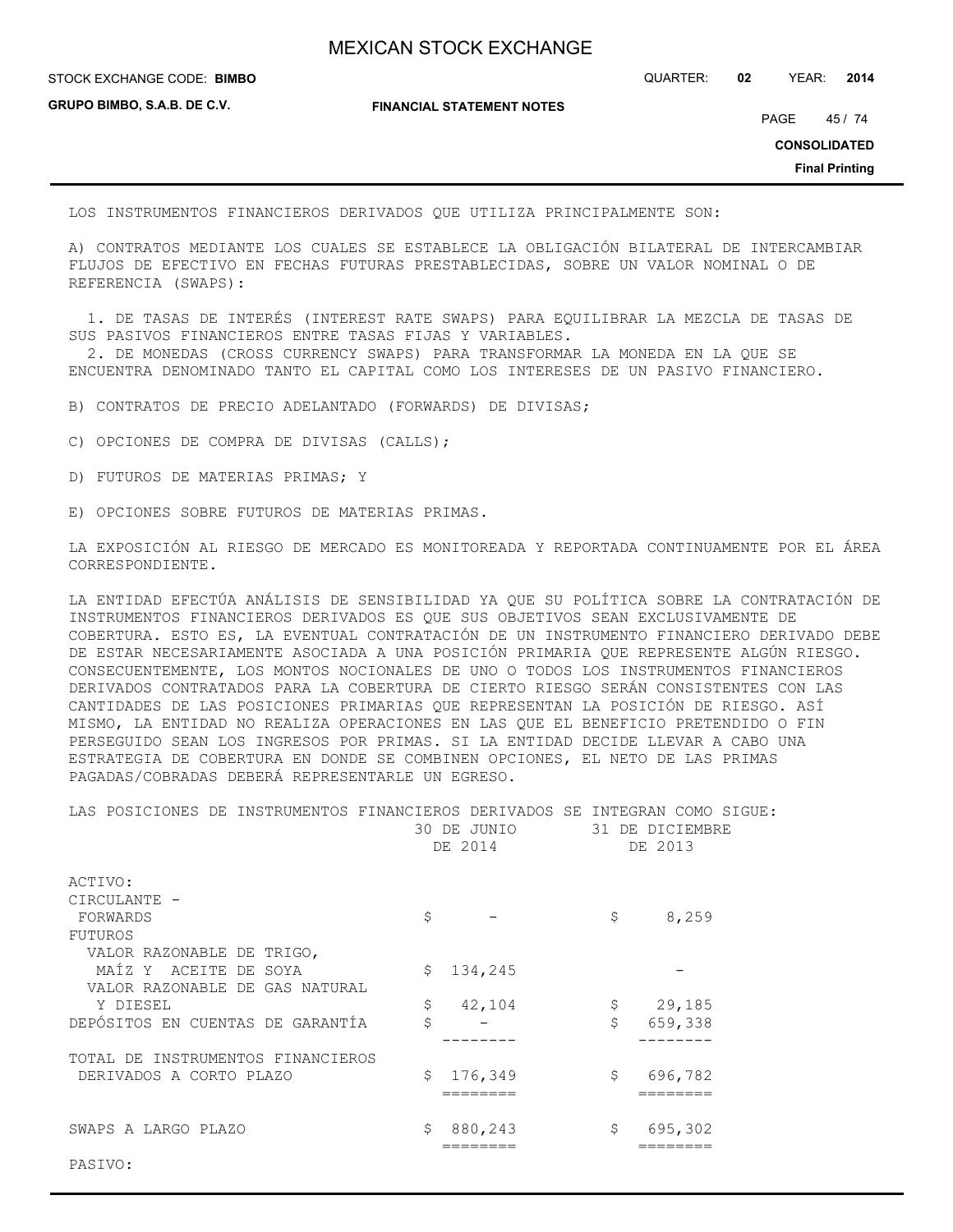LOS INSTRUMENTOS FINANCIEROS DERIVADOS QUE UTILIZA PRINCIPALMENTE SON:

A) CONTRATOS MEDIANTE LOS CUALES SE ESTABLECE LA OBLIGACIÓN BILATERAL DE INTERCAMBIAR FLUJOS DE EFECTIVO EN FECHAS FUTURAS PRESTABLECIDAS, SOBRE UN VALOR NOMINAL O DE REFERENCIA (SWAPS):

1. DE TASAS DE INTERÉS (INTEREST RATE SWAPS) PARA EQUILIBRAR LA MEZCLA DE TASAS DE SUS PASIVOS FINANCIEROS ENTRE TASAS FIJAS Y VARIABLES.
2. DE MONEDAS (CROSS CURRENCY SWAPS) PARA TRANSFORMAR LA MONEDA EN LA QUE SE ENCUENTRA DENOMINADO TANTO EL CAPITAL COMO LOS INTERESES DE UN PASIVO FINANCIERO.

B) CONTRATOS DE PRECIO ADELANTADO (FORWARDS) DE DIVISAS;

C) OPCIONES DE COMPRA DE DIVISAS (CALLS);

D) FUTUROS DE MATERIAS PRIMAS; Y

E) OPCIONES SOBRE FUTUROS DE MATERIAS PRIMAS.

LA EXPOSICIÓN AL RIESGO DE MERCADO ES MONITOREADA Y REPORTADA CONTINUAMENTE POR EL ÁREA CORRESPONDIENTE.

LA ENTIDAD EFECTÚA ANÁLISIS DE SENSIBILIDAD YA QUE SU POLÍTICA SOBRE LA CONTRATACIÓN DE INSTRUMENTOS FINANCIEROS DERIVADOS ES QUE SUS OBJETIVOS SEAN EXCLUSIVAMENTE DE COBERTURA. ESTO ES, LA EVENTUAL CONTRATACIÓN DE UN INSTRUMENTO FINANCIERO DERIVADO DEBE DE ESTAR NECESARIAMENTE ASOCIADA A UNA POSICIÓN PRIMARIA QUE REPRESENTE ALGÚN RIESGO. CONSECUENTEMENTE, LOS MONTOS NOCIONALES DE UNO O TODOS LOS INSTRUMENTOS FINANCIEROS DERIVADOS CONTRATADOS PARA LA COBERTURA DE CIERTO RIESGO SERÁN CONSISTENTES CON LAS CANTIDADES DE LAS POSICIONES PRIMARIAS QUE REPRESENTAN LA POSICIÓN DE RIESGO. ASÍ MISMO, LA ENTIDAD NO REALIZA OPERACIONES EN LAS QUE EL BENEFICIO PRETENDIDO O FIN PERSEGUIDO SEAN LOS INGRESOS POR PRIMAS. SI LA ENTIDAD DECIDE LLEVAR A CABO UNA ESTRATEGIA DE COBERTURA EN DONDE SE COMBINEN OPCIONES, EL NETO DE LAS PRIMAS PAGADAS/COBRADAS DEBERÁ REPRESENTARLE UN EGRESO.

LAS POSICIONES DE INSTRUMENTOS FINANCIEROS DERIVADOS SE INTEGRAN COMO SIGUE:

| | 30 DE JUNIO DE 2014 | 31 DE DICIEMBRE DE 2013 |
|---|---|---|
| ACTIVO: | | |
| CIRCULANTE - | | |
| FORWARDS | $ - | $ 8,259 |
| FUTUROS | | |
| VALOR RAZONABLE DE TRIGO, MAÍZ Y ACEITE DE SOYA | $ 134,245 | - |
| VALOR RAZONABLE DE GAS NATURAL Y DIESEL | $ 42,104 | $ 29,185 |
| DEPÓSITOS EN CUENTAS DE GARANTÍA | $ - | $ 659,338 |
| TOTAL DE INSTRUMENTOS FINANCIEROS DERIVADOS A CORTO PLAZO | $ 176,349 | $ 696,782 |
| SWAPS A LARGO PLAZO | $ 880,243 | $ 695,302 |

PASIVO: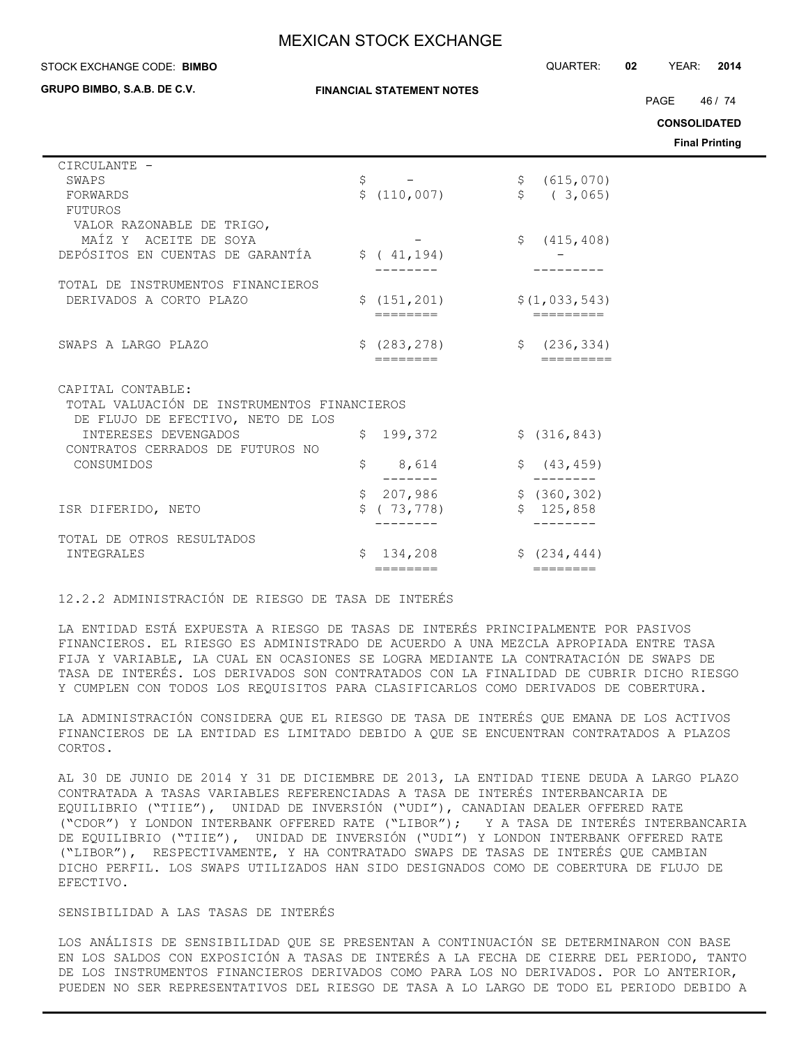| | | |
|---|---|---|
| CIRCULANTE - | | |
| SWAPS | $ - | $ (615,070) |
| FORWARDS | $ (110,007) | $ ( 3,065) |
| FUTUROS | | |
| VALOR RAZONABLE DE TRIGO, MAÍZ Y ACEITE DE SOYA | - | $ (415,408) |
| DEPÓSITOS EN CUENTAS DE GARANTÍA | $ ( 41,194) | - |
| TOTAL DE INSTRUMENTOS FINANCIEROS DERIVADOS A CORTO PLAZO | $ (151,201) | $(1,033,543) |
| SWAPS A LARGO PLAZO | $ (283,278) | $ (236,334) |
| CAPITAL CONTABLE: | | |
| TOTAL VALUACIÓN DE INSTRUMENTOS FINANCIEROS DE FLUJO DE EFECTIVO, NETO DE LOS INTERESES DEVENGADOS | $ 199,372 | $ (316,843) |
| CONTRATOS CERRADOS DE FUTUROS NO CONSUMIDOS | $ 8,614 | $ (43,459) |
| | $ 207,986 | $ (360,302) |
| ISR DIFERIDO, NETO | $ ( 73,778) | $ 125,858 |
| TOTAL DE OTROS RESULTADOS INTEGRALES | $ 134,208 | $ (234,444) |

12.2.2 ADMINISTRACIÓN DE RIESGO DE TASA DE INTERÉS

LA ENTIDAD ESTÁ EXPUESTA A RIESGO DE TASAS DE INTERÉS PRINCIPALMENTE POR PASIVOS FINANCIEROS. EL RIESGO ES ADMINISTRADO DE ACUERDO A UNA MEZCLA APROPIADA ENTRE TASA FIJA Y VARIABLE, LA CUAL EN OCASIONES SE LOGRA MEDIANTE LA CONTRATACIÓN DE SWAPS DE TASA DE INTERÉS. LOS DERIVADOS SON CONTRATADOS CON LA FINALIDAD DE CUBRIR DICHO RIESGO Y CUMPLEN CON TODOS LOS REQUISITOS PARA CLASIFICARLOS COMO DERIVADOS DE COBERTURA.

LA ADMINISTRACIÓN CONSIDERA QUE EL RIESGO DE TASA DE INTERÉS QUE EMANA DE LOS ACTIVOS FINANCIEROS DE LA ENTIDAD ES LIMITADO DEBIDO A QUE SE ENCUENTRAN CONTRATADOS A PLAZOS CORTOS.

AL 30 DE JUNIO DE 2014 Y 31 DE DICIEMBRE DE 2013, LA ENTIDAD TIENE DEUDA A LARGO PLAZO CONTRATADA A TASAS VARIABLES REFERENCIADAS A TASA DE INTERÉS INTERBANCARIA DE EQUILIBRIO ("TIIE"), UNIDAD DE INVERSIÓN ("UDI"), CANADIAN DEALER OFFERED RATE ("CDOR") Y LONDON INTERBANK OFFERED RATE ("LIBOR"); Y A TASA DE INTERÉS INTERBANCARIA DE EQUILIBRIO ("TIIE"), UNIDAD DE INVERSIÓN ("UDI") Y LONDON INTERBANK OFFERED RATE ("LIBOR"), RESPECTIVAMENTE, Y HA CONTRATADO SWAPS DE TASAS DE INTERÉS QUE CAMBIAN DICHO PERFIL. LOS SWAPS UTILIZADOS HAN SIDO DESIGNADOS COMO DE COBERTURA DE FLUJO DE EFECTIVO.

SENSIBILIDAD A LAS TASAS DE INTERÉS

LOS ANÁLISIS DE SENSIBILIDAD QUE SE PRESENTAN A CONTINUACIÓN SE DETERMINARON CON BASE EN LOS SALDOS CON EXPOSICIÓN A TASAS DE INTERÉS A LA FECHA DE CIERRE DEL PERIODO, TANTO DE LOS INSTRUMENTOS FINANCIEROS DERIVADOS COMO PARA LOS NO DERIVADOS. POR LO ANTERIOR, PUEDEN NO SER REPRESENTATIVOS DEL RIESGO DE TASA A LO LARGO DE TODO EL PERIODO DEBIDO A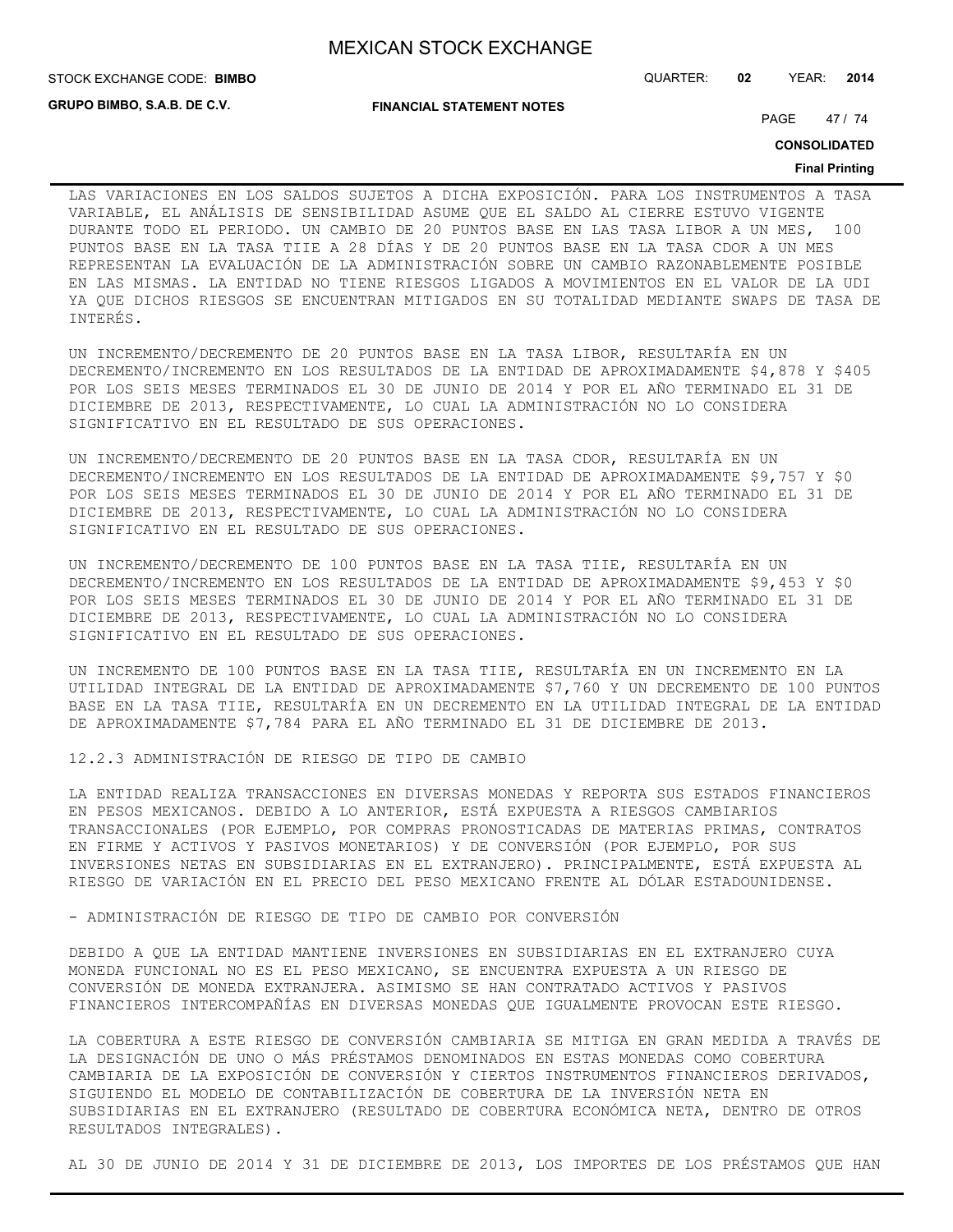LAS VARIACIONES EN LOS SALDOS SUJETOS A DICHA EXPOSICIÓN. PARA LOS INSTRUMENTOS A TASA VARIABLE, EL ANÁLISIS DE SENSIBILIDAD ASUME QUE EL SALDO AL CIERRE ESTUVO VIGENTE DURANTE TODO EL PERIODO. UN CAMBIO DE 20 PUNTOS BASE EN LAS TASA LIBOR A UN MES, 100 PUNTOS BASE EN LA TASA TIIE A 28 DÍAS Y DE 20 PUNTOS BASE EN LA TASA CDOR A UN MES REPRESENTAN LA EVALUACIÓN DE LA ADMINISTRACIÓN SOBRE UN CAMBIO RAZONABLEMENTE POSIBLE EN LAS MISMAS. LA ENTIDAD NO TIENE RIESGOS LIGADOS A MOVIMIENTOS EN EL VALOR DE LA UDI YA QUE DICHOS RIESGOS SE ENCUENTRAN MITIGADOS EN SU TOTALIDAD MEDIANTE SWAPS DE TASA DE INTERÉS.

UN INCREMENTO/DECREMENTO DE 20 PUNTOS BASE EN LA TASA LIBOR, RESULTARÍA EN UN DECREMENTO/INCREMENTO EN LOS RESULTADOS DE LA ENTIDAD DE APROXIMADAMENTE $4,878 Y $405 POR LOS SEIS MESES TERMINADOS EL 30 DE JUNIO DE 2014 Y POR EL AÑO TERMINADO EL 31 DE DICIEMBRE DE 2013, RESPECTIVAMENTE, LO CUAL LA ADMINISTRACIÓN NO LO CONSIDERA SIGNIFICATIVO EN EL RESULTADO DE SUS OPERACIONES.

UN INCREMENTO/DECREMENTO DE 20 PUNTOS BASE EN LA TASA CDOR, RESULTARÍA EN UN DECREMENTO/INCREMENTO EN LOS RESULTADOS DE LA ENTIDAD DE APROXIMADAMENTE $9,757 Y $0 POR LOS SEIS MESES TERMINADOS EL 30 DE JUNIO DE 2014 Y POR EL AÑO TERMINADO EL 31 DE DICIEMBRE DE 2013, RESPECTIVAMENTE, LO CUAL LA ADMINISTRACIÓN NO LO CONSIDERA SIGNIFICATIVO EN EL RESULTADO DE SUS OPERACIONES.

UN INCREMENTO/DECREMENTO DE 100 PUNTOS BASE EN LA TASA TIIE, RESULTARÍA EN UN DECREMENTO/INCREMENTO EN LOS RESULTADOS DE LA ENTIDAD DE APROXIMADAMENTE $9,453 Y $0 POR LOS SEIS MESES TERMINADOS EL 30 DE JUNIO DE 2014 Y POR EL AÑO TERMINADO EL 31 DE DICIEMBRE DE 2013, RESPECTIVAMENTE, LO CUAL LA ADMINISTRACIÓN NO LO CONSIDERA SIGNIFICATIVO EN EL RESULTADO DE SUS OPERACIONES.

UN INCREMENTO DE 100 PUNTOS BASE EN LA TASA TIIE, RESULTARÍA EN UN INCREMENTO EN LA UTILIDAD INTEGRAL DE LA ENTIDAD DE APROXIMADAMENTE $7,760 Y UN DECREMENTO DE 100 PUNTOS BASE EN LA TASA TIIE, RESULTARÍA EN UN DECREMENTO EN LA UTILIDAD INTEGRAL DE LA ENTIDAD DE APROXIMADAMENTE $7,784 PARA EL AÑO TERMINADO EL 31 DE DICIEMBRE DE 2013.

### 12.2.3 ADMINISTRACIÓN DE RIESGO DE TIPO DE CAMBIO

LA ENTIDAD REALIZA TRANSACCIONES EN DIVERSAS MONEDAS Y REPORTA SUS ESTADOS FINANCIEROS EN PESOS MEXICANOS. DEBIDO A LO ANTERIOR, ESTÁ EXPUESTA A RIESGOS CAMBIARIOS TRANSACCIONALES (POR EJEMPLO, POR COMPRAS PRONOSTICADAS DE MATERIAS PRIMAS, CONTRATOS EN FIRME Y ACTIVOS Y PASIVOS MONETARIOS) Y DE CONVERSIÓN (POR EJEMPLO, POR SUS INVERSIONES NETAS EN SUBSIDIARIAS EN EL EXTRANJERO). PRINCIPALMENTE, ESTÁ EXPUESTA AL RIESGO DE VARIACIÓN EN EL PRECIO DEL PESO MEXICANO FRENTE AL DÓLAR ESTADOUNIDENSE.

- ADMINISTRACIÓN DE RIESGO DE TIPO DE CAMBIO POR CONVERSIÓN

DEBIDO A QUE LA ENTIDAD MANTIENE INVERSIONES EN SUBSIDIARIAS EN EL EXTRANJERO CUYA MONEDA FUNCIONAL NO ES EL PESO MEXICANO, SE ENCUENTRA EXPUESTA A UN RIESGO DE CONVERSIÓN DE MONEDA EXTRANJERA. ASIMISMO SE HAN CONTRATADO ACTIVOS Y PASIVOS FINANCIEROS INTERCOMPAÑÍAS EN DIVERSAS MONEDAS QUE IGUALMENTE PROVOCAN ESTE RIESGO.

LA COBERTURA A ESTE RIESGO DE CONVERSIÓN CAMBIARIA SE MITIGA EN GRAN MEDIDA A TRAVÉS DE LA DESIGNACIÓN DE UNO O MÁS PRÉSTAMOS DENOMINADOS EN ESTAS MONEDAS COMO COBERTURA CAMBIARIA DE LA EXPOSICIÓN DE CONVERSIÓN Y CIERTOS INSTRUMENTOS FINANCIEROS DERIVADOS, SIGUIENDO EL MODELO DE CONTABILIZACIÓN DE COBERTURA DE LA INVERSIÓN NETA EN SUBSIDIARIAS EN EL EXTRANJERO (RESULTADO DE COBERTURA ECONÓMICA NETA, DENTRO DE OTROS RESULTADOS INTEGRALES).

AL 30 DE JUNIO DE 2014 Y 31 DE DICIEMBRE DE 2013, LOS IMPORTES DE LOS PRÉSTAMOS QUE HAN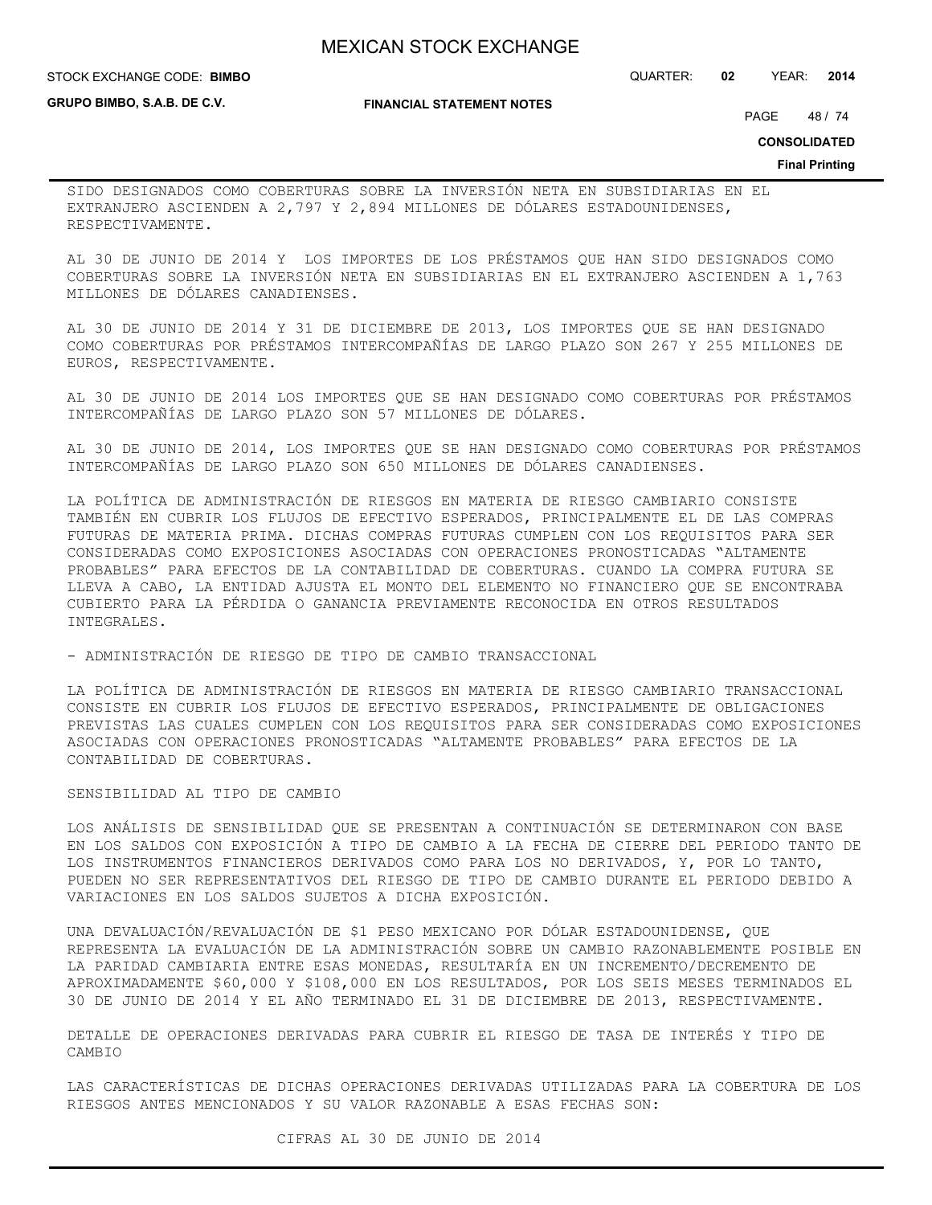SIDO DESIGNADOS COMO COBERTURAS SOBRE LA INVERSIÓN NETA EN SUBSIDIARIAS EN EL EXTRANJERO ASCIENDEN A 2,797 Y 2,894 MILLONES DE DÓLARES ESTADOUNIDENSES, RESPECTIVAMENTE.

AL 30 DE JUNIO DE 2014 Y LOS IMPORTES DE LOS PRÉSTAMOS QUE HAN SIDO DESIGNADOS COMO COBERTURAS SOBRE LA INVERSIÓN NETA EN SUBSIDIARIAS EN EL EXTRANJERO ASCIENDEN A 1,763 MILLONES DE DÓLARES CANADIENSES.

AL 30 DE JUNIO DE 2014 Y 31 DE DICIEMBRE DE 2013, LOS IMPORTES QUE SE HAN DESIGNADO COMO COBERTURAS POR PRÉSTAMOS INTERCOMPAÑÍAS DE LARGO PLAZO SON 267 Y 255 MILLONES DE EUROS, RESPECTIVAMENTE.

AL 30 DE JUNIO DE 2014 LOS IMPORTES QUE SE HAN DESIGNADO COMO COBERTURAS POR PRÉSTAMOS INTERCOMPAÑÍAS DE LARGO PLAZO SON 57 MILLONES DE DÓLARES.

AL 30 DE JUNIO DE 2014, LOS IMPORTES QUE SE HAN DESIGNADO COMO COBERTURAS POR PRÉSTAMOS INTERCOMPAÑÍAS DE LARGO PLAZO SON 650 MILLONES DE DÓLARES CANADIENSES.

LA POLÍTICA DE ADMINISTRACIÓN DE RIESGOS EN MATERIA DE RIESGO CAMBIARIO CONSISTE TAMBIÉN EN CUBRIR LOS FLUJOS DE EFECTIVO ESPERADOS, PRINCIPALMENTE EL DE LAS COMPRAS FUTURAS DE MATERIA PRIMA. DICHAS COMPRAS FUTURAS CUMPLEN CON LOS REQUISITOS PARA SER CONSIDERADAS COMO EXPOSICIONES ASOCIADAS CON OPERACIONES PRONOSTICADAS "ALTAMENTE PROBABLES" PARA EFECTOS DE LA CONTABILIDAD DE COBERTURAS. CUANDO LA COMPRA FUTURA SE LLEVA A CABO, LA ENTIDAD AJUSTA EL MONTO DEL ELEMENTO NO FINANCIERO QUE SE ENCONTRABA CUBIERTO PARA LA PÉRDIDA O GANANCIA PREVIAMENTE RECONOCIDA EN OTROS RESULTADOS INTEGRALES.

- ADMINISTRACIÓN DE RIESGO DE TIPO DE CAMBIO TRANSACCIONAL

LA POLÍTICA DE ADMINISTRACIÓN DE RIESGOS EN MATERIA DE RIESGO CAMBIARIO TRANSACCIONAL CONSISTE EN CUBRIR LOS FLUJOS DE EFECTIVO ESPERADOS, PRINCIPALMENTE DE OBLIGACIONES PREVISTAS LAS CUALES CUMPLEN CON LOS REQUISITOS PARA SER CONSIDERADAS COMO EXPOSICIONES ASOCIADAS CON OPERACIONES PRONOSTICADAS "ALTAMENTE PROBABLES" PARA EFECTOS DE LA CONTABILIDAD DE COBERTURAS.

SENSIBILIDAD AL TIPO DE CAMBIO

LOS ANÁLISIS DE SENSIBILIDAD QUE SE PRESENTAN A CONTINUACIÓN SE DETERMINARON CON BASE EN LOS SALDOS CON EXPOSICIÓN A TIPO DE CAMBIO A LA FECHA DE CIERRE DEL PERIODO TANTO DE LOS INSTRUMENTOS FINANCIEROS DERIVADOS COMO PARA LOS NO DERIVADOS, Y, POR LO TANTO, PUEDEN NO SER REPRESENTATIVOS DEL RIESGO DE TIPO DE CAMBIO DURANTE EL PERIODO DEBIDO A VARIACIONES EN LOS SALDOS SUJETOS A DICHA EXPOSICIÓN.

UNA DEVALUACIÓN/REVALUACIÓN DE $1 PESO MEXICANO POR DÓLAR ESTADOUNIDENSE, QUE REPRESENTA LA EVALUACIÓN DE LA ADMINISTRACIÓN SOBRE UN CAMBIO RAZONABLEMENTE POSIBLE EN LA PARIDAD CAMBIARIA ENTRE ESAS MONEDAS, RESULTARÍA EN UN INCREMENTO/DECREMENTO DE APROXIMADAMENTE $60,000 Y $108,000 EN LOS RESULTADOS, POR LOS SEIS MESES TERMINADOS EL 30 DE JUNIO DE 2014 Y EL AÑO TERMINADO EL 31 DE DICIEMBRE DE 2013, RESPECTIVAMENTE.

DETALLE DE OPERACIONES DERIVADAS PARA CUBRIR EL RIESGO DE TASA DE INTERÉS Y TIPO DE CAMBIO

LAS CARACTERÍSTICAS DE DICHAS OPERACIONES DERIVADAS UTILIZADAS PARA LA COBERTURA DE LOS RIESGOS ANTES MENCIONADOS Y SU VALOR RAZONABLE A ESAS FECHAS SON:

CIFRAS AL 30 DE JUNIO DE 2014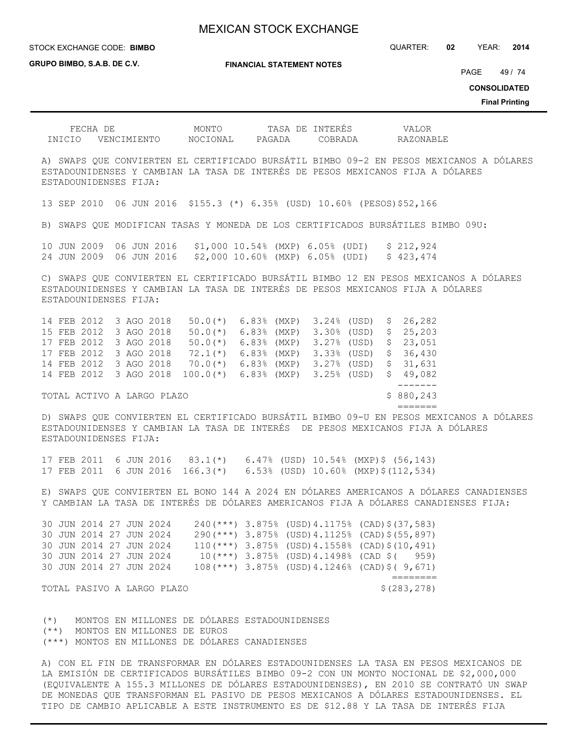| FECHA DE INICIO | VENCIMIENTO | MONTO NOCIONAL | TASA DE INTERÉS PAGADA | TASA DE INTERÉS COBRADA | VALOR RAZONABLE |
|---|---|---|---|---|---|
| A) SWAPS QUE CONVIERTEN EL CERTIFICADO BURSÁTIL BIMBO 09-2 EN PESOS MEXICANOS A DÓLARES ESTADOUNIDENSES Y CAMBIAN LA TASA DE INTERÉS DE PESOS MEXICANOS FIJA A DÓLARES ESTADOUNIDENSES FIJA: | | | | | |
| 13 SEP 2010 | 06 JUN 2016 | $155.3 (*) | 6.35% (USD) | 10.60% (PESOS) | $52,166 |
| B) SWAPS QUE MODIFICAN TASAS Y MONEDA DE LOS CERTIFICADOS BURSÁTILES BIMBO 09U: | | | | | |
| 10 JUN 2009 | 06 JUN 2016 | $1,000 | 10.54% (MXP) | 6.05% (UDI) | $ 212,924 |
| 24 JUN 2009 | 06 JUN 2016 | $2,000 | 10.60% (MXP) | 6.05% (UDI) | $ 423,474 |
| C) SWAPS QUE CONVIERTEN EL CERTIFICADO BURSÁTIL BIMBO 12 EN PESOS MEXICANOS A DÓLARES ESTADOUNIDENSES Y CAMBIAN LA TASA DE INTERÉS DE PESOS MEXICANOS FIJA A DÓLARES ESTADOUNIDENSES FIJA: | | | | | |
| 14 FEB 2012 | 3 AGO 2018 | 50.0(*) | 6.83% (MXP) | 3.24% (USD) | $ 26,282 |
| 15 FEB 2012 | 3 AGO 2018 | 50.0(*) | 6.83% (MXP) | 3.30% (USD) | $ 25,203 |
| 17 FEB 2012 | 3 AGO 2018 | 50.0(*) | 6.83% (MXP) | 3.27% (USD) | $ 23,051 |
| 17 FEB 2012 | 3 AGO 2018 | 72.1(*) | 6.83% (MXP) | 3.33% (USD) | $ 36,430 |
| 14 FEB 2012 | 3 AGO 2018 | 70.0(*) | 6.83% (MXP) | 3.27% (USD) | $ 31,631 |
| 14 FEB 2012 | 3 AGO 2018 | 100.0(*) | 6.83% (MXP) | 3.25% (USD) | $ 49,082 |
| TOTAL ACTIVO A LARGO PLAZO | | | | | $ 880,243 |
| D) SWAPS QUE CONVIERTEN EL CERTIFICADO BURSÁTIL BIMBO 09-U EN PESOS MEXICANOS A DÓLARES ESTADOUNIDENSES Y CAMBIAN LA TASA DE INTERÉS DE PESOS MEXICANOS FIJA A DÓLARES ESTADOUNIDENSES FIJA: | | | | | |
| 17 FEB 2011 | 6 JUN 2016 | 83.1(*) | 6.47% (USD) | 10.54% (MXP) | $ (56,143) |
| 17 FEB 2011 | 6 JUN 2016 | 166.3(*) | 6.53% (USD) | 10.60% (MXP) | $(112,534) |
| E) SWAPS QUE CONVIERTEN EL BONO 144 A 2024 EN DÓLARES AMERICANOS A DÓLARES CANADIENSES Y CAMBIAN LA TASA DE INTERÉS DE DÓLARES AMERICANOS FIJA A DÓLARES CANADIENSES FIJA: | | | | | |
| 30 JUN 2014 | 27 JUN 2024 | 240(***) | 3.875% (USD) | 4.1175% (CAD) | $(37,583) |
| 30 JUN 2014 | 27 JUN 2024 | 290(***) | 3.875% (USD) | 4.1125% (CAD) | $(55,897) |
| 30 JUN 2014 | 27 JUN 2024 | 110(***) | 3.875% (USD) | 4.1558% (CAD) | $(10,491) |
| 30 JUN 2014 | 27 JUN 2024 | 10(***) | 3.875% (USD) | 4.1498% (CAD | $( 959) |
| 30 JUN 2014 | 27 JUN 2024 | 108(***) | 3.875% (USD) | 4.1246% (CAD) | $( 9,671) |
| TOTAL PASIVO A LARGO PLAZO | | | | | $(283,278) |

(*) MONTOS EN MILLONES DE DÓLARES ESTADOUNIDENSES
(**) MONTOS EN MILLONES DE EUROS
(***) MONTOS EN MILLONES DE DÓLARES CANADIENSES

A) CON EL FIN DE TRANSFORMAR EN DÓLARES ESTADOUNIDENSES LA TASA EN PESOS MEXICANOS DE LA EMISIÓN DE CERTIFICADOS BURSÁTILES BIMBO 09-2 CON UN MONTO NOCIONAL DE $2,000,000 (EQUIVALENTE A 155.3 MILLONES DE DÓLARES ESTADOUNIDENSES), EN 2010 SE CONTRATÓ UN SWAP DE MONEDAS QUE TRANSFORMAN EL PASIVO DE PESOS MEXICANOS A DÓLARES ESTADOUNIDENSES. EL TIPO DE CAMBIO APLICABLE A ESTE INSTRUMENTO ES DE $12.88 Y LA TASA DE INTERÉS FIJA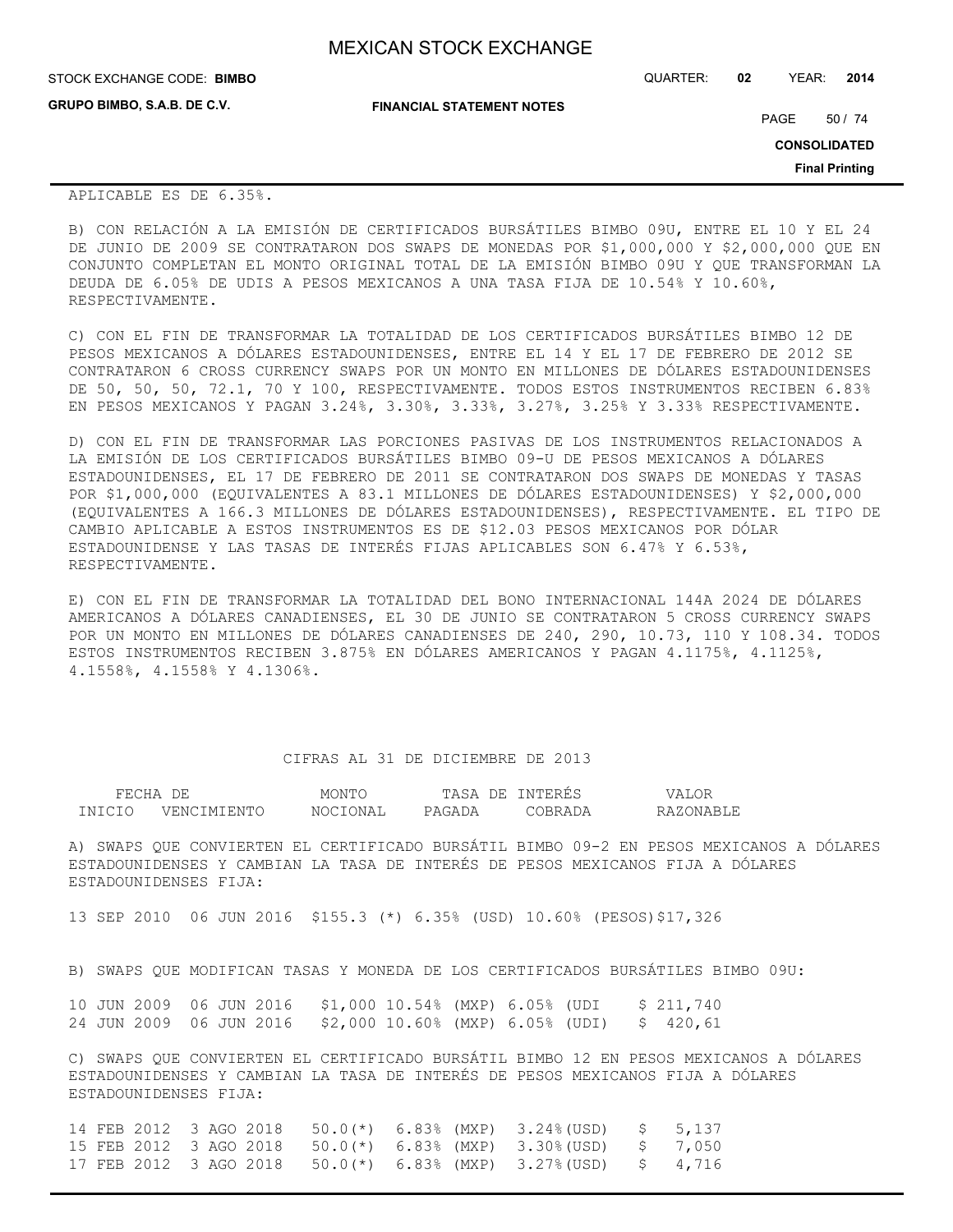APLICABLE ES DE 6.35%.

B) CON RELACIÓN A LA EMISIÓN DE CERTIFICADOS BURSÁTILES BIMBO 09U, ENTRE EL 10 Y EL 24 DE JUNIO DE 2009 SE CONTRATARON DOS SWAPS DE MONEDAS POR $1,000,000 Y $2,000,000 QUE EN CONJUNTO COMPLETAN EL MONTO ORIGINAL TOTAL DE LA EMISIÓN BIMBO 09U Y QUE TRANSFORMAN LA DEUDA DE 6.05% DE UDIS A PESOS MEXICANOS A UNA TASA FIJA DE 10.54% Y 10.60%, RESPECTIVAMENTE.

C) CON EL FIN DE TRANSFORMAR LA TOTALIDAD DE LOS CERTIFICADOS BURSÁTILES BIMBO 12 DE PESOS MEXICANOS A DÓLARES ESTADOUNIDENSES, ENTRE EL 14 Y EL 17 DE FEBRERO DE 2012 SE CONTRATARON 6 CROSS CURRENCY SWAPS POR UN MONTO EN MILLONES DE DÓLARES ESTADOUNIDENSES DE 50, 50, 50, 72.1, 70 Y 100, RESPECTIVAMENTE. TODOS ESTOS INSTRUMENTOS RECIBEN 6.83% EN PESOS MEXICANOS Y PAGAN 3.24%, 3.30%, 3.33%, 3.27%, 3.25% Y 3.33% RESPECTIVAMENTE.

D) CON EL FIN DE TRANSFORMAR LAS PORCIONES PASIVAS DE LOS INSTRUMENTOS RELACIONADOS A LA EMISIÓN DE LOS CERTIFICADOS BURSÁTILES BIMBO 09-U DE PESOS MEXICANOS A DÓLARES ESTADOUNIDENSES, EL 17 DE FEBRERO DE 2011 SE CONTRATARON DOS SWAPS DE MONEDAS Y TASAS POR $1,000,000 (EQUIVALENTES A 83.1 MILLONES DE DÓLARES ESTADOUNIDENSES) Y $2,000,000 (EQUIVALENTES A 166.3 MILLONES DE DÓLARES ESTADOUNIDENSES), RESPECTIVAMENTE. EL TIPO DE CAMBIO APLICABLE A ESTOS INSTRUMENTOS ES DE $12.03 PESOS MEXICANOS POR DÓLAR ESTADOUNIDENSE Y LAS TASAS DE INTERÉS FIJAS APLICABLES SON 6.47% Y 6.53%, RESPECTIVAMENTE.

E) CON EL FIN DE TRANSFORMAR LA TOTALIDAD DEL BONO INTERNACIONAL 144A 2024 DE DÓLARES AMERICANOS A DÓLARES CANADIENSES, EL 30 DE JUNIO SE CONTRATARON 5 CROSS CURRENCY SWAPS POR UN MONTO EN MILLONES DE DÓLARES CANADIENSES DE 240, 290, 10.73, 110 Y 108.34. TODOS ESTOS INSTRUMENTOS RECIBEN 3.875% EN DÓLARES AMERICANOS Y PAGAN 4.1175%, 4.1125%, 4.1558%, 4.1558% Y 4.1306%.

CIFRAS AL 31 DE DICIEMBRE DE 2013

| FECHA DE INICIO | VENCIMIENTO | MONTO NOCIONAL | TASA DE INTERÉS PAGADA | TASA DE INTERÉS COBRADA | VALOR RAZONABLE |
|---|---|---|---|---|---|
| A) SWAPS QUE CONVIERTEN EL CERTIFICADO BURSÁTIL BIMBO 09-2 EN PESOS MEXICANOS A DÓLARES ESTADOUNIDENSES Y CAMBIAN LA TASA DE INTERÉS DE PESOS MEXICANOS FIJA A DÓLARES ESTADOUNIDENSES FIJA: | | | | | |
| 13 SEP 2010 | 06 JUN 2016 | $155.3 (*) | 6.35% (USD) | 10.60% (PESOS) | $17,326 |
| B) SWAPS QUE MODIFICAN TASAS Y MONEDA DE LOS CERTIFICADOS BURSÁTILES BIMBO 09U: | | | | | |
| 10 JUN 2009 | 06 JUN 2016 | $1,000 | 10.54% (MXP) | 6.05% (UDI | $ 211,740 |
| 24 JUN 2009 | 06 JUN 2016 | $2,000 | 10.60% (MXP) | 6.05% (UDI) | $ 420,61 |
| C) SWAPS QUE CONVIERTEN EL CERTIFICADO BURSÁTIL BIMBO 12 EN PESOS MEXICANOS A DÓLARES ESTADOUNIDENSES Y CAMBIAN LA TASA DE INTERÉS DE PESOS MEXICANOS FIJA A DÓLARES ESTADOUNIDENSES FIJA: | | | | | |
| 14 FEB 2012 | 3 AGO 2018 | 50.0(*) | 6.83% (MXP) | 3.24%(USD) | $ 5,137 |
| 15 FEB 2012 | 3 AGO 2018 | 50.0(*) | 6.83% (MXP) | 3.30%(USD) | $ 7,050 |
| 17 FEB 2012 | 3 AGO 2018 | 50.0(*) | 6.83% (MXP) | 3.27%(USD) | $ 4,716 |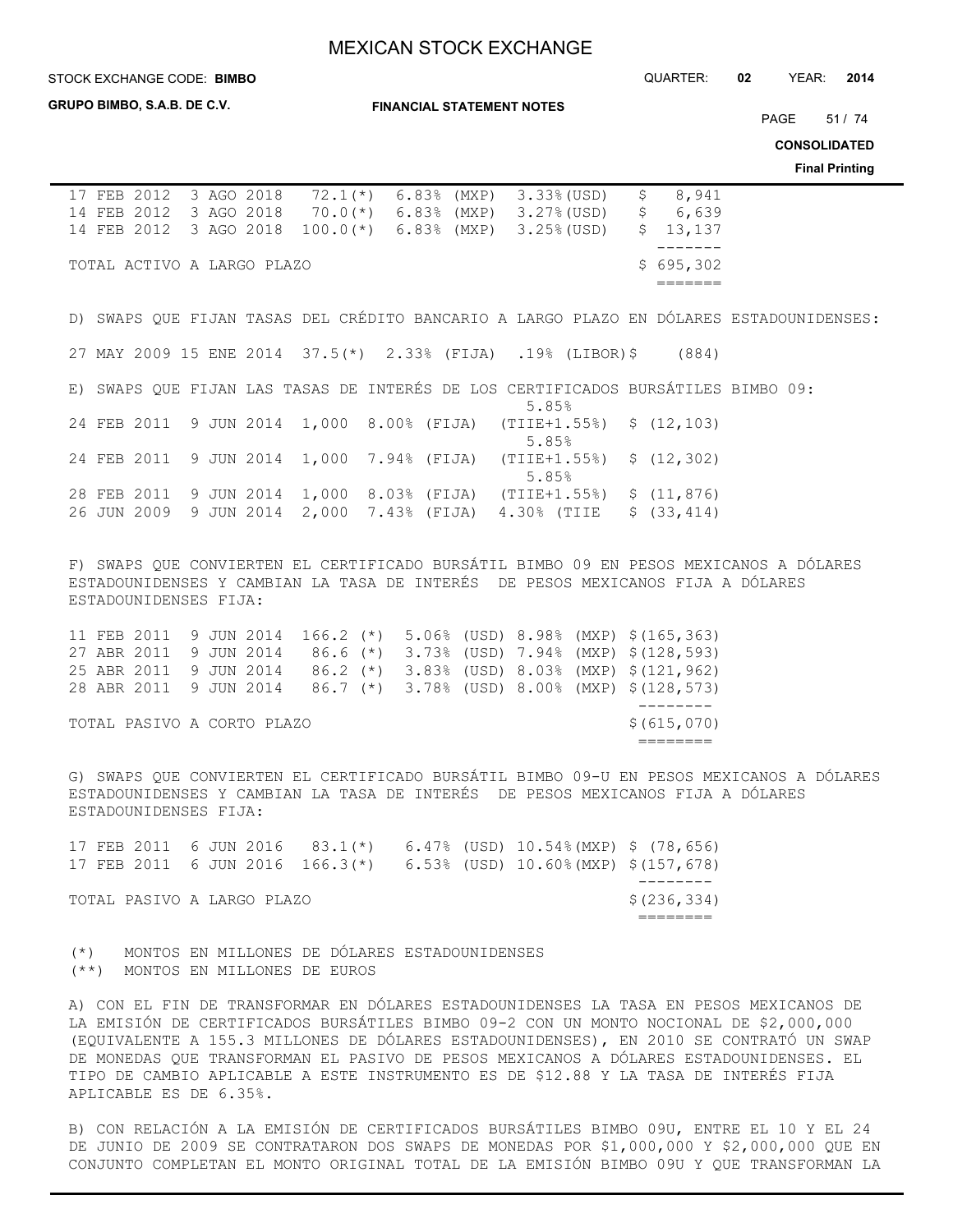| | | | | | |
|---|---|---|---|---|---|
| 17 FEB 2012 | 3 AGO 2018 | 72.1(*) | 6.83% (MXP) | 3.33%(USD) | $ 8,941 |
| 14 FEB 2012 | 3 AGO 2018 | 70.0(*) | 6.83% (MXP) | 3.27%(USD) | $ 6,639 |
| 14 FEB 2012 | 3 AGO 2018 | 100.0(*) | 6.83% (MXP) | 3.25%(USD) | $ 13,137 |
| TOTAL ACTIVO A LARGO PLAZO | | | | | $ 695,302 |

D) SWAPS QUE FIJAN TASAS DEL CRÉDITO BANCARIO A LARGO PLAZO EN DÓLARES ESTADOUNIDENSES:

| | | | | | |
|---|---|---|---|---|---|
| 27 MAY 2009 | 15 ENE 2014 | 37.5(*) | 2.33% (FIJA) | .19% (LIBOR) | $ (884) |

E) SWAPS QUE FIJAN LAS TASAS DE INTERÉS DE LOS CERTIFICADOS BURSÁTILES BIMBO 09:

| | | | | | |
|---|---|---|---|---|---|
| 24 FEB 2011 | 9 JUN 2014 | 1,000 | 8.00% (FIJA) | 5.85% (TIIE+1.55%) | $ (12,103) |
| 24 FEB 2011 | 9 JUN 2014 | 1,000 | 7.94% (FIJA) | 5.85% (TIIE+1.55%) | $ (12,302) |
| 28 FEB 2011 | 9 JUN 2014 | 1,000 | 8.03% (FIJA) | 5.85% (TIIE+1.55%) | $ (11,876) |
| 26 JUN 2009 | 9 JUN 2014 | 2,000 | 7.43% (FIJA) | 4.30% (TIIE | $ (33,414) |

F) SWAPS QUE CONVIERTEN EL CERTIFICADO BURSÁTIL BIMBO 09 EN PESOS MEXICANOS A DÓLARES ESTADOUNIDENSES Y CAMBIAN LA TASA DE INTERÉS DE PESOS MEXICANOS FIJA A DÓLARES ESTADOUNIDENSES FIJA:

| | | | | | |
|---|---|---|---|---|---|
| 11 FEB 2011 | 9 JUN 2014 | 166.2 (*) | 5.06% (USD) | 8.98% (MXP) | $(165,363) |
| 27 ABR 2011 | 9 JUN 2014 | 86.6 (*) | 3.73% (USD) | 7.94% (MXP) | $(128,593) |
| 25 ABR 2011 | 9 JUN 2014 | 86.2 (*) | 3.83% (USD) | 8.03% (MXP) | $(121,962) |
| 28 ABR 2011 | 9 JUN 2014 | 86.7 (*) | 3.78% (USD) | 8.00% (MXP) | $(128,573) |
| TOTAL PASIVO A CORTO PLAZO | | | | | $(615,070) |

G) SWAPS QUE CONVIERTEN EL CERTIFICADO BURSÁTIL BIMBO 09-U EN PESOS MEXICANOS A DÓLARES ESTADOUNIDENSES Y CAMBIAN LA TASA DE INTERÉS DE PESOS MEXICANOS FIJA A DÓLARES ESTADOUNIDENSES FIJA:

| | | | | | |
|---|---|---|---|---|---|
| 17 FEB 2011 | 6 JUN 2016 | 83.1(*) | 6.47% (USD) | 10.54%(MXP) | $ (78,656) |
| 17 FEB 2011 | 6 JUN 2016 | 166.3(*) | 6.53% (USD) | 10.60%(MXP) | $(157,678) |
| TOTAL PASIVO A LARGO PLAZO | | | | | $(236,334) |

(*) MONTOS EN MILLONES DE DÓLARES ESTADOUNIDENSES
(**) MONTOS EN MILLONES DE EUROS

A) CON EL FIN DE TRANSFORMAR EN DÓLARES ESTADOUNIDENSES LA TASA EN PESOS MEXICANOS DE LA EMISIÓN DE CERTIFICADOS BURSÁTILES BIMBO 09-2 CON UN MONTO NOCIONAL DE $2,000,000 (EQUIVALENTE A 155.3 MILLONES DE DÓLARES ESTADOUNIDENSES), EN 2010 SE CONTRATÓ UN SWAP DE MONEDAS QUE TRANSFORMAN EL PASIVO DE PESOS MEXICANOS A DÓLARES ESTADOUNIDENSES. EL TIPO DE CAMBIO APLICABLE A ESTE INSTRUMENTO ES DE $12.88 Y LA TASA DE INTERÉS FIJA APLICABLE ES DE 6.35%.

B) CON RELACIÓN A LA EMISIÓN DE CERTIFICADOS BURSÁTILES BIMBO 09U, ENTRE EL 10 Y EL 24 DE JUNIO DE 2009 SE CONTRATARON DOS SWAPS DE MONEDAS POR $1,000,000 Y $2,000,000 QUE EN CONJUNTO COMPLETAN EL MONTO ORIGINAL TOTAL DE LA EMISIÓN BIMBO 09U Y QUE TRANSFORMAN LA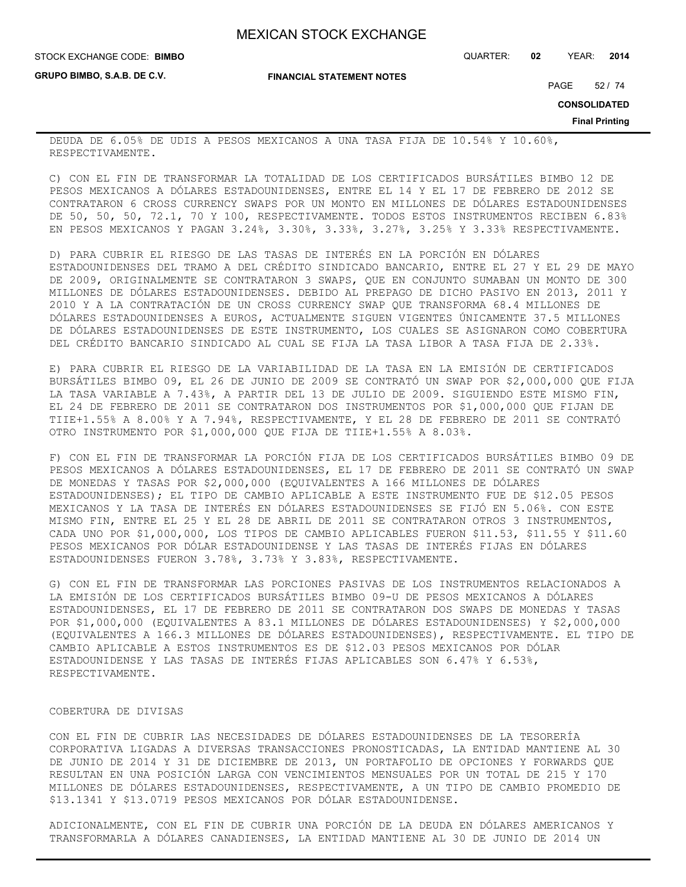DEUDA DE 6.05% DE UDIS A PESOS MEXICANOS A UNA TASA FIJA DE 10.54% Y 10.60%, RESPECTIVAMENTE.

C) CON EL FIN DE TRANSFORMAR LA TOTALIDAD DE LOS CERTIFICADOS BURSÁTILES BIMBO 12 DE PESOS MEXICANOS A DÓLARES ESTADOUNIDENSES, ENTRE EL 14 Y EL 17 DE FEBRERO DE 2012 SE CONTRATARON 6 CROSS CURRENCY SWAPS POR UN MONTO EN MILLONES DE DÓLARES ESTADOUNIDENSES DE 50, 50, 50, 72.1, 70 Y 100, RESPECTIVAMENTE. TODOS ESTOS INSTRUMENTOS RECIBEN 6.83% EN PESOS MEXICANOS Y PAGAN 3.24%, 3.30%, 3.33%, 3.27%, 3.25% Y 3.33% RESPECTIVAMENTE.

D) PARA CUBRIR EL RIESGO DE LAS TASAS DE INTERÉS EN LA PORCIÓN EN DÓLARES ESTADOUNIDENSES DEL TRAMO A DEL CRÉDITO SINDICADO BANCARIO, ENTRE EL 27 Y EL 29 DE MAYO DE 2009, ORIGINALMENTE SE CONTRATARON 3 SWAPS, QUE EN CONJUNTO SUMABAN UN MONTO DE 300 MILLONES DE DÓLARES ESTADOUNIDENSES. DEBIDO AL PREPAGO DE DICHO PASIVO EN 2013, 2011 Y 2010 Y A LA CONTRATACIÓN DE UN CROSS CURRENCY SWAP QUE TRANSFORMA 68.4 MILLONES DE DÓLARES ESTADOUNIDENSES A EUROS, ACTUALMENTE SIGUEN VIGENTES ÚNICAMENTE 37.5 MILLONES DE DÓLARES ESTADOUNIDENSES DE ESTE INSTRUMENTO, LOS CUALES SE ASIGNARON COMO COBERTURA DEL CRÉDITO BANCARIO SINDICADO AL CUAL SE FIJA LA TASA LIBOR A TASA FIJA DE 2.33%.

E) PARA CUBRIR EL RIESGO DE LA VARIABILIDAD DE LA TASA EN LA EMISIÓN DE CERTIFICADOS BURSÁTILES BIMBO 09, EL 26 DE JUNIO DE 2009 SE CONTRATÓ UN SWAP POR $2,000,000 QUE FIJA LA TASA VARIABLE A 7.43%, A PARTIR DEL 13 DE JULIO DE 2009. SIGUIENDO ESTE MISMO FIN, EL 24 DE FEBRERO DE 2011 SE CONTRATARON DOS INSTRUMENTOS POR $1,000,000 QUE FIJAN DE TIIE+1.55% A 8.00% Y A 7.94%, RESPECTIVAMENTE, Y EL 28 DE FEBRERO DE 2011 SE CONTRATÓ OTRO INSTRUMENTO POR $1,000,000 QUE FIJA DE TIIE+1.55% A 8.03%.

F) CON EL FIN DE TRANSFORMAR LA PORCIÓN FIJA DE LOS CERTIFICADOS BURSÁTILES BIMBO 09 DE PESOS MEXICANOS A DÓLARES ESTADOUNIDENSES, EL 17 DE FEBRERO DE 2011 SE CONTRATÓ UN SWAP DE MONEDAS Y TASAS POR $2,000,000 (EQUIVALENTES A 166 MILLONES DE DÓLARES ESTADOUNIDENSES); EL TIPO DE CAMBIO APLICABLE A ESTE INSTRUMENTO FUE DE $12.05 PESOS MEXICANOS Y LA TASA DE INTERÉS EN DÓLARES ESTADOUNIDENSES SE FIJÓ EN 5.06%. CON ESTE MISMO FIN, ENTRE EL 25 Y EL 28 DE ABRIL DE 2011 SE CONTRATARON OTROS 3 INSTRUMENTOS, CADA UNO POR $1,000,000, LOS TIPOS DE CAMBIO APLICABLES FUERON $11.53, $11.55 Y $11.60 PESOS MEXICANOS POR DÓLAR ESTADOUNIDENSE Y LAS TASAS DE INTERÉS FIJAS EN DÓLARES ESTADOUNIDENSES FUERON 3.78%, 3.73% Y 3.83%, RESPECTIVAMENTE.

G) CON EL FIN DE TRANSFORMAR LAS PORCIONES PASIVAS DE LOS INSTRUMENTOS RELACIONADOS A LA EMISIÓN DE LOS CERTIFICADOS BURSÁTILES BIMBO 09-U DE PESOS MEXICANOS A DÓLARES ESTADOUNIDENSES, EL 17 DE FEBRERO DE 2011 SE CONTRATARON DOS SWAPS DE MONEDAS Y TASAS POR $1,000,000 (EQUIVALENTES A 83.1 MILLONES DE DÓLARES ESTADOUNIDENSES) Y $2,000,000 (EQUIVALENTES A 166.3 MILLONES DE DÓLARES ESTADOUNIDENSES), RESPECTIVAMENTE. EL TIPO DE CAMBIO APLICABLE A ESTOS INSTRUMENTOS ES DE $12.03 PESOS MEXICANOS POR DÓLAR ESTADOUNIDENSE Y LAS TASAS DE INTERÉS FIJAS APLICABLES SON 6.47% Y 6.53%, RESPECTIVAMENTE.

COBERTURA DE DIVISAS

CON EL FIN DE CUBRIR LAS NECESIDADES DE DÓLARES ESTADOUNIDENSES DE LA TESORERÍA CORPORATIVA LIGADAS A DIVERSAS TRANSACCIONES PRONOSTICADAS, LA ENTIDAD MANTIENE AL 30 DE JUNIO DE 2014 Y 31 DE DICIEMBRE DE 2013, UN PORTAFOLIO DE OPCIONES Y FORWARDS QUE RESULTAN EN UNA POSICIÓN LARGA CON VENCIMIENTOS MENSUALES POR UN TOTAL DE 215 Y 170 MILLONES DE DÓLARES ESTADOUNIDENSES, RESPECTIVAMENTE, A UN TIPO DE CAMBIO PROMEDIO DE $13.1341 Y $13.0719 PESOS MEXICANOS POR DÓLAR ESTADOUNIDENSE.

ADICIONALMENTE, CON EL FIN DE CUBRIR UNA PORCIÓN DE LA DEUDA EN DÓLARES AMERICANOS Y TRANSFORMARLA A DÓLARES CANADIENSES, LA ENTIDAD MANTIENE AL 30 DE JUNIO DE 2014 UN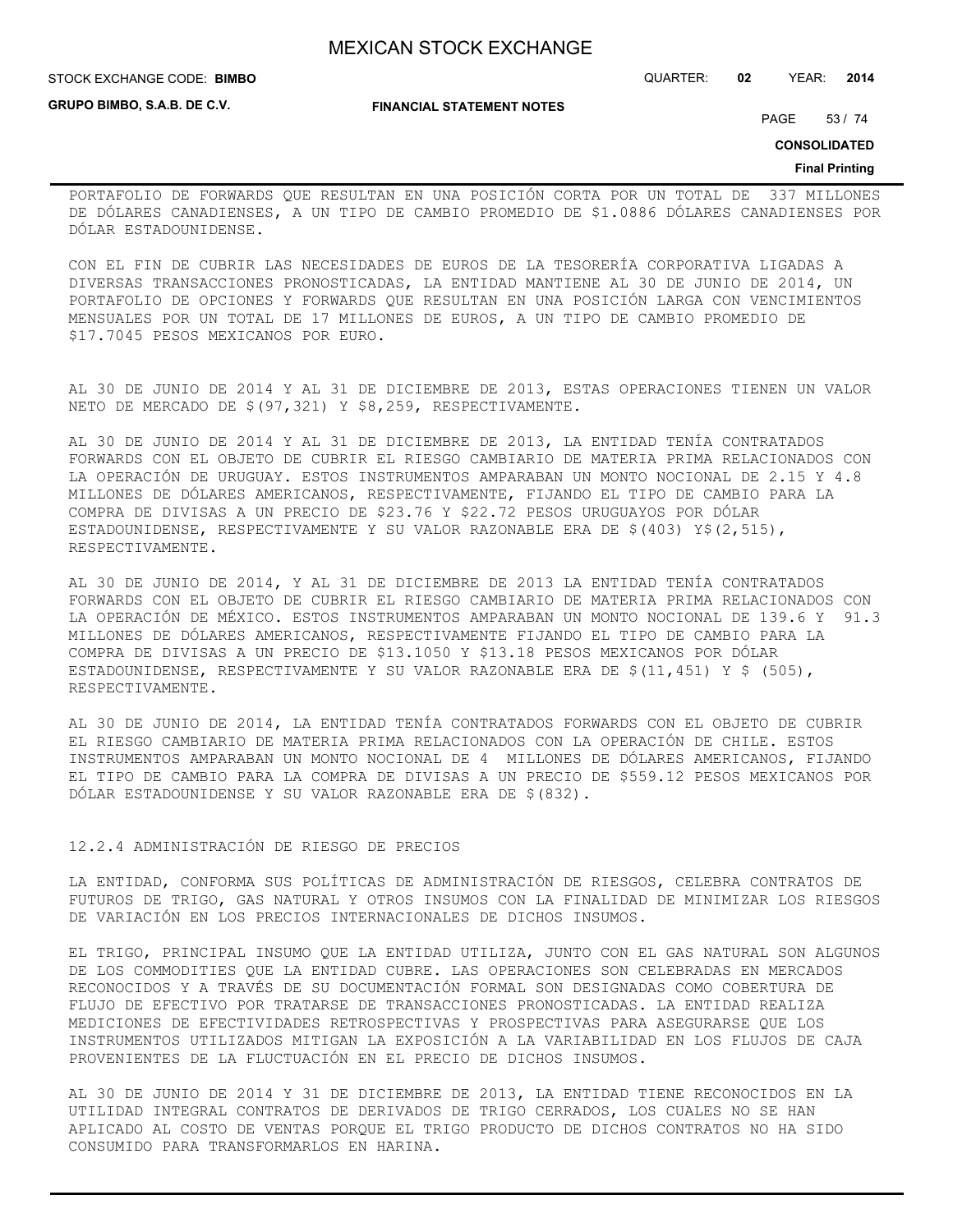PORTAFOLIO DE FORWARDS QUE RESULTAN EN UNA POSICIÓN CORTA POR UN TOTAL DE 337 MILLONES DE DÓLARES CANADIENSES, A UN TIPO DE CAMBIO PROMEDIO DE $1.0886 DÓLARES CANADIENSES POR DÓLAR ESTADOUNIDENSE.

CON EL FIN DE CUBRIR LAS NECESIDADES DE EUROS DE LA TESORERÍA CORPORATIVA LIGADAS A DIVERSAS TRANSACCIONES PRONOSTICADAS, LA ENTIDAD MANTIENE AL 30 DE JUNIO DE 2014, UN PORTAFOLIO DE OPCIONES Y FORWARDS QUE RESULTAN EN UNA POSICIÓN LARGA CON VENCIMIENTOS MENSUALES POR UN TOTAL DE 17 MILLONES DE EUROS, A UN TIPO DE CAMBIO PROMEDIO DE $17.7045 PESOS MEXICANOS POR EURO.

AL 30 DE JUNIO DE 2014 Y AL 31 DE DICIEMBRE DE 2013, ESTAS OPERACIONES TIENEN UN VALOR NETO DE MERCADO DE $(97,321) Y $8,259, RESPECTIVAMENTE.

AL 30 DE JUNIO DE 2014 Y AL 31 DE DICIEMBRE DE 2013, LA ENTIDAD TENÍA CONTRATADOS FORWARDS CON EL OBJETO DE CUBRIR EL RIESGO CAMBIARIO DE MATERIA PRIMA RELACIONADOS CON LA OPERACIÓN DE URUGUAY. ESTOS INSTRUMENTOS AMPARABAN UN MONTO NOCIONAL DE 2.15 Y 4.8 MILLONES DE DÓLARES AMERICANOS, RESPECTIVAMENTE, FIJANDO EL TIPO DE CAMBIO PARA LA COMPRA DE DIVISAS A UN PRECIO DE $23.76 Y $22.72 PESOS URUGUAYOS POR DÓLAR ESTADOUNIDENSE, RESPECTIVAMENTE Y SU VALOR RAZONABLE ERA DE $(403) Y$(2,515), RESPECTIVAMENTE.

AL 30 DE JUNIO DE 2014, Y AL 31 DE DICIEMBRE DE 2013 LA ENTIDAD TENÍA CONTRATADOS FORWARDS CON EL OBJETO DE CUBRIR EL RIESGO CAMBIARIO DE MATERIA PRIMA RELACIONADOS CON LA OPERACIÓN DE MÉXICO. ESTOS INSTRUMENTOS AMPARABAN UN MONTO NOCIONAL DE 139.6 Y 91.3 MILLONES DE DÓLARES AMERICANOS, RESPECTIVAMENTE FIJANDO EL TIPO DE CAMBIO PARA LA COMPRA DE DIVISAS A UN PRECIO DE $13.1050 Y $13.18 PESOS MEXICANOS POR DÓLAR ESTADOUNIDENSE, RESPECTIVAMENTE Y SU VALOR RAZONABLE ERA DE $(11,451) Y $ (505), RESPECTIVAMENTE.

AL 30 DE JUNIO DE 2014, LA ENTIDAD TENÍA CONTRATADOS FORWARDS CON EL OBJETO DE CUBRIR EL RIESGO CAMBIARIO DE MATERIA PRIMA RELACIONADOS CON LA OPERACIÓN DE CHILE. ESTOS INSTRUMENTOS AMPARABAN UN MONTO NOCIONAL DE 4 MILLONES DE DÓLARES AMERICANOS, FIJANDO EL TIPO DE CAMBIO PARA LA COMPRA DE DIVISAS A UN PRECIO DE $559.12 PESOS MEXICANOS POR DÓLAR ESTADOUNIDENSE Y SU VALOR RAZONABLE ERA DE $(832).

### 12.2.4 ADMINISTRACIÓN DE RIESGO DE PRECIOS

LA ENTIDAD, CONFORMA SUS POLÍTICAS DE ADMINISTRACIÓN DE RIESGOS, CELEBRA CONTRATOS DE FUTUROS DE TRIGO, GAS NATURAL Y OTROS INSUMOS CON LA FINALIDAD DE MINIMIZAR LOS RIESGOS DE VARIACIÓN EN LOS PRECIOS INTERNACIONALES DE DICHOS INSUMOS.

EL TRIGO, PRINCIPAL INSUMO QUE LA ENTIDAD UTILIZA, JUNTO CON EL GAS NATURAL SON ALGUNOS DE LOS COMMODITIES QUE LA ENTIDAD CUBRE. LAS OPERACIONES SON CELEBRADAS EN MERCADOS RECONOCIDOS Y A TRAVÉS DE SU DOCUMENTACIÓN FORMAL SON DESIGNADAS COMO COBERTURA DE FLUJO DE EFECTIVO POR TRATARSE DE TRANSACCIONES PRONOSTICADAS. LA ENTIDAD REALIZA MEDICIONES DE EFECTIVIDADES RETROSPECTIVAS Y PROSPECTIVAS PARA ASEGURARSE QUE LOS INSTRUMENTOS UTILIZADOS MITIGAN LA EXPOSICIÓN A LA VARIABILIDAD EN LOS FLUJOS DE CAJA PROVENIENTES DE LA FLUCTUACIÓN EN EL PRECIO DE DICHOS INSUMOS.

AL 30 DE JUNIO DE 2014 Y 31 DE DICIEMBRE DE 2013, LA ENTIDAD TIENE RECONOCIDOS EN LA UTILIDAD INTEGRAL CONTRATOS DE DERIVADOS DE TRIGO CERRADOS, LOS CUALES NO SE HAN APLICADO AL COSTO DE VENTAS PORQUE EL TRIGO PRODUCTO DE DICHOS CONTRATOS NO HA SIDO CONSUMIDO PARA TRANSFORMARLOS EN HARINA.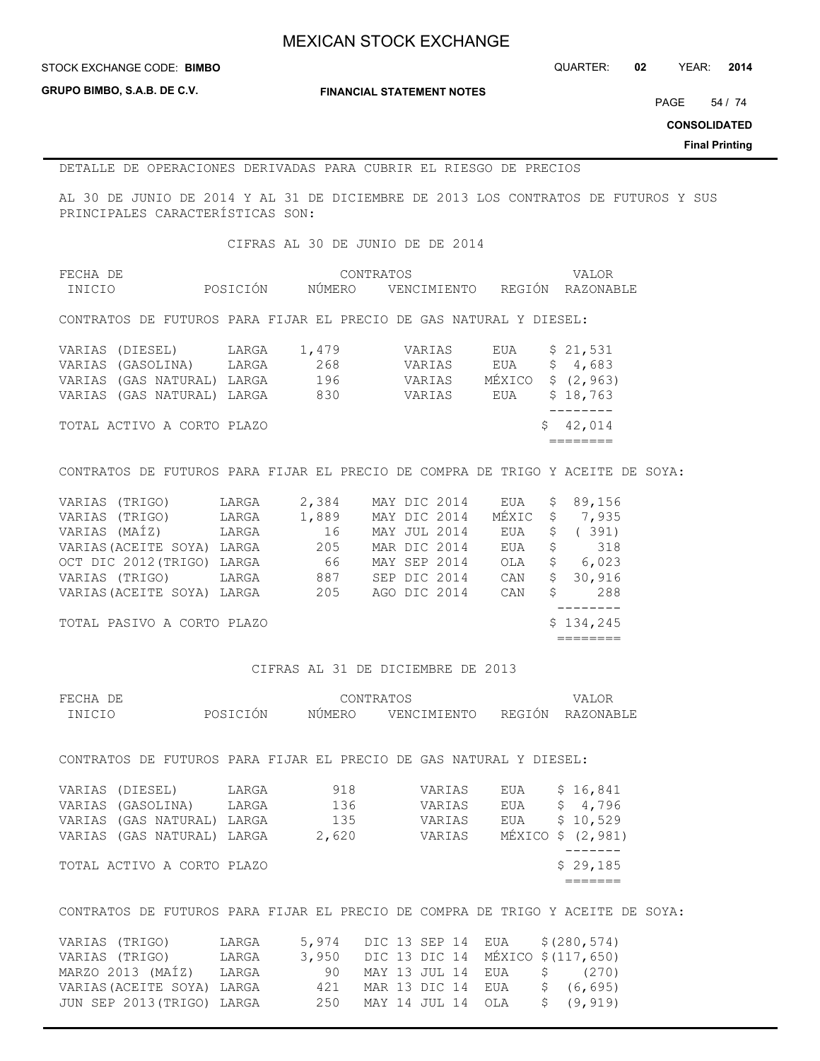DETALLE DE OPERACIONES DERIVADAS PARA CUBRIR EL RIESGO DE PRECIOS

AL 30 DE JUNIO DE 2014 Y AL 31 DE DICIEMBRE DE 2013 LOS CONTRATOS DE FUTUROS Y SUS PRINCIPALES CARACTERÍSTICAS SON:

CIFRAS AL 30 DE JUNIO DE DE 2014

| FECHA DE INICIO | POSICIÓN | CONTRATOS NÚMERO | VENCIMIENTO | REGIÓN | VALOR RAZONABLE |
|---|---|---|---|---|---|
| CONTRATOS DE FUTUROS PARA FIJAR EL PRECIO DE GAS NATURAL Y DIESEL: | | | | | |
| VARIAS (DIESEL) | LARGA | 1,479 | VARIAS | EUA | $ 21,531 |
| VARIAS (GASOLINA) | LARGA | 268 | VARIAS | EUA | $ 4,683 |
| VARIAS (GAS NATURAL) | LARGA | 196 | VARIAS | MÉXICO | $ (2,963) |
| VARIAS (GAS NATURAL) | LARGA | 830 | VARIAS | EUA | $ 18,763 |
| TOTAL ACTIVO A CORTO PLAZO | | | | | $ 42,014 |
| CONTRATOS DE FUTUROS PARA FIJAR EL PRECIO DE COMPRA DE TRIGO Y ACEITE DE SOYA: | | | | | |
| VARIAS (TRIGO) | LARGA | 2,384 | MAY DIC 2014 | EUA | $ 89,156 |
| VARIAS (TRIGO) | LARGA | 1,889 | MAY DIC 2014 | MÉXIC | $ 7,935 |
| VARIAS (MAÍZ) | LARGA | 16 | MAY JUL 2014 | EUA | $ ( 391) |
| VARIAS(ACEITE SOYA) | LARGA | 205 | MAR DIC 2014 | EUA | $ 318 |
| OCT DIC 2012(TRIGO) | LARGA | 66 | MAY SEP 2014 | OLA | $ 6,023 |
| VARIAS (TRIGO) | LARGA | 887 | SEP DIC 2014 | CAN | $ 30,916 |
| VARIAS(ACEITE SOYA) | LARGA | 205 | AGO DIC 2014 | CAN | $ 288 |
| TOTAL PASIVO A CORTO PLAZO | | | | | $ 134,245 |

CIFRAS AL 31 DE DICIEMBRE DE 2013

| FECHA DE INICIO | POSICIÓN | CONTRATOS NÚMERO | VENCIMIENTO | REGIÓN | VALOR RAZONABLE |
|---|---|---|---|---|---|
| CONTRATOS DE FUTUROS PARA FIJAR EL PRECIO DE GAS NATURAL Y DIESEL: | | | | | |
| VARIAS (DIESEL) | LARGA | 918 | VARIAS | EUA | $ 16,841 |
| VARIAS (GASOLINA) | LARGA | 136 | VARIAS | EUA | $ 4,796 |
| VARIAS (GAS NATURAL) | LARGA | 135 | VARIAS | EUA | $ 10,529 |
| VARIAS (GAS NATURAL) | LARGA | 2,620 | VARIAS | MÉXICO | $ (2,981) |
| TOTAL ACTIVO A CORTO PLAZO | | | | | $ 29,185 |
| CONTRATOS DE FUTUROS PARA FIJAR EL PRECIO DE COMPRA DE TRIGO Y ACEITE DE SOYA: | | | | | |
| VARIAS (TRIGO) | LARGA | 5,974 | DIC 13 SEP 14 | EUA | $(280,574) |
| VARIAS (TRIGO) | LARGA | 3,950 | DIC 13 DIC 14 | MÉXICO | $(117,650) |
| MARZO 2013 (MAÍZ) | LARGA | 90 | MAY 13 JUL 14 | EUA | $ (270) |
| VARIAS(ACEITE SOYA) | LARGA | 421 | MAR 13 DIC 14 | EUA | $ (6,695) |
| JUN SEP 2013(TRIGO) | LARGA | 250 | MAY 14 JUL 14 | OLA | $ (9,919) |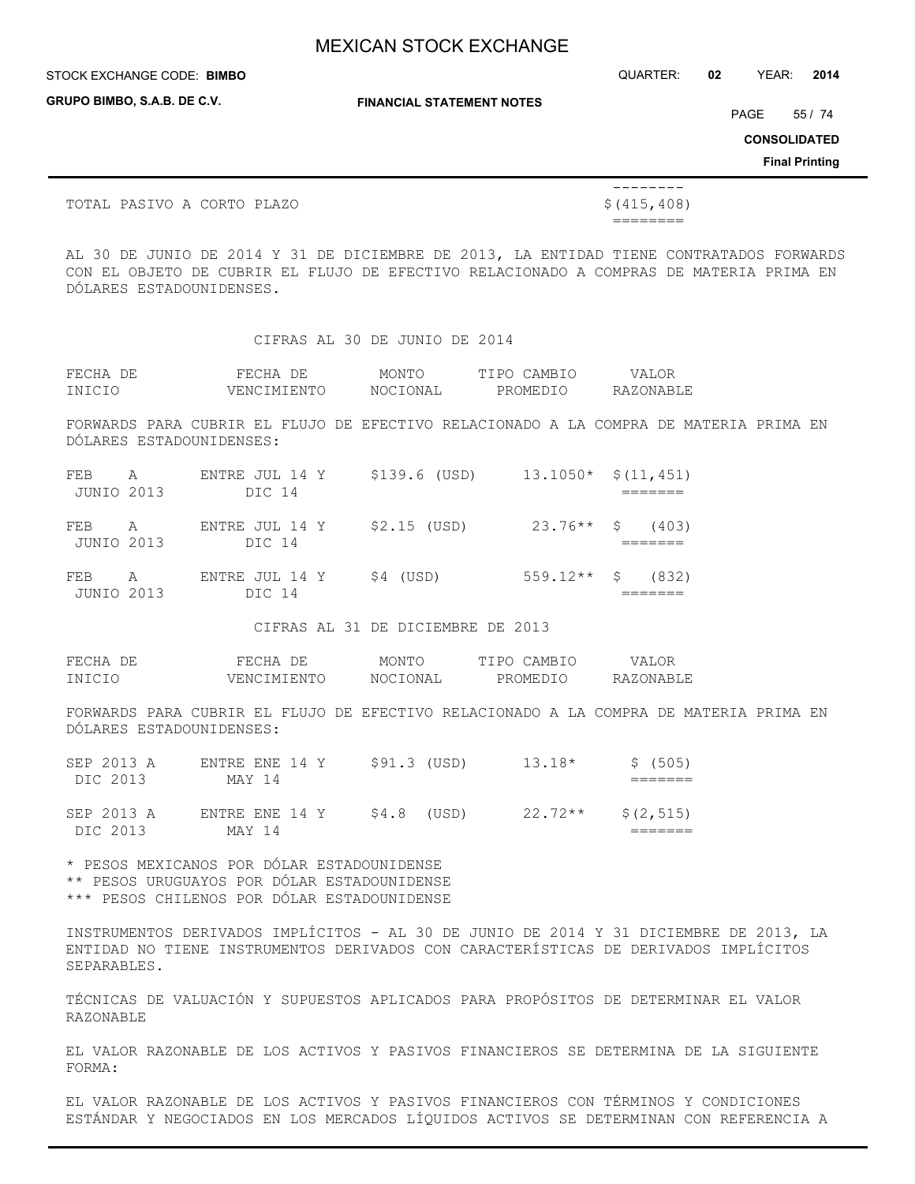| | |
|---|---|
| TOTAL PASIVO A CORTO PLAZO | $(415,408) |

AL 30 DE JUNIO DE 2014 Y 31 DE DICIEMBRE DE 2013, LA ENTIDAD TIENE CONTRATADOS FORWARDS CON EL OBJETO DE CUBRIR EL FLUJO DE EFECTIVO RELACIONADO A COMPRAS DE MATERIA PRIMA EN DÓLARES ESTADOUNIDENSES.

CIFRAS AL 30 DE JUNIO DE 2014

| FECHA DE INICIO | FECHA DE VENCIMIENTO | MONTO NOCIONAL | TIPO CAMBIO PROMEDIO | VALOR RAZONABLE |
|---|---|---|---|---|
| FORWARDS PARA CUBRIR EL FLUJO DE EFECTIVO RELACIONADO A LA COMPRA DE MATERIA PRIMA EN DÓLARES ESTADOUNIDENSES: | | | | |
| FEB A JUNIO 2013 | ENTRE JUL 14 Y DIC 14 | $139.6 (USD) | 13.1050* | $(11,451) |
| FEB A JUNIO 2013 | ENTRE JUL 14 Y DIC 14 | $2.15 (USD) | 23.76** | $ (403) |
| FEB A JUNIO 2013 | ENTRE JUL 14 Y DIC 14 | $4 (USD) | 559.12** | $ (832) |

CIFRAS AL 31 DE DICIEMBRE DE 2013

| FECHA DE INICIO | FECHA DE VENCIMIENTO | MONTO NOCIONAL | TIPO CAMBIO PROMEDIO | VALOR RAZONABLE |
|---|---|---|---|---|
| FORWARDS PARA CUBRIR EL FLUJO DE EFECTIVO RELACIONADO A LA COMPRA DE MATERIA PRIMA EN DÓLARES ESTADOUNIDENSES: | | | | |
| SEP 2013 A DIC 2013 | ENTRE ENE 14 Y MAY 14 | $91.3 (USD) | 13.18* | $ (505) |
| SEP 2013 A DIC 2013 | ENTRE ENE 14 Y MAY 14 | $4.8 (USD) | 22.72** | $(2,515) |

\* PESOS MEXICANOS POR DÓLAR ESTADOUNIDENSE
\** PESOS URUGUAYOS POR DÓLAR ESTADOUNIDENSE
\*** PESOS CHILENOS POR DÓLAR ESTADOUNIDENSE

INSTRUMENTOS DERIVADOS IMPLÍCITOS - AL 30 DE JUNIO DE 2014 Y 31 DICIEMBRE DE 2013, LA ENTIDAD NO TIENE INSTRUMENTOS DERIVADOS CON CARACTERÍSTICAS DE DERIVADOS IMPLÍCITOS SEPARABLES.

TÉCNICAS DE VALUACIÓN Y SUPUESTOS APLICADOS PARA PROPÓSITOS DE DETERMINAR EL VALOR RAZONABLE

EL VALOR RAZONABLE DE LOS ACTIVOS Y PASIVOS FINANCIEROS SE DETERMINA DE LA SIGUIENTE FORMA:

EL VALOR RAZONABLE DE LOS ACTIVOS Y PASIVOS FINANCIEROS CON TÉRMINOS Y CONDICIONES ESTÁNDAR Y NEGOCIADOS EN LOS MERCADOS LÍQUIDOS ACTIVOS SE DETERMINAN CON REFERENCIA A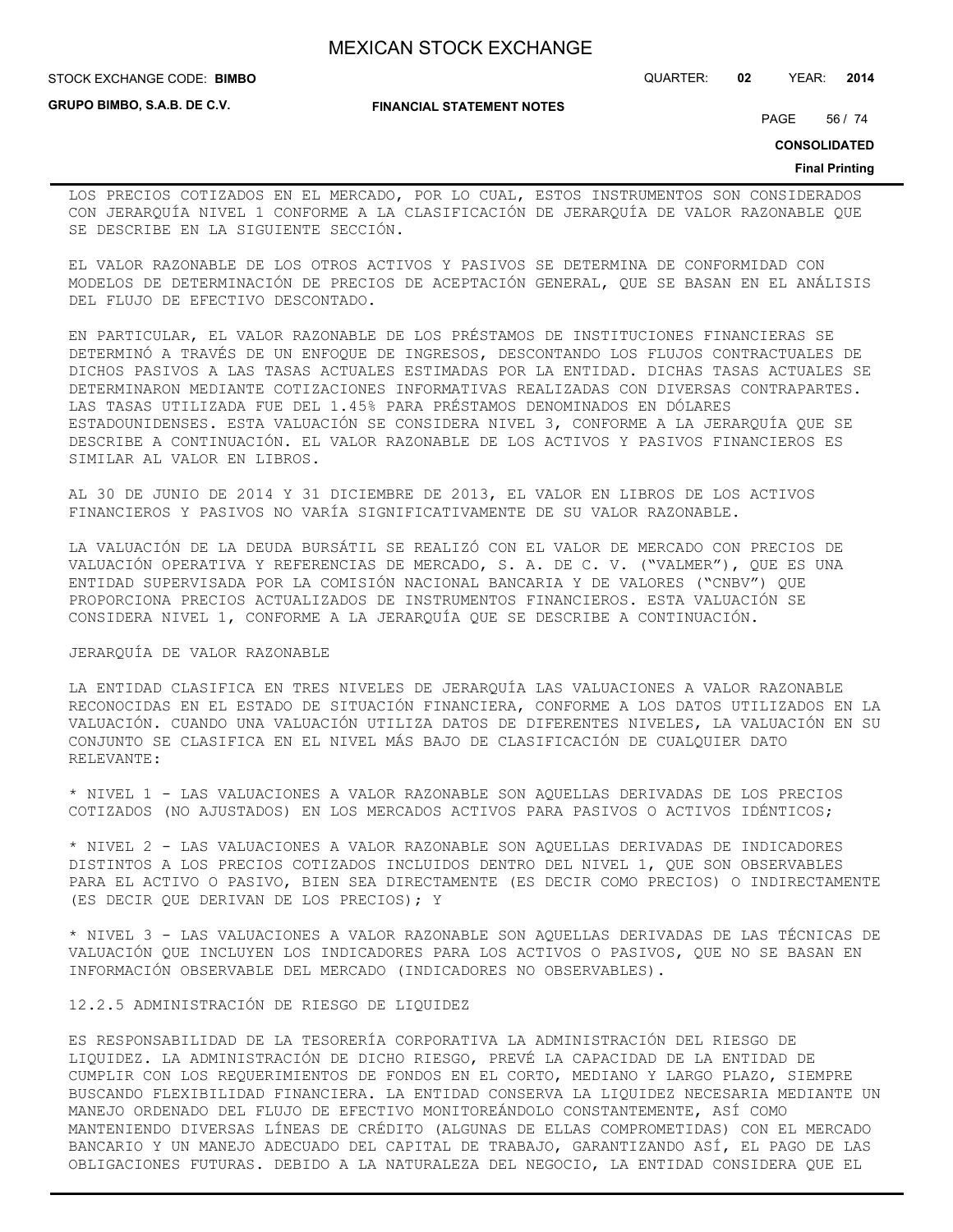LOS PRECIOS COTIZADOS EN EL MERCADO, POR LO CUAL, ESTOS INSTRUMENTOS SON CONSIDERADOS CON JERARQUÍA NIVEL 1 CONFORME A LA CLASIFICACIÓN DE JERARQUÍA DE VALOR RAZONABLE QUE SE DESCRIBE EN LA SIGUIENTE SECCIÓN.

EL VALOR RAZONABLE DE LOS OTROS ACTIVOS Y PASIVOS SE DETERMINA DE CONFORMIDAD CON MODELOS DE DETERMINACIÓN DE PRECIOS DE ACEPTACIÓN GENERAL, QUE SE BASAN EN EL ANÁLISIS DEL FLUJO DE EFECTIVO DESCONTADO.

EN PARTICULAR, EL VALOR RAZONABLE DE LOS PRÉSTAMOS DE INSTITUCIONES FINANCIERAS SE DETERMINÓ A TRAVÉS DE UN ENFOQUE DE INGRESOS, DESCONTANDO LOS FLUJOS CONTRACTUALES DE DICHOS PASIVOS A LAS TASAS ACTUALES ESTIMADAS POR LA ENTIDAD. DICHAS TASAS ACTUALES SE DETERMINARON MEDIANTE COTIZACIONES INFORMATIVAS REALIZADAS CON DIVERSAS CONTRAPARTES. LAS TASAS UTILIZADA FUE DEL 1.45% PARA PRÉSTAMOS DENOMINADOS EN DÓLARES ESTADOUNIDENSES. ESTA VALUACIÓN SE CONSIDERA NIVEL 3, CONFORME A LA JERARQUÍA QUE SE DESCRIBE A CONTINUACIÓN. EL VALOR RAZONABLE DE LOS ACTIVOS Y PASIVOS FINANCIEROS ES SIMILAR AL VALOR EN LIBROS.

AL 30 DE JUNIO DE 2014 Y 31 DICIEMBRE DE 2013, EL VALOR EN LIBROS DE LOS ACTIVOS FINANCIEROS Y PASIVOS NO VARÍA SIGNIFICATIVAMENTE DE SU VALOR RAZONABLE.

LA VALUACIÓN DE LA DEUDA BURSÁTIL SE REALIZÓ CON EL VALOR DE MERCADO CON PRECIOS DE VALUACIÓN OPERATIVA Y REFERENCIAS DE MERCADO, S. A. DE C. V. ("VALMER"), QUE ES UNA ENTIDAD SUPERVISADA POR LA COMISIÓN NACIONAL BANCARIA Y DE VALORES ("CNBV") QUE PROPORCIONA PRECIOS ACTUALIZADOS DE INSTRUMENTOS FINANCIEROS. ESTA VALUACIÓN SE CONSIDERA NIVEL 1, CONFORME A LA JERARQUÍA QUE SE DESCRIBE A CONTINUACIÓN.

JERARQUÍA DE VALOR RAZONABLE

LA ENTIDAD CLASIFICA EN TRES NIVELES DE JERARQUÍA LAS VALUACIONES A VALOR RAZONABLE RECONOCIDAS EN EL ESTADO DE SITUACIÓN FINANCIERA, CONFORME A LOS DATOS UTILIZADOS EN LA VALUACIÓN. CUANDO UNA VALUACIÓN UTILIZA DATOS DE DIFERENTES NIVELES, LA VALUACIÓN EN SU CONJUNTO SE CLASIFICA EN EL NIVEL MÁS BAJO DE CLASIFICACIÓN DE CUALQUIER DATO RELEVANTE:

* NIVEL 1 - LAS VALUACIONES A VALOR RAZONABLE SON AQUELLAS DERIVADAS DE LOS PRECIOS COTIZADOS (NO AJUSTADOS) EN LOS MERCADOS ACTIVOS PARA PASIVOS O ACTIVOS IDÉNTICOS;

* NIVEL 2 - LAS VALUACIONES A VALOR RAZONABLE SON AQUELLAS DERIVADAS DE INDICADORES DISTINTOS A LOS PRECIOS COTIZADOS INCLUIDOS DENTRO DEL NIVEL 1, QUE SON OBSERVABLES PARA EL ACTIVO O PASIVO, BIEN SEA DIRECTAMENTE (ES DECIR COMO PRECIOS) O INDIRECTAMENTE (ES DECIR QUE DERIVAN DE LOS PRECIOS); Y

* NIVEL 3 - LAS VALUACIONES A VALOR RAZONABLE SON AQUELLAS DERIVADAS DE LAS TÉCNICAS DE VALUACIÓN QUE INCLUYEN LOS INDICADORES PARA LOS ACTIVOS O PASIVOS, QUE NO SE BASAN EN INFORMACIÓN OBSERVABLE DEL MERCADO (INDICADORES NO OBSERVABLES).

12.2.5 ADMINISTRACIÓN DE RIESGO DE LIQUIDEZ

ES RESPONSABILIDAD DE LA TESORERÍA CORPORATIVA LA ADMINISTRACIÓN DEL RIESGO DE LIQUIDEZ. LA ADMINISTRACIÓN DE DICHO RIESGO, PREVÉ LA CAPACIDAD DE LA ENTIDAD DE CUMPLIR CON LOS REQUERIMIENTOS DE FONDOS EN EL CORTO, MEDIANO Y LARGO PLAZO, SIEMPRE BUSCANDO FLEXIBILIDAD FINANCIERA. LA ENTIDAD CONSERVA LA LIQUIDEZ NECESARIA MEDIANTE UN MANEJO ORDENADO DEL FLUJO DE EFECTIVO MONITOREÁNDOLO CONSTANTEMENTE, ASÍ COMO MANTENIENDO DIVERSAS LÍNEAS DE CRÉDITO (ALGUNAS DE ELLAS COMPROMETIDAS) CON EL MERCADO BANCARIO Y UN MANEJO ADECUADO DEL CAPITAL DE TRABAJO, GARANTIZANDO ASÍ, EL PAGO DE LAS OBLIGACIONES FUTURAS. DEBIDO A LA NATURALEZA DEL NEGOCIO, LA ENTIDAD CONSIDERA QUE EL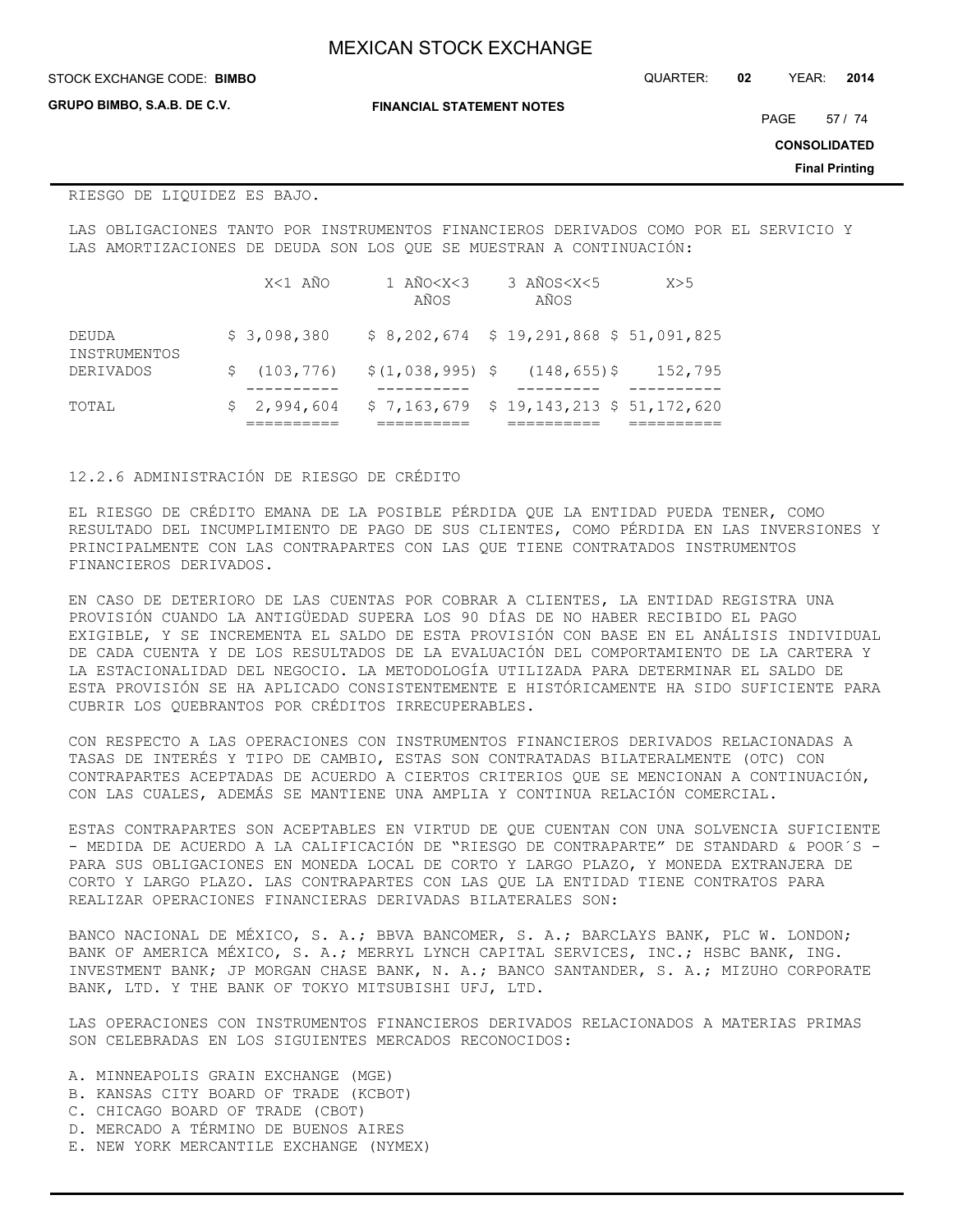RIESGO DE LIQUIDEZ ES BAJO.

LAS OBLIGACIONES TANTO POR INSTRUMENTOS FINANCIEROS DERIVADOS COMO POR EL SERVICIO Y LAS AMORTIZACIONES DE DEUDA SON LOS QUE SE MUESTRAN A CONTINUACIÓN:

| | X<1 AÑO | 1 AÑO<X<3 AÑOS | 3 AÑOS<X<5 AÑOS | X>5 |
|---|---|---|---|---|
| DEUDA | $ 3,098,380 | $ 8,202,674 | $ 19,291,868 | $ 51,091,825 |
| INSTRUMENTOS DERIVADOS | $ (103,776) | $(1,038,995) | $ (148,655) | $ 152,795 |
| TOTAL | $ 2,994,604 | $ 7,163,679 | $ 19,143,213 | $ 51,172,620 |

12.2.6 ADMINISTRACIÓN DE RIESGO DE CRÉDITO

EL RIESGO DE CRÉDITO EMANA DE LA POSIBLE PÉRDIDA QUE LA ENTIDAD PUEDA TENER, COMO RESULTADO DEL INCUMPLIMIENTO DE PAGO DE SUS CLIENTES, COMO PÉRDIDA EN LAS INVERSIONES Y PRINCIPALMENTE CON LAS CONTRAPARTES CON LAS QUE TIENE CONTRATADOS INSTRUMENTOS FINANCIEROS DERIVADOS.

EN CASO DE DETERIORO DE LAS CUENTAS POR COBRAR A CLIENTES, LA ENTIDAD REGISTRA UNA PROVISIÓN CUANDO LA ANTIGÜEDAD SUPERA LOS 90 DÍAS DE NO HABER RECIBIDO EL PAGO EXIGIBLE, Y SE INCREMENTA EL SALDO DE ESTA PROVISIÓN CON BASE EN EL ANÁLISIS INDIVIDUAL DE CADA CUENTA Y DE LOS RESULTADOS DE LA EVALUACIÓN DEL COMPORTAMIENTO DE LA CARTERA Y LA ESTACIONALIDAD DEL NEGOCIO. LA METODOLOGÍA UTILIZADA PARA DETERMINAR EL SALDO DE ESTA PROVISIÓN SE HA APLICADO CONSISTENTEMENTE E HISTÓRICAMENTE HA SIDO SUFICIENTE PARA CUBRIR LOS QUEBRANTOS POR CRÉDITOS IRRECUPERABLES.

CON RESPECTO A LAS OPERACIONES CON INSTRUMENTOS FINANCIEROS DERIVADOS RELACIONADAS A TASAS DE INTERÉS Y TIPO DE CAMBIO, ESTAS SON CONTRATADAS BILATERALMENTE (OTC) CON CONTRAPARTES ACEPTADAS DE ACUERDO A CIERTOS CRITERIOS QUE SE MENCIONAN A CONTINUACIÓN, CON LAS CUALES, ADEMÁS SE MANTIENE UNA AMPLIA Y CONTINUA RELACIÓN COMERCIAL.

ESTAS CONTRAPARTES SON ACEPTABLES EN VIRTUD DE QUE CUENTAN CON UNA SOLVENCIA SUFICIENTE - MEDIDA DE ACUERDO A LA CALIFICACIÓN DE "RIESGO DE CONTRAPARTE" DE STANDARD & POOR´S - PARA SUS OBLIGACIONES EN MONEDA LOCAL DE CORTO Y LARGO PLAZO, Y MONEDA EXTRANJERA DE CORTO Y LARGO PLAZO. LAS CONTRAPARTES CON LAS QUE LA ENTIDAD TIENE CONTRATOS PARA REALIZAR OPERACIONES FINANCIERAS DERIVADAS BILATERALES SON:

BANCO NACIONAL DE MÉXICO, S. A.; BBVA BANCOMER, S. A.; BARCLAYS BANK, PLC W. LONDON; BANK OF AMERICA MÉXICO, S. A.; MERRYL LYNCH CAPITAL SERVICES, INC.; HSBC BANK, ING. INVESTMENT BANK; JP MORGAN CHASE BANK, N. A.; BANCO SANTANDER, S. A.; MIZUHO CORPORATE BANK, LTD. Y THE BANK OF TOKYO MITSUBISHI UFJ, LTD.

LAS OPERACIONES CON INSTRUMENTOS FINANCIEROS DERIVADOS RELACIONADOS A MATERIAS PRIMAS SON CELEBRADAS EN LOS SIGUIENTES MERCADOS RECONOCIDOS:

A. MINNEAPOLIS GRAIN EXCHANGE (MGE)
B. KANSAS CITY BOARD OF TRADE (KCBOT)
C. CHICAGO BOARD OF TRADE (CBOT)
D. MERCADO A TÉRMINO DE BUENOS AIRES
E. NEW YORK MERCANTILE EXCHANGE (NYMEX)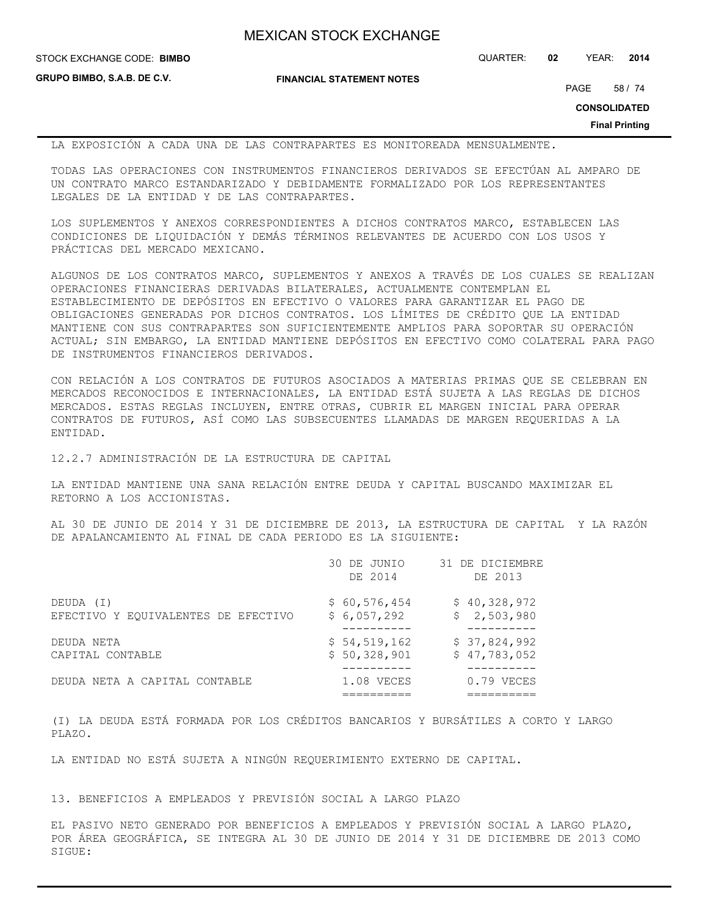LA EXPOSICIÓN A CADA UNA DE LAS CONTRAPARTES ES MONITOREADA MENSUALMENTE.

TODAS LAS OPERACIONES CON INSTRUMENTOS FINANCIEROS DERIVADOS SE EFECTÚAN AL AMPARO DE UN CONTRATO MARCO ESTANDARIZADO Y DEBIDAMENTE FORMALIZADO POR LOS REPRESENTANTES LEGALES DE LA ENTIDAD Y DE LAS CONTRAPARTES.

LOS SUPLEMENTOS Y ANEXOS CORRESPONDIENTES A DICHOS CONTRATOS MARCO, ESTABLECEN LAS CONDICIONES DE LIQUIDACIÓN Y DEMÁS TÉRMINOS RELEVANTES DE ACUERDO CON LOS USOS Y PRÁCTICAS DEL MERCADO MEXICANO.

ALGUNOS DE LOS CONTRATOS MARCO, SUPLEMENTOS Y ANEXOS A TRAVÉS DE LOS CUALES SE REALIZAN OPERACIONES FINANCIERAS DERIVADAS BILATERALES, ACTUALMENTE CONTEMPLAN EL ESTABLECIMIENTO DE DEPÓSITOS EN EFECTIVO O VALORES PARA GARANTIZAR EL PAGO DE OBLIGACIONES GENERADAS POR DICHOS CONTRATOS. LOS LÍMITES DE CRÉDITO QUE LA ENTIDAD MANTIENE CON SUS CONTRAPARTES SON SUFICIENTEMENTE AMPLIOS PARA SOPORTAR SU OPERACIÓN ACTUAL; SIN EMBARGO, LA ENTIDAD MANTIENE DEPÓSITOS EN EFECTIVO COMO COLATERAL PARA PAGO DE INSTRUMENTOS FINANCIEROS DERIVADOS.

CON RELACIÓN A LOS CONTRATOS DE FUTUROS ASOCIADOS A MATERIAS PRIMAS QUE SE CELEBRAN EN MERCADOS RECONOCIDOS E INTERNACIONALES, LA ENTIDAD ESTÁ SUJETA A LAS REGLAS DE DICHOS MERCADOS. ESTAS REGLAS INCLUYEN, ENTRE OTRAS, CUBRIR EL MARGEN INICIAL PARA OPERAR CONTRATOS DE FUTUROS, ASÍ COMO LAS SUBSECUENTES LLAMADAS DE MARGEN REQUERIDAS A LA ENTIDAD.

### 12.2.7 ADMINISTRACIÓN DE LA ESTRUCTURA DE CAPITAL

LA ENTIDAD MANTIENE UNA SANA RELACIÓN ENTRE DEUDA Y CAPITAL BUSCANDO MAXIMIZAR EL RETORNO A LOS ACCIONISTAS.

AL 30 DE JUNIO DE 2014 Y 31 DE DICIEMBRE DE 2013, LA ESTRUCTURA DE CAPITAL Y LA RAZÓN DE APALANCAMIENTO AL FINAL DE CADA PERIODO ES LA SIGUIENTE:

| | 30 DE JUNIO DE 2014 | 31 DE DICIEMBRE DE 2013 |
|---|---|---|
| DEUDA (I) | $ 60,576,454 | $ 40,328,972 |
| EFECTIVO Y EQUIVALENTES DE EFECTIVO | $ 6,057,292 | $ 2,503,980 |
| DEUDA NETA | $ 54,519,162 | $ 37,824,992 |
| CAPITAL CONTABLE | $ 50,328,901 | $ 47,783,052 |
| DEUDA NETA A CAPITAL CONTABLE | 1.08 VECES | 0.79 VECES |

(I) LA DEUDA ESTÁ FORMADA POR LOS CRÉDITOS BANCARIOS Y BURSÁTILES A CORTO Y LARGO PLAZO.

LA ENTIDAD NO ESTÁ SUJETA A NINGÚN REQUERIMIENTO EXTERNO DE CAPITAL.

## 13. BENEFICIOS A EMPLEADOS Y PREVISIÓN SOCIAL A LARGO PLAZO

EL PASIVO NETO GENERADO POR BENEFICIOS A EMPLEADOS Y PREVISIÓN SOCIAL A LARGO PLAZO, POR ÁREA GEOGRÁFICA, SE INTEGRA AL 30 DE JUNIO DE 2014 Y 31 DE DICIEMBRE DE 2013 COMO SIGUE: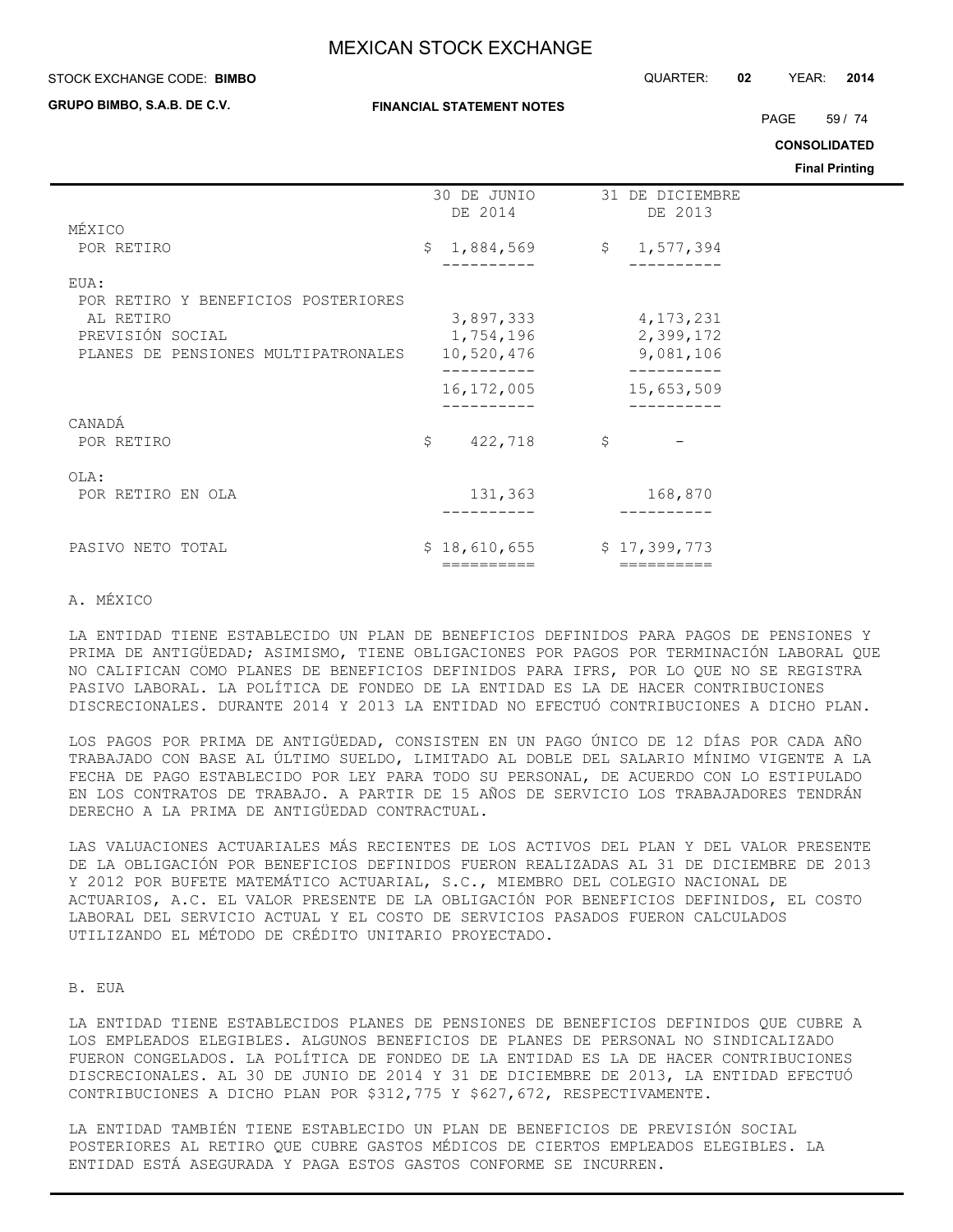| | 30 DE JUNIO DE 2014 | 31 DE DICIEMBRE DE 2013 |
|---|---|---|
| MÉXICO | | |
| POR RETIRO | $ 1,884,569 | $ 1,577,394 |
| EUA: | | |
| POR RETIRO Y BENEFICIOS POSTERIORES AL RETIRO | 3,897,333 | 4,173,231 |
| PREVISIÓN SOCIAL | 1,754,196 | 2,399,172 |
| PLANES DE PENSIONES MULTIPATRONALES | 10,520,476 | 9,081,106 |
| | 16,172,005 | 15,653,509 |
| CANADÁ | | |
| POR RETIRO | $ 422,718 | $ - |
| OLA: | | |
| POR RETIRO EN OLA | 131,363 | 168,870 |
| PASIVO NETO TOTAL | $ 18,610,655 | $ 17,399,773 |

A. MÉXICO

LA ENTIDAD TIENE ESTABLECIDO UN PLAN DE BENEFICIOS DEFINIDOS PARA PAGOS DE PENSIONES Y PRIMA DE ANTIGÜEDAD; ASIMISMO, TIENE OBLIGACIONES POR PAGOS POR TERMINACIÓN LABORAL QUE NO CALIFICAN COMO PLANES DE BENEFICIOS DEFINIDOS PARA IFRS, POR LO QUE NO SE REGISTRA PASIVO LABORAL. LA POLÍTICA DE FONDEO DE LA ENTIDAD ES LA DE HACER CONTRIBUCIONES DISCRECIONALES. DURANTE 2014 Y 2013 LA ENTIDAD NO EFECTUÓ CONTRIBUCIONES A DICHO PLAN.

LOS PAGOS POR PRIMA DE ANTIGÜEDAD, CONSISTEN EN UN PAGO ÚNICO DE 12 DÍAS POR CADA AÑO TRABAJADO CON BASE AL ÚLTIMO SUELDO, LIMITADO AL DOBLE DEL SALARIO MÍNIMO VIGENTE A LA FECHA DE PAGO ESTABLECIDO POR LEY PARA TODO SU PERSONAL, DE ACUERDO CON LO ESTIPULADO EN LOS CONTRATOS DE TRABAJO. A PARTIR DE 15 AÑOS DE SERVICIO LOS TRABAJADORES TENDRÁN DERECHO A LA PRIMA DE ANTIGÜEDAD CONTRACTUAL.

LAS VALUACIONES ACTUARIALES MÁS RECIENTES DE LOS ACTIVOS DEL PLAN Y DEL VALOR PRESENTE DE LA OBLIGACIÓN POR BENEFICIOS DEFINIDOS FUERON REALIZADAS AL 31 DE DICIEMBRE DE 2013 Y 2012 POR BUFETE MATEMÁTICO ACTUARIAL, S.C., MIEMBRO DEL COLEGIO NACIONAL DE ACTUARIOS, A.C. EL VALOR PRESENTE DE LA OBLIGACIÓN POR BENEFICIOS DEFINIDOS, EL COSTO LABORAL DEL SERVICIO ACTUAL Y EL COSTO DE SERVICIOS PASADOS FUERON CALCULADOS UTILIZANDO EL MÉTODO DE CRÉDITO UNITARIO PROYECTADO.

B. EUA

LA ENTIDAD TIENE ESTABLECIDOS PLANES DE PENSIONES DE BENEFICIOS DEFINIDOS QUE CUBRE A LOS EMPLEADOS ELEGIBLES. ALGUNOS BENEFICIOS DE PLANES DE PERSONAL NO SINDICALIZADO FUERON CONGELADOS. LA POLÍTICA DE FONDEO DE LA ENTIDAD ES LA DE HACER CONTRIBUCIONES DISCRECIONALES. AL 30 DE JUNIO DE 2014 Y 31 DE DICIEMBRE DE 2013, LA ENTIDAD EFECTUÓ CONTRIBUCIONES A DICHO PLAN POR $312,775 Y $627,672, RESPECTIVAMENTE.

LA ENTIDAD TAMBIÉN TIENE ESTABLECIDO UN PLAN DE BENEFICIOS DE PREVISIÓN SOCIAL POSTERIORES AL RETIRO QUE CUBRE GASTOS MÉDICOS DE CIERTOS EMPLEADOS ELEGIBLES. LA ENTIDAD ESTÁ ASEGURADA Y PAGA ESTOS GASTOS CONFORME SE INCURREN.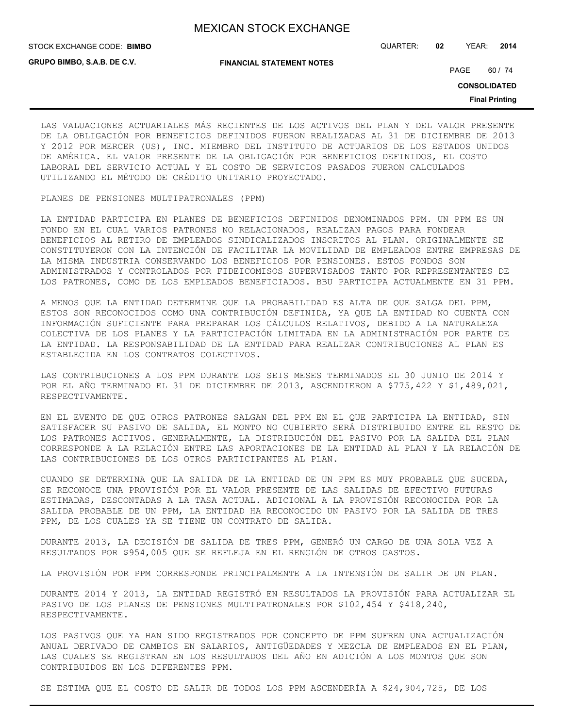LAS VALUACIONES ACTUARIALES MÁS RECIENTES DE LOS ACTIVOS DEL PLAN Y DEL VALOR PRESENTE DE LA OBLIGACIÓN POR BENEFICIOS DEFINIDOS FUERON REALIZADAS AL 31 DE DICIEMBRE DE 2013 Y 2012 POR MERCER (US), INC. MIEMBRO DEL INSTITUTO DE ACTUARIOS DE LOS ESTADOS UNIDOS DE AMÉRICA. EL VALOR PRESENTE DE LA OBLIGACIÓN POR BENEFICIOS DEFINIDOS, EL COSTO LABORAL DEL SERVICIO ACTUAL Y EL COSTO DE SERVICIOS PASADOS FUERON CALCULADOS UTILIZANDO EL MÉTODO DE CRÉDITO UNITARIO PROYECTADO.

PLANES DE PENSIONES MULTIPATRONALES (PPM)

LA ENTIDAD PARTICIPA EN PLANES DE BENEFICIOS DEFINIDOS DENOMINADOS PPM. UN PPM ES UN FONDO EN EL CUAL VARIOS PATRONES NO RELACIONADOS, REALIZAN PAGOS PARA FONDEAR BENEFICIOS AL RETIRO DE EMPLEADOS SINDICALIZADOS INSCRITOS AL PLAN. ORIGINALMENTE SE CONSTITUYERON CON LA INTENCIÓN DE FACILITAR LA MOVILIDAD DE EMPLEADOS ENTRE EMPRESAS DE LA MISMA INDUSTRIA CONSERVANDO LOS BENEFICIOS POR PENSIONES. ESTOS FONDOS SON ADMINISTRADOS Y CONTROLADOS POR FIDEICOMISOS SUPERVISADOS TANTO POR REPRESENTANTES DE LOS PATRONES, COMO DE LOS EMPLEADOS BENEFICIADOS. BBU PARTICIPA ACTUALMENTE EN 31 PPM.

A MENOS QUE LA ENTIDAD DETERMINE QUE LA PROBABILIDAD ES ALTA DE QUE SALGA DEL PPM, ESTOS SON RECONOCIDOS COMO UNA CONTRIBUCIÓN DEFINIDA, YA QUE LA ENTIDAD NO CUENTA CON INFORMACIÓN SUFICIENTE PARA PREPARAR LOS CÁLCULOS RELATIVOS, DEBIDO A LA NATURALEZA COLECTIVA DE LOS PLANES Y LA PARTICIPACIÓN LIMITADA EN LA ADMINISTRACIÓN POR PARTE DE LA ENTIDAD. LA RESPONSABILIDAD DE LA ENTIDAD PARA REALIZAR CONTRIBUCIONES AL PLAN ES ESTABLECIDA EN LOS CONTRATOS COLECTIVOS.

LAS CONTRIBUCIONES A LOS PPM DURANTE LOS SEIS MESES TERMINADOS EL 30 JUNIO DE 2014 Y POR EL AÑO TERMINADO EL 31 DE DICIEMBRE DE 2013, ASCENDIERON A $775,422 Y $1,489,021, RESPECTIVAMENTE.

EN EL EVENTO DE QUE OTROS PATRONES SALGAN DEL PPM EN EL QUE PARTICIPA LA ENTIDAD, SIN SATISFACER SU PASIVO DE SALIDA, EL MONTO NO CUBIERTO SERÁ DISTRIBUIDO ENTRE EL RESTO DE LOS PATRONES ACTIVOS. GENERALMENTE, LA DISTRIBUCIÓN DEL PASIVO POR LA SALIDA DEL PLAN CORRESPONDE A LA RELACIÓN ENTRE LAS APORTACIONES DE LA ENTIDAD AL PLAN Y LA RELACIÓN DE LAS CONTRIBUCIONES DE LOS OTROS PARTICIPANTES AL PLAN.

CUANDO SE DETERMINA QUE LA SALIDA DE LA ENTIDAD DE UN PPM ES MUY PROBABLE QUE SUCEDA, SE RECONOCE UNA PROVISIÓN POR EL VALOR PRESENTE DE LAS SALIDAS DE EFECTIVO FUTURAS ESTIMADAS, DESCONTADAS A LA TASA ACTUAL. ADICIONAL A LA PROVISIÓN RECONOCIDA POR LA SALIDA PROBABLE DE UN PPM, LA ENTIDAD HA RECONOCIDO UN PASIVO POR LA SALIDA DE TRES PPM, DE LOS CUALES YA SE TIENE UN CONTRATO DE SALIDA.

DURANTE 2013, LA DECISIÓN DE SALIDA DE TRES PPM, GENERÓ UN CARGO DE UNA SOLA VEZ A RESULTADOS POR $954,005 QUE SE REFLEJA EN EL RENGLÓN DE OTROS GASTOS.

LA PROVISIÓN POR PPM CORRESPONDE PRINCIPALMENTE A LA INTENSIÓN DE SALIR DE UN PLAN.

DURANTE 2014 Y 2013, LA ENTIDAD REGISTRÓ EN RESULTADOS LA PROVISIÓN PARA ACTUALIZAR EL PASIVO DE LOS PLANES DE PENSIONES MULTIPATRONALES POR $102,454 Y $418,240, RESPECTIVAMENTE.

LOS PASIVOS QUE YA HAN SIDO REGISTRADOS POR CONCEPTO DE PPM SUFREN UNA ACTUALIZACIÓN ANUAL DERIVADO DE CAMBIOS EN SALARIOS, ANTIGÜEDADES Y MEZCLA DE EMPLEADOS EN EL PLAN, LAS CUALES SE REGISTRAN EN LOS RESULTADOS DEL AÑO EN ADICIÓN A LOS MONTOS QUE SON CONTRIBUIDOS EN LOS DIFERENTES PPM.

SE ESTIMA QUE EL COSTO DE SALIR DE TODOS LOS PPM ASCENDERÍA A $24,904,725, DE LOS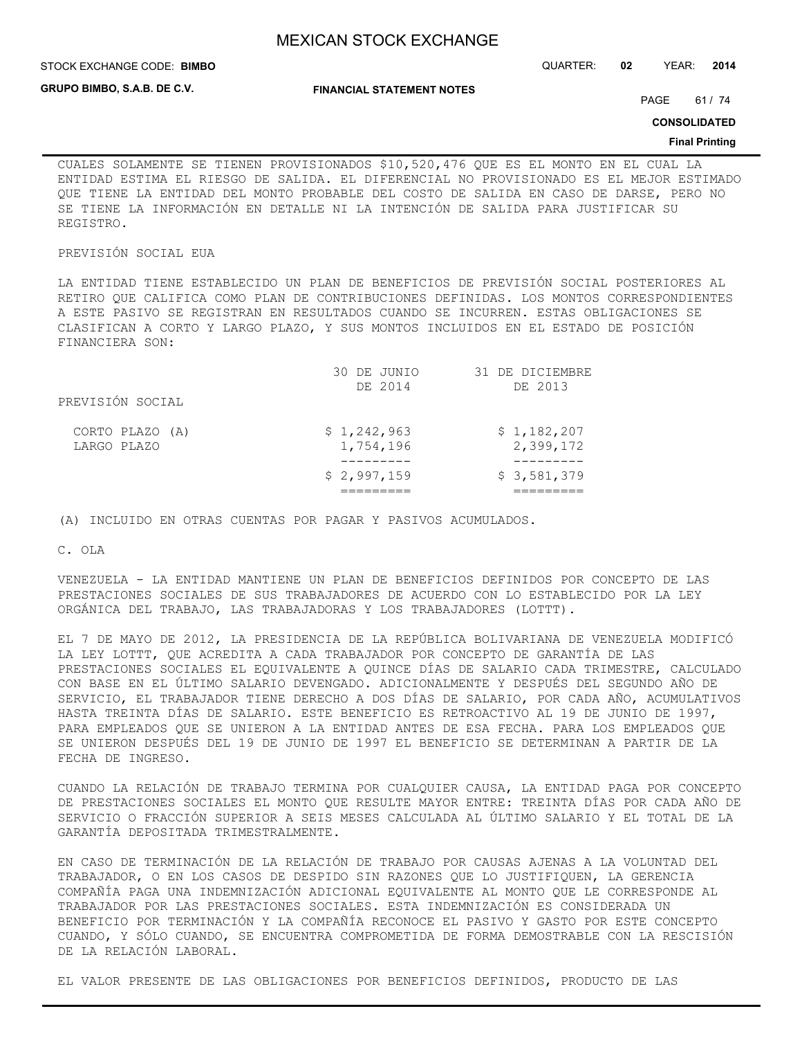CUALES SOLAMENTE SE TIENEN PROVISIONADOS $10,520,476 QUE ES EL MONTO EN EL CUAL LA ENTIDAD ESTIMA EL RIESGO DE SALIDA. EL DIFERENCIAL NO PROVISIONADO ES EL MEJOR ESTIMADO QUE TIENE LA ENTIDAD DEL MONTO PROBABLE DEL COSTO DE SALIDA EN CASO DE DARSE, PERO NO SE TIENE LA INFORMACIÓN EN DETALLE NI LA INTENCIÓN DE SALIDA PARA JUSTIFICAR SU REGISTRO.

PREVISIÓN SOCIAL EUA

LA ENTIDAD TIENE ESTABLECIDO UN PLAN DE BENEFICIOS DE PREVISIÓN SOCIAL POSTERIORES AL RETIRO QUE CALIFICA COMO PLAN DE CONTRIBUCIONES DEFINIDAS. LOS MONTOS CORRESPONDIENTES A ESTE PASIVO SE REGISTRAN EN RESULTADOS CUANDO SE INCURREN. ESTAS OBLIGACIONES SE CLASIFICAN A CORTO Y LARGO PLAZO, Y SUS MONTOS INCLUIDOS EN EL ESTADO DE POSICIÓN FINANCIERA SON:

| | 30 DE JUNIO DE 2014 | 31 DE DICIEMBRE DE 2013 |
|---|---|---|
| PREVISIÓN SOCIAL | | |
| CORTO PLAZO (A) | $ 1,242,963 | $ 1,182,207 |
| LARGO PLAZO | 1,754,196 | 2,399,172 |
| | $ 2,997,159 | $ 3,581,379 |

(A) INCLUIDO EN OTRAS CUENTAS POR PAGAR Y PASIVOS ACUMULADOS.

C. OLA

VENEZUELA - LA ENTIDAD MANTIENE UN PLAN DE BENEFICIOS DEFINIDOS POR CONCEPTO DE LAS PRESTACIONES SOCIALES DE SUS TRABAJADORES DE ACUERDO CON LO ESTABLECIDO POR LA LEY ORGÁNICA DEL TRABAJO, LAS TRABAJADORAS Y LOS TRABAJADORES (LOTTT).

EL 7 DE MAYO DE 2012, LA PRESIDENCIA DE LA REPÚBLICA BOLIVARIANA DE VENEZUELA MODIFICÓ LA LEY LOTTT, QUE ACREDITA A CADA TRABAJADOR POR CONCEPTO DE GARANTÍA DE LAS PRESTACIONES SOCIALES EL EQUIVALENTE A QUINCE DÍAS DE SALARIO CADA TRIMESTRE, CALCULADO CON BASE EN EL ÚLTIMO SALARIO DEVENGADO. ADICIONALMENTE Y DESPUÉS DEL SEGUNDO AÑO DE SERVICIO, EL TRABAJADOR TIENE DERECHO A DOS DÍAS DE SALARIO, POR CADA AÑO, ACUMULATIVOS HASTA TREINTA DÍAS DE SALARIO. ESTE BENEFICIO ES RETROACTIVO AL 19 DE JUNIO DE 1997, PARA EMPLEADOS QUE SE UNIERON A LA ENTIDAD ANTES DE ESA FECHA. PARA LOS EMPLEADOS QUE SE UNIERON DESPUÉS DEL 19 DE JUNIO DE 1997 EL BENEFICIO SE DETERMINAN A PARTIR DE LA FECHA DE INGRESO.

CUANDO LA RELACIÓN DE TRABAJO TERMINA POR CUALQUIER CAUSA, LA ENTIDAD PAGA POR CONCEPTO DE PRESTACIONES SOCIALES EL MONTO QUE RESULTE MAYOR ENTRE: TREINTA DÍAS POR CADA AÑO DE SERVICIO O FRACCIÓN SUPERIOR A SEIS MESES CALCULADA AL ÚLTIMO SALARIO Y EL TOTAL DE LA GARANTÍA DEPOSITADA TRIMESTRALMENTE.

EN CASO DE TERMINACIÓN DE LA RELACIÓN DE TRABAJO POR CAUSAS AJENAS A LA VOLUNTAD DEL TRABAJADOR, O EN LOS CASOS DE DESPIDO SIN RAZONES QUE LO JUSTIFIQUEN, LA GERENCIA COMPAÑÍA PAGA UNA INDEMNIZACIÓN ADICIONAL EQUIVALENTE AL MONTO QUE LE CORRESPONDE AL TRABAJADOR POR LAS PRESTACIONES SOCIALES. ESTA INDEMNIZACIÓN ES CONSIDERADA UN BENEFICIO POR TERMINACIÓN Y LA COMPAÑÍA RECONOCE EL PASIVO Y GASTO POR ESTE CONCEPTO CUANDO, Y SÓLO CUANDO, SE ENCUENTRA COMPROMETIDA DE FORMA DEMOSTRABLE CON LA RESCISIÓN DE LA RELACIÓN LABORAL.

EL VALOR PRESENTE DE LAS OBLIGACIONES POR BENEFICIOS DEFINIDOS, PRODUCTO DE LAS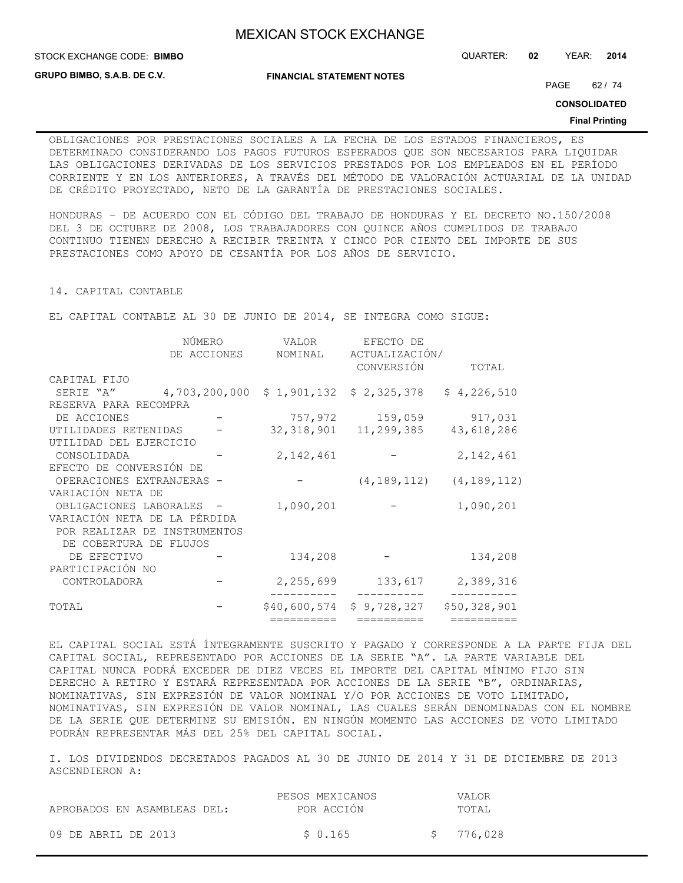OBLIGACIONES POR PRESTACIONES SOCIALES A LA FECHA DE LOS ESTADOS FINANCIEROS, ES DETERMINADO CONSIDERANDO LOS PAGOS FUTUROS ESPERADOS QUE SON NECESARIOS PARA LIQUIDAR LAS OBLIGACIONES DERIVADAS DE LOS SERVICIOS PRESTADOS POR LOS EMPLEADOS EN EL PERÍODO CORRIENTE Y EN LOS ANTERIORES, A TRAVÉS DEL MÉTODO DE VALORACIÓN ACTUARIAL DE LA UNIDAD DE CRÉDITO PROYECTADO, NETO DE LA GARANTÍA DE PRESTACIONES SOCIALES.

HONDURAS – DE ACUERDO CON EL CÓDIGO DEL TRABAJO DE HONDURAS Y EL DECRETO NO.150/2008 DEL 3 DE OCTUBRE DE 2008, LOS TRABAJADORES CON QUINCE AÑOS CUMPLIDOS DE TRABAJO CONTINUO TIENEN DERECHO A RECIBIR TREINTA Y CINCO POR CIENTO DEL IMPORTE DE SUS PRESTACIONES COMO APOYO DE CESANTÍA POR LOS AÑOS DE SERVICIO.

## 14. CAPITAL CONTABLE

EL CAPITAL CONTABLE AL 30 DE JUNIO DE 2014, SE INTEGRA COMO SIGUE:

| | NÚMERO DE ACCIONES | VALOR NOMINAL | EFECTO DE ACTUALIZACIÓN/ CONVERSIÓN | TOTAL |
|---|---|---|---|---|
| CAPITAL FIJO | | | | |
| SERIE "A" | 4,703,200,000 | $ 1,901,132 | $ 2,325,378 | $ 4,226,510 |
| RESERVA PARA RECOMPRA DE ACCIONES | - | 757,972 | 159,059 | 917,031 |
| UTILIDADES RETENIDAS | - | 32,318,901 | 11,299,385 | 43,618,286 |
| UTILIDAD DEL EJERCICIO CONSOLIDADA | - | 2,142,461 | - | 2,142,461 |
| EFECTO DE CONVERSIÓN DE OPERACIONES EXTRANJERAS | - | - | (4,189,112) | (4,189,112) |
| VARIACIÓN NETA DE OBLIGACIONES LABORALES | - | 1,090,201 | - | 1,090,201 |
| VARIACIÓN NETA DE LA PÉRDIDA POR REALIZAR DE INSTRUMENTOS DE COBERTURA DE FLUJOS DE EFECTIVO | - | 134,208 | - | 134,208 |
| PARTICIPACIÓN NO CONTROLADORA | - | 2,255,699 | 133,617 | 2,389,316 |
| TOTAL | - | $40,600,574 | $ 9,728,327 | $50,328,901 |

EL CAPITAL SOCIAL ESTÁ ÍNTEGRAMENTE SUSCRITO Y PAGADO Y CORRESPONDE A LA PARTE FIJA DEL CAPITAL SOCIAL, REPRESENTADO POR ACCIONES DE LA SERIE "A". LA PARTE VARIABLE DEL CAPITAL NUNCA PODRÁ EXCEDER DE DIEZ VECES EL IMPORTE DEL CAPITAL MÍNIMO FIJO SIN DERECHO A RETIRO Y ESTARÁ REPRESENTADA POR ACCIONES DE LA SERIE "B", ORDINARIAS, NOMINATIVAS, SIN EXPRESIÓN DE VALOR NOMINAL Y/O POR ACCIONES DE VOTO LIMITADO, NOMINATIVAS, SIN EXPRESIÓN DE VALOR NOMINAL, LAS CUALES SERÁN DENOMINADAS CON EL NOMBRE DE LA SERIE QUE DETERMINE SU EMISIÓN. EN NINGÚN MOMENTO LAS ACCIONES DE VOTO LIMITADO PODRÁN REPRESENTAR MÁS DEL 25% DEL CAPITAL SOCIAL.

I. LOS DIVIDENDOS DECRETADOS PAGADOS AL 30 DE JUNIO DE 2014 Y 31 DE DICIEMBRE DE 2013 ASCENDIERON A:

| APROBADOS EN ASAMBLEAS DEL: | PESOS MEXICANOS POR ACCIÓN | VALOR TOTAL |
|---|---|---|
| 09 DE ABRIL DE 2013 | $ 0.165 | $ 776,028 |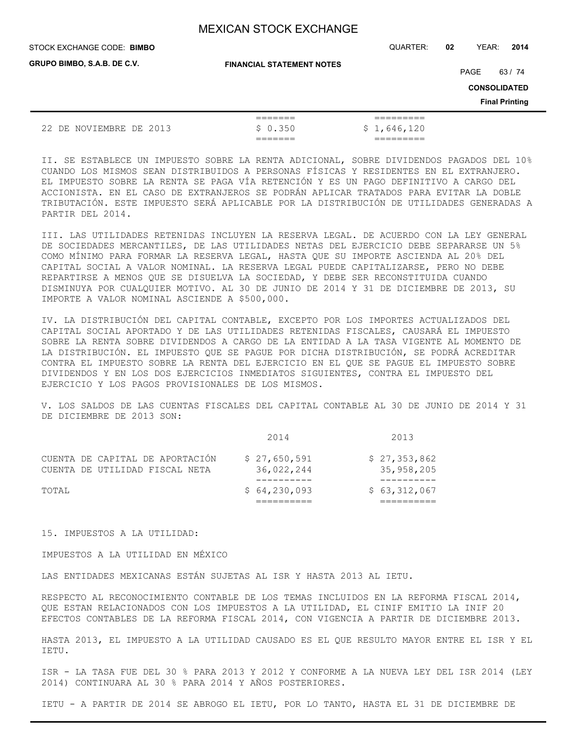| 22 DE NOVIEMBRE DE 2013 | $ 0.350 | $ 1,646,120 |
|---|---|---|

II. SE ESTABLECE UN IMPUESTO SOBRE LA RENTA ADICIONAL, SOBRE DIVIDENDOS PAGADOS DEL 10% CUANDO LOS MISMOS SEAN DISTRIBUIDOS A PERSONAS FÍSICAS Y RESIDENTES EN EL EXTRANJERO. EL IMPUESTO SOBRE LA RENTA SE PAGA VÍA RETENCIÓN Y ES UN PAGO DEFINITIVO A CARGO DEL ACCIONISTA. EN EL CASO DE EXTRANJEROS SE PODRÁN APLICAR TRATADOS PARA EVITAR LA DOBLE TRIBUTACIÓN. ESTE IMPUESTO SERÁ APLICABLE POR LA DISTRIBUCIÓN DE UTILIDADES GENERADAS A PARTIR DEL 2014.

III. LAS UTILIDADES RETENIDAS INCLUYEN LA RESERVA LEGAL. DE ACUERDO CON LA LEY GENERAL DE SOCIEDADES MERCANTILES, DE LAS UTILIDADES NETAS DEL EJERCICIO DEBE SEPARARSE UN 5% COMO MÍNIMO PARA FORMAR LA RESERVA LEGAL, HASTA QUE SU IMPORTE ASCIENDA AL 20% DEL CAPITAL SOCIAL A VALOR NOMINAL. LA RESERVA LEGAL PUEDE CAPITALIZARSE, PERO NO DEBE REPARTIRSE A MENOS QUE SE DISUELVA LA SOCIEDAD, Y DEBE SER RECONSTITUIDA CUANDO DISMINUYA POR CUALQUIER MOTIVO. AL 30 DE JUNIO DE 2014 Y 31 DE DICIEMBRE DE 2013, SU IMPORTE A VALOR NOMINAL ASCIENDE A $500,000.

IV. LA DISTRIBUCIÓN DEL CAPITAL CONTABLE, EXCEPTO POR LOS IMPORTES ACTUALIZADOS DEL CAPITAL SOCIAL APORTADO Y DE LAS UTILIDADES RETENIDAS FISCALES, CAUSARÁ EL IMPUESTO SOBRE LA RENTA SOBRE DIVIDENDOS A CARGO DE LA ENTIDAD A LA TASA VIGENTE AL MOMENTO DE LA DISTRIBUCIÓN. EL IMPUESTO QUE SE PAGUE POR DICHA DISTRIBUCIÓN, SE PODRÁ ACREDITAR CONTRA EL IMPUESTO SOBRE LA RENTA DEL EJERCICIO EN EL QUE SE PAGUE EL IMPUESTO SOBRE DIVIDENDOS Y EN LOS DOS EJERCICIOS INMEDIATOS SIGUIENTES, CONTRA EL IMPUESTO DEL EJERCICIO Y LOS PAGOS PROVISIONALES DE LOS MISMOS.

V. LOS SALDOS DE LAS CUENTAS FISCALES DEL CAPITAL CONTABLE AL 30 DE JUNIO DE 2014 Y 31 DE DICIEMBRE DE 2013 SON:

| | 2014 | 2013 |
|---|---|---|
| CUENTA DE CAPITAL DE APORTACIÓN | $ 27,650,591 | $ 27,353,862 |
| CUENTA DE UTILIDAD FISCAL NETA | 36,022,244 | 35,958,205 |
| TOTAL | $ 64,230,093 | $ 63,312,067 |

15. IMPUESTOS A LA UTILIDAD:

IMPUESTOS A LA UTILIDAD EN MÉXICO

LAS ENTIDADES MEXICANAS ESTÁN SUJETAS AL ISR Y HASTA 2013 AL IETU.

RESPECTO AL RECONOCIMIENTO CONTABLE DE LOS TEMAS INCLUIDOS EN LA REFORMA FISCAL 2014, QUE ESTAN RELACIONADOS CON LOS IMPUESTOS A LA UTILIDAD, EL CINIF EMITIO LA INIF 20 EFECTOS CONTABLES DE LA REFORMA FISCAL 2014, CON VIGENCIA A PARTIR DE DICIEMBRE 2013.

HASTA 2013, EL IMPUESTO A LA UTILIDAD CAUSADO ES EL QUE RESULTO MAYOR ENTRE EL ISR Y EL IETU.

ISR - LA TASA FUE DEL 30 % PARA 2013 Y 2012 Y CONFORME A LA NUEVA LEY DEL ISR 2014 (LEY 2014) CONTINUARA AL 30 % PARA 2014 Y AÑOS POSTERIORES.

IETU - A PARTIR DE 2014 SE ABROGO EL IETU, POR LO TANTO, HASTA EL 31 DE DICIEMBRE DE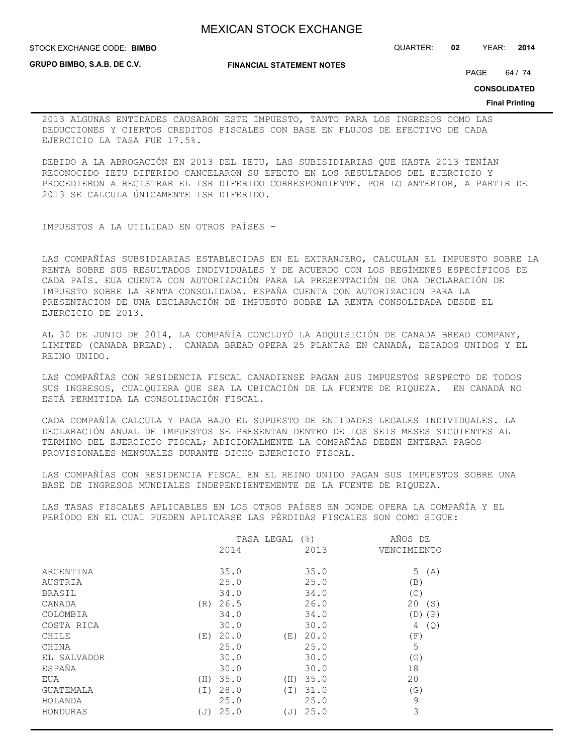2013 ALGUNAS ENTIDADES CAUSARON ESTE IMPUESTO, TANTO PARA LOS INGRESOS COMO LAS DEDUCCIONES Y CIERTOS CREDITOS FISCALES CON BASE EN FLUJOS DE EFECTIVO DE CADA EJERCICIO LA TASA FUE 17.5%.

DEBIDO A LA ABROGACIÓN EN 2013 DEL IETU, LAS SUBISIDIARIAS QUE HASTA 2013 TENÍAN RECONOCIDO IETU DIFERIDO CANCELARON SU EFECTO EN LOS RESULTADOS DEL EJERCICIO Y PROCEDIERON A REGISTRAR EL ISR DIFERIDO CORRESPONDIENTE. POR LO ANTERIOR, A PARTIR DE 2013 SE CALCULA ÚNICAMENTE ISR DIFERIDO.

IMPUESTOS A LA UTILIDAD EN OTROS PAÍSES -

LAS COMPAÑÍAS SUBSIDIARIAS ESTABLECIDAS EN EL EXTRANJERO, CALCULAN EL IMPUESTO SOBRE LA RENTA SOBRE SUS RESULTADOS INDIVIDUALES Y DE ACUERDO CON LOS REGÍMENES ESPECÍFICOS DE CADA PAÍS. EUA CUENTA CON AUTORIZACIÓN PARA LA PRESENTACIÓN DE UNA DECLARACIÓN DE IMPUESTO SOBRE LA RENTA CONSOLIDADA. ESPAÑA CUENTA CON AUTORIZACION PARA LA PRESENTACION DE UNA DECLARACIÓN DE IMPUESTO SOBRE LA RENTA CONSOLIDADA DESDE EL EJERCICIO DE 2013.

AL 30 DE JUNIO DE 2014, LA COMPAÑÍA CONCLUYÓ LA ADQUISICIÓN DE CANADA BREAD COMPANY, LIMITED (CANADA BREAD). CANADA BREAD OPERA 25 PLANTAS EN CANADÁ, ESTADOS UNIDOS Y EL REINO UNIDO.

LAS COMPAÑÍAS CON RESIDENCIA FISCAL CANADIENSE PAGAN SUS IMPUESTOS RESPECTO DE TODOS SUS INGRESOS, CUALQUIERA QUE SEA LA UBICACIÓN DE LA FUENTE DE RIQUEZA. EN CANADÁ NO ESTÁ PERMITIDA LA CONSOLIDACIÓN FISCAL.

CADA COMPAÑÍA CALCULA Y PAGA BAJO EL SUPUESTO DE ENTIDADES LEGALES INDIVIDUALES. LA DECLARACIÓN ANUAL DE IMPUESTOS SE PRESENTAN DENTRO DE LOS SEIS MESES SIGUIENTES AL TÉRMINO DEL EJERCICIO FISCAL; ADICIONALMENTE LA COMPAÑÍAS DEBEN ENTERAR PAGOS PROVISIONALES MENSUALES DURANTE DICHO EJERCICIO FISCAL.

LAS COMPAÑÍAS CON RESIDENCIA FISCAL EN EL REINO UNIDO PAGAN SUS IMPUESTOS SOBRE UNA BASE DE INGRESOS MUNDIALES INDEPENDIENTEMENTE DE LA FUENTE DE RIQUEZA.

LAS TASAS FISCALES APLICABLES EN LOS OTROS PAÍSES EN DONDE OPERA LA COMPAÑÍA Y EL PERÍODO EN EL CUAL PUEDEN APLICARSE LAS PÉRDIDAS FISCALES SON COMO SIGUE:

| | TASA LEGAL (%) | | AÑOS DE |
|---|---|---|---|
| | 2014 | 2013 | VENCIMIENTO |
| ARGENTINA | 35.0 | 35.0 | 5 (A) |
| AUSTRIA | 25.0 | 25.0 | (B) |
| BRASIL | 34.0 | 34.0 | (C) |
| CANADA | (R) 26.5 | 26.0 | 20 (S) |
| COLOMBIA | 34.0 | 34.0 | (D) (P) |
| COSTA RICA | 30.0 | 30.0 | 4 (Q) |
| CHILE | (E) 20.0 | (E) 20.0 | (F) |
| CHINA | 25.0 | 25.0 | 5 |
| EL SALVADOR | 30.0 | 30.0 | (G) |
| ESPAÑA | 30.0 | 30.0 | 18 |
| EUA | (H) 35.0 | (H) 35.0 | 20 |
| GUATEMALA | (I) 28.0 | (I) 31.0 | (G) |
| HOLANDA | 25.0 | 25.0 | 9 |
| HONDURAS | (J) 25.0 | (J) 25.0 | 3 |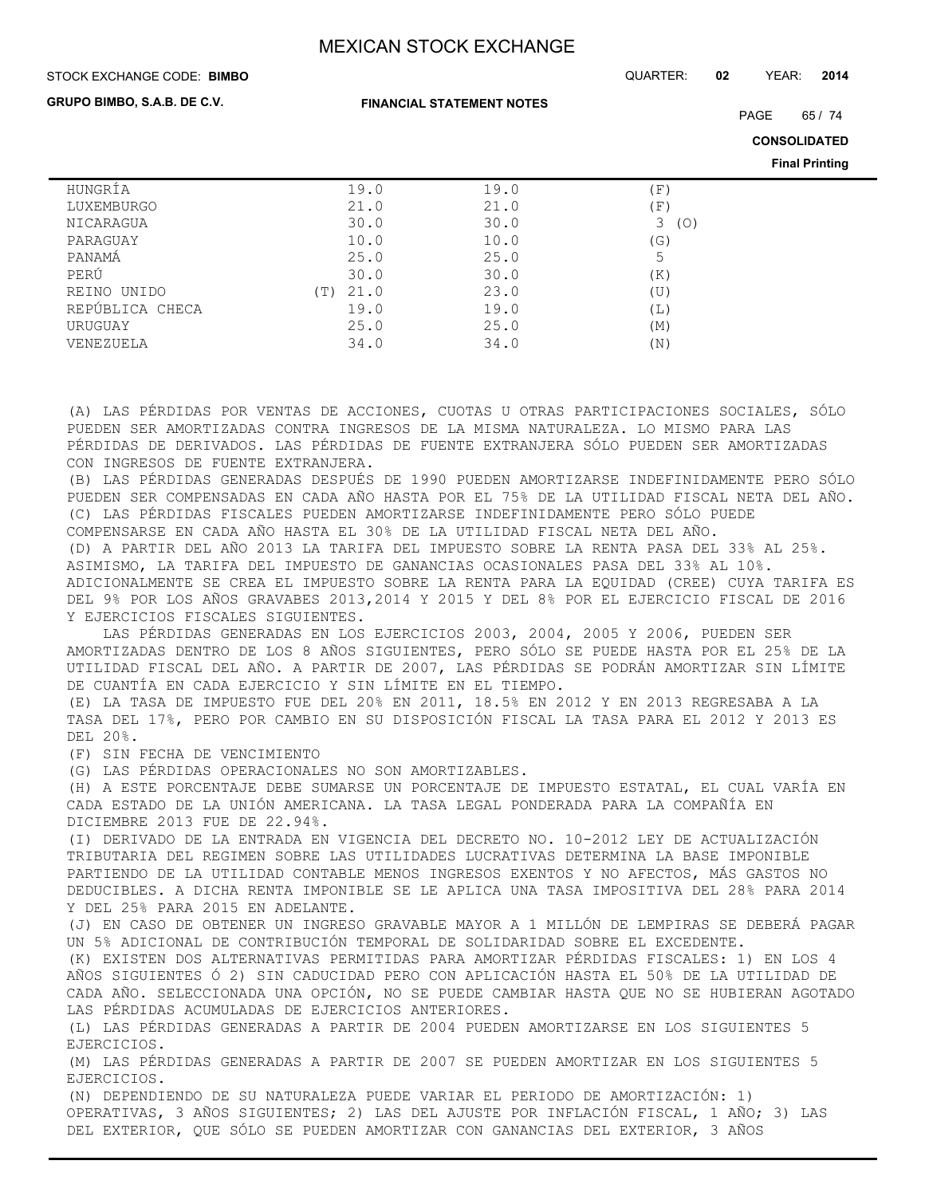| | | | |
|---|---|---|---|
| HUNGRÍA | 19.0 | 19.0 | (F) |
| LUXEMBURGO | 21.0 | 21.0 | (F) |
| NICARAGUA | 30.0 | 30.0 | 3 (O) |
| PARAGUAY | 10.0 | 10.0 | (G) |
| PANAMÁ | 25.0 | 25.0 | 5 |
| PERÚ | 30.0 | 30.0 | (K) |
| REINO UNIDO | (T) 21.0 | 23.0 | (U) |
| REPÚBLICA CHECA | 19.0 | 19.0 | (L) |
| URUGUAY | 25.0 | 25.0 | (M) |
| VENEZUELA | 34.0 | 34.0 | (N) |

(A) LAS PÉRDIDAS POR VENTAS DE ACCIONES, CUOTAS U OTRAS PARTICIPACIONES SOCIALES, SÓLO PUEDEN SER AMORTIZADAS CONTRA INGRESOS DE LA MISMA NATURALEZA. LO MISMO PARA LAS PÉRDIDAS DE DERIVADOS. LAS PÉRDIDAS DE FUENTE EXTRANJERA SÓLO PUEDEN SER AMORTIZADAS CON INGRESOS DE FUENTE EXTRANJERA.

(B) LAS PÉRDIDAS GENERADAS DESPUÉS DE 1990 PUEDEN AMORTIZARSE INDEFINIDAMENTE PERO SÓLO PUEDEN SER COMPENSADAS EN CADA AÑO HASTA POR EL 75% DE LA UTILIDAD FISCAL NETA DEL AÑO.

(C) LAS PÉRDIDAS FISCALES PUEDEN AMORTIZARSE INDEFINIDAMENTE PERO SÓLO PUEDE COMPENSARSE EN CADA AÑO HASTA EL 30% DE LA UTILIDAD FISCAL NETA DEL AÑO.

(D) A PARTIR DEL AÑO 2013 LA TARIFA DEL IMPUESTO SOBRE LA RENTA PASA DEL 33% AL 25%. ASIMISMO, LA TARIFA DEL IMPUESTO DE GANANCIAS OCASIONALES PASA DEL 33% AL 10%. ADICIONALMENTE SE CREA EL IMPUESTO SOBRE LA RENTA PARA LA EQUIDAD (CREE) CUYA TARIFA ES DEL 9% POR LOS AÑOS GRAVABES 2013,2014 Y 2015 Y DEL 8% POR EL EJERCICIO FISCAL DE 2016 Y EJERCICIOS FISCALES SIGUIENTES.

LAS PÉRDIDAS GENERADAS EN LOS EJERCICIOS 2003, 2004, 2005 Y 2006, PUEDEN SER AMORTIZADAS DENTRO DE LOS 8 AÑOS SIGUIENTES, PERO SÓLO SE PUEDE HASTA POR EL 25% DE LA UTILIDAD FISCAL DEL AÑO. A PARTIR DE 2007, LAS PÉRDIDAS SE PODRÁN AMORTIZAR SIN LÍMITE DE CUANTÍA EN CADA EJERCICIO Y SIN LÍMITE EN EL TIEMPO.

(E) LA TASA DE IMPUESTO FUE DEL 20% EN 2011, 18.5% EN 2012 Y EN 2013 REGRESABA A LA TASA DEL 17%, PERO POR CAMBIO EN SU DISPOSICIÓN FISCAL LA TASA PARA EL 2012 Y 2013 ES DEL 20%.

(F) SIN FECHA DE VENCIMIENTO

(G) LAS PÉRDIDAS OPERACIONALES NO SON AMORTIZABLES.

(H) A ESTE PORCENTAJE DEBE SUMARSE UN PORCENTAJE DE IMPUESTO ESTATAL, EL CUAL VARÍA EN CADA ESTADO DE LA UNIÓN AMERICANA. LA TASA LEGAL PONDERADA PARA LA COMPAÑÍA EN DICIEMBRE 2013 FUE DE 22.94%.

(I) DERIVADO DE LA ENTRADA EN VIGENCIA DEL DECRETO NO. 10-2012 LEY DE ACTUALIZACIÓN TRIBUTARIA DEL REGIMEN SOBRE LAS UTILIDADES LUCRATIVAS DETERMINA LA BASE IMPONIBLE PARTIENDO DE LA UTILIDAD CONTABLE MENOS INGRESOS EXENTOS Y NO AFECTOS, MÁS GASTOS NO DEDUCIBLES. A DICHA RENTA IMPONIBLE SE LE APLICA UNA TASA IMPOSITIVA DEL 28% PARA 2014 Y DEL 25% PARA 2015 EN ADELANTE.

(J) EN CASO DE OBTENER UN INGRESO GRAVABLE MAYOR A 1 MILLÓN DE LEMPIRAS SE DEBERÁ PAGAR UN 5% ADICIONAL DE CONTRIBUCIÓN TEMPORAL DE SOLIDARIDAD SOBRE EL EXCEDENTE.

(K) EXISTEN DOS ALTERNATIVAS PERMITIDAS PARA AMORTIZAR PÉRDIDAS FISCALES: 1) EN LOS 4 AÑOS SIGUIENTES Ó 2) SIN CADUCIDAD PERO CON APLICACIÓN HASTA EL 50% DE LA UTILIDAD DE CADA AÑO. SELECCIONADA UNA OPCIÓN, NO SE PUEDE CAMBIAR HASTA QUE NO SE HUBIERAN AGOTADO LAS PÉRDIDAS ACUMULADAS DE EJERCICIOS ANTERIORES.

(L) LAS PÉRDIDAS GENERADAS A PARTIR DE 2004 PUEDEN AMORTIZARSE EN LOS SIGUIENTES 5 EJERCICIOS.

(M) LAS PÉRDIDAS GENERADAS A PARTIR DE 2007 SE PUEDEN AMORTIZAR EN LOS SIGUIENTES 5 EJERCICIOS.

(N) DEPENDIENDO DE SU NATURALEZA PUEDE VARIAR EL PERIODO DE AMORTIZACIÓN: 1) OPERATIVAS, 3 AÑOS SIGUIENTES; 2) LAS DEL AJUSTE POR INFLACIÓN FISCAL, 1 AÑO; 3) LAS DEL EXTERIOR, QUE SÓLO SE PUEDEN AMORTIZAR CON GANANCIAS DEL EXTERIOR, 3 AÑOS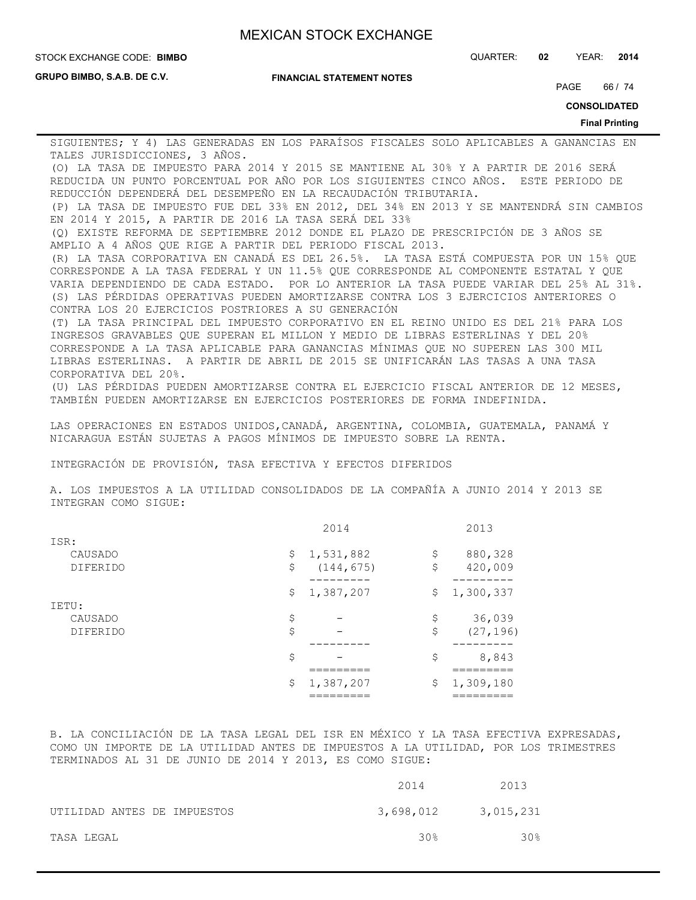SIGUIENTES; Y 4) LAS GENERADAS EN LOS PARAÍSOS FISCALES SOLO APLICABLES A GANANCIAS EN TALES JURISDICCIONES, 3 AÑOS.

(O) LA TASA DE IMPUESTO PARA 2014 Y 2015 SE MANTIENE AL 30% Y A PARTIR DE 2016 SERÁ REDUCIDA UN PUNTO PORCENTUAL POR AÑO POR LOS SIGUIENTES CINCO AÑOS. ESTE PERIODO DE REDUCCIÓN DEPENDERÁ DEL DESEMPEÑO EN LA RECAUDACIÓN TRIBUTARIA.

(P) LA TASA DE IMPUESTO FUE DEL 33% EN 2012, DEL 34% EN 2013 Y SE MANTENDRÁ SIN CAMBIOS EN 2014 Y 2015, A PARTIR DE 2016 LA TASA SERÁ DEL 33%

(Q) EXISTE REFORMA DE SEPTIEMBRE 2012 DONDE EL PLAZO DE PRESCRIPCIÓN DE 3 AÑOS SE AMPLIO A 4 AÑOS QUE RIGE A PARTIR DEL PERIODO FISCAL 2013.

(R) LA TASA CORPORATIVA EN CANADÁ ES DEL 26.5%. LA TASA ESTÁ COMPUESTA POR UN 15% QUE CORRESPONDE A LA TASA FEDERAL Y UN 11.5% QUE CORRESPONDE AL COMPONENTE ESTATAL Y QUE VARIA DEPENDIENDO DE CADA ESTADO. POR LO ANTERIOR LA TASA PUEDE VARIAR DEL 25% AL 31%.

(S) LAS PÉRDIDAS OPERATIVAS PUEDEN AMORTIZARSE CONTRA LOS 3 EJERCICIOS ANTERIORES O CONTRA LOS 20 EJERCICIOS POSTRIORES A SU GENERACIÓN

(T) LA TASA PRINCIPAL DEL IMPUESTO CORPORATIVO EN EL REINO UNIDO ES DEL 21% PARA LOS INGRESOS GRAVABLES QUE SUPERAN EL MILLON Y MEDIO DE LIBRAS ESTERLINAS Y DEL 20% CORRESPONDE A LA TASA APLICABLE PARA GANANCIAS MÍNIMAS QUE NO SUPEREN LAS 300 MIL LIBRAS ESTERLINAS. A PARTIR DE ABRIL DE 2015 SE UNIFICARÁN LAS TASAS A UNA TASA CORPORATIVA DEL 20%.

(U) LAS PÉRDIDAS PUEDEN AMORTIZARSE CONTRA EL EJERCICIO FISCAL ANTERIOR DE 12 MESES, TAMBIÉN PUEDEN AMORTIZARSE EN EJERCICIOS POSTERIORES DE FORMA INDEFINIDA.

LAS OPERACIONES EN ESTADOS UNIDOS,CANADÁ, ARGENTINA, COLOMBIA, GUATEMALA, PANAMÁ Y NICARAGUA ESTÁN SUJETAS A PAGOS MÍNIMOS DE IMPUESTO SOBRE LA RENTA.

INTEGRACIÓN DE PROVISIÓN, TASA EFECTIVA Y EFECTOS DIFERIDOS

A. LOS IMPUESTOS A LA UTILIDAD CONSOLIDADOS DE LA COMPAÑÍA A JUNIO 2014 Y 2013 SE INTEGRAN COMO SIGUE:

| | 2014 | 2013 |
|---|---|---|
| ISR: | | |
| CAUSADO | $ 1,531,882 | $ 880,328 |
| DIFERIDO | $ (144,675) | $ 420,009 |
| | $ 1,387,207 | $ 1,300,337 |
| IETU: | | |
| CAUSADO | $ - | $ 36,039 |
| DIFERIDO | $ - | $ (27,196) |
| | $ - | $ 8,843 |
| | $ 1,387,207 | $ 1,309,180 |

B. LA CONCILIACIÓN DE LA TASA LEGAL DEL ISR EN MÉXICO Y LA TASA EFECTIVA EXPRESADAS, COMO UN IMPORTE DE LA UTILIDAD ANTES DE IMPUESTOS A LA UTILIDAD, POR LOS TRIMESTRES TERMINADOS AL 31 DE JUNIO DE 2014 Y 2013, ES COMO SIGUE:

| | 2014 | 2013 |
|---|---|---|
| UTILIDAD ANTES DE IMPUESTOS | 3,698,012 | 3,015,231 |
| TASA LEGAL | 30% | 30% |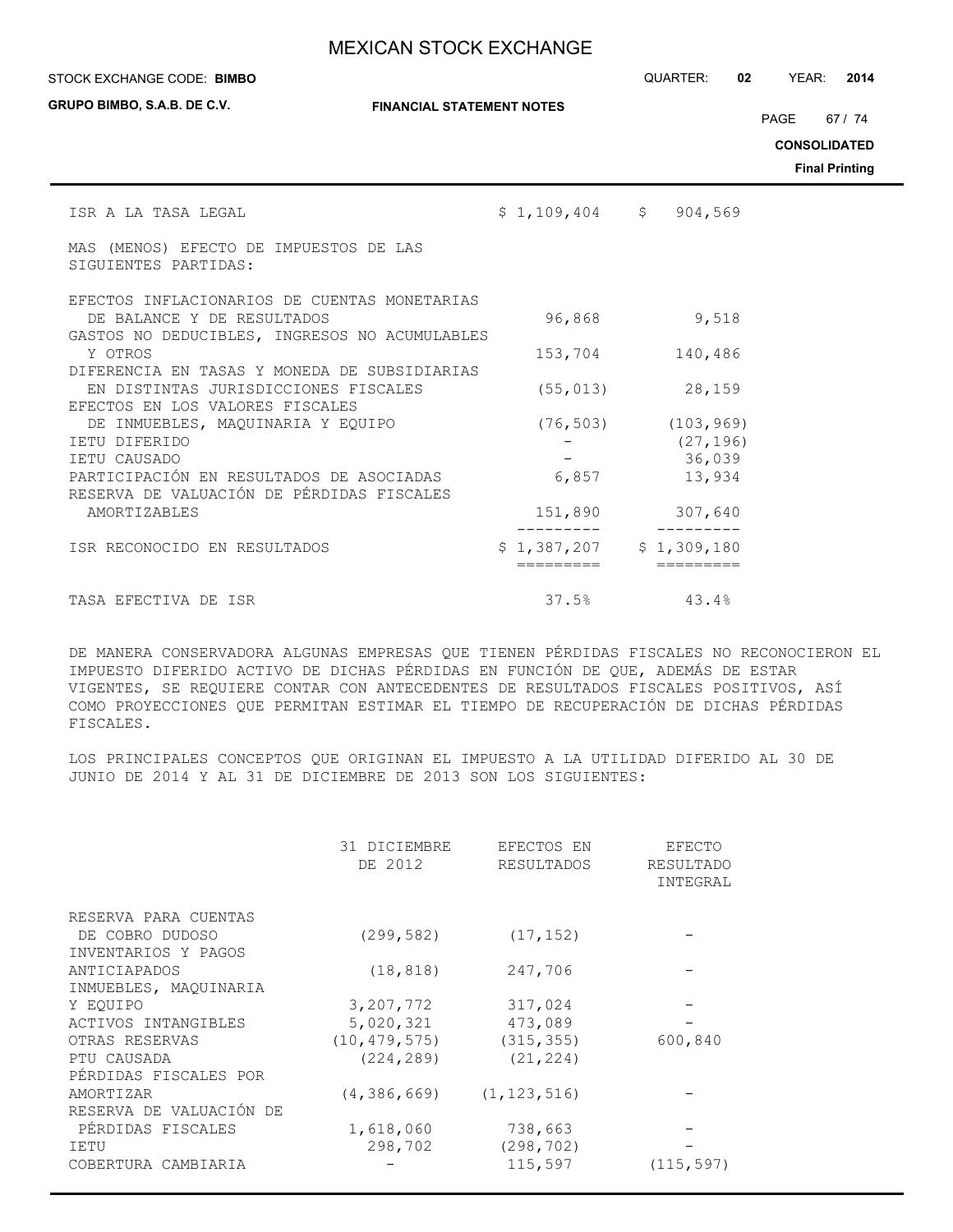| | | |
|---|---|---|
| ISR A LA TASA LEGAL | $ 1,109,404 | $ 904,569 |
| MAS (MENOS) EFECTO DE IMPUESTOS DE LAS SIGUIENTES PARTIDAS: | | |
| EFECTOS INFLACIONARIOS DE CUENTAS MONETARIAS DE BALANCE Y DE RESULTADOS | 96,868 | 9,518 |
| GASTOS NO DEDUCIBLES, INGRESOS NO ACUMULABLES Y OTROS | 153,704 | 140,486 |
| DIFERENCIA EN TASAS Y MONEDA DE SUBSIDIARIAS EN DISTINTAS JURISDICCIONES FISCALES | (55,013) | 28,159 |
| EFECTOS EN LOS VALORES FISCALES DE INMUEBLES, MAQUINARIA Y EQUIPO | (76,503) | (103,969) |
| IETU DIFERIDO | - | (27,196) |
| IETU CAUSADO | - | 36,039 |
| PARTICIPACIÓN EN RESULTADOS DE ASOCIADAS | 6,857 | 13,934 |
| RESERVA DE VALUACIÓN DE PÉRDIDAS FISCALES AMORTIZABLES | 151,890 | 307,640 |
| ISR RECONOCIDO EN RESULTADOS | $ 1,387,207 | $ 1,309,180 |
| TASA EFECTIVA DE ISR | 37.5% | 43.4% |

DE MANERA CONSERVADORA ALGUNAS EMPRESAS QUE TIENEN PÉRDIDAS FISCALES NO RECONOCIERON EL IMPUESTO DIFERIDO ACTIVO DE DICHAS PÉRDIDAS EN FUNCIÓN DE QUE, ADEMÁS DE ESTAR VIGENTES, SE REQUIERE CONTAR CON ANTECEDENTES DE RESULTADOS FISCALES POSITIVOS, ASÍ COMO PROYECCIONES QUE PERMITAN ESTIMAR EL TIEMPO DE RECUPERACIÓN DE DICHAS PÉRDIDAS FISCALES.

LOS PRINCIPALES CONCEPTOS QUE ORIGINAN EL IMPUESTO A LA UTILIDAD DIFERIDO AL 30 DE JUNIO DE 2014 Y AL 31 DE DICIEMBRE DE 2013 SON LOS SIGUIENTES:

| | 31 DICIEMBRE DE 2012 | EFECTOS EN RESULTADOS | EFECTO RESULTADO INTEGRAL |
|---|---|---|---|
| RESERVA PARA CUENTAS DE COBRO DUDOSO | (299,582) | (17,152) | - |
| INVENTARIOS Y PAGOS ANTICIAPADOS | (18,818) | 247,706 | - |
| INMUEBLES, MAQUINARIA Y EQUIPO | 3,207,772 | 317,024 | - |
| ACTIVOS INTANGIBLES | 5,020,321 | 473,089 | - |
| OTRAS RESERVAS | (10,479,575) | (315,355) | 600,840 |
| PTU CAUSADA | (224,289) | (21,224) | |
| PÉRDIDAS FISCALES POR AMORTIZAR | (4,386,669) | (1,123,516) | - |
| RESERVA DE VALUACIÓN DE PÉRDIDAS FISCALES | 1,618,060 | 738,663 | - |
| IETU | 298,702 | (298,702) | - |
| COBERTURA CAMBIARIA | - | 115,597 | (115,597) |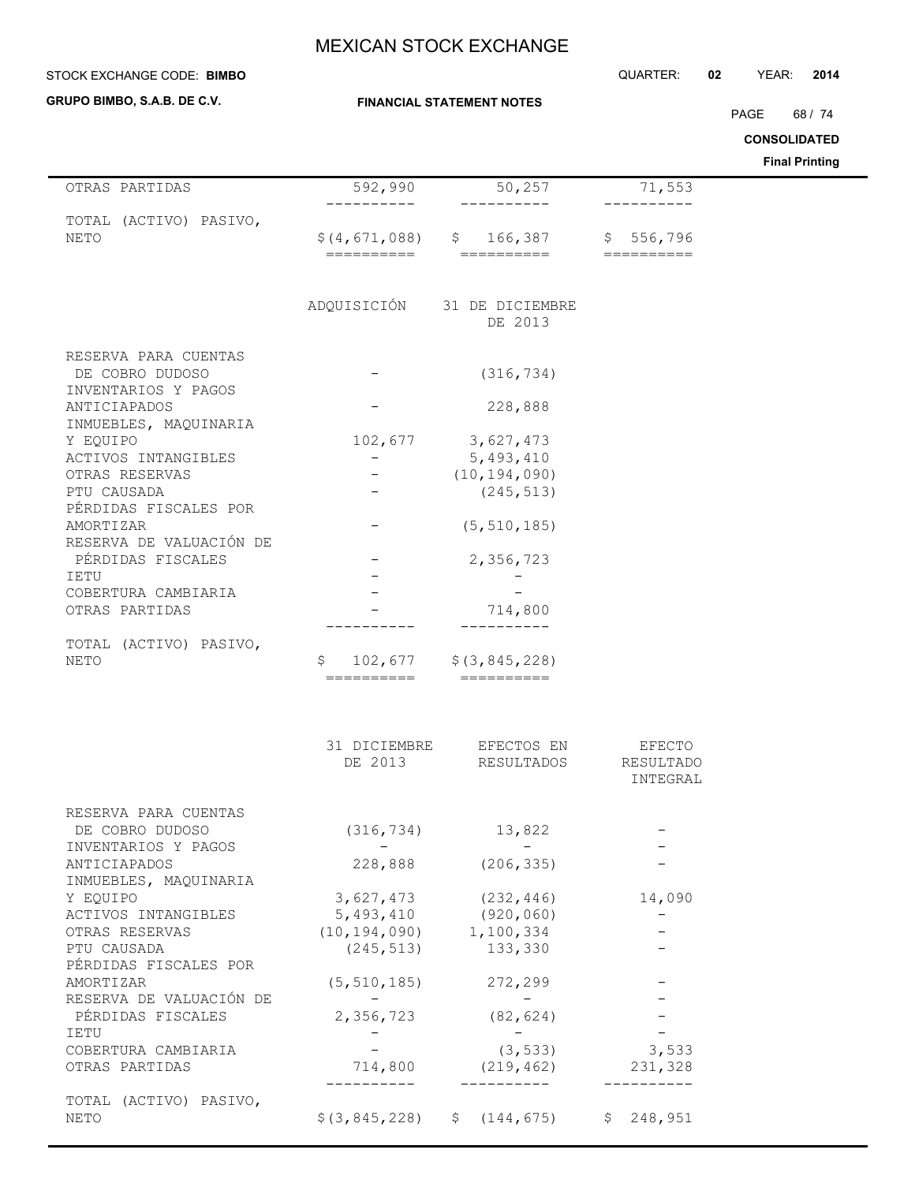| | | | |
|---|---|---|---|
| OTRAS PARTIDAS | 592,990 | 50,257 | 71,553 |
| TOTAL (ACTIVO) PASIVO, NETO | $(4,671,088) | $ 166,387 | $ 556,796 |

| | ADQUISICIÓN | 31 DE DICIEMBRE DE 2013 |
|---|---|---|
| RESERVA PARA CUENTAS DE COBRO DUDOSO | - | (316,734) |
| INVENTARIOS Y PAGOS ANTICIPADOS | - | 228,888 |
| INMUEBLES, MAQUINARIA Y EQUIPO | 102,677 | 3,627,473 |
| ACTIVOS INTANGIBLES | - | 5,493,410 |
| OTRAS RESERVAS | - | (10,194,090) |
| PTU CAUSADA | - | (245,513) |
| PÉRDIDAS FISCALES POR AMORTIZAR | - | (5,510,185) |
| RESERVA DE VALUACIÓN DE PÉRDIDAS FISCALES | - | 2,356,723 |
| IETU | - | - |
| COBERTURA CAMBIARIA | - | - |
| OTRAS PARTIDAS | - | 714,800 |
| TOTAL (ACTIVO) PASIVO, NETO | $ 102,677 | $(3,845,228) |

| | 31 DICIEMBRE DE 2013 | EFECTOS EN RESULTADOS | EFECTO RESULTADO INTEGRAL |
|---|---|---|---|
| RESERVA PARA CUENTAS DE COBRO DUDOSO | (316,734) | 13,822 | - |
| INVENTARIOS Y PAGOS ANTICIPADOS | 228,888 | (206,335) | - |
| INMUEBLES, MAQUINARIA Y EQUIPO | 3,627,473 | (232,446) | 14,090 |
| ACTIVOS INTANGIBLES | 5,493,410 | (920,060) | - |
| OTRAS RESERVAS | (10,194,090) | 1,100,334 | - |
| PTU CAUSADA | (245,513) | 133,330 | - |
| PÉRDIDAS FISCALES POR AMORTIZAR | (5,510,185) | 272,299 | - |
| RESERVA DE VALUACIÓN DE PÉRDIDAS FISCALES | 2,356,723 | (82,624) | - |
| IETU | - | - | - |
| COBERTURA CAMBIARIA | - | (3,533) | 3,533 |
| OTRAS PARTIDAS | 714,800 | (219,462) | 231,328 |
| TOTAL (ACTIVO) PASIVO, NETO | $(3,845,228) | $ (144,675) | $ 248,951 |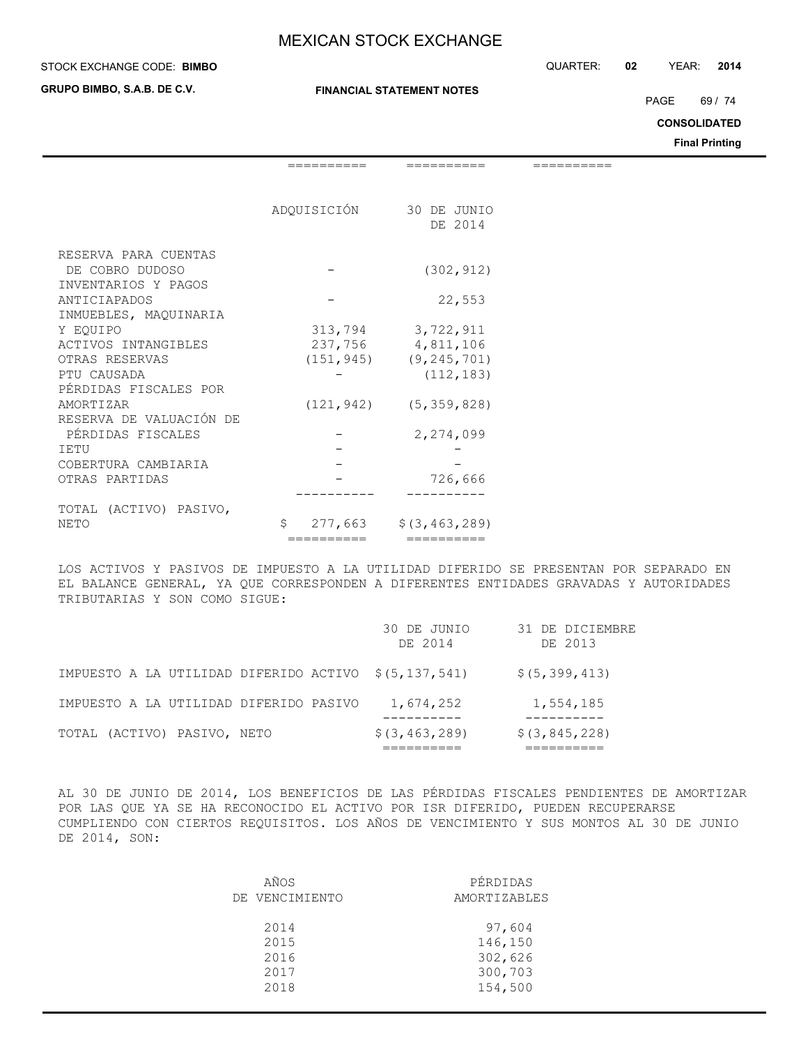| | ADQUISICIÓN | 30 DE JUNIO DE 2014 |
|---|---|---|
| RESERVA PARA CUENTAS DE COBRO DUDOSO | - | (302,912) |
| INVENTARIOS Y PAGOS ANTICIPADOS | - | 22,553 |
| INMUEBLES, MAQUINARIA Y EQUIPO | 313,794 | 3,722,911 |
| ACTIVOS INTANGIBLES | 237,756 | 4,811,106 |
| OTRAS RESERVAS | (151,945) | (9,245,701) |
| PTU CAUSADA | - | (112,183) |
| PÉRDIDAS FISCALES POR AMORTIZAR | (121,942) | (5,359,828) |
| RESERVA DE VALUACIÓN DE PÉRDIDAS FISCALES | - | 2,274,099 |
| IETU | - | - |
| COBERTURA CAMBIARIA | - | - |
| OTRAS PARTIDAS | - | 726,666 |
| TOTAL (ACTIVO) PASIVO, NETO | $ 277,663 | $(3,463,289) |

LOS ACTIVOS Y PASIVOS DE IMPUESTO A LA UTILIDAD DIFERIDO SE PRESENTAN POR SEPARADO EN EL BALANCE GENERAL, YA QUE CORRESPONDEN A DIFERENTES ENTIDADES GRAVADAS Y AUTORIDADES TRIBUTARIAS Y SON COMO SIGUE:

| | 30 DE JUNIO DE 2014 | 31 DE DICIEMBRE DE 2013 |
|---|---|---|
| IMPUESTO A LA UTILIDAD DIFERIDO ACTIVO | $(5,137,541) | $(5,399,413) |
| IMPUESTO A LA UTILIDAD DIFERIDO PASIVO | 1,674,252 | 1,554,185 |
| TOTAL (ACTIVO) PASIVO, NETO | $(3,463,289) | $(3,845,228) |

AL 30 DE JUNIO DE 2014, LOS BENEFICIOS DE LAS PÉRDIDAS FISCALES PENDIENTES DE AMORTIZAR POR LAS QUE YA SE HA RECONOCIDO EL ACTIVO POR ISR DIFERIDO, PUEDEN RECUPERARSE CUMPLIENDO CON CIERTOS REQUISITOS. LOS AÑOS DE VENCIMIENTO Y SUS MONTOS AL 30 DE JUNIO DE 2014, SON:

| AÑOS DE VENCIMIENTO | PÉRDIDAS AMORTIZABLES |
|---|---|
| 2014 | 97,604 |
| 2015 | 146,150 |
| 2016 | 302,626 |
| 2017 | 300,703 |
| 2018 | 154,500 |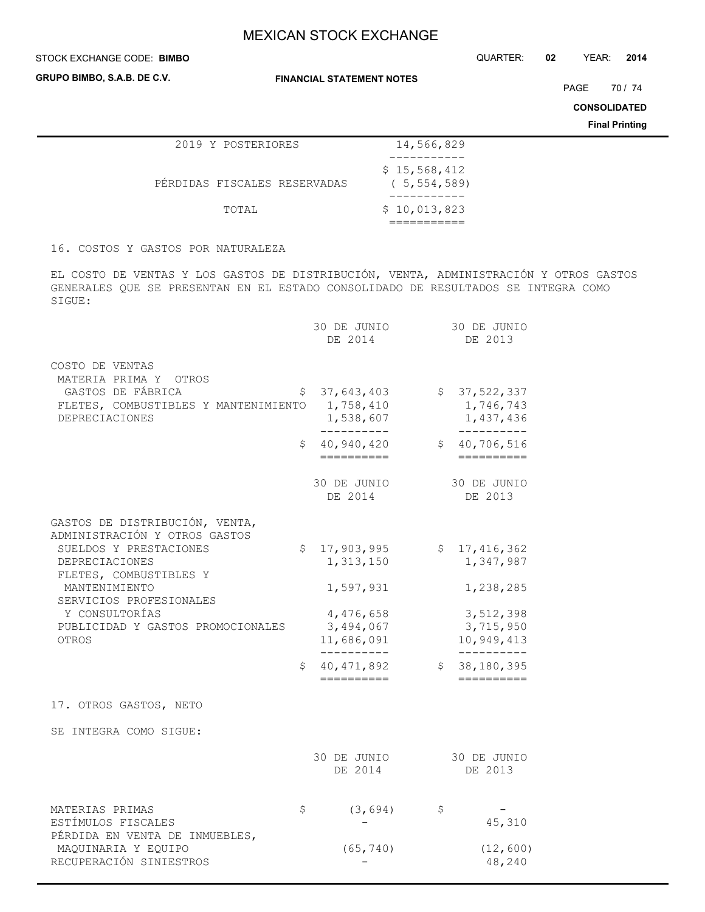| | |
|---|---|
| 2019 Y POSTERIORES | 14,566,829 |
| | $ 15,568,412 |
| PÉRDIDAS FISCALES RESERVADAS | ( 5,554,589) |
| TOTAL | $ 10,013,823 |

## 16. COSTOS Y GASTOS POR NATURALEZA

EL COSTO DE VENTAS Y LOS GASTOS DE DISTRIBUCIÓN, VENTA, ADMINISTRACIÓN Y OTROS GASTOS GENERALES QUE SE PRESENTAN EN EL ESTADO CONSOLIDADO DE RESULTADOS SE INTEGRA COMO SIGUE:

| | 30 DE JUNIO DE 2014 | 30 DE JUNIO DE 2013 |
|---|---|---|
| COSTO DE VENTAS | | |
| MATERIA PRIMA Y OTROS GASTOS DE FÁBRICA | $ 37,643,403 | $ 37,522,337 |
| FLETES, COMBUSTIBLES Y MANTENIMIENTO | 1,758,410 | 1,746,743 |
| DEPRECIACIONES | 1,538,607 | 1,437,436 |
| | $ 40,940,420 | $ 40,706,516 |

| | 30 DE JUNIO DE 2014 | 30 DE JUNIO DE 2013 |
|---|---|---|
| GASTOS DE DISTRIBUCIÓN, VENTA, ADMINISTRACIÓN Y OTROS GASTOS | | |
| SUELDOS Y PRESTACIONES | $ 17,903,995 | $ 17,416,362 |
| DEPRECIACIONES | 1,313,150 | 1,347,987 |
| FLETES, COMBUSTIBLES Y MANTENIMIENTO | 1,597,931 | 1,238,285 |
| SERVICIOS PROFESIONALES Y CONSULTORÍAS | 4,476,658 | 3,512,398 |
| PUBLICIDAD Y GASTOS PROMOCIONALES | 3,494,067 | 3,715,950 |
| OTROS | 11,686,091 | 10,949,413 |
| | $ 40,471,892 | $ 38,180,395 |

## 17. OTROS GASTOS, NETO

SE INTEGRA COMO SIGUE:

| | 30 DE JUNIO DE 2014 | 30 DE JUNIO DE 2013 |
|---|---|---|
| MATERIAS PRIMAS | $ (3,694) | $ - |
| ESTÍMULOS FISCALES | - | 45,310 |
| PÉRDIDA EN VENTA DE INMUEBLES, MAQUINARIA Y EQUIPO | (65,740) | (12,600) |
| RECUPERACIÓN SINIESTROS | - | 48,240 |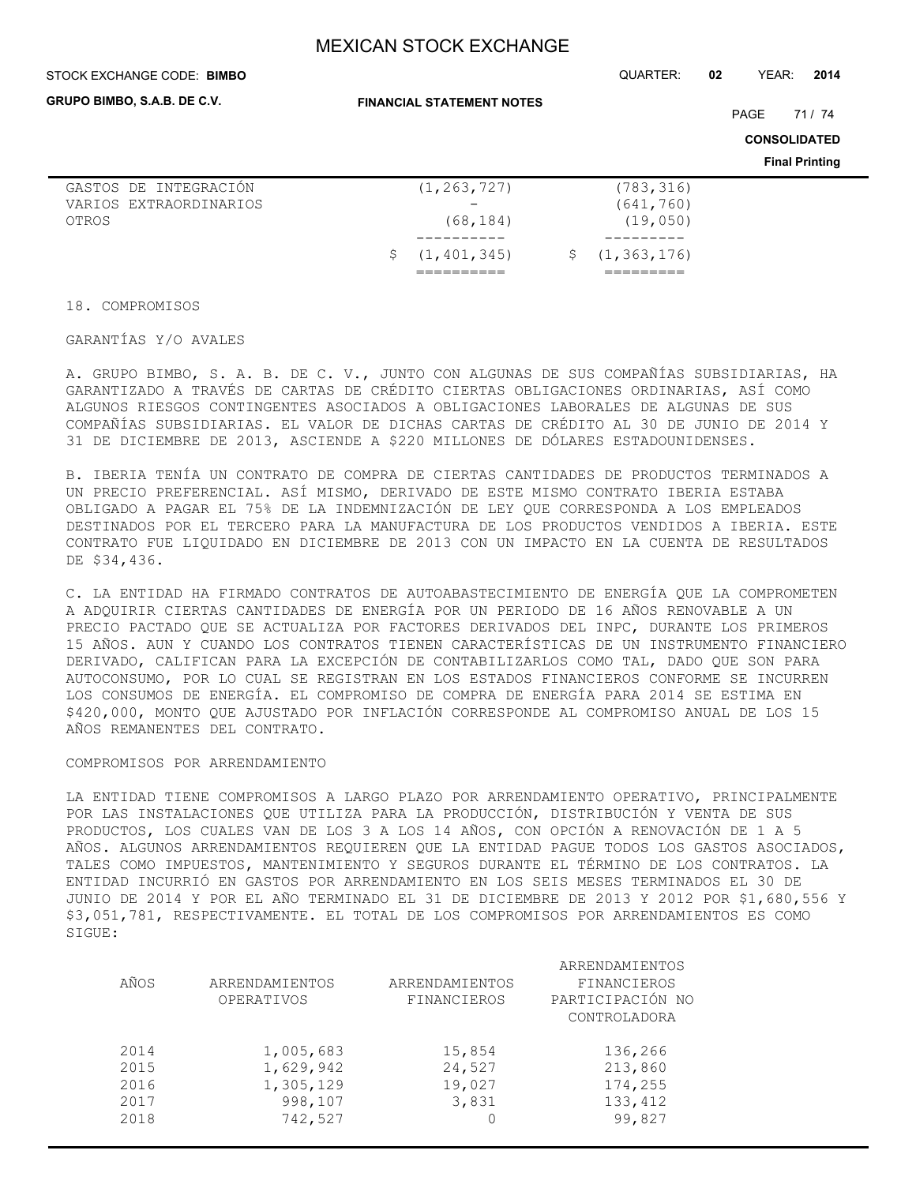| | | |
|---|---|---|
| GASTOS DE INTEGRACIÓN | (1,263,727) | (783,316) |
| VARIOS EXTRAORDINARIOS | - | (641,760) |
| OTROS | (68,184) | (19,050) |
| | $ (1,401,345) | $ (1,363,176) |

## 18. COMPROMISOS

### GARANTÍAS Y/O AVALES

A. GRUPO BIMBO, S. A. B. DE C. V., JUNTO CON ALGUNAS DE SUS COMPAÑÍAS SUBSIDIARIAS, HA GARANTIZADO A TRAVÉS DE CARTAS DE CRÉDITO CIERTAS OBLIGACIONES ORDINARIAS, ASÍ COMO ALGUNOS RIESGOS CONTINGENTES ASOCIADOS A OBLIGACIONES LABORALES DE ALGUNAS DE SUS COMPAÑÍAS SUBSIDIARIAS. EL VALOR DE DICHAS CARTAS DE CRÉDITO AL 30 DE JUNIO DE 2014 Y 31 DE DICIEMBRE DE 2013, ASCIENDE A $220 MILLONES DE DÓLARES ESTADOUNIDENSES.

B. IBERIA TENÍA UN CONTRATO DE COMPRA DE CIERTAS CANTIDADES DE PRODUCTOS TERMINADOS A UN PRECIO PREFERENCIAL. ASÍ MISMO, DERIVADO DE ESTE MISMO CONTRATO IBERIA ESTABA OBLIGADO A PAGAR EL 75% DE LA INDEMNIZACIÓN DE LEY QUE CORRESPONDA A LOS EMPLEADOS DESTINADOS POR EL TERCERO PARA LA MANUFACTURA DE LOS PRODUCTOS VENDIDOS A IBERIA. ESTE CONTRATO FUE LIQUIDADO EN DICIEMBRE DE 2013 CON UN IMPACTO EN LA CUENTA DE RESULTADOS DE $34,436.

C. LA ENTIDAD HA FIRMADO CONTRATOS DE AUTOABASTECIMIENTO DE ENERGÍA QUE LA COMPROMETEN A ADQUIRIR CIERTAS CANTIDADES DE ENERGÍA POR UN PERIODO DE 16 AÑOS RENOVABLE A UN PRECIO PACTADO QUE SE ACTUALIZA POR FACTORES DERIVADOS DEL INPC, DURANTE LOS PRIMEROS 15 AÑOS. AUN Y CUANDO LOS CONTRATOS TIENEN CARACTERÍSTICAS DE UN INSTRUMENTO FINANCIERO DERIVADO, CALIFICAN PARA LA EXCEPCIÓN DE CONTABILIZARLOS COMO TAL, DADO QUE SON PARA AUTOCONSUMO, POR LO CUAL SE REGISTRAN EN LOS ESTADOS FINANCIEROS CONFORME SE INCURREN LOS CONSUMOS DE ENERGÍA. EL COMPROMISO DE COMPRA DE ENERGÍA PARA 2014 SE ESTIMA EN $420,000, MONTO QUE AJUSTADO POR INFLACIÓN CORRESPONDE AL COMPROMISO ANUAL DE LOS 15 AÑOS REMANENTES DEL CONTRATO.

### COMPROMISOS POR ARRENDAMIENTO

LA ENTIDAD TIENE COMPROMISOS A LARGO PLAZO POR ARRENDAMIENTO OPERATIVO, PRINCIPALMENTE POR LAS INSTALACIONES QUE UTILIZA PARA LA PRODUCCIÓN, DISTRIBUCIÓN Y VENTA DE SUS PRODUCTOS, LOS CUALES VAN DE LOS 3 A LOS 14 AÑOS, CON OPCIÓN A RENOVACIÓN DE 1 A 5 AÑOS. ALGUNOS ARRENDAMIENTOS REQUIEREN QUE LA ENTIDAD PAGUE TODOS LOS GASTOS ASOCIADOS, TALES COMO IMPUESTOS, MANTENIMIENTO Y SEGUROS DURANTE EL TÉRMINO DE LOS CONTRATOS. LA ENTIDAD INCURRIÓ EN GASTOS POR ARRENDAMIENTO EN LOS SEIS MESES TERMINADOS EL 30 DE JUNIO DE 2014 Y POR EL AÑO TERMINADO EL 31 DE DICIEMBRE DE 2013 Y 2012 POR $1,680,556 Y $3,051,781, RESPECTIVAMENTE. EL TOTAL DE LOS COMPROMISOS POR ARRENDAMIENTOS ES COMO SIGUE:

| AÑOS | ARRENDAMIENTOS OPERATIVOS | ARRENDAMIENTOS FINANCIEROS | ARRENDAMIENTOS FINANCIEROS PARTICIPACIÓN NO CONTROLADORA |
|---|---|---|---|
| 2014 | 1,005,683 | 15,854 | 136,266 |
| 2015 | 1,629,942 | 24,527 | 213,860 |
| 2016 | 1,305,129 | 19,027 | 174,255 |
| 2017 | 998,107 | 3,831 | 133,412 |
| 2018 | 742,527 | 0 | 99,827 |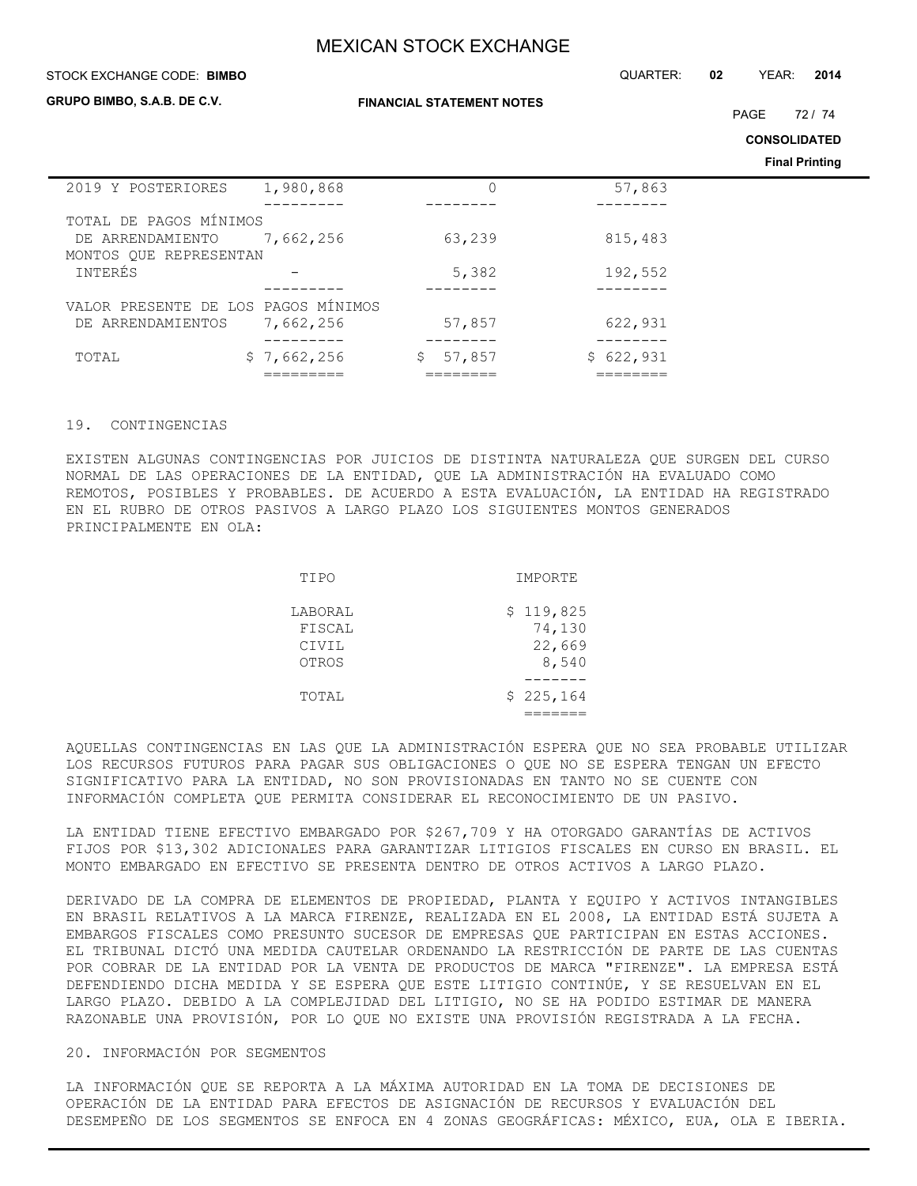| | | | |
|---|---|---|---|
| 2019 Y POSTERIORES | 1,980,868 | 0 | 57,863 |
| TOTAL DE PAGOS MÍNIMOS DE ARRENDAMIENTO | 7,662,256 | 63,239 | 815,483 |
| MONTOS QUE REPRESENTAN INTERÉS | - | 5,382 | 192,552 |
| VALOR PRESENTE DE LOS PAGOS MÍNIMOS DE ARRENDAMIENTOS | 7,662,256 | 57,857 | 622,931 |
| TOTAL | $ 7,662,256 | $ 57,857 | $ 622,931 |

## 19. CONTINGENCIAS

EXISTEN ALGUNAS CONTINGENCIAS POR JUICIOS DE DISTINTA NATURALEZA QUE SURGEN DEL CURSO NORMAL DE LAS OPERACIONES DE LA ENTIDAD, QUE LA ADMINISTRACIÓN HA EVALUADO COMO REMOTOS, POSIBLES Y PROBABLES. DE ACUERDO A ESTA EVALUACIÓN, LA ENTIDAD HA REGISTRADO EN EL RUBRO DE OTROS PASIVOS A LARGO PLAZO LOS SIGUIENTES MONTOS GENERADOS PRINCIPALMENTE EN OLA:

| TIPO | IMPORTE |
|---|---|
| LABORAL | $ 119,825 |
| FISCAL | 74,130 |
| CIVIL | 22,669 |
| OTROS | 8,540 |
| TOTAL | $ 225,164 |

AQUELLAS CONTINGENCIAS EN LAS QUE LA ADMINISTRACIÓN ESPERA QUE NO SEA PROBABLE UTILIZAR LOS RECURSOS FUTUROS PARA PAGAR SUS OBLIGACIONES O QUE NO SE ESPERA TENGAN UN EFECTO SIGNIFICATIVO PARA LA ENTIDAD, NO SON PROVISIONADAS EN TANTO NO SE CUENTE CON INFORMACIÓN COMPLETA QUE PERMITA CONSIDERAR EL RECONOCIMIENTO DE UN PASIVO.

LA ENTIDAD TIENE EFECTIVO EMBARGADO POR $267,709 Y HA OTORGADO GARANTÍAS DE ACTIVOS FIJOS POR $13,302 ADICIONALES PARA GARANTIZAR LITIGIOS FISCALES EN CURSO EN BRASIL. EL MONTO EMBARGADO EN EFECTIVO SE PRESENTA DENTRO DE OTROS ACTIVOS A LARGO PLAZO.

DERIVADO DE LA COMPRA DE ELEMENTOS DE PROPIEDAD, PLANTA Y EQUIPO Y ACTIVOS INTANGIBLES EN BRASIL RELATIVOS A LA MARCA FIRENZE, REALIZADA EN EL 2008, LA ENTIDAD ESTÁ SUJETA A EMBARGOS FISCALES COMO PRESUNTO SUCESOR DE EMPRESAS QUE PARTICIPAN EN ESTAS ACCIONES. EL TRIBUNAL DICTÓ UNA MEDIDA CAUTELAR ORDENANDO LA RESTRICCIÓN DE PARTE DE LAS CUENTAS POR COBRAR DE LA ENTIDAD POR LA VENTA DE PRODUCTOS DE MARCA "FIRENZE". LA EMPRESA ESTÁ DEFENDIENDO DICHA MEDIDA Y SE ESPERA QUE ESTE LITIGIO CONTINÚE, Y SE RESUELVAN EN EL LARGO PLAZO. DEBIDO A LA COMPLEJIDAD DEL LITIGIO, NO SE HA PODIDO ESTIMAR DE MANERA RAZONABLE UNA PROVISIÓN, POR LO QUE NO EXISTE UNA PROVISIÓN REGISTRADA A LA FECHA.

## 20. INFORMACIÓN POR SEGMENTOS

LA INFORMACIÓN QUE SE REPORTA A LA MÁXIMA AUTORIDAD EN LA TOMA DE DECISIONES DE OPERACIÓN DE LA ENTIDAD PARA EFECTOS DE ASIGNACIÓN DE RECURSOS Y EVALUACIÓN DEL DESEMPEÑO DE LOS SEGMENTOS SE ENFOCA EN 4 ZONAS GEOGRÁFICAS: MÉXICO, EUA, OLA E IBERIA.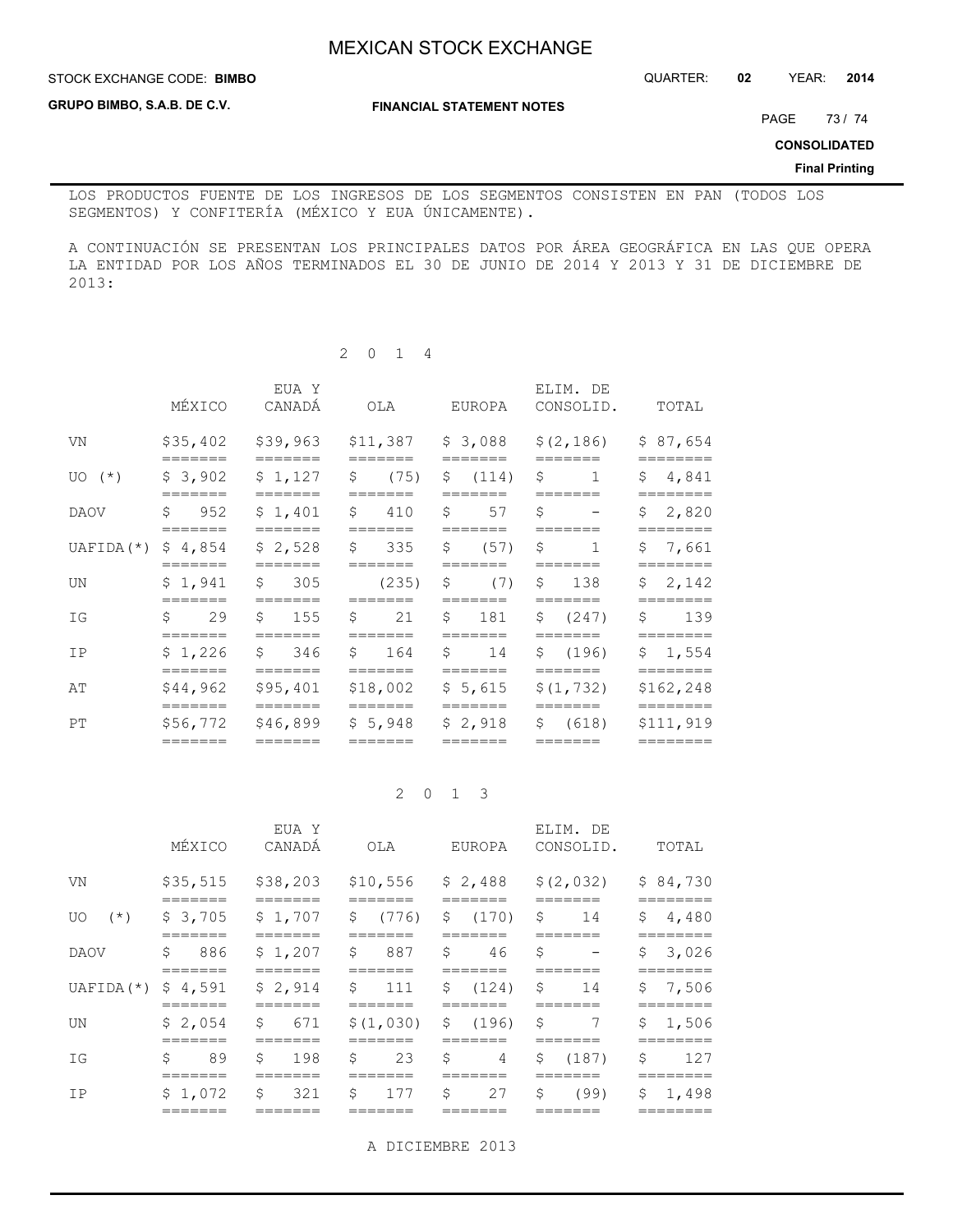LOS PRODUCTOS FUENTE DE LOS INGRESOS DE LOS SEGMENTOS CONSISTEN EN PAN (TODOS LOS SEGMENTOS) Y CONFITERÍA (MÉXICO Y EUA ÚNICAMENTE).

A CONTINUACIÓN SE PRESENTAN LOS PRINCIPALES DATOS POR ÁREA GEOGRÁFICA EN LAS QUE OPERA LA ENTIDAD POR LOS AÑOS TERMINADOS EL 30 DE JUNIO DE 2014 Y 2013 Y 31 DE DICIEMBRE DE 2013:

2 0 1 4

| | MÉXICO | EUA Y CANADÁ | OLA | EUROPA | ELIM. DE CONSOLID. | TOTAL |
|---|---|---|---|---|---|---|
| VN | $35,402 | $39,963 | $11,387 | $ 3,088 | $(2,186) | $ 87,654 |
| UO (*) | $ 3,902 | $ 1,127 | $ (75) | $ (114) | $ 1 | $ 4,841 |
| DAOV | $ 952 | $ 1,401 | $ 410 | $ 57 | $ - | $ 2,820 |
| UAFIDA(*) | $ 4,854 | $ 2,528 | $ 335 | $ (57) | $ 1 | $ 7,661 |
| UN | $ 1,941 | $ 305 | (235) | $ (7) | $ 138 | $ 2,142 |
| IG | $ 29 | $ 155 | $ 21 | $ 181 | $ (247) | $ 139 |
| IP | $ 1,226 | $ 346 | $ 164 | $ 14 | $ (196) | $ 1,554 |
| AT | $44,962 | $95,401 | $18,002 | $ 5,615 | $(1,732) | $162,248 |
| PT | $56,772 | $46,899 | $ 5,948 | $ 2,918 | $ (618) | $111,919 |

2 0 1 3

| | MÉXICO | EUA Y CANADÁ | OLA | EUROPA | ELIM. DE CONSOLID. | TOTAL |
|---|---|---|---|---|---|---|
| VN | $35,515 | $38,203 | $10,556 | $ 2,488 | $(2,032) | $ 84,730 |
| UO (*) | $ 3,705 | $ 1,707 | $ (776) | $ (170) | $ 14 | $ 4,480 |
| DAOV | $ 886 | $ 1,207 | $ 887 | $ 46 | $ - | $ 3,026 |
| UAFIDA(*) | $ 4,591 | $ 2,914 | $ 111 | $ (124) | $ 14 | $ 7,506 |
| UN | $ 2,054 | $ 671 | $(1,030) | $ (196) | $ 7 | $ 1,506 |
| IG | $ 89 | $ 198 | $ 23 | $ 4 | $ (187) | $ 127 |
| IP | $ 1,072 | $ 321 | $ 177 | $ 27 | $ (99) | $ 1,498 |

A DICIEMBRE 2013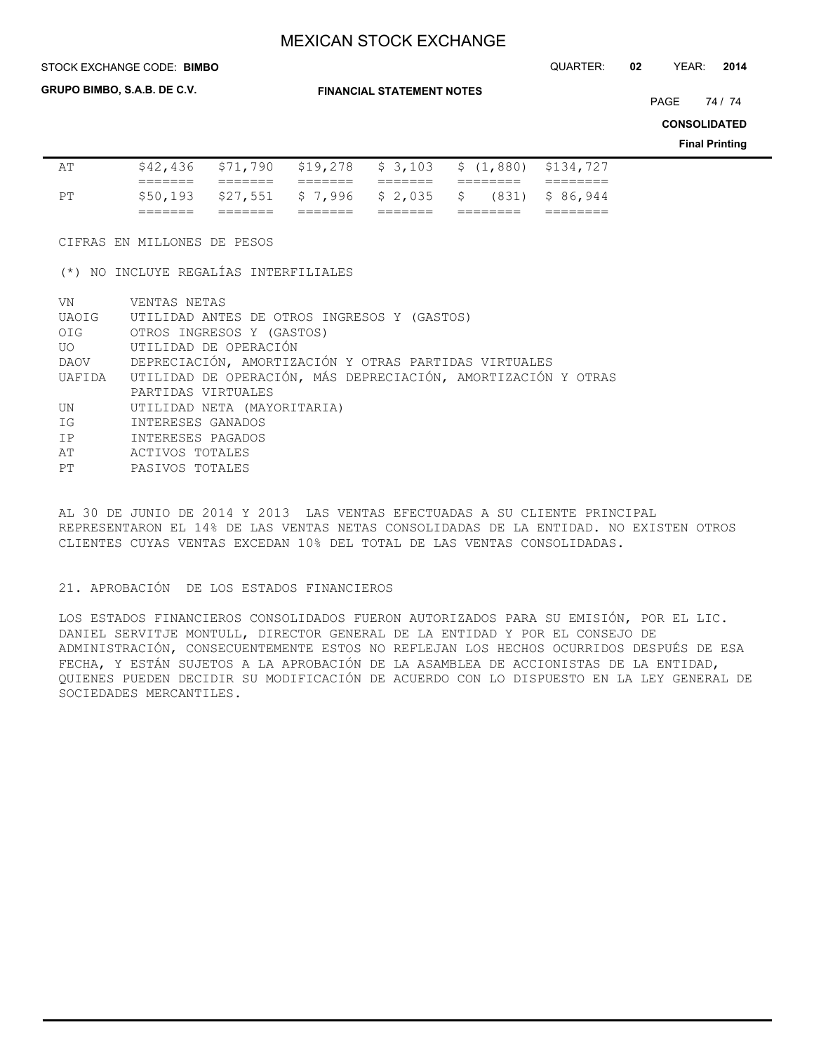| | | | | | | |
|---|---|---|---|---|---|---|
| AT | $42,436 | $71,790 | $19,278 | $ 3,103 | $ (1,880) | $134,727 |
| PT | $50,193 | $27,551 | $ 7,996 | $ 2,035 | $ (831) | $ 86,944 |

CIFRAS EN MILLONES DE PESOS

(*) NO INCLUYE REGALÍAS INTERFILIALES

| | |
|---|---|
| VN | VENTAS NETAS |
| UAOIG | UTILIDAD ANTES DE OTROS INGRESOS Y (GASTOS) |
| OIG | OTROS INGRESOS Y (GASTOS) |
| UO | UTILIDAD DE OPERACIÓN |
| DAOV | DEPRECIACIÓN, AMORTIZACIÓN Y OTRAS PARTIDAS VIRTUALES |
| UAFIDA | UTILIDAD DE OPERACIÓN, MÁS DEPRECIACIÓN, AMORTIZACIÓN Y OTRAS PARTIDAS VIRTUALES |
| UN | UTILIDAD NETA (MAYORITARIA) |
| IG | INTERESES GANADOS |
| IP | INTERESES PAGADOS |
| AT | ACTIVOS TOTALES |
| PT | PASIVOS TOTALES |

AL 30 DE JUNIO DE 2014 Y 2013 LAS VENTAS EFECTUADAS A SU CLIENTE PRINCIPAL REPRESENTARON EL 14% DE LAS VENTAS NETAS CONSOLIDADAS DE LA ENTIDAD. NO EXISTEN OTROS CLIENTES CUYAS VENTAS EXCEDAN 10% DEL TOTAL DE LAS VENTAS CONSOLIDADAS.

## 21. APROBACIÓN DE LOS ESTADOS FINANCIEROS

LOS ESTADOS FINANCIEROS CONSOLIDADOS FUERON AUTORIZADOS PARA SU EMISIÓN, POR EL LIC. DANIEL SERVITJE MONTULL, DIRECTOR GENERAL DE LA ENTIDAD Y POR EL CONSEJO DE ADMINISTRACIÓN, CONSECUENTEMENTE ESTOS NO REFLEJAN LOS HECHOS OCURRIDOS DESPUÉS DE ESA FECHA, Y ESTÁN SUJETOS A LA APROBACIÓN DE LA ASAMBLEA DE ACCIONISTAS DE LA ENTIDAD, QUIENES PUEDEN DECIDIR SU MODIFICACIÓN DE ACUERDO CON LO DISPUESTO EN LA LEY GENERAL DE SOCIEDADES MERCANTILES.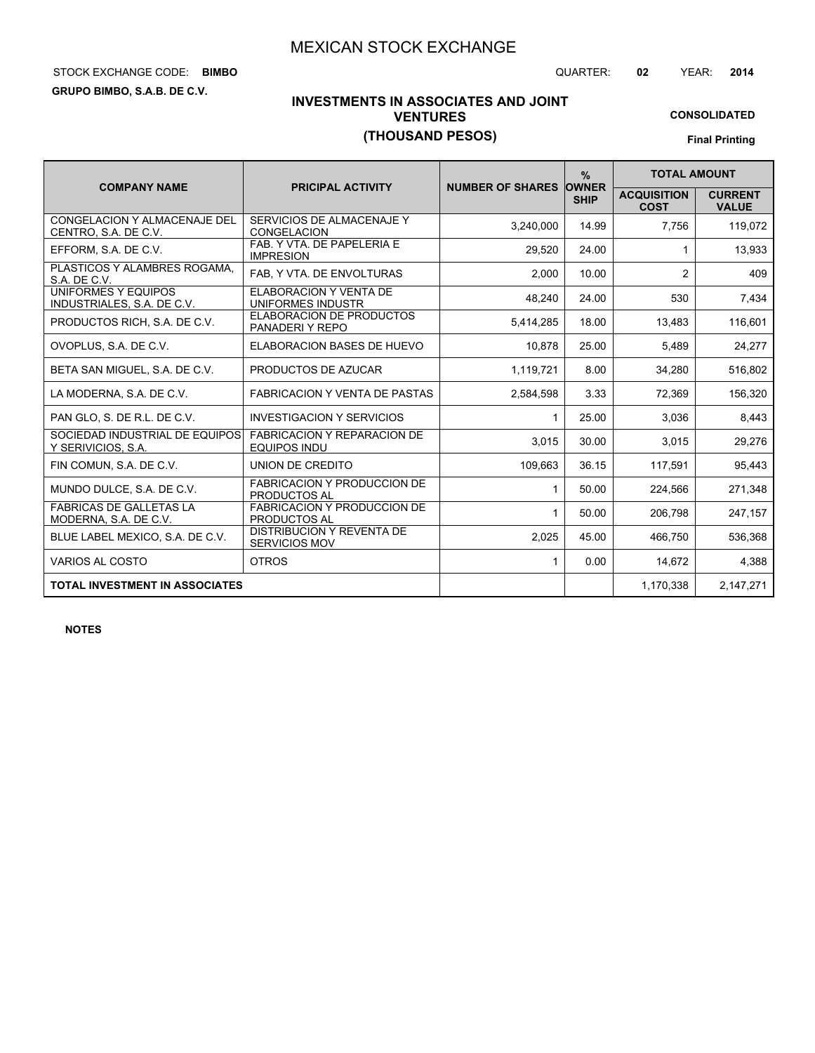# MEXICAN STOCK EXCHANGE

STOCK EXCHANGE CODE: **BIMBO**

QUARTER: **02** YEAR: **2014**

**GRUPO BIMBO, S.A.B. DE C.V.**

## INVESTMENTS IN ASSOCIATES AND JOINT VENTURES

## (THOUSAND PESOS)

**CONSOLIDATED**

**Final Printing**

| COMPANY NAME | PRICIPAL ACTIVITY | NUMBER OF SHARES | % OWNER SHIP | TOTAL AMOUNT | |
|---|---|---|---|---|---|
| | | | | ACQUISITION COST | CURRENT VALUE |
| CONGELACION Y ALMACENAJE DEL CENTRO, S.A. DE C.V. | SERVICIOS DE ALMACENAJE Y CONGELACION | 3,240,000 | 14.99 | 7,756 | 119,072 |
| EFFORM, S.A. DE C.V. | FAB. Y VTA. DE PAPELERIA E IMPRESION | 29,520 | 24.00 | 1 | 13,933 |
| PLASTICOS Y ALAMBRES ROGAMA, S.A. DE C.V. | FAB, Y VTA. DE ENVOLTURAS | 2,000 | 10.00 | 2 | 409 |
| UNIFORMES Y EQUIPOS INDUSTRIALES, S.A. DE C.V. | ELABORACION Y VENTA DE UNIFORMES INDUSTR | 48,240 | 24.00 | 530 | 7,434 |
| PRODUCTOS RICH, S.A. DE C.V. | ELABORACION DE PRODUCTOS PANADERI Y REPO | 5,414,285 | 18.00 | 13,483 | 116,601 |
| OVOPLUS, S.A. DE C.V. | ELABORACION BASES DE HUEVO | 10,878 | 25.00 | 5,489 | 24,277 |
| BETA SAN MIGUEL, S.A. DE C.V. | PRODUCTOS DE AZUCAR | 1,119,721 | 8.00 | 34,280 | 516,802 |
| LA MODERNA, S.A. DE C.V. | FABRICACION Y VENTA DE PASTAS | 2,584,598 | 3.33 | 72,369 | 156,320 |
| PAN GLO, S. DE R.L. DE C.V. | INVESTIGACION Y SERVICIOS | 1 | 25.00 | 3,036 | 8,443 |
| SOCIEDAD INDUSTRIAL DE EQUIPOS Y SERIVICIOS, S.A. | FABRICACION Y REPARACION DE EQUIPOS INDU | 3,015 | 30.00 | 3,015 | 29,276 |
| FIN COMUN, S.A. DE C.V. | UNION DE CREDITO | 109,663 | 36.15 | 117,591 | 95,443 |
| MUNDO DULCE, S.A. DE C.V. | FABRICACION Y PRODUCCION DE PRODUCTOS AL | 1 | 50.00 | 224,566 | 271,348 |
| FABRICAS DE GALLETAS LA MODERNA, S.A. DE C.V. | FABRICACION Y PRODUCCION DE PRODUCTOS AL | 1 | 50.00 | 206,798 | 247,157 |
| BLUE LABEL MEXICO, S.A. DE C.V. | DISTRIBUCION Y REVENTA DE SERVICIOS MOV | 2,025 | 45.00 | 466,750 | 536,368 |
| VARIOS AL COSTO | OTROS | 1 | 0.00 | 14,672 | 4,388 |
| **TOTAL INVESTMENT IN ASSOCIATES** | | | | 1,170,338 | 2,147,271 |

**NOTES**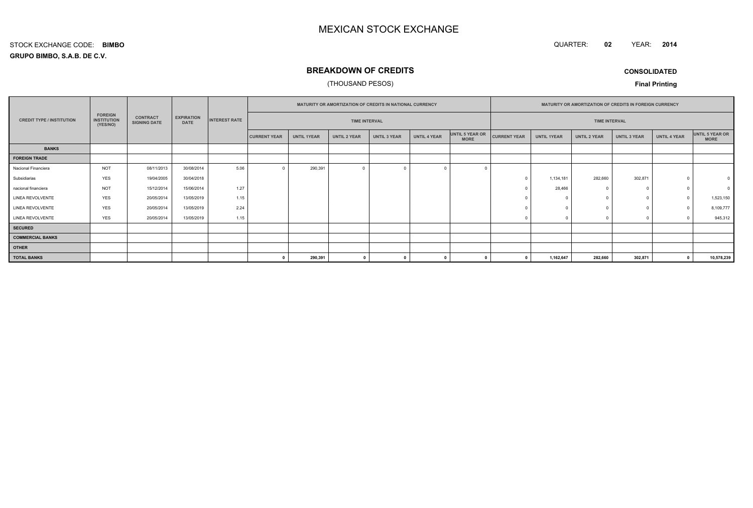# MEXICAN STOCK EXCHANGE

STOCK EXCHANGE CODE: **BIMBO**

QUARTER: **02** YEAR: **2014**

**GRUPO BIMBO, S.A.B. DE C.V.**

## BREAKDOWN OF CREDITS

(THOUSAND PESOS)

**CONSOLIDATED**

**Final Printing**

| CREDIT TYPE / INSTITUTION | FOREIGN INSTITUTION (YES/NO) | CONTRACT SIGNING DATE | EXPIRATION DATE | INTEREST RATE | MATURITY OR AMORTIZATION OF CREDITS IN NATIONAL CURRENCY | | | | | | MATURITY OR AMORTIZATION OF CREDITS IN FOREIGN CURRENCY | | | | | |
|---|---|---|---|---|---|---|---|---|---|---|---|---|---|---|---|---|
| | | | | | TIME INTERVAL | | | | | | TIME INTERVAL | | | | | |
| | | | | | CURRENT YEAR | UNTIL 1YEAR | UNTIL 2 YEAR | UNTIL 3 YEAR | UNTIL 4 YEAR | UNTIL 5 YEAR OR MORE | CURRENT YEAR | UNTIL 1YEAR | UNTIL 2 YEAR | UNTIL 3 YEAR | UNTIL 4 YEAR | UNTIL 5 YEAR OR MORE |
| **BANKS** | | | | | | | | | | | | | | | | |
| **FOREIGN TRADE** | | | | | | | | | | | | | | | | |
| Nacional Financiera | NOT | 08/11/2013 | 30/08/2014 | 5.06 | 0 | 290,391 | 0 | 0 | 0 | 0 | | | | | | |
| Subsidiarias | YES | 19/04/2005 | 30/04/2018 | | | | | | | | 0 | 1,134,181 | 282,660 | 302,871 | 0 | 0 |
| nacional financiera | NOT | 15/12/2014 | 15/06/2014 | 1.27 | | | | | | | 0 | 28,466 | 0 | 0 | 0 | 0 |
| LINEA REVOLVENTE | YES | 20/05/2014 | 13/05/2019 | 1.15 | | | | | | | 0 | 0 | 0 | 0 | 0 | 1,523,150 |
| LINEA REVOLVENTE | YES | 20/05/2014 | 13/05/2019 | 2.24 | | | | | | | 0 | 0 | 0 | 0 | 0 | 8,109,777 |
| LINEA REVOLVENTE | YES | 20/05/2014 | 13/05/2019 | 1.15 | | | | | | | 0 | 0 | 0 | 0 | 0 | 945,312 |
| **SECURED** | | | | | | | | | | | | | | | | |
| **COMMERCIAL BANKS** | | | | | | | | | | | | | | | | |
| **OTHER** | | | | | | | | | | | | | | | | |
| **TOTAL BANKS** | | | | | **0** | **290,391** | **0** | **0** | **0** | **0** | **0** | **1,162,647** | **282,660** | **302,871** | **0** | **10,578,239** |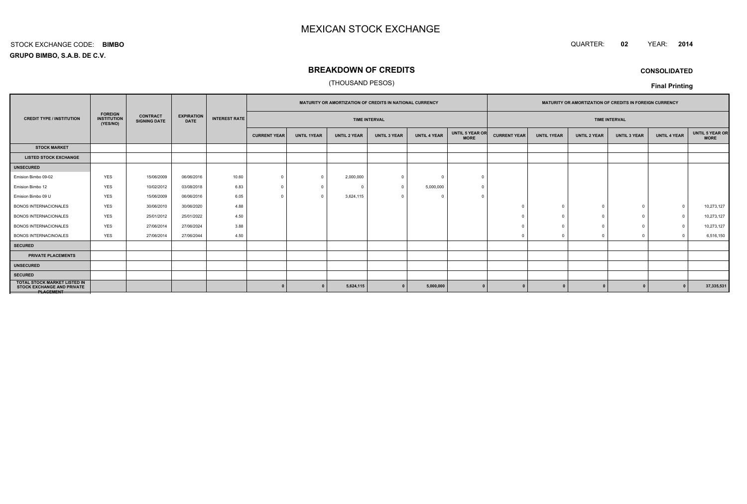# MEXICAN STOCK EXCHANGE

STOCK EXCHANGE CODE: **BIMBO**

**GRUPO BIMBO, S.A.B. DE C.V.**

QUARTER: **02** YEAR: **2014**

## BREAKDOWN OF CREDITS

(THOUSAND PESOS)

**CONSOLIDATED**

**Final Printing**

| CREDIT TYPE / INSTITUTION | FOREIGN INSTITUTION (YES/NO) | CONTRACT SIGNING DATE | EXPIRATION DATE | INTEREST RATE | MATURITY OR AMORTIZATION OF CREDITS IN NATIONAL CURRENCY | | | | | | MATURITY OR AMORTIZATION OF CREDITS IN FOREIGN CURRENCY | | | | | |
|---|---|---|---|---|---|---|---|---|---|---|---|---|---|---|---|---|
| | | | | | TIME INTERVAL | | | | | | TIME INTERVAL | | | | | |
| | | | | | CURRENT YEAR | UNTIL 1YEAR | UNTIL 2 YEAR | UNTIL 3 YEAR | UNTIL 4 YEAR | UNTIL 5 YEAR OR MORE | CURRENT YEAR | UNTIL 1YEAR | UNTIL 2 YEAR | UNTIL 3 YEAR | UNTIL 4 YEAR | UNTIL 5 YEAR OR MORE |
| **STOCK MARKET** | | | | | | | | | | | | | | | | |
| **LISTED STOCK EXCHANGE** | | | | | | | | | | | | | | | | |
| **UNSECURED** | | | | | | | | | | | | | | | | |
| Emision Bimbo 09-02 | YES | 15/06/2009 | 06/06/2016 | 10.60 | 0 | 0 | 2,000,000 | 0 | 0 | 0 | | | | | | |
| Emision Bimbo 12 | YES | 10/02/2012 | 03/08/2018 | 6.83 | 0 | 0 | 0 | 0 | 5,000,000 | 0 | | | | | | |
| Emision Bimbo 09 U | YES | 15/06/2009 | 06/06/2016 | 6.05 | 0 | 0 | 3,624,115 | 0 | 0 | 0 | | | | | | |
| BONOS INTERNACIONALES | YES | 30/06/2010 | 30/06/2020 | 4.88 | | | | | | | 0 | 0 | 0 | 0 | 0 | 10,273,127 |
| BONOS INTERNACIONALES | YES | 25/01/2012 | 25/01/2022 | 4.50 | | | | | | | 0 | 0 | 0 | 0 | 0 | 10,273,127 |
| BONOS INTERNACIONALES | YES | 27/06/2014 | 27/06/2024 | 3.88 | | | | | | | 0 | 0 | 0 | 0 | 0 | 10,273,127 |
| BONOS INTERNACINOALES | YES | 27/06/2014 | 27/06/2044 | 4.50 | | | | | | | 0 | 0 | 0 | 0 | 0 | 6,516,150 |
| **SECURED** | | | | | | | | | | | | | | | | |
| **PRIVATE PLACEMENTS** | | | | | | | | | | | | | | | | |
| **UNSECURED** | | | | | | | | | | | | | | | | |
| **SECURED** | | | | | | | | | | | | | | | | |
| **TOTAL STOCK MARKET LISTED IN STOCK EXCHANGE AND PRIVATE PLACEMENT** | | | | | **0** | **0** | **5,624,115** | **0** | **5,000,000** | **0** | **0** | **0** | **0** | **0** | **0** | **37,335,531** |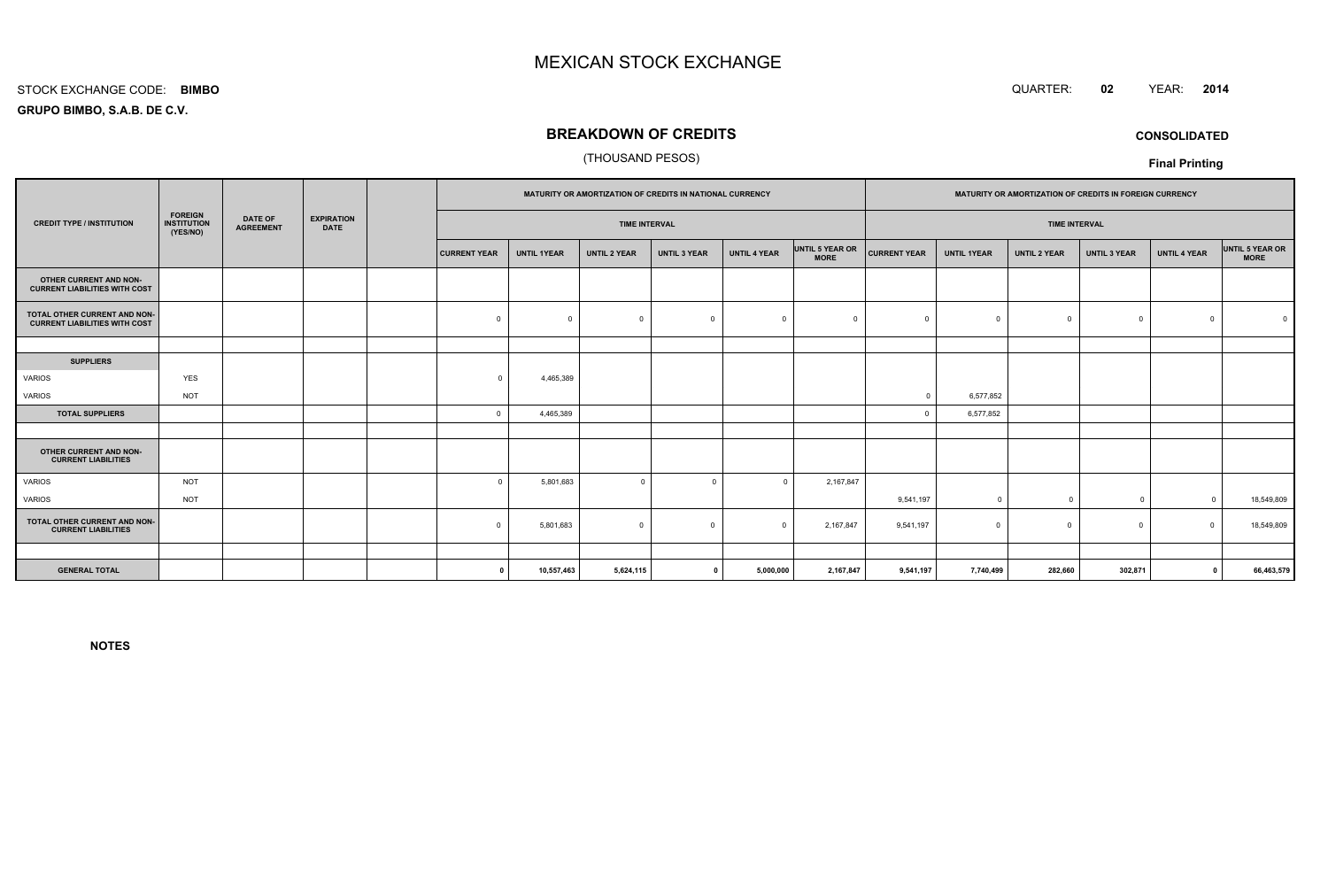# MEXICAN STOCK EXCHANGE

STOCK EXCHANGE CODE: **BIMBO**

QUARTER: **02** YEAR: **2014**

**GRUPO BIMBO, S.A.B. DE C.V.**

## BREAKDOWN OF CREDITS

(THOUSAND PESOS)

**CONSOLIDATED**

**Final Printing**

| CREDIT TYPE / INSTITUTION | FOREIGN INSTITUTION (YES/NO) | DATE OF AGREEMENT | EXPIRATION DATE | | MATURITY OR AMORTIZATION OF CREDITS IN NATIONAL CURRENCY | | | | | | MATURITY OR AMORTIZATION OF CREDITS IN FOREIGN CURRENCY | | | | | |
|---|---|---|---|---|---|---|---|---|---|---|---|---|---|---|---|---|
| | | | | | TIME INTERVAL | | | | | | TIME INTERVAL | | | | | |
| | | | | | CURRENT YEAR | UNTIL 1YEAR | UNTIL 2 YEAR | UNTIL 3 YEAR | UNTIL 4 YEAR | UNTIL 5 YEAR OR MORE | CURRENT YEAR | UNTIL 1YEAR | UNTIL 2 YEAR | UNTIL 3 YEAR | UNTIL 4 YEAR | UNTIL 5 YEAR OR MORE |
| **OTHER CURRENT AND NON-CURRENT LIABILITIES WITH COST** | | | | | | | | | | | | | | | | |
| **TOTAL OTHER CURRENT AND NON-CURRENT LIABILITIES WITH COST** | | | | | 0 | 0 | 0 | 0 | 0 | 0 | 0 | 0 | 0 | 0 | 0 | 0 |
| | | | | | | | | | | | | | | | | |
| **SUPPLIERS** | | | | | | | | | | | | | | | | |
| VARIOS | YES | | | | 0 | 4,465,389 | | | | | | | | | | |
| VARIOS | NOT | | | | | | | | | | 0 | 6,577,852 | | | | |
| **TOTAL SUPPLIERS** | | | | | 0 | 4,465,389 | | | | | 0 | 6,577,852 | | | | |
| | | | | | | | | | | | | | | | | |
| **OTHER CURRENT AND NON-CURRENT LIABILITIES** | | | | | | | | | | | | | | | | |
| VARIOS | NOT | | | | 0 | 5,801,683 | 0 | 0 | 0 | 2,167,847 | | | | | | |
| VARIOS | NOT | | | | | | | | | | 9,541,197 | 0 | 0 | 0 | 0 | 18,549,809 |
| **TOTAL OTHER CURRENT AND NON-CURRENT LIABILITIES** | | | | | 0 | 5,801,683 | 0 | 0 | 0 | 2,167,847 | 9,541,197 | 0 | 0 | 0 | 0 | 18,549,809 |
| | | | | | | | | | | | | | | | | |
| **GENERAL TOTAL** | | | | | **0** | **10,557,463** | **5,624,115** | **0** | **5,000,000** | **2,167,847** | **9,541,197** | **7,740,499** | **282,660** | **302,871** | **0** | **66,463,579** |

**NOTES**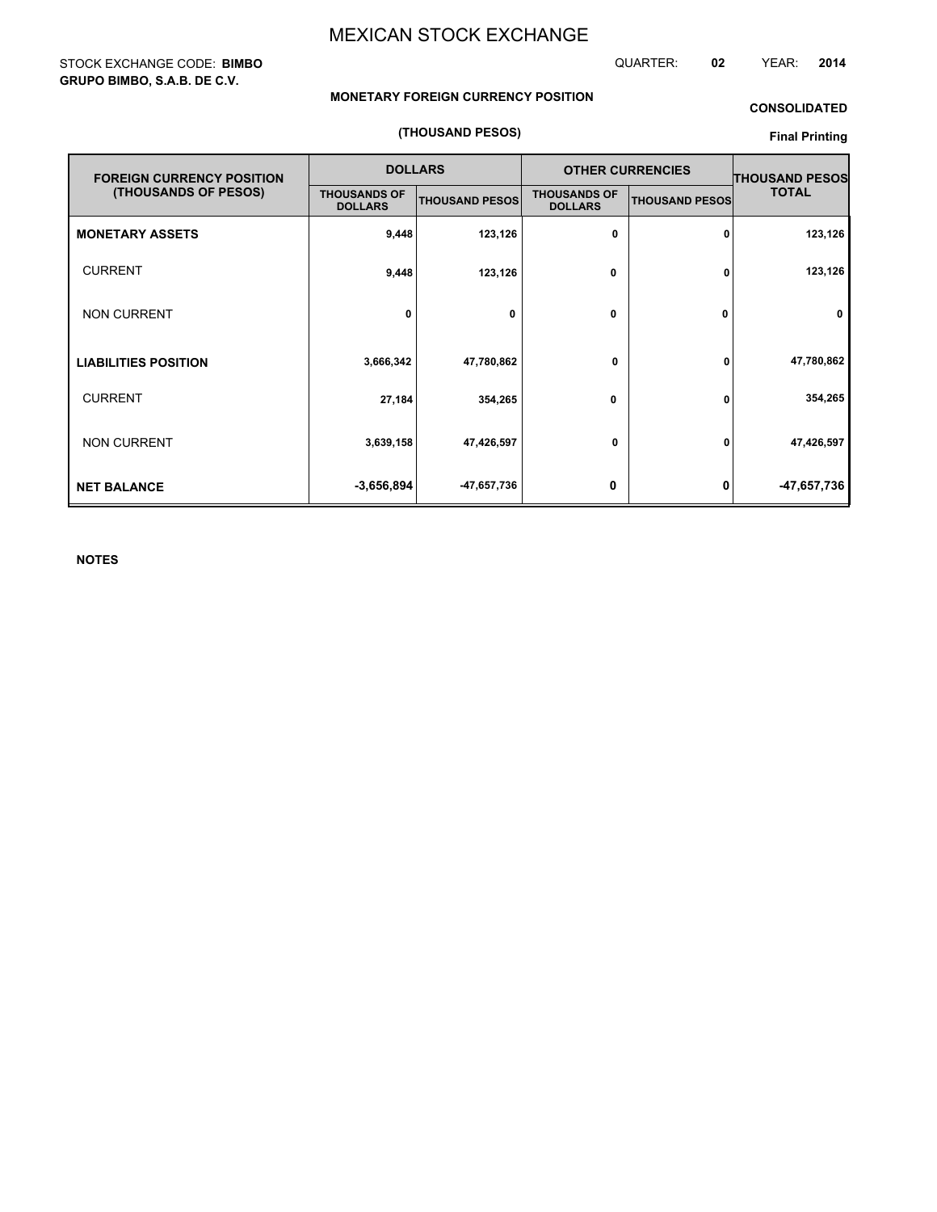# MEXICAN STOCK EXCHANGE

STOCK EXCHANGE CODE: **BIMBO**
**GRUPO BIMBO, S.A.B. DE C.V.**

QUARTER: **02** YEAR: **2014**

**MONETARY FOREIGN CURRENCY POSITION**

**CONSOLIDATED**

**(THOUSAND PESOS)**

**Final Printing**

| FOREIGN CURRENCY POSITION (THOUSANDS OF PESOS) | DOLLARS | | OTHER CURRENCIES | | THOUSAND PESOS TOTAL |
|---|---|---|---|---|---|
| | THOUSANDS OF DOLLARS | THOUSAND PESOS | THOUSANDS OF DOLLARS | THOUSAND PESOS | |
| **MONETARY ASSETS** | 9,448 | 123,126 | 0 | 0 | 123,126 |
| CURRENT | 9,448 | 123,126 | 0 | 0 | 123,126 |
| NON CURRENT | 0 | 0 | 0 | 0 | 0 |
| **LIABILITIES POSITION** | 3,666,342 | 47,780,862 | 0 | 0 | 47,780,862 |
| CURRENT | 27,184 | 354,265 | 0 | 0 | 354,265 |
| NON CURRENT | 3,639,158 | 47,426,597 | 0 | 0 | 47,426,597 |
| **NET BALANCE** | -3,656,894 | -47,657,736 | 0 | 0 | -47,657,736 |

**NOTES**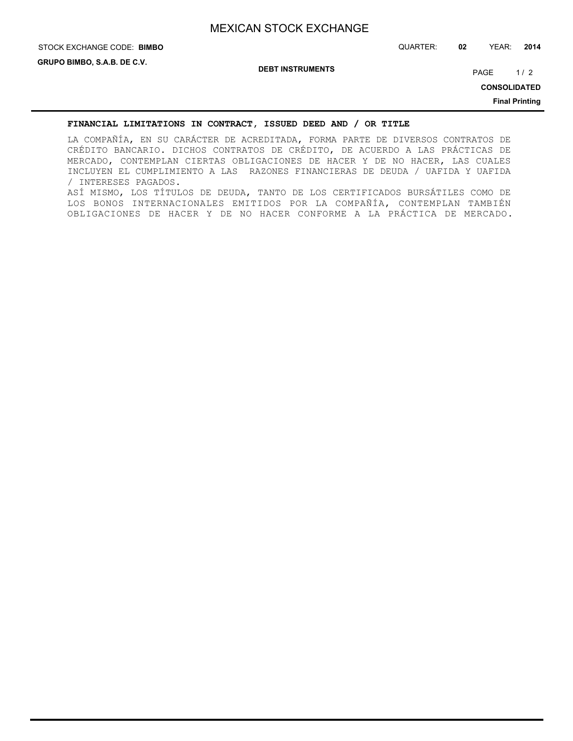## DEBT INSTRUMENTS

### FINANCIAL LIMITATIONS IN CONTRACT, ISSUED DEED AND / OR TITLE

LA COMPAÑÍA, EN SU CARÁCTER DE ACREDITADA, FORMA PARTE DE DIVERSOS CONTRATOS DE CRÉDITO BANCARIO. DICHOS CONTRATOS DE CRÉDITO, DE ACUERDO A LAS PRÁCTICAS DE MERCADO, CONTEMPLAN CIERTAS OBLIGACIONES DE HACER Y DE NO HACER, LAS CUALES INCLUYEN EL CUMPLIMIENTO A LAS RAZONES FINANCIERAS DE DEUDA / UAFIDA Y UAFIDA / INTERESES PAGADOS.

ASÍ MISMO, LOS TÍTULOS DE DEUDA, TANTO DE LOS CERTIFICADOS BURSÁTILES COMO DE LOS BONOS INTERNACIONALES EMITIDOS POR LA COMPAÑÍA, CONTEMPLAN TAMBIÉN OBLIGACIONES DE HACER Y DE NO HACER CONFORME A LA PRÁCTICA DE MERCADO.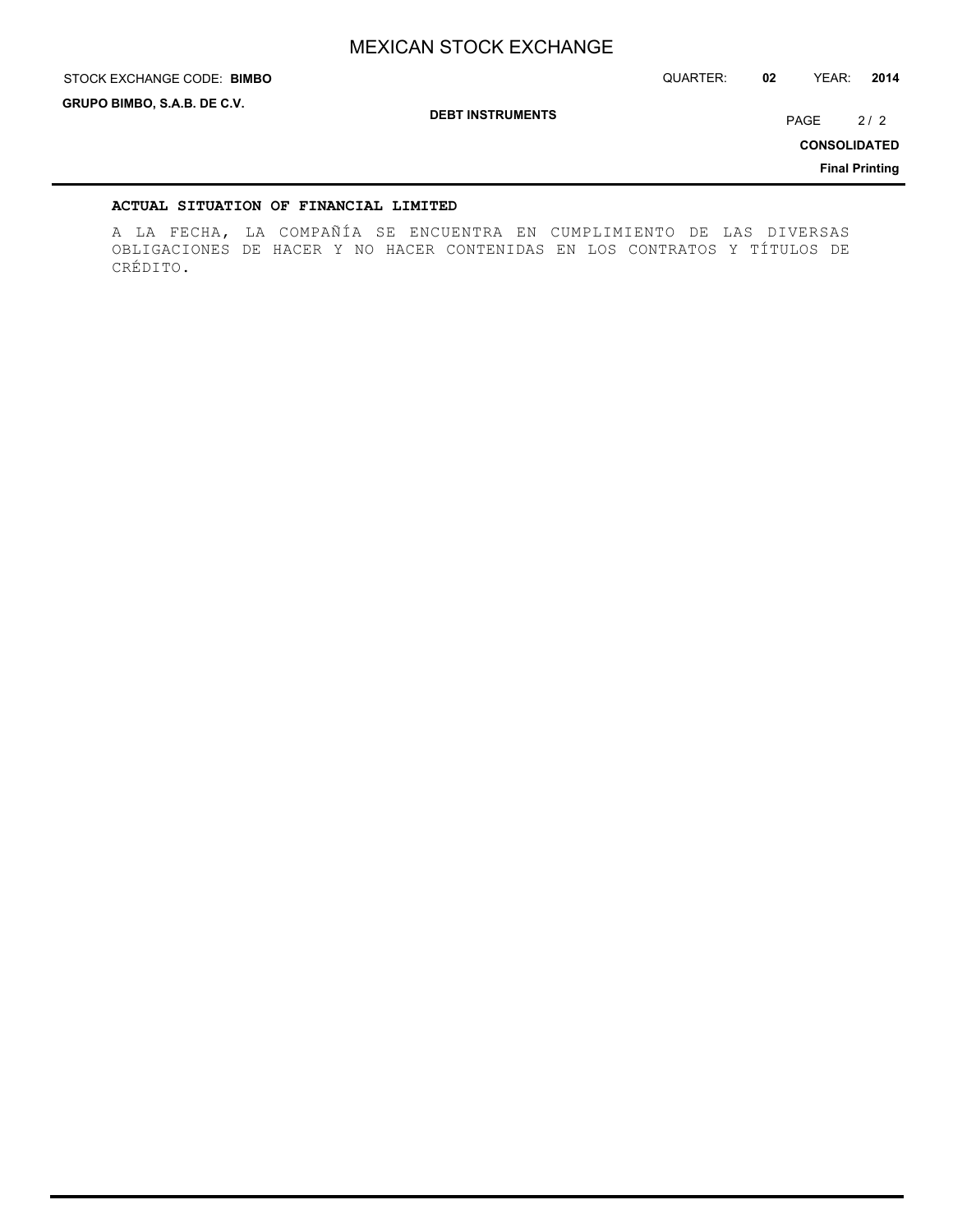**ACTUAL SITUATION OF FINANCIAL LIMITED**

A LA FECHA, LA COMPAÑÍA SE ENCUENTRA EN CUMPLIMIENTO DE LAS DIVERSAS OBLIGACIONES DE HACER Y NO HACER CONTENIDAS EN LOS CONTRATOS Y TÍTULOS DE CRÉDITO.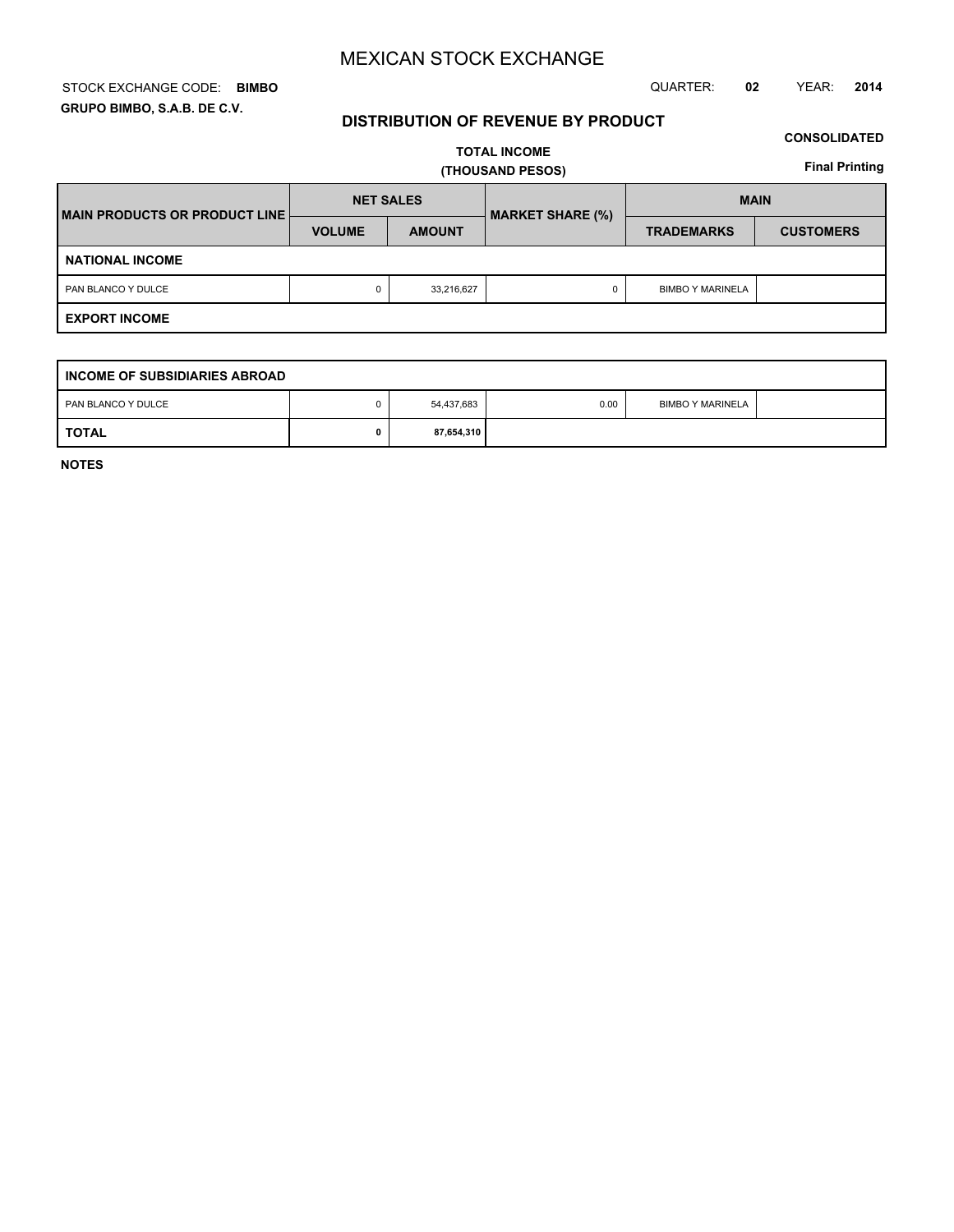# MEXICAN STOCK EXCHANGE

STOCK EXCHANGE CODE: **BIMBO**

QUARTER: **02** YEAR: **2014**

**GRUPO BIMBO, S.A.B. DE C.V.**

## DISTRIBUTION OF REVENUE BY PRODUCT

**CONSOLIDATED**

**TOTAL INCOME**
**(THOUSAND PESOS)**

**Final Printing**

| MAIN PRODUCTS OR PRODUCT LINE | NET SALES | | MARKET SHARE (%) | MAIN | |
|---|---|---|---|---|---|
| | VOLUME | AMOUNT | | TRADEMARKS | CUSTOMERS |
| **NATIONAL INCOME** | | | | | |
| PAN BLANCO Y DULCE | 0 | 33,216,627 | 0 | BIMBO Y MARINELA | |
| **EXPORT INCOME** | | | | | |
| **INCOME OF SUBSIDIARIES ABROAD** | | | | | |
| PAN BLANCO Y DULCE | 0 | 54,437,683 | 0.00 | BIMBO Y MARINELA | |
| **TOTAL** | **0** | **87,654,310** | | | |

**NOTES**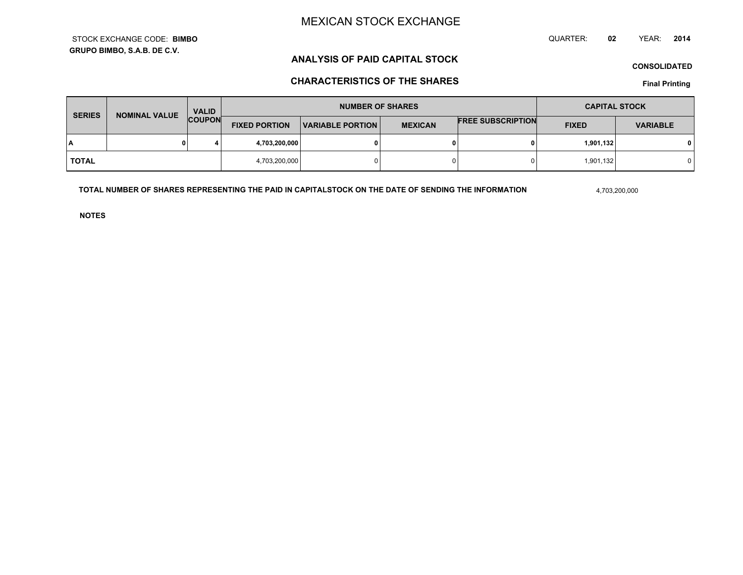# MEXICAN STOCK EXCHANGE

STOCK EXCHANGE CODE: **BIMBO**

QUARTER: **02** YEAR: **2014**

**GRUPO BIMBO, S.A.B. DE C.V.**

## ANALYSIS OF PAID CAPITAL STOCK

**CONSOLIDATED**

## CHARACTERISTICS OF THE SHARES

**Final Printing**

| SERIES | NOMINAL VALUE | VALID COUPON | NUMBER OF SHARES | | | | CAPITAL STOCK | |
|---|---|---|---|---|---|---|---|---|
| | | | FIXED PORTION | VARIABLE PORTION | MEXICAN | FREE SUBSCRIPTION | FIXED | VARIABLE |
| **A** | **0** | **4** | **4,703,200,000** | **0** | **0** | **0** | **1,901,132** | **0** |
| **TOTAL** | | | 4,703,200,000 | 0 | 0 | 0 | 1,901,132 | 0 |

**TOTAL NUMBER OF SHARES REPRESENTING THE PAID IN CAPITALSTOCK ON THE DATE OF SENDING THE INFORMATION** 4,703,200,000

**NOTES**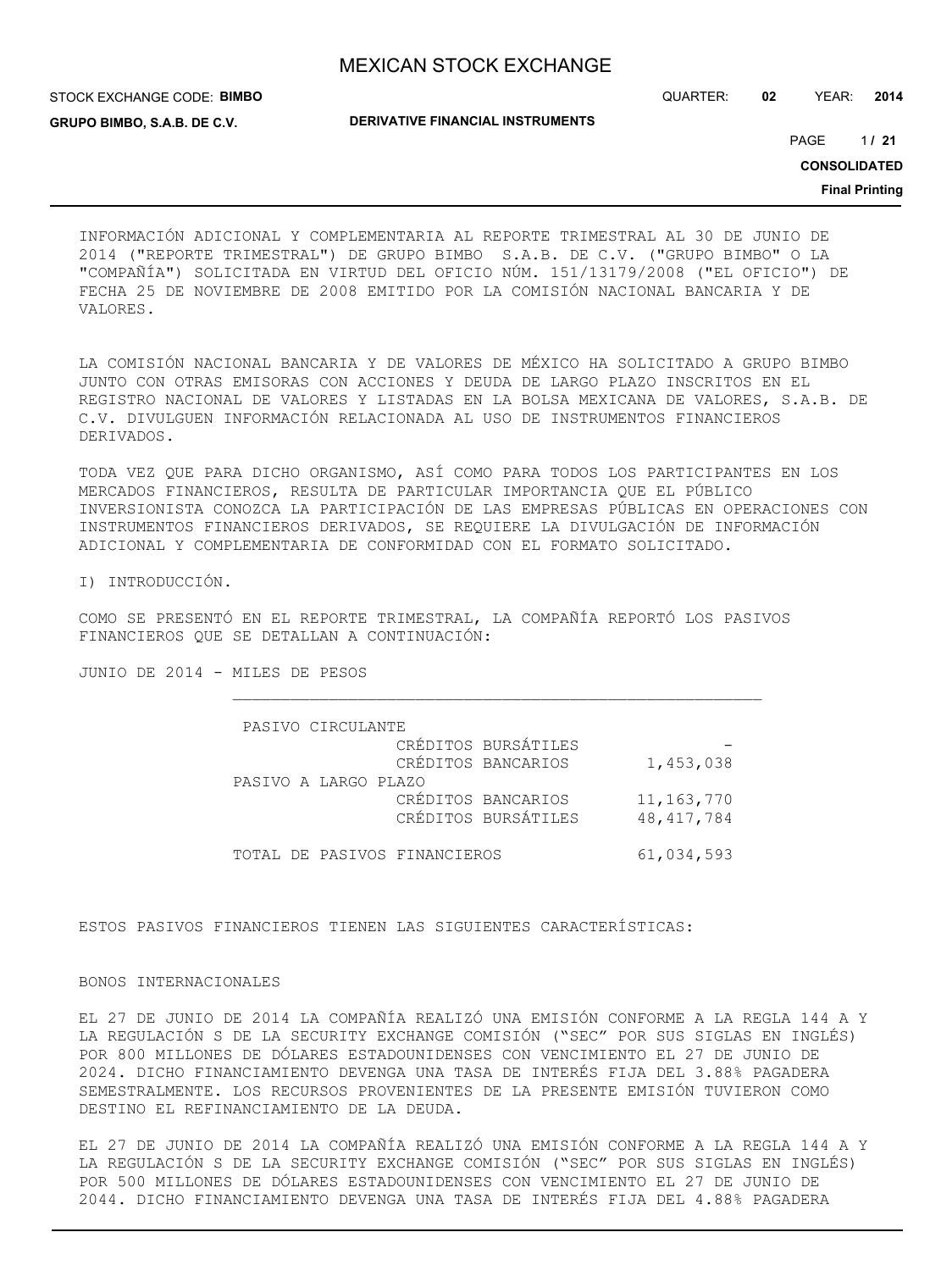INFORMACIÓN ADICIONAL Y COMPLEMENTARIA AL REPORTE TRIMESTRAL AL 30 DE JUNIO DE 2014 ("REPORTE TRIMESTRAL") DE GRUPO BIMBO S.A.B. DE C.V. ("GRUPO BIMBO" O LA "COMPAÑÍA") SOLICITADA EN VIRTUD DEL OFICIO NÚM. 151/13179/2008 ("EL OFICIO") DE FECHA 25 DE NOVIEMBRE DE 2008 EMITIDO POR LA COMISIÓN NACIONAL BANCARIA Y DE VALORES.

LA COMISIÓN NACIONAL BANCARIA Y DE VALORES DE MÉXICO HA SOLICITADO A GRUPO BIMBO JUNTO CON OTRAS EMISORAS CON ACCIONES Y DEUDA DE LARGO PLAZO INSCRITOS EN EL REGISTRO NACIONAL DE VALORES Y LISTADAS EN LA BOLSA MEXICANA DE VALORES, S.A.B. DE C.V. DIVULGUEN INFORMACIÓN RELACIONADA AL USO DE INSTRUMENTOS FINANCIEROS DERIVADOS.

TODA VEZ QUE PARA DICHO ORGANISMO, ASÍ COMO PARA TODOS LOS PARTICIPANTES EN LOS MERCADOS FINANCIEROS, RESULTA DE PARTICULAR IMPORTANCIA QUE EL PÚBLICO INVERSIONISTA CONOZCA LA PARTICIPACIÓN DE LAS EMPRESAS PÚBLICAS EN OPERACIONES CON INSTRUMENTOS FINANCIEROS DERIVADOS, SE REQUIERE LA DIVULGACIÓN DE INFORMACIÓN ADICIONAL Y COMPLEMENTARIA DE CONFORMIDAD CON EL FORMATO SOLICITADO.

## I) INTRODUCCIÓN.

COMO SE PRESENTÓ EN EL REPORTE TRIMESTRAL, LA COMPAÑÍA REPORTÓ LOS PASIVOS FINANCIEROS QUE SE DETALLAN A CONTINUACIÓN:

JUNIO DE 2014 - MILES DE PESOS

| | |
|---|---|
| PASIVO CIRCULANTE | |
| CRÉDITOS BURSÁTILES | - |
| CRÉDITOS BANCARIOS | 1,453,038 |
| PASIVO A LARGO PLAZO | |
| CRÉDITOS BANCARIOS | 11,163,770 |
| CRÉDITOS BURSÁTILES | 48,417,784 |
| TOTAL DE PASIVOS FINANCIEROS | 61,034,593 |

ESTOS PASIVOS FINANCIEROS TIENEN LAS SIGUIENTES CARACTERÍSTICAS:

BONOS INTERNACIONALES

EL 27 DE JUNIO DE 2014 LA COMPAÑÍA REALIZÓ UNA EMISIÓN CONFORME A LA REGLA 144 A Y LA REGULACIÓN S DE LA SECURITY EXCHANGE COMISIÓN ("SEC" POR SUS SIGLAS EN INGLÉS) POR 800 MILLONES DE DÓLARES ESTADOUNIDENSES CON VENCIMIENTO EL 27 DE JUNIO DE 2024. DICHO FINANCIAMIENTO DEVENGA UNA TASA DE INTERÉS FIJA DEL 3.88% PAGADERA SEMESTRALMENTE. LOS RECURSOS PROVENIENTES DE LA PRESENTE EMISIÓN TUVIERON COMO DESTINO EL REFINANCIAMIENTO DE LA DEUDA.

EL 27 DE JUNIO DE 2014 LA COMPAÑÍA REALIZÓ UNA EMISIÓN CONFORME A LA REGLA 144 A Y LA REGULACIÓN S DE LA SECURITY EXCHANGE COMISIÓN ("SEC" POR SUS SIGLAS EN INGLÉS) POR 500 MILLONES DE DÓLARES ESTADOUNIDENSES CON VENCIMIENTO EL 27 DE JUNIO DE 2044. DICHO FINANCIAMIENTO DEVENGA UNA TASA DE INTERÉS FIJA DEL 4.88% PAGADERA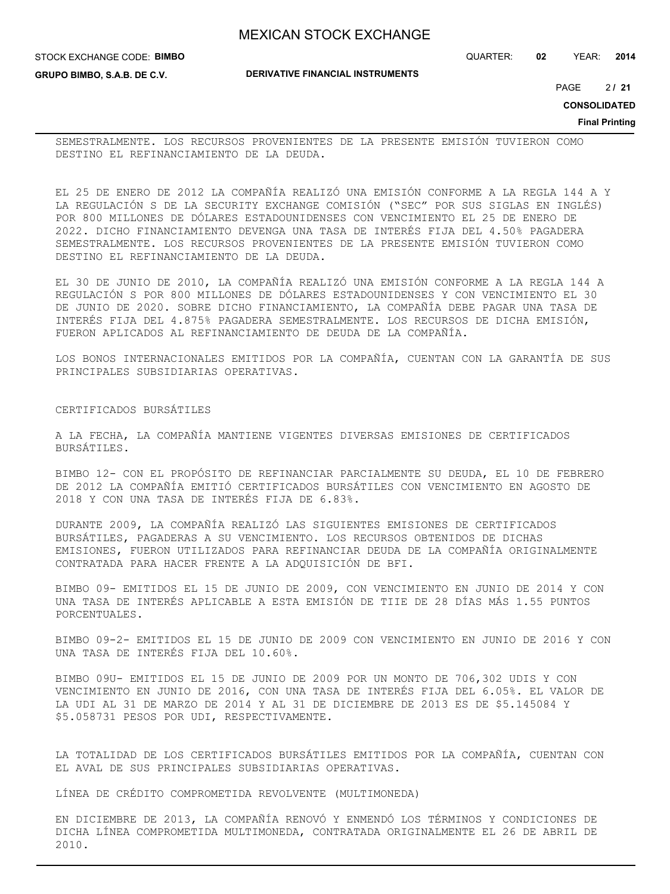SEMESTRALMENTE. LOS RECURSOS PROVENIENTES DE LA PRESENTE EMISIÓN TUVIERON COMO DESTINO EL REFINANCIAMIENTO DE LA DEUDA.

EL 25 DE ENERO DE 2012 LA COMPAÑÍA REALIZÓ UNA EMISIÓN CONFORME A LA REGLA 144 A Y LA REGULACIÓN S DE LA SECURITY EXCHANGE COMISIÓN ("SEC" POR SUS SIGLAS EN INGLÉS) POR 800 MILLONES DE DÓLARES ESTADOUNIDENSES CON VENCIMIENTO EL 25 DE ENERO DE 2022. DICHO FINANCIAMIENTO DEVENGA UNA TASA DE INTERÉS FIJA DEL 4.50% PAGADERA SEMESTRALMENTE. LOS RECURSOS PROVENIENTES DE LA PRESENTE EMISIÓN TUVIERON COMO DESTINO EL REFINANCIAMIENTO DE LA DEUDA.

EL 30 DE JUNIO DE 2010, LA COMPAÑÍA REALIZÓ UNA EMISIÓN CONFORME A LA REGLA 144 A REGULACIÓN S POR 800 MILLONES DE DÓLARES ESTADOUNIDENSES Y CON VENCIMIENTO EL 30 DE JUNIO DE 2020. SOBRE DICHO FINANCIAMIENTO, LA COMPAÑÍA DEBE PAGAR UNA TASA DE INTERÉS FIJA DEL 4.875% PAGADERA SEMESTRALMENTE. LOS RECURSOS DE DICHA EMISIÓN, FUERON APLICADOS AL REFINANCIAMIENTO DE DEUDA DE LA COMPAÑÍA.

LOS BONOS INTERNACIONALES EMITIDOS POR LA COMPAÑÍA, CUENTAN CON LA GARANTÍA DE SUS PRINCIPALES SUBSIDIARIAS OPERATIVAS.

CERTIFICADOS BURSÁTILES

A LA FECHA, LA COMPAÑÍA MANTIENE VIGENTES DIVERSAS EMISIONES DE CERTIFICADOS BURSÁTILES.

BIMBO 12- CON EL PROPÓSITO DE REFINANCIAR PARCIALMENTE SU DEUDA, EL 10 DE FEBRERO DE 2012 LA COMPAÑÍA EMITIÓ CERTIFICADOS BURSÁTILES CON VENCIMIENTO EN AGOSTO DE 2018 Y CON UNA TASA DE INTERÉS FIJA DE 6.83%.

DURANTE 2009, LA COMPAÑÍA REALIZÓ LAS SIGUIENTES EMISIONES DE CERTIFICADOS BURSÁTILES, PAGADERAS A SU VENCIMIENTO. LOS RECURSOS OBTENIDOS DE DICHAS EMISIONES, FUERON UTILIZADOS PARA REFINANCIAR DEUDA DE LA COMPAÑÍA ORIGINALMENTE CONTRATADA PARA HACER FRENTE A LA ADQUISICIÓN DE BFI.

BIMBO 09- EMITIDOS EL 15 DE JUNIO DE 2009, CON VENCIMIENTO EN JUNIO DE 2014 Y CON UNA TASA DE INTERÉS APLICABLE A ESTA EMISIÓN DE TIIE DE 28 DÍAS MÁS 1.55 PUNTOS PORCENTUALES.

BIMBO 09-2- EMITIDOS EL 15 DE JUNIO DE 2009 CON VENCIMIENTO EN JUNIO DE 2016 Y CON UNA TASA DE INTERÉS FIJA DEL 10.60%.

BIMBO 09U- EMITIDOS EL 15 DE JUNIO DE 2009 POR UN MONTO DE 706,302 UDIS Y CON VENCIMIENTO EN JUNIO DE 2016, CON UNA TASA DE INTERÉS FIJA DEL 6.05%. EL VALOR DE LA UDI AL 31 DE MARZO DE 2014 Y AL 31 DE DICIEMBRE DE 2013 ES DE $5.145084 Y $5.058731 PESOS POR UDI, RESPECTIVAMENTE.

LA TOTALIDAD DE LOS CERTIFICADOS BURSÁTILES EMITIDOS POR LA COMPAÑÍA, CUENTAN CON EL AVAL DE SUS PRINCIPALES SUBSIDIARIAS OPERATIVAS.

LÍNEA DE CRÉDITO COMPROMETIDA REVOLVENTE (MULTIMONEDA)

EN DICIEMBRE DE 2013, LA COMPAÑÍA RENOVÓ Y ENMENDÓ LOS TÉRMINOS Y CONDICIONES DE DICHA LÍNEA COMPROMETIDA MULTIMONEDA, CONTRATADA ORIGINALMENTE EL 26 DE ABRIL DE 2010.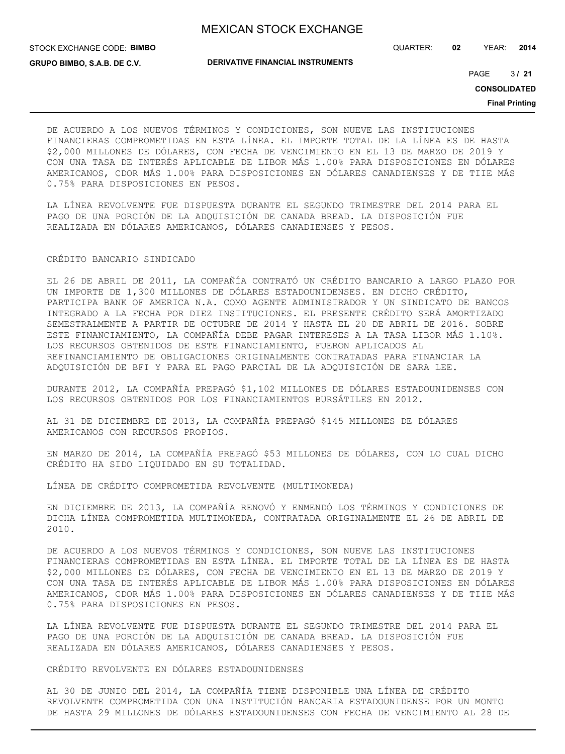DE ACUERDO A LOS NUEVOS TÉRMINOS Y CONDICIONES, SON NUEVE LAS INSTITUCIONES FINANCIERAS COMPROMETIDAS EN ESTA LÍNEA. EL IMPORTE TOTAL DE LA LÍNEA ES DE HASTA $2,000 MILLONES DE DÓLARES, CON FECHA DE VENCIMIENTO EN EL 13 DE MARZO DE 2019 Y CON UNA TASA DE INTERÉS APLICABLE DE LIBOR MÁS 1.00% PARA DISPOSICIONES EN DÓLARES AMERICANOS, CDOR MÁS 1.00% PARA DISPOSICIONES EN DÓLARES CANADIENSES Y DE TIIE MÁS 0.75% PARA DISPOSICIONES EN PESOS.

LA LÍNEA REVOLVENTE FUE DISPUESTA DURANTE EL SEGUNDO TRIMESTRE DEL 2014 PARA EL PAGO DE UNA PORCIÓN DE LA ADQUISICIÓN DE CANADA BREAD. LA DISPOSICIÓN FUE REALIZADA EN DÓLARES AMERICANOS, DÓLARES CANADIENSES Y PESOS.

CRÉDITO BANCARIO SINDICADO

EL 26 DE ABRIL DE 2011, LA COMPAÑÍA CONTRATÓ UN CRÉDITO BANCARIO A LARGO PLAZO POR UN IMPORTE DE 1,300 MILLONES DE DÓLARES ESTADOUNIDENSES. EN DICHO CRÉDITO, PARTICIPA BANK OF AMERICA N.A. COMO AGENTE ADMINISTRADOR Y UN SINDICATO DE BANCOS INTEGRADO A LA FECHA POR DIEZ INSTITUCIONES. EL PRESENTE CRÉDITO SERÁ AMORTIZADO SEMESTRALMENTE A PARTIR DE OCTUBRE DE 2014 Y HASTA EL 20 DE ABRIL DE 2016. SOBRE ESTE FINANCIAMIENTO, LA COMPAÑÍA DEBE PAGAR INTERESES A LA TASA LIBOR MÁS 1.10%. LOS RECURSOS OBTENIDOS DE ESTE FINANCIAMIENTO, FUERON APLICADOS AL REFINANCIAMIENTO DE OBLIGACIONES ORIGINALMENTE CONTRATADAS PARA FINANCIAR LA ADQUISICIÓN DE BFI Y PARA EL PAGO PARCIAL DE LA ADQUISICIÓN DE SARA LEE.

DURANTE 2012, LA COMPAÑÍA PREPAGÓ $1,102 MILLONES DE DÓLARES ESTADOUNIDENSES CON LOS RECURSOS OBTENIDOS POR LOS FINANCIAMIENTOS BURSÁTILES EN 2012.

AL 31 DE DICIEMBRE DE 2013, LA COMPAÑÍA PREPAGÓ $145 MILLONES DE DÓLARES AMERICANOS CON RECURSOS PROPIOS.

EN MARZO DE 2014, LA COMPAÑÍA PREPAGÓ $53 MILLONES DE DÓLARES, CON LO CUAL DICHO CRÉDITO HA SIDO LIQUIDADO EN SU TOTALIDAD.

LÍNEA DE CRÉDITO COMPROMETIDA REVOLVENTE (MULTIMONEDA)

EN DICIEMBRE DE 2013, LA COMPAÑÍA RENOVÓ Y ENMENDÓ LOS TÉRMINOS Y CONDICIONES DE DICHA LÍNEA COMPROMETIDA MULTIMONEDA, CONTRATADA ORIGINALMENTE EL 26 DE ABRIL DE 2010.

DE ACUERDO A LOS NUEVOS TÉRMINOS Y CONDICIONES, SON NUEVE LAS INSTITUCIONES FINANCIERAS COMPROMETIDAS EN ESTA LÍNEA. EL IMPORTE TOTAL DE LA LÍNEA ES DE HASTA $2,000 MILLONES DE DÓLARES, CON FECHA DE VENCIMIENTO EN EL 13 DE MARZO DE 2019 Y CON UNA TASA DE INTERÉS APLICABLE DE LIBOR MÁS 1.00% PARA DISPOSICIONES EN DÓLARES AMERICANOS, CDOR MÁS 1.00% PARA DISPOSICIONES EN DÓLARES CANADIENSES Y DE TIIE MÁS 0.75% PARA DISPOSICIONES EN PESOS.

LA LÍNEA REVOLVENTE FUE DISPUESTA DURANTE EL SEGUNDO TRIMESTRE DEL 2014 PARA EL PAGO DE UNA PORCIÓN DE LA ADQUISICIÓN DE CANADA BREAD. LA DISPOSICIÓN FUE REALIZADA EN DÓLARES AMERICANOS, DÓLARES CANADIENSES Y PESOS.

CRÉDITO REVOLVENTE EN DÓLARES ESTADOUNIDENSES

AL 30 DE JUNIO DEL 2014, LA COMPAÑÍA TIENE DISPONIBLE UNA LÍNEA DE CRÉDITO REVOLVENTE COMPROMETIDA CON UNA INSTITUCIÓN BANCARIA ESTADOUNIDENSE POR UN MONTO DE HASTA 29 MILLONES DE DÓLARES ESTADOUNIDENSES CON FECHA DE VENCIMIENTO AL 28 DE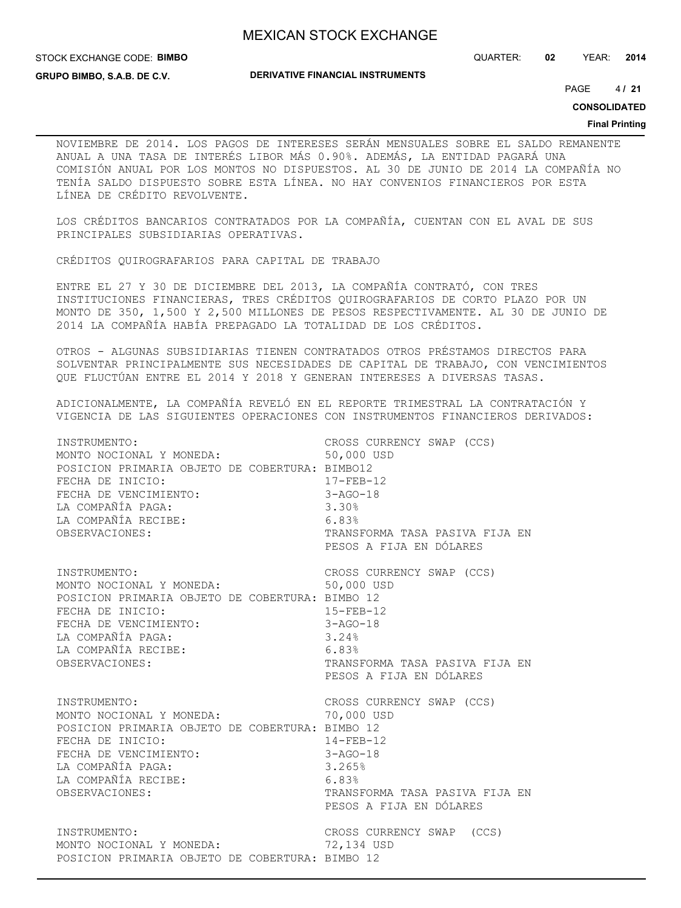NOVIEMBRE DE 2014. LOS PAGOS DE INTERESES SERÁN MENSUALES SOBRE EL SALDO REMANENTE ANUAL A UNA TASA DE INTERÉS LIBOR MÁS 0.90%. ADEMÁS, LA ENTIDAD PAGARÁ UNA COMISIÓN ANUAL POR LOS MONTOS NO DISPUESTOS. AL 30 DE JUNIO DE 2014 LA COMPAÑÍA NO TENÍA SALDO DISPUESTO SOBRE ESTA LÍNEA. NO HAY CONVENIOS FINANCIEROS POR ESTA LÍNEA DE CRÉDITO REVOLVENTE.

LOS CRÉDITOS BANCARIOS CONTRATADOS POR LA COMPAÑÍA, CUENTAN CON EL AVAL DE SUS PRINCIPALES SUBSIDIARIAS OPERATIVAS.

CRÉDITOS QUIROGRAFARIOS PARA CAPITAL DE TRABAJO

ENTRE EL 27 Y 30 DE DICIEMBRE DEL 2013, LA COMPAÑÍA CONTRATÓ, CON TRES INSTITUCIONES FINANCIERAS, TRES CRÉDITOS QUIROGRAFARIOS DE CORTO PLAZO POR UN MONTO DE 350, 1,500 Y 2,500 MILLONES DE PESOS RESPECTIVAMENTE. AL 30 DE JUNIO DE 2014 LA COMPAÑÍA HABÍA PREPAGADO LA TOTALIDAD DE LOS CRÉDITOS.

OTROS - ALGUNAS SUBSIDIARIAS TIENEN CONTRATADOS OTROS PRÉSTAMOS DIRECTOS PARA SOLVENTAR PRINCIPALMENTE SUS NECESIDADES DE CAPITAL DE TRABAJO, CON VENCIMIENTOS QUE FLUCTÚAN ENTRE EL 2014 Y 2018 Y GENERAN INTERESES A DIVERSAS TASAS.

ADICIONALMENTE, LA COMPAÑÍA REVELÓ EN EL REPORTE TRIMESTRAL LA CONTRATACIÓN Y VIGENCIA DE LAS SIGUIENTES OPERACIONES CON INSTRUMENTOS FINANCIEROS DERIVADOS:

INSTRUMENTO: CROSS CURRENCY SWAP (CCS)
MONTO NOCIONAL Y MONEDA: 50,000 USD
POSICION PRIMARIA OBJETO DE COBERTURA: BIMBO12
FECHA DE INICIO: 17-FEB-12
FECHA DE VENCIMIENTO: 3-AGO-18
LA COMPAÑÍA PAGA: 3.30%
LA COMPAÑÍA RECIBE: 6.83%
OBSERVACIONES: TRANSFORMA TASA PASIVA FIJA EN PESOS A FIJA EN DÓLARES

INSTRUMENTO: CROSS CURRENCY SWAP (CCS)
MONTO NOCIONAL Y MONEDA: 50,000 USD
POSICION PRIMARIA OBJETO DE COBERTURA: BIMBO 12
FECHA DE INICIO: 15-FEB-12
FECHA DE VENCIMIENTO: 3-AGO-18
LA COMPAÑÍA PAGA: 3.24%
LA COMPAÑÍA RECIBE: 6.83%
OBSERVACIONES: TRANSFORMA TASA PASIVA FIJA EN PESOS A FIJA EN DÓLARES

INSTRUMENTO: CROSS CURRENCY SWAP (CCS)
MONTO NOCIONAL Y MONEDA: 70,000 USD
POSICION PRIMARIA OBJETO DE COBERTURA: BIMBO 12
FECHA DE INICIO: 14-FEB-12
FECHA DE VENCIMIENTO: 3-AGO-18
LA COMPAÑÍA PAGA: 3.265%
LA COMPAÑÍA RECIBE: 6.83%
OBSERVACIONES: TRANSFORMA TASA PASIVA FIJA EN PESOS A FIJA EN DÓLARES

INSTRUMENTO: CROSS CURRENCY SWAP (CCS)
MONTO NOCIONAL Y MONEDA: 72,134 USD
POSICION PRIMARIA OBJETO DE COBERTURA: BIMBO 12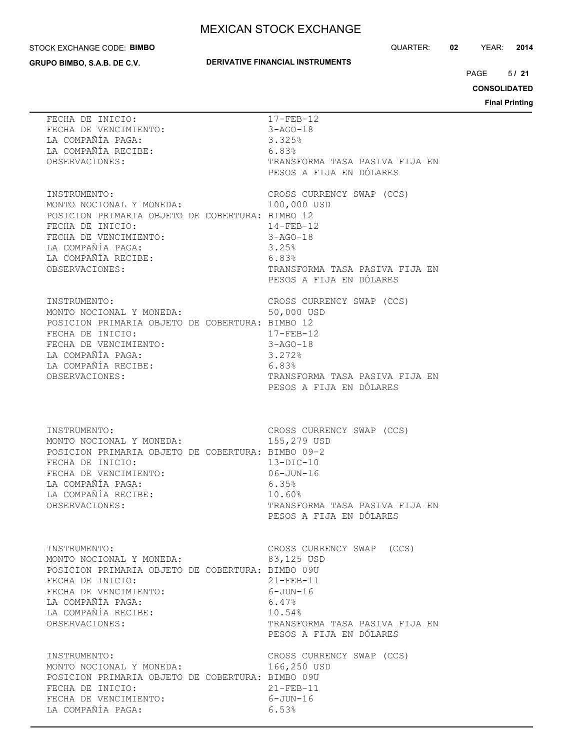FECHA DE INICIO: 17-FEB-12
FECHA DE VENCIMIENTO: 3-AGO-18
LA COMPAÑÍA PAGA: 3.325%
LA COMPAÑÍA RECIBE: 6.83%
OBSERVACIONES: TRANSFORMA TASA PASIVA FIJA EN PESOS A FIJA EN DÓLARES

INSTRUMENTO: CROSS CURRENCY SWAP (CCS)
MONTO NOCIONAL Y MONEDA: 100,000 USD
POSICION PRIMARIA OBJETO DE COBERTURA: BIMBO 12
FECHA DE INICIO: 14-FEB-12
FECHA DE VENCIMIENTO: 3-AGO-18
LA COMPAÑÍA PAGA: 3.25%
LA COMPAÑÍA RECIBE: 6.83%
OBSERVACIONES: TRANSFORMA TASA PASIVA FIJA EN PESOS A FIJA EN DÓLARES

INSTRUMENTO: CROSS CURRENCY SWAP (CCS)
MONTO NOCIONAL Y MONEDA: 50,000 USD
POSICION PRIMARIA OBJETO DE COBERTURA: BIMBO 12
FECHA DE INICIO: 17-FEB-12
FECHA DE VENCIMIENTO: 3-AGO-18
LA COMPAÑÍA PAGA: 3.272%
LA COMPAÑÍA RECIBE: 6.83%
OBSERVACIONES: TRANSFORMA TASA PASIVA FIJA EN PESOS A FIJA EN DÓLARES

INSTRUMENTO: CROSS CURRENCY SWAP (CCS)
MONTO NOCIONAL Y MONEDA: 155,279 USD
POSICION PRIMARIA OBJETO DE COBERTURA: BIMBO 09-2
FECHA DE INICIO: 13-DIC-10
FECHA DE VENCIMIENTO: 06-JUN-16
LA COMPAÑÍA PAGA: 6.35%
LA COMPAÑÍA RECIBE: 10.60%
OBSERVACIONES: TRANSFORMA TASA PASIVA FIJA EN PESOS A FIJA EN DÓLARES

INSTRUMENTO: CROSS CURRENCY SWAP (CCS)
MONTO NOCIONAL Y MONEDA: 83,125 USD
POSICION PRIMARIA OBJETO DE COBERTURA: BIMBO 09U
FECHA DE INICIO: 21-FEB-11
FECHA DE VENCIMIENTO: 6-JUN-16
LA COMPAÑÍA PAGA: 6.47%
LA COMPAÑÍA RECIBE: 10.54%
OBSERVACIONES: TRANSFORMA TASA PASIVA FIJA EN PESOS A FIJA EN DÓLARES

INSTRUMENTO: CROSS CURRENCY SWAP (CCS)
MONTO NOCIONAL Y MONEDA: 166,250 USD
POSICION PRIMARIA OBJETO DE COBERTURA: BIMBO 09U
FECHA DE INICIO: 21-FEB-11
FECHA DE VENCIMIENTO: 6-JUN-16
LA COMPAÑÍA PAGA: 6.53%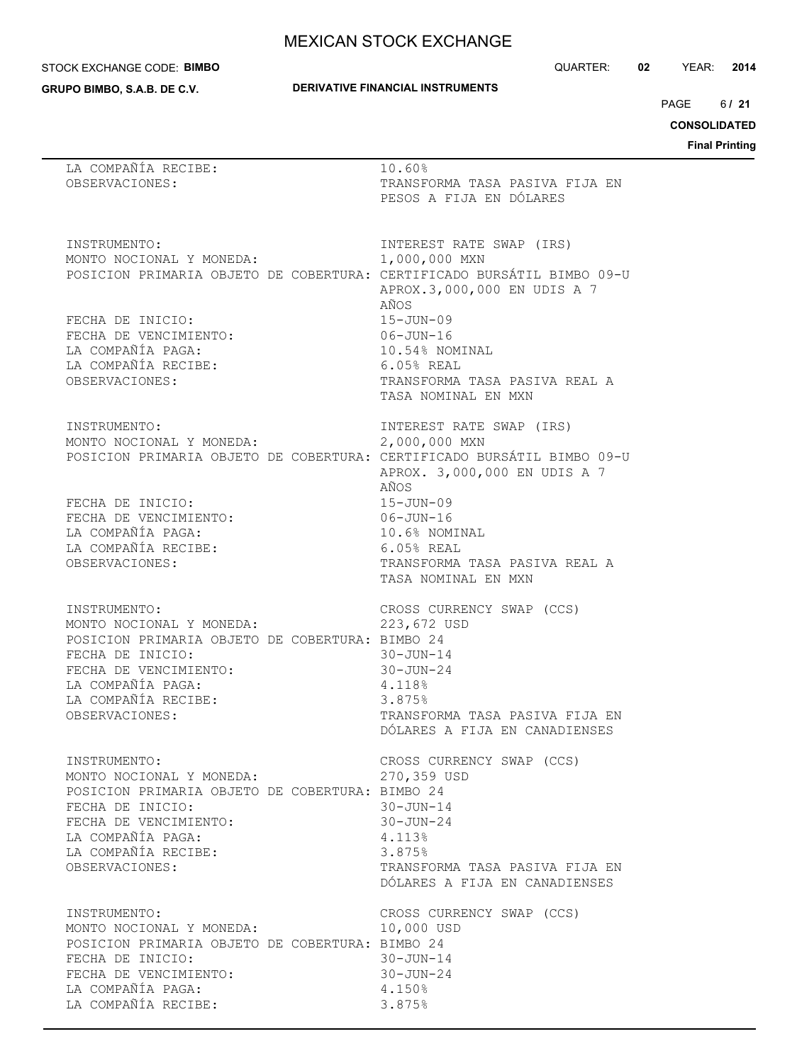LA COMPAÑÍA RECIBE: 10.60%
OBSERVACIONES: TRANSFORMA TASA PASIVA FIJA EN PESOS A FIJA EN DÓLARES

INSTRUMENTO: INTEREST RATE SWAP (IRS)
MONTO NOCIONAL Y MONEDA: 1,000,000 MXN
POSICION PRIMARIA OBJETO DE COBERTURA: CERTIFICADO BURSÁTIL BIMBO 09-U APROX.3,000,000 EN UDIS A 7 AÑOS
FECHA DE INICIO: 15-JUN-09
FECHA DE VENCIMIENTO: 06-JUN-16
LA COMPAÑÍA PAGA: 10.54% NOMINAL
LA COMPAÑÍA RECIBE: 6.05% REAL
OBSERVACIONES: TRANSFORMA TASA PASIVA REAL A TASA NOMINAL EN MXN

INSTRUMENTO: INTEREST RATE SWAP (IRS)
MONTO NOCIONAL Y MONEDA: 2,000,000 MXN
POSICION PRIMARIA OBJETO DE COBERTURA: CERTIFICADO BURSÁTIL BIMBO 09-U APROX. 3,000,000 EN UDIS A 7 AÑOS
FECHA DE INICIO: 15-JUN-09
FECHA DE VENCIMIENTO: 06-JUN-16
LA COMPAÑÍA PAGA: 10.6% NOMINAL
LA COMPAÑÍA RECIBE: 6.05% REAL
OBSERVACIONES: TRANSFORMA TASA PASIVA REAL A TASA NOMINAL EN MXN

INSTRUMENTO: CROSS CURRENCY SWAP (CCS)
MONTO NOCIONAL Y MONEDA: 223,672 USD
POSICION PRIMARIA OBJETO DE COBERTURA: BIMBO 24
FECHA DE INICIO: 30-JUN-14
FECHA DE VENCIMIENTO: 30-JUN-24
LA COMPAÑÍA PAGA: 4.118%
LA COMPAÑÍA RECIBE: 3.875%
OBSERVACIONES: TRANSFORMA TASA PASIVA FIJA EN DÓLARES A FIJA EN CANADIENSES

INSTRUMENTO: CROSS CURRENCY SWAP (CCS)
MONTO NOCIONAL Y MONEDA: 270,359 USD
POSICION PRIMARIA OBJETO DE COBERTURA: BIMBO 24
FECHA DE INICIO: 30-JUN-14
FECHA DE VENCIMIENTO: 30-JUN-24
LA COMPAÑÍA PAGA: 4.113%
LA COMPAÑÍA RECIBE: 3.875%
OBSERVACIONES: TRANSFORMA TASA PASIVA FIJA EN DÓLARES A FIJA EN CANADIENSES

INSTRUMENTO: CROSS CURRENCY SWAP (CCS)
MONTO NOCIONAL Y MONEDA: 10,000 USD
POSICION PRIMARIA OBJETO DE COBERTURA: BIMBO 24
FECHA DE INICIO: 30-JUN-14
FECHA DE VENCIMIENTO: 30-JUN-24
LA COMPAÑÍA PAGA: 4.150%
LA COMPAÑÍA RECIBE: 3.875%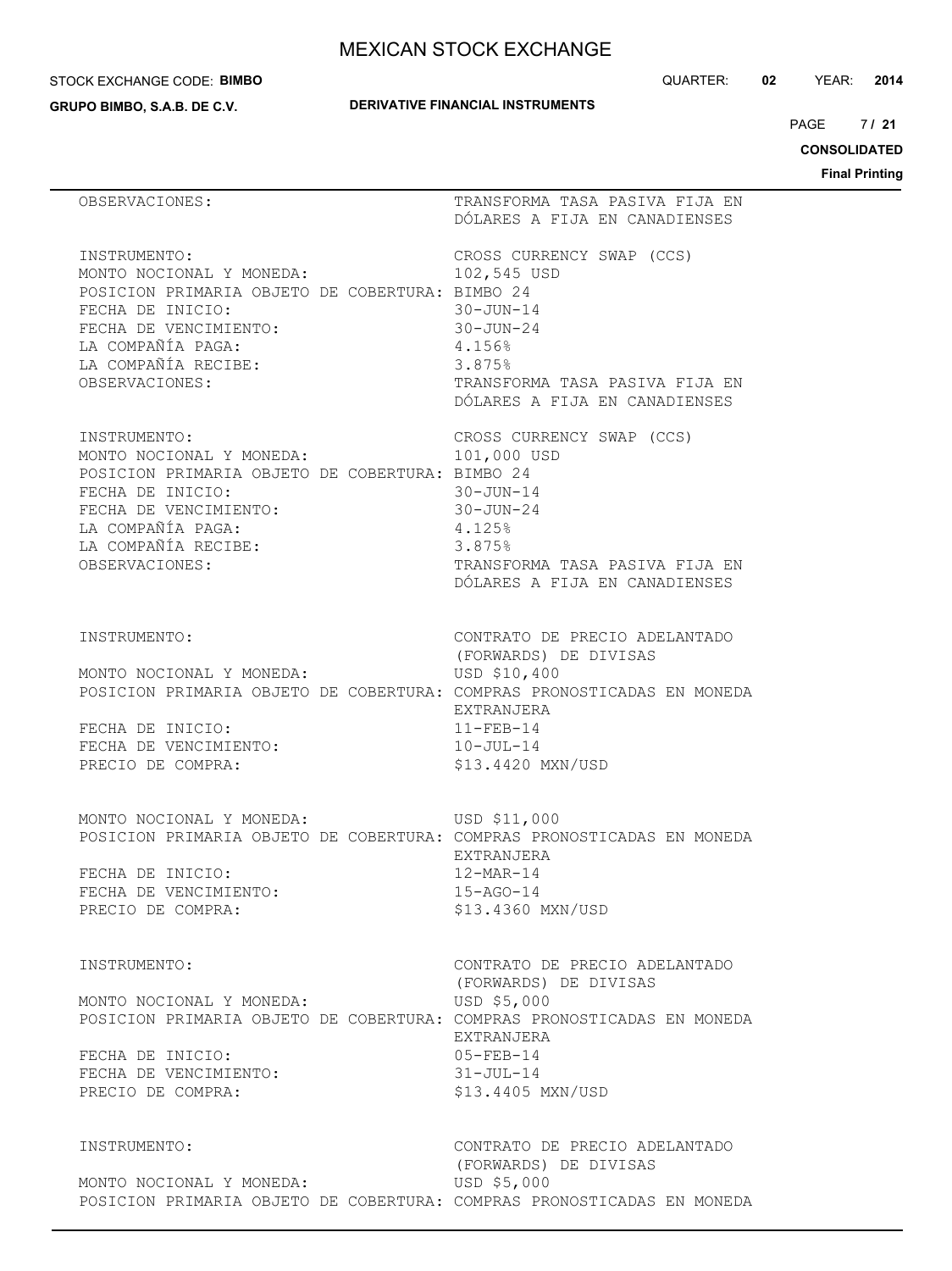OBSERVACIONES: TRANSFORMA TASA PASIVA FIJA EN DÓLARES A FIJA EN CANADIENSES

INSTRUMENTO: CROSS CURRENCY SWAP (CCS)
MONTO NOCIONAL Y MONEDA: 102,545 USD
POSICION PRIMARIA OBJETO DE COBERTURA: BIMBO 24
FECHA DE INICIO: 30-JUN-14
FECHA DE VENCIMIENTO: 30-JUN-24
LA COMPAÑÍA PAGA: 4.156%
LA COMPAÑÍA RECIBE: 3.875%
OBSERVACIONES: TRANSFORMA TASA PASIVA FIJA EN DÓLARES A FIJA EN CANADIENSES

INSTRUMENTO: CROSS CURRENCY SWAP (CCS)
MONTO NOCIONAL Y MONEDA: 101,000 USD
POSICION PRIMARIA OBJETO DE COBERTURA: BIMBO 24
FECHA DE INICIO: 30-JUN-14
FECHA DE VENCIMIENTO: 30-JUN-24
LA COMPAÑÍA PAGA: 4.125%
LA COMPAÑÍA RECIBE: 3.875%
OBSERVACIONES: TRANSFORMA TASA PASIVA FIJA EN DÓLARES A FIJA EN CANADIENSES

INSTRUMENTO: CONTRATO DE PRECIO ADELANTADO (FORWARDS) DE DIVISAS
MONTO NOCIONAL Y MONEDA: USD $10,400
POSICION PRIMARIA OBJETO DE COBERTURA: COMPRAS PRONOSTICADAS EN MONEDA EXTRANJERA
FECHA DE INICIO: 11-FEB-14
FECHA DE VENCIMIENTO: 10-JUL-14
PRECIO DE COMPRA: $13.4420 MXN/USD

MONTO NOCIONAL Y MONEDA: USD $11,000
POSICION PRIMARIA OBJETO DE COBERTURA: COMPRAS PRONOSTICADAS EN MONEDA EXTRANJERA
FECHA DE INICIO: 12-MAR-14
FECHA DE VENCIMIENTO: 15-AGO-14
PRECIO DE COMPRA: $13.4360 MXN/USD

INSTRUMENTO: CONTRATO DE PRECIO ADELANTADO (FORWARDS) DE DIVISAS
MONTO NOCIONAL Y MONEDA: USD $5,000
POSICION PRIMARIA OBJETO DE COBERTURA: COMPRAS PRONOSTICADAS EN MONEDA EXTRANJERA
FECHA DE INICIO: 05-FEB-14
FECHA DE VENCIMIENTO: 31-JUL-14
PRECIO DE COMPRA: $13.4405 MXN/USD

INSTRUMENTO: CONTRATO DE PRECIO ADELANTADO (FORWARDS) DE DIVISAS
MONTO NOCIONAL Y MONEDA: USD $5,000
POSICION PRIMARIA OBJETO DE COBERTURA: COMPRAS PRONOSTICADAS EN MONEDA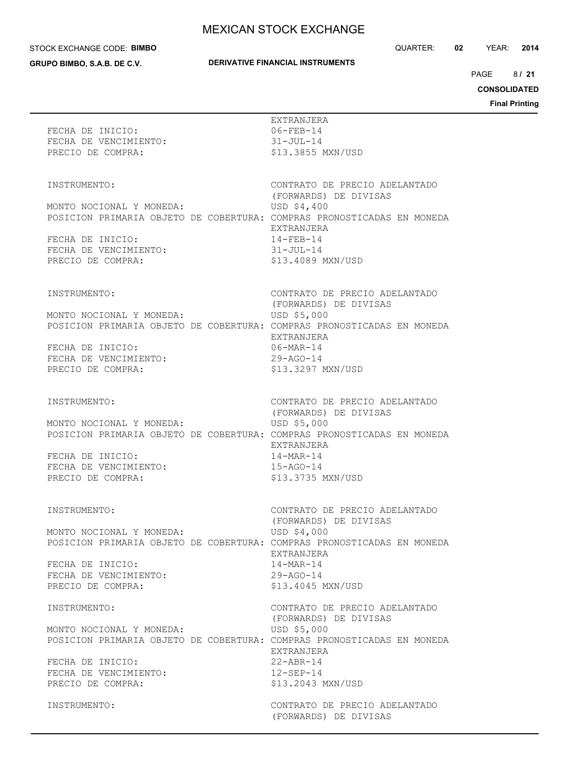EXTRANJERA

FECHA DE INICIO: 06-FEB-14
FECHA DE VENCIMIENTO: 31-JUL-14
PRECIO DE COMPRA: $13.3855 MXN/USD

INSTRUMENTO: CONTRATO DE PRECIO ADELANTADO (FORWARDS) DE DIVISAS
MONTO NOCIONAL Y MONEDA: USD $4,400
POSICION PRIMARIA OBJETO DE COBERTURA: COMPRAS PRONOSTICADAS EN MONEDA EXTRANJERA
FECHA DE INICIO: 14-FEB-14
FECHA DE VENCIMIENTO: 31-JUL-14
PRECIO DE COMPRA: $13.4089 MXN/USD

INSTRUMENTO: CONTRATO DE PRECIO ADELANTADO (FORWARDS) DE DIVISAS
MONTO NOCIONAL Y MONEDA: USD $5,000
POSICION PRIMARIA OBJETO DE COBERTURA: COMPRAS PRONOSTICADAS EN MONEDA EXTRANJERA
FECHA DE INICIO: 06-MAR-14
FECHA DE VENCIMIENTO: 29-AGO-14
PRECIO DE COMPRA: $13.3297 MXN/USD

INSTRUMENTO: CONTRATO DE PRECIO ADELANTADO (FORWARDS) DE DIVISAS
MONTO NOCIONAL Y MONEDA: USD $5,000
POSICION PRIMARIA OBJETO DE COBERTURA: COMPRAS PRONOSTICADAS EN MONEDA EXTRANJERA
FECHA DE INICIO: 14-MAR-14
FECHA DE VENCIMIENTO: 15-AGO-14
PRECIO DE COMPRA: $13.3735 MXN/USD

INSTRUMENTO: CONTRATO DE PRECIO ADELANTADO (FORWARDS) DE DIVISAS
MONTO NOCIONAL Y MONEDA: USD $4,000
POSICION PRIMARIA OBJETO DE COBERTURA: COMPRAS PRONOSTICADAS EN MONEDA EXTRANJERA
FECHA DE INICIO: 14-MAR-14
FECHA DE VENCIMIENTO: 29-AGO-14
PRECIO DE COMPRA: $13.4045 MXN/USD

INSTRUMENTO: CONTRATO DE PRECIO ADELANTADO (FORWARDS) DE DIVISAS
MONTO NOCIONAL Y MONEDA: USD $5,000
POSICION PRIMARIA OBJETO DE COBERTURA: COMPRAS PRONOSTICADAS EN MONEDA EXTRANJERA
FECHA DE INICIO: 22-ABR-14
FECHA DE VENCIMIENTO: 12-SEP-14
PRECIO DE COMPRA: $13.2043 MXN/USD

INSTRUMENTO: CONTRATO DE PRECIO ADELANTADO (FORWARDS) DE DIVISAS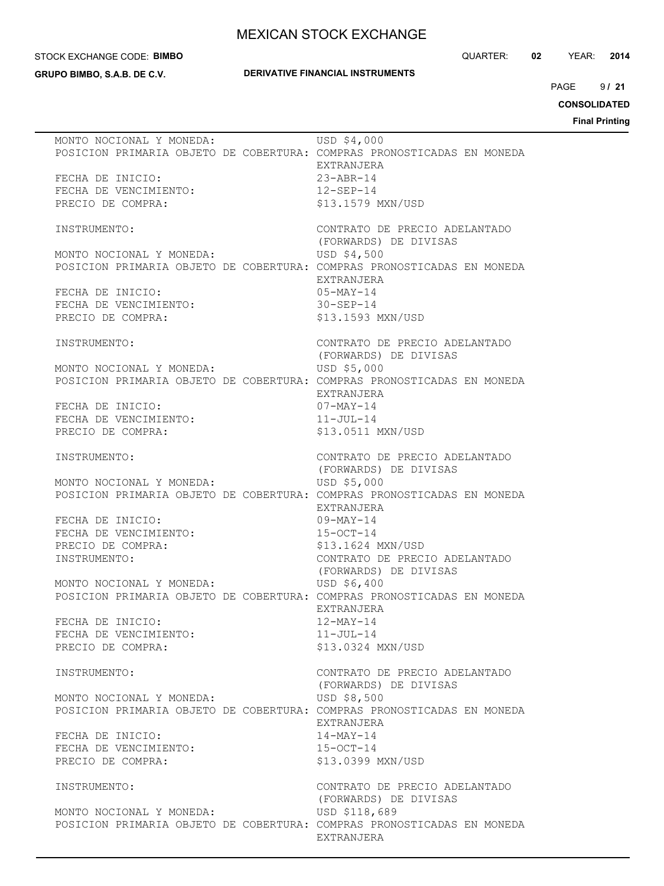MONTO NOCIONAL Y MONEDA: USD $4,000
POSICION PRIMARIA OBJETO DE COBERTURA: COMPRAS PRONOSTICADAS EN MONEDA EXTRANJERA
FECHA DE INICIO: 23-ABR-14
FECHA DE VENCIMIENTO: 12-SEP-14
PRECIO DE COMPRA: $13.1579 MXN/USD

INSTRUMENTO: CONTRATO DE PRECIO ADELANTADO (FORWARDS) DE DIVISAS
MONTO NOCIONAL Y MONEDA: USD $4,500
POSICION PRIMARIA OBJETO DE COBERTURA: COMPRAS PRONOSTICADAS EN MONEDA EXTRANJERA
FECHA DE INICIO: 05-MAY-14
FECHA DE VENCIMIENTO: 30-SEP-14
PRECIO DE COMPRA: $13.1593 MXN/USD

INSTRUMENTO: CONTRATO DE PRECIO ADELANTADO (FORWARDS) DE DIVISAS
MONTO NOCIONAL Y MONEDA: USD $5,000
POSICION PRIMARIA OBJETO DE COBERTURA: COMPRAS PRONOSTICADAS EN MONEDA EXTRANJERA
FECHA DE INICIO: 07-MAY-14
FECHA DE VENCIMIENTO: 11-JUL-14
PRECIO DE COMPRA: $13.0511 MXN/USD

INSTRUMENTO: CONTRATO DE PRECIO ADELANTADO (FORWARDS) DE DIVISAS
MONTO NOCIONAL Y MONEDA: USD $5,000
POSICION PRIMARIA OBJETO DE COBERTURA: COMPRAS PRONOSTICADAS EN MONEDA EXTRANJERA
FECHA DE INICIO: 09-MAY-14
FECHA DE VENCIMIENTO: 15-OCT-14
PRECIO DE COMPRA: $13.1624 MXN/USD
INSTRUMENTO: CONTRATO DE PRECIO ADELANTADO (FORWARDS) DE DIVISAS
MONTO NOCIONAL Y MONEDA: USD $6,400
POSICION PRIMARIA OBJETO DE COBERTURA: COMPRAS PRONOSTICADAS EN MONEDA EXTRANJERA
FECHA DE INICIO: 12-MAY-14
FECHA DE VENCIMIENTO: 11-JUL-14
PRECIO DE COMPRA: $13.0324 MXN/USD

INSTRUMENTO: CONTRATO DE PRECIO ADELANTADO (FORWARDS) DE DIVISAS
MONTO NOCIONAL Y MONEDA: USD $8,500
POSICION PRIMARIA OBJETO DE COBERTURA: COMPRAS PRONOSTICADAS EN MONEDA EXTRANJERA
FECHA DE INICIO: 14-MAY-14
FECHA DE VENCIMIENTO: 15-OCT-14
PRECIO DE COMPRA: $13.0399 MXN/USD

INSTRUMENTO: CONTRATO DE PRECIO ADELANTADO (FORWARDS) DE DIVISAS
MONTO NOCIONAL Y MONEDA: USD $118,689
POSICION PRIMARIA OBJETO DE COBERTURA: COMPRAS PRONOSTICADAS EN MONEDA EXTRANJERA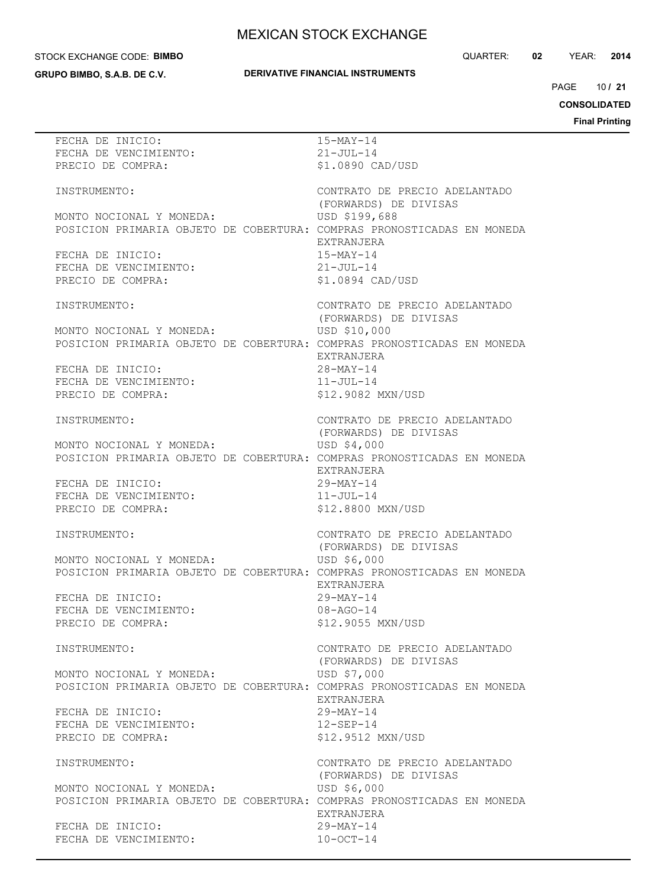FECHA DE INICIO: 15-MAY-14
FECHA DE VENCIMIENTO: 21-JUL-14
PRECIO DE COMPRA: $1.0890 CAD/USD

INSTRUMENTO: CONTRATO DE PRECIO ADELANTADO (FORWARDS) DE DIVISAS
MONTO NOCIONAL Y MONEDA: USD $199,688
POSICION PRIMARIA OBJETO DE COBERTURA: COMPRAS PRONOSTICADAS EN MONEDA EXTRANJERA
FECHA DE INICIO: 15-MAY-14
FECHA DE VENCIMIENTO: 21-JUL-14
PRECIO DE COMPRA: $1.0894 CAD/USD

INSTRUMENTO: CONTRATO DE PRECIO ADELANTADO (FORWARDS) DE DIVISAS
MONTO NOCIONAL Y MONEDA: USD $10,000
POSICION PRIMARIA OBJETO DE COBERTURA: COMPRAS PRONOSTICADAS EN MONEDA EXTRANJERA
FECHA DE INICIO: 28-MAY-14
FECHA DE VENCIMIENTO: 11-JUL-14
PRECIO DE COMPRA: $12.9082 MXN/USD

INSTRUMENTO: CONTRATO DE PRECIO ADELANTADO (FORWARDS) DE DIVISAS
MONTO NOCIONAL Y MONEDA: USD $4,000
POSICION PRIMARIA OBJETO DE COBERTURA: COMPRAS PRONOSTICADAS EN MONEDA EXTRANJERA
FECHA DE INICIO: 29-MAY-14
FECHA DE VENCIMIENTO: 11-JUL-14
PRECIO DE COMPRA: $12.8800 MXN/USD

INSTRUMENTO: CONTRATO DE PRECIO ADELANTADO (FORWARDS) DE DIVISAS
MONTO NOCIONAL Y MONEDA: USD $6,000
POSICION PRIMARIA OBJETO DE COBERTURA: COMPRAS PRONOSTICADAS EN MONEDA EXTRANJERA
FECHA DE INICIO: 29-MAY-14
FECHA DE VENCIMIENTO: 08-AGO-14
PRECIO DE COMPRA: $12.9055 MXN/USD

INSTRUMENTO: CONTRATO DE PRECIO ADELANTADO (FORWARDS) DE DIVISAS
MONTO NOCIONAL Y MONEDA: USD $7,000
POSICION PRIMARIA OBJETO DE COBERTURA: COMPRAS PRONOSTICADAS EN MONEDA EXTRANJERA
FECHA DE INICIO: 29-MAY-14
FECHA DE VENCIMIENTO: 12-SEP-14
PRECIO DE COMPRA: $12.9512 MXN/USD

INSTRUMENTO: CONTRATO DE PRECIO ADELANTADO (FORWARDS) DE DIVISAS
MONTO NOCIONAL Y MONEDA: USD $6,000
POSICION PRIMARIA OBJETO DE COBERTURA: COMPRAS PRONOSTICADAS EN MONEDA EXTRANJERA
FECHA DE INICIO: 29-MAY-14
FECHA DE VENCIMIENTO: 10-OCT-14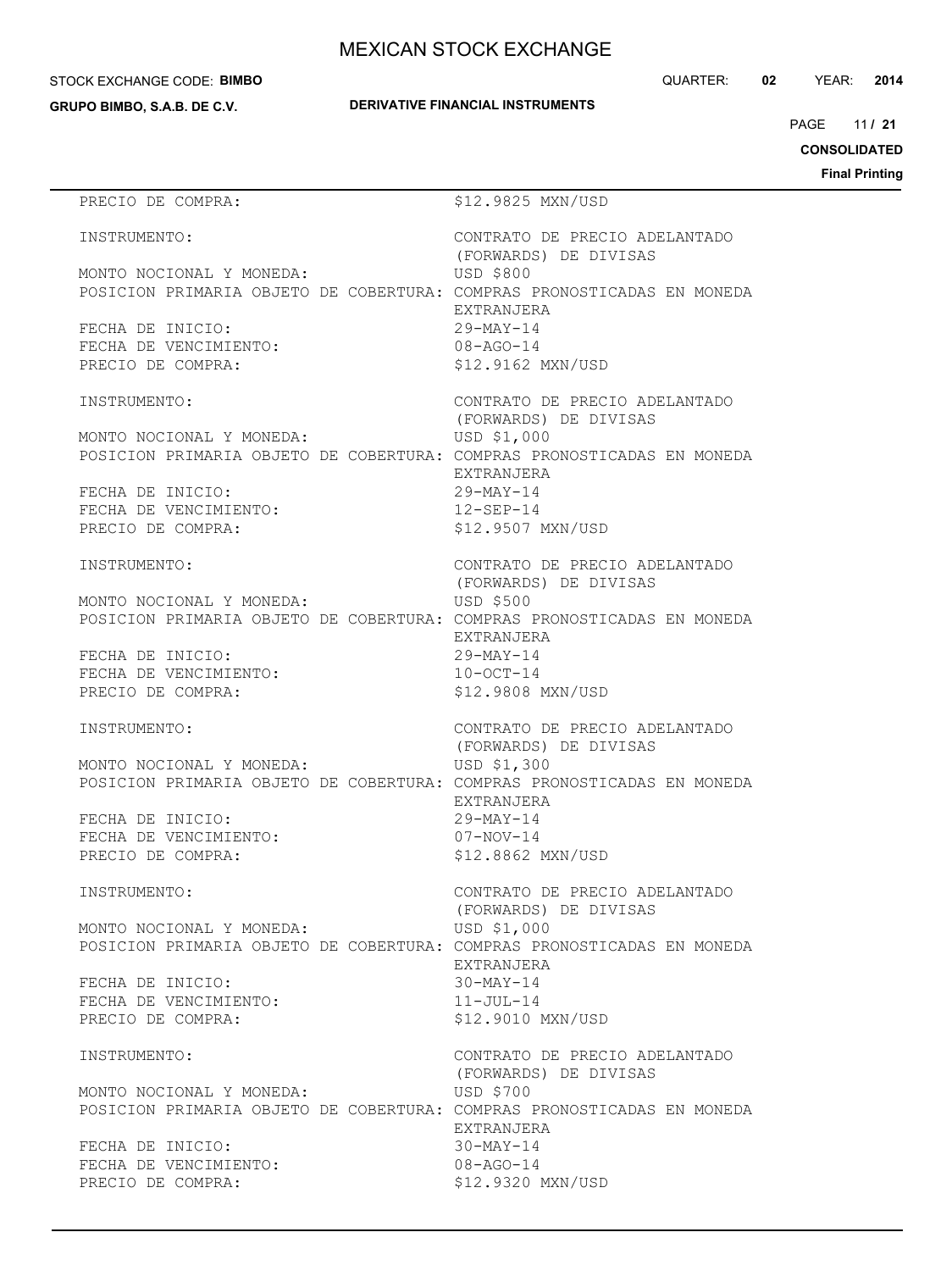PRECIO DE COMPRA: $12.9825 MXN/USD

INSTRUMENTO: CONTRATO DE PRECIO ADELANTADO (FORWARDS) DE DIVISAS
MONTO NOCIONAL Y MONEDA: USD $800
POSICION PRIMARIA OBJETO DE COBERTURA: COMPRAS PRONOSTICADAS EN MONEDA EXTRANJERA
FECHA DE INICIO: 29-MAY-14
FECHA DE VENCIMIENTO: 08-AGO-14
PRECIO DE COMPRA: $12.9162 MXN/USD

INSTRUMENTO: CONTRATO DE PRECIO ADELANTADO (FORWARDS) DE DIVISAS
MONTO NOCIONAL Y MONEDA: USD $1,000
POSICION PRIMARIA OBJETO DE COBERTURA: COMPRAS PRONOSTICADAS EN MONEDA EXTRANJERA
FECHA DE INICIO: 29-MAY-14
FECHA DE VENCIMIENTO: 12-SEP-14
PRECIO DE COMPRA: $12.9507 MXN/USD

INSTRUMENTO: CONTRATO DE PRECIO ADELANTADO (FORWARDS) DE DIVISAS
MONTO NOCIONAL Y MONEDA: USD $500
POSICION PRIMARIA OBJETO DE COBERTURA: COMPRAS PRONOSTICADAS EN MONEDA EXTRANJERA
FECHA DE INICIO: 29-MAY-14
FECHA DE VENCIMIENTO: 10-OCT-14
PRECIO DE COMPRA: $12.9808 MXN/USD

INSTRUMENTO: CONTRATO DE PRECIO ADELANTADO (FORWARDS) DE DIVISAS
MONTO NOCIONAL Y MONEDA: USD $1,300
POSICION PRIMARIA OBJETO DE COBERTURA: COMPRAS PRONOSTICADAS EN MONEDA EXTRANJERA
FECHA DE INICIO: 29-MAY-14
FECHA DE VENCIMIENTO: 07-NOV-14
PRECIO DE COMPRA: $12.8862 MXN/USD

INSTRUMENTO: CONTRATO DE PRECIO ADELANTADO (FORWARDS) DE DIVISAS
MONTO NOCIONAL Y MONEDA: USD $1,000
POSICION PRIMARIA OBJETO DE COBERTURA: COMPRAS PRONOSTICADAS EN MONEDA EXTRANJERA
FECHA DE INICIO: 30-MAY-14
FECHA DE VENCIMIENTO: 11-JUL-14
PRECIO DE COMPRA: $12.9010 MXN/USD

INSTRUMENTO: CONTRATO DE PRECIO ADELANTADO (FORWARDS) DE DIVISAS
MONTO NOCIONAL Y MONEDA: USD $700
POSICION PRIMARIA OBJETO DE COBERTURA: COMPRAS PRONOSTICADAS EN MONEDA EXTRANJERA
FECHA DE INICIO: 30-MAY-14
FECHA DE VENCIMIENTO: 08-AGO-14
PRECIO DE COMPRA: $12.9320 MXN/USD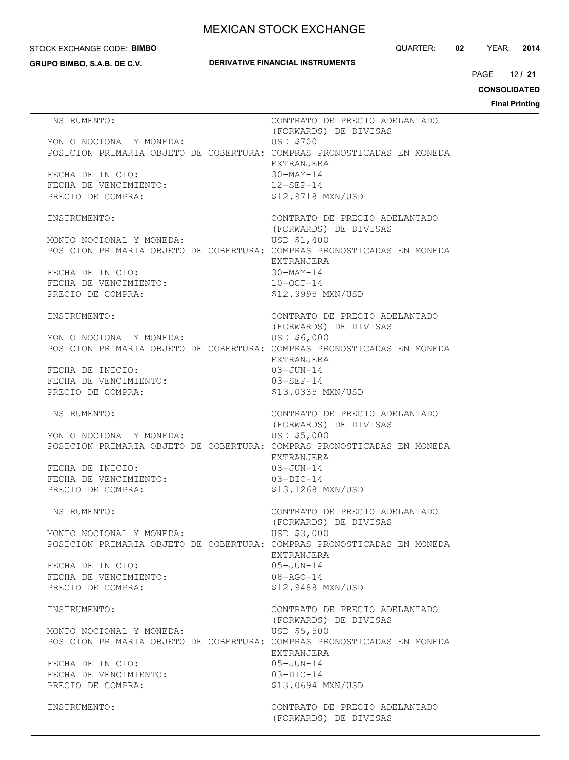INSTRUMENTO: CONTRATO DE PRECIO ADELANTADO (FORWARDS) DE DIVISAS
MONTO NOCIONAL Y MONEDA: USD $700
POSICION PRIMARIA OBJETO DE COBERTURA: COMPRAS PRONOSTICADAS EN MONEDA EXTRANJERA
FECHA DE INICIO: 30-MAY-14
FECHA DE VENCIMIENTO: 12-SEP-14
PRECIO DE COMPRA: $12.9718 MXN/USD

INSTRUMENTO: CONTRATO DE PRECIO ADELANTADO (FORWARDS) DE DIVISAS
MONTO NOCIONAL Y MONEDA: USD $1,400
POSICION PRIMARIA OBJETO DE COBERTURA: COMPRAS PRONOSTICADAS EN MONEDA EXTRANJERA
FECHA DE INICIO: 30-MAY-14
FECHA DE VENCIMIENTO: 10-OCT-14
PRECIO DE COMPRA: $12.9995 MXN/USD

INSTRUMENTO: CONTRATO DE PRECIO ADELANTADO (FORWARDS) DE DIVISAS
MONTO NOCIONAL Y MONEDA: USD $6,000
POSICION PRIMARIA OBJETO DE COBERTURA: COMPRAS PRONOSTICADAS EN MONEDA EXTRANJERA
FECHA DE INICIO: 03-JUN-14
FECHA DE VENCIMIENTO: 03-SEP-14
PRECIO DE COMPRA: $13.0335 MXN/USD

INSTRUMENTO: CONTRATO DE PRECIO ADELANTADO (FORWARDS) DE DIVISAS
MONTO NOCIONAL Y MONEDA: USD $5,000
POSICION PRIMARIA OBJETO DE COBERTURA: COMPRAS PRONOSTICADAS EN MONEDA EXTRANJERA
FECHA DE INICIO: 03-JUN-14
FECHA DE VENCIMIENTO: 03-DIC-14
PRECIO DE COMPRA: $13.1268 MXN/USD

INSTRUMENTO: CONTRATO DE PRECIO ADELANTADO (FORWARDS) DE DIVISAS
MONTO NOCIONAL Y MONEDA: USD $3,000
POSICION PRIMARIA OBJETO DE COBERTURA: COMPRAS PRONOSTICADAS EN MONEDA EXTRANJERA
FECHA DE INICIO: 05-JUN-14
FECHA DE VENCIMIENTO: 08-AGO-14
PRECIO DE COMPRA: $12.9488 MXN/USD

INSTRUMENTO: CONTRATO DE PRECIO ADELANTADO (FORWARDS) DE DIVISAS
MONTO NOCIONAL Y MONEDA: USD $5,500
POSICION PRIMARIA OBJETO DE COBERTURA: COMPRAS PRONOSTICADAS EN MONEDA EXTRANJERA
FECHA DE INICIO: 05-JUN-14
FECHA DE VENCIMIENTO: 03-DIC-14
PRECIO DE COMPRA: $13.0694 MXN/USD

INSTRUMENTO: CONTRATO DE PRECIO ADELANTADO (FORWARDS) DE DIVISAS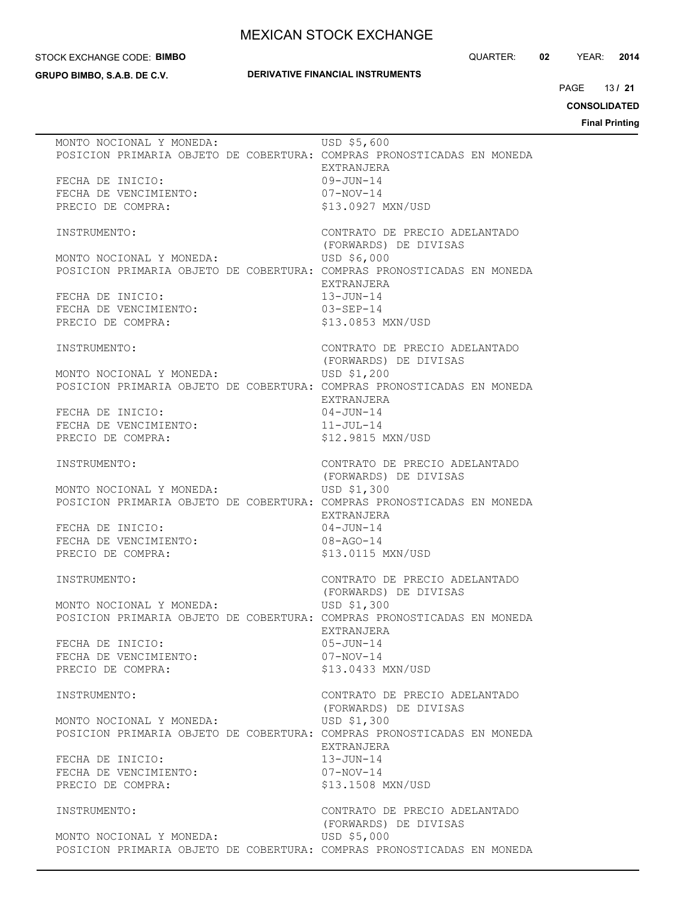MONTO NOCIONAL Y MONEDA: USD $5,600
POSICION PRIMARIA OBJETO DE COBERTURA: COMPRAS PRONOSTICADAS EN MONEDA EXTRANJERA
FECHA DE INICIO: 09-JUN-14
FECHA DE VENCIMIENTO: 07-NOV-14
PRECIO DE COMPRA: $13.0927 MXN/USD

INSTRUMENTO: CONTRATO DE PRECIO ADELANTADO (FORWARDS) DE DIVISAS
MONTO NOCIONAL Y MONEDA: USD $6,000
POSICION PRIMARIA OBJETO DE COBERTURA: COMPRAS PRONOSTICADAS EN MONEDA EXTRANJERA
FECHA DE INICIO: 13-JUN-14
FECHA DE VENCIMIENTO: 03-SEP-14
PRECIO DE COMPRA: $13.0853 MXN/USD

INSTRUMENTO: CONTRATO DE PRECIO ADELANTADO (FORWARDS) DE DIVISAS
MONTO NOCIONAL Y MONEDA: USD $1,200
POSICION PRIMARIA OBJETO DE COBERTURA: COMPRAS PRONOSTICADAS EN MONEDA EXTRANJERA
FECHA DE INICIO: 04-JUN-14
FECHA DE VENCIMIENTO: 11-JUL-14
PRECIO DE COMPRA: $12.9815 MXN/USD

INSTRUMENTO: CONTRATO DE PRECIO ADELANTADO (FORWARDS) DE DIVISAS
MONTO NOCIONAL Y MONEDA: USD $1,300
POSICION PRIMARIA OBJETO DE COBERTURA: COMPRAS PRONOSTICADAS EN MONEDA EXTRANJERA
FECHA DE INICIO: 04-JUN-14
FECHA DE VENCIMIENTO: 08-AGO-14
PRECIO DE COMPRA: $13.0115 MXN/USD

INSTRUMENTO: CONTRATO DE PRECIO ADELANTADO (FORWARDS) DE DIVISAS
MONTO NOCIONAL Y MONEDA: USD $1,300
POSICION PRIMARIA OBJETO DE COBERTURA: COMPRAS PRONOSTICADAS EN MONEDA EXTRANJERA
FECHA DE INICIO: 05-JUN-14
FECHA DE VENCIMIENTO: 07-NOV-14
PRECIO DE COMPRA: $13.0433 MXN/USD

INSTRUMENTO: CONTRATO DE PRECIO ADELANTADO (FORWARDS) DE DIVISAS
MONTO NOCIONAL Y MONEDA: USD $1,300
POSICION PRIMARIA OBJETO DE COBERTURA: COMPRAS PRONOSTICADAS EN MONEDA EXTRANJERA
FECHA DE INICIO: 13-JUN-14
FECHA DE VENCIMIENTO: 07-NOV-14
PRECIO DE COMPRA: $13.1508 MXN/USD

INSTRUMENTO: CONTRATO DE PRECIO ADELANTADO (FORWARDS) DE DIVISAS
MONTO NOCIONAL Y MONEDA: USD $5,000
POSICION PRIMARIA OBJETO DE COBERTURA: COMPRAS PRONOSTICADAS EN MONEDA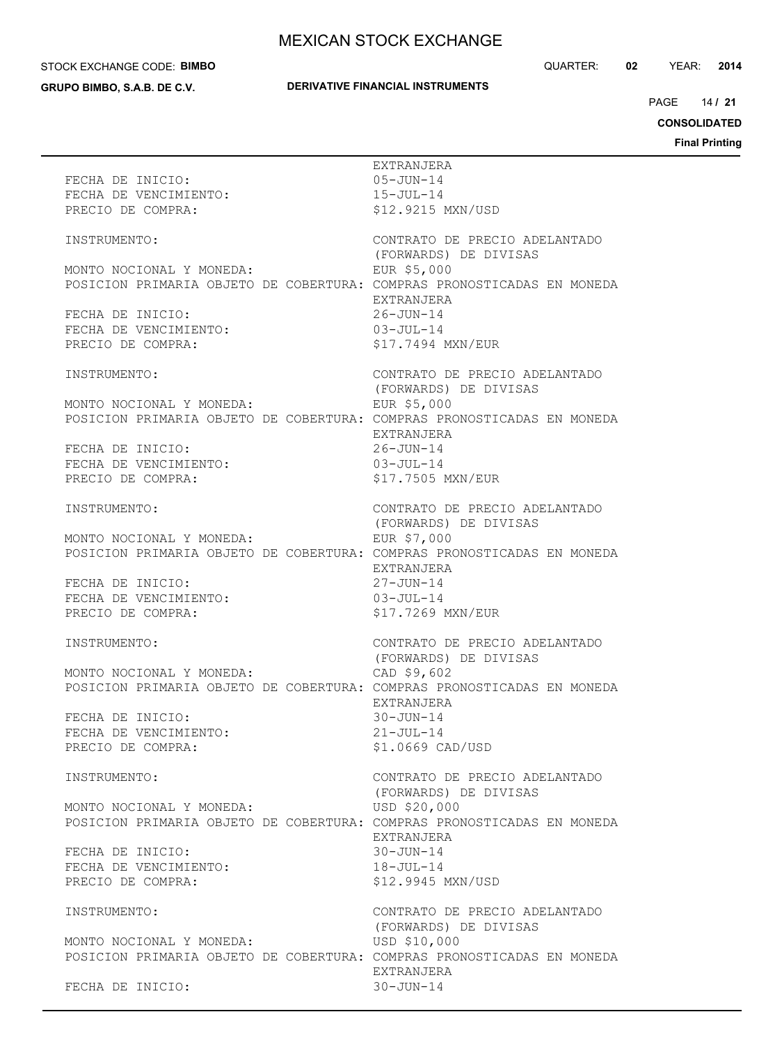EXTRANJERA
FECHA DE INICIO: 05-JUN-14
FECHA DE VENCIMIENTO: 15-JUL-14
PRECIO DE COMPRA: $12.9215 MXN/USD

INSTRUMENTO: CONTRATO DE PRECIO ADELANTADO (FORWARDS) DE DIVISAS
MONTO NOCIONAL Y MONEDA: EUR $5,000
POSICION PRIMARIA OBJETO DE COBERTURA: COMPRAS PRONOSTICADAS EN MONEDA EXTRANJERA
FECHA DE INICIO: 26-JUN-14
FECHA DE VENCIMIENTO: 03-JUL-14
PRECIO DE COMPRA: $17.7494 MXN/EUR

INSTRUMENTO: CONTRATO DE PRECIO ADELANTADO (FORWARDS) DE DIVISAS
MONTO NOCIONAL Y MONEDA: EUR $5,000
POSICION PRIMARIA OBJETO DE COBERTURA: COMPRAS PRONOSTICADAS EN MONEDA EXTRANJERA
FECHA DE INICIO: 26-JUN-14
FECHA DE VENCIMIENTO: 03-JUL-14
PRECIO DE COMPRA: $17.7505 MXN/EUR

INSTRUMENTO: CONTRATO DE PRECIO ADELANTADO (FORWARDS) DE DIVISAS
MONTO NOCIONAL Y MONEDA: EUR $7,000
POSICION PRIMARIA OBJETO DE COBERTURA: COMPRAS PRONOSTICADAS EN MONEDA EXTRANJERA
FECHA DE INICIO: 27-JUN-14
FECHA DE VENCIMIENTO: 03-JUL-14
PRECIO DE COMPRA: $17.7269 MXN/EUR

INSTRUMENTO: CONTRATO DE PRECIO ADELANTADO (FORWARDS) DE DIVISAS
MONTO NOCIONAL Y MONEDA: CAD $9,602
POSICION PRIMARIA OBJETO DE COBERTURA: COMPRAS PRONOSTICADAS EN MONEDA EXTRANJERA
FECHA DE INICIO: 30-JUN-14
FECHA DE VENCIMIENTO: 21-JUL-14
PRECIO DE COMPRA: $1.0669 CAD/USD

INSTRUMENTO: CONTRATO DE PRECIO ADELANTADO (FORWARDS) DE DIVISAS
MONTO NOCIONAL Y MONEDA: USD $20,000
POSICION PRIMARIA OBJETO DE COBERTURA: COMPRAS PRONOSTICADAS EN MONEDA EXTRANJERA
FECHA DE INICIO: 30-JUN-14
FECHA DE VENCIMIENTO: 18-JUL-14
PRECIO DE COMPRA: $12.9945 MXN/USD

INSTRUMENTO: CONTRATO DE PRECIO ADELANTADO (FORWARDS) DE DIVISAS
MONTO NOCIONAL Y MONEDA: USD $10,000
POSICION PRIMARIA OBJETO DE COBERTURA: COMPRAS PRONOSTICADAS EN MONEDA EXTRANJERA
FECHA DE INICIO: 30-JUN-14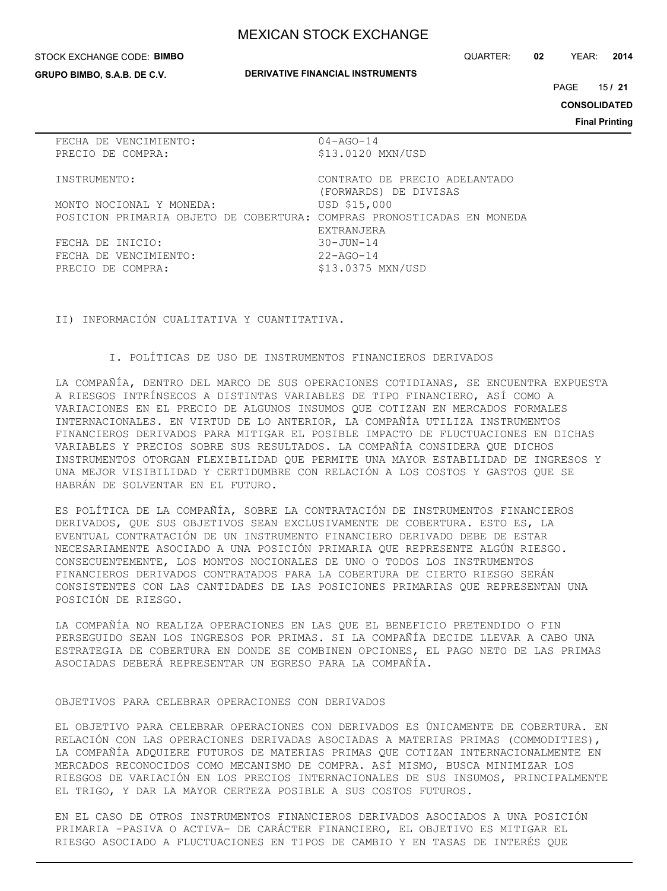| | |
|---|---|
| FECHA DE VENCIMIENTO: | 04-AGO-14 |
| PRECIO DE COMPRA: | $13.0120 MXN/USD |
| | |
| INSTRUMENTO: | CONTRATO DE PRECIO ADELANTADO (FORWARDS) DE DIVISAS |
| MONTO NOCIONAL Y MONEDA: | USD $15,000 |
| POSICION PRIMARIA OBJETO DE COBERTURA: | COMPRAS PRONOSTICADAS EN MONEDA EXTRANJERA |
| FECHA DE INICIO: | 30-JUN-14 |
| FECHA DE VENCIMIENTO: | 22-AGO-14 |
| PRECIO DE COMPRA: | $13.0375 MXN/USD |

## II) INFORMACIÓN CUALITATIVA Y CUANTITATIVA.

### I. POLÍTICAS DE USO DE INSTRUMENTOS FINANCIEROS DERIVADOS

LA COMPAÑÍA, DENTRO DEL MARCO DE SUS OPERACIONES COTIDIANAS, SE ENCUENTRA EXPUESTA A RIESGOS INTRÍNSECOS A DISTINTAS VARIABLES DE TIPO FINANCIERO, ASÍ COMO A VARIACIONES EN EL PRECIO DE ALGUNOS INSUMOS QUE COTIZAN EN MERCADOS FORMALES INTERNACIONALES. EN VIRTUD DE LO ANTERIOR, LA COMPAÑÍA UTILIZA INSTRUMENTOS FINANCIEROS DERIVADOS PARA MITIGAR EL POSIBLE IMPACTO DE FLUCTUACIONES EN DICHAS VARIABLES Y PRECIOS SOBRE SUS RESULTADOS. LA COMPAÑÍA CONSIDERA QUE DICHOS INSTRUMENTOS OTORGAN FLEXIBILIDAD QUE PERMITE UNA MAYOR ESTABILIDAD DE INGRESOS Y UNA MEJOR VISIBILIDAD Y CERTIDUMBRE CON RELACIÓN A LOS COSTOS Y GASTOS QUE SE HABRÁN DE SOLVENTAR EN EL FUTURO.

ES POLÍTICA DE LA COMPAÑÍA, SOBRE LA CONTRATACIÓN DE INSTRUMENTOS FINANCIEROS DERIVADOS, QUE SUS OBJETIVOS SEAN EXCLUSIVAMENTE DE COBERTURA. ESTO ES, LA EVENTUAL CONTRATACIÓN DE UN INSTRUMENTO FINANCIERO DERIVADO DEBE DE ESTAR NECESARIAMENTE ASOCIADO A UNA POSICIÓN PRIMARIA QUE REPRESENTE ALGÚN RIESGO. CONSECUENTEMENTE, LOS MONTOS NOCIONALES DE UNO O TODOS LOS INSTRUMENTOS FINANCIEROS DERIVADOS CONTRATADOS PARA LA COBERTURA DE CIERTO RIESGO SERÁN CONSISTENTES CON LAS CANTIDADES DE LAS POSICIONES PRIMARIAS QUE REPRESENTAN UNA POSICIÓN DE RIESGO.

LA COMPAÑÍA NO REALIZA OPERACIONES EN LAS QUE EL BENEFICIO PRETENDIDO O FIN PERSEGUIDO SEAN LOS INGRESOS POR PRIMAS. SI LA COMPAÑÍA DECIDE LLEVAR A CABO UNA ESTRATEGIA DE COBERTURA EN DONDE SE COMBINEN OPCIONES, EL PAGO NETO DE LAS PRIMAS ASOCIADAS DEBERÁ REPRESENTAR UN EGRESO PARA LA COMPAÑÍA.

OBJETIVOS PARA CELEBRAR OPERACIONES CON DERIVADOS

EL OBJETIVO PARA CELEBRAR OPERACIONES CON DERIVADOS ES ÚNICAMENTE DE COBERTURA. EN RELACIÓN CON LAS OPERACIONES DERIVADAS ASOCIADAS A MATERIAS PRIMAS (COMMODITIES), LA COMPAÑÍA ADQUIERE FUTUROS DE MATERIAS PRIMAS QUE COTIZAN INTERNACIONALMENTE EN MERCADOS RECONOCIDOS COMO MECANISMO DE COMPRA. ASÍ MISMO, BUSCA MINIMIZAR LOS RIESGOS DE VARIACIÓN EN LOS PRECIOS INTERNACIONALES DE SUS INSUMOS, PRINCIPALMENTE EL TRIGO, Y DAR LA MAYOR CERTEZA POSIBLE A SUS COSTOS FUTUROS.

EN EL CASO DE OTROS INSTRUMENTOS FINANCIEROS DERIVADOS ASOCIADOS A UNA POSICIÓN PRIMARIA -PASIVA O ACTIVA- DE CARÁCTER FINANCIERO, EL OBJETIVO ES MITIGAR EL RIESGO ASOCIADO A FLUCTUACIONES EN TIPOS DE CAMBIO Y EN TASAS DE INTERÉS QUE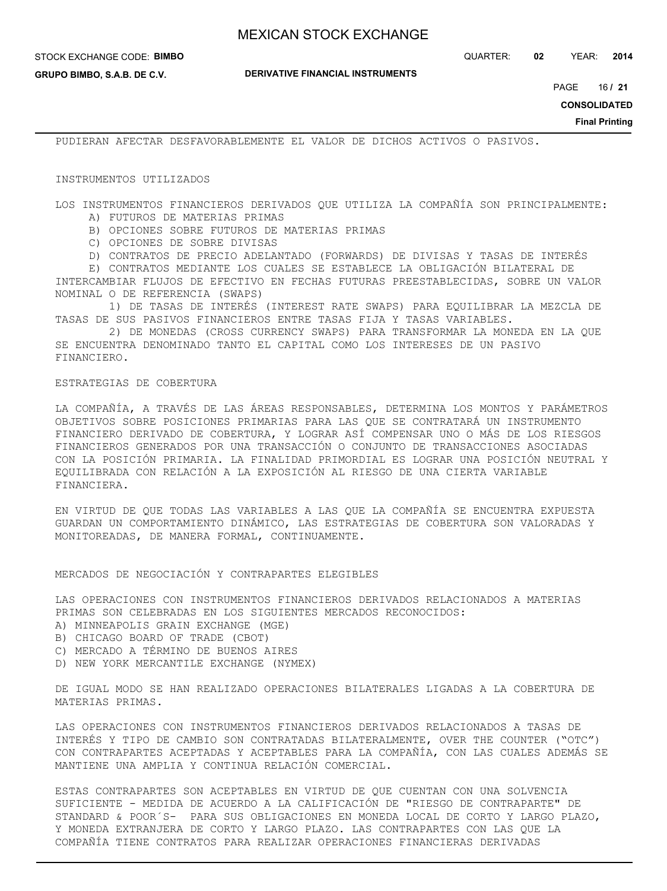PUDIERAN AFECTAR DESFAVORABLEMENTE EL VALOR DE DICHOS ACTIVOS O PASIVOS.

INSTRUMENTOS UTILIZADOS

LOS INSTRUMENTOS FINANCIEROS DERIVADOS QUE UTILIZA LA COMPAÑÍA SON PRINCIPALMENTE:

A) FUTUROS DE MATERIAS PRIMAS

B) OPCIONES SOBRE FUTUROS DE MATERIAS PRIMAS

C) OPCIONES DE SOBRE DIVISAS

D) CONTRATOS DE PRECIO ADELANTADO (FORWARDS) DE DIVISAS Y TASAS DE INTERÉS

E) CONTRATOS MEDIANTE LOS CUALES SE ESTABLECE LA OBLIGACIÓN BILATERAL DE INTERCAMBIAR FLUJOS DE EFECTIVO EN FECHAS FUTURAS PREESTABLECIDAS, SOBRE UN VALOR NOMINAL O DE REFERENCIA (SWAPS)

1) DE TASAS DE INTERÉS (INTEREST RATE SWAPS) PARA EQUILIBRAR LA MEZCLA DE TASAS DE SUS PASIVOS FINANCIEROS ENTRE TASAS FIJA Y TASAS VARIABLES.

2) DE MONEDAS (CROSS CURRENCY SWAPS) PARA TRANSFORMAR LA MONEDA EN LA QUE SE ENCUENTRA DENOMINADO TANTO EL CAPITAL COMO LOS INTERESES DE UN PASIVO FINANCIERO.

ESTRATEGIAS DE COBERTURA

LA COMPAÑÍA, A TRAVÉS DE LAS ÁREAS RESPONSABLES, DETERMINA LOS MONTOS Y PARÁMETROS OBJETIVOS SOBRE POSICIONES PRIMARIAS PARA LAS QUE SE CONTRATARÁ UN INSTRUMENTO FINANCIERO DERIVADO DE COBERTURA, Y LOGRAR ASÍ COMPENSAR UNO O MÁS DE LOS RIESGOS FINANCIEROS GENERADOS POR UNA TRANSACCIÓN O CONJUNTO DE TRANSACCIONES ASOCIADAS CON LA POSICIÓN PRIMARIA. LA FINALIDAD PRIMORDIAL ES LOGRAR UNA POSICIÓN NEUTRAL Y EQUILIBRADA CON RELACIÓN A LA EXPOSICIÓN AL RIESGO DE UNA CIERTA VARIABLE FINANCIERA.

EN VIRTUD DE QUE TODAS LAS VARIABLES A LAS QUE LA COMPAÑÍA SE ENCUENTRA EXPUESTA GUARDAN UN COMPORTAMIENTO DINÁMICO, LAS ESTRATEGIAS DE COBERTURA SON VALORADAS Y MONITOREADAS, DE MANERA FORMAL, CONTINUAMENTE.

MERCADOS DE NEGOCIACIÓN Y CONTRAPARTES ELEGIBLES

LAS OPERACIONES CON INSTRUMENTOS FINANCIEROS DERIVADOS RELACIONADOS A MATERIAS PRIMAS SON CELEBRADAS EN LOS SIGUIENTES MERCADOS RECONOCIDOS:

A) MINNEAPOLIS GRAIN EXCHANGE (MGE)

B) CHICAGO BOARD OF TRADE (CBOT)

C) MERCADO A TÉRMINO DE BUENOS AIRES

D) NEW YORK MERCANTILE EXCHANGE (NYMEX)

DE IGUAL MODO SE HAN REALIZADO OPERACIONES BILATERALES LIGADAS A LA COBERTURA DE MATERIAS PRIMAS.

LAS OPERACIONES CON INSTRUMENTOS FINANCIEROS DERIVADOS RELACIONADOS A TASAS DE INTERÉS Y TIPO DE CAMBIO SON CONTRATADAS BILATERALMENTE, OVER THE COUNTER ("OTC") CON CONTRAPARTES ACEPTADAS Y ACEPTABLES PARA LA COMPAÑÍA, CON LAS CUALES ADEMÁS SE MANTIENE UNA AMPLIA Y CONTINUA RELACIÓN COMERCIAL.

ESTAS CONTRAPARTES SON ACEPTABLES EN VIRTUD DE QUE CUENTAN CON UNA SOLVENCIA SUFICIENTE - MEDIDA DE ACUERDO A LA CALIFICACIÓN DE "RIESGO DE CONTRAPARTE" DE STANDARD & POOR´S- PARA SUS OBLIGACIONES EN MONEDA LOCAL DE CORTO Y LARGO PLAZO, Y MONEDA EXTRANJERA DE CORTO Y LARGO PLAZO. LAS CONTRAPARTES CON LAS QUE LA COMPAÑÍA TIENE CONTRATOS PARA REALIZAR OPERACIONES FINANCIERAS DERIVADAS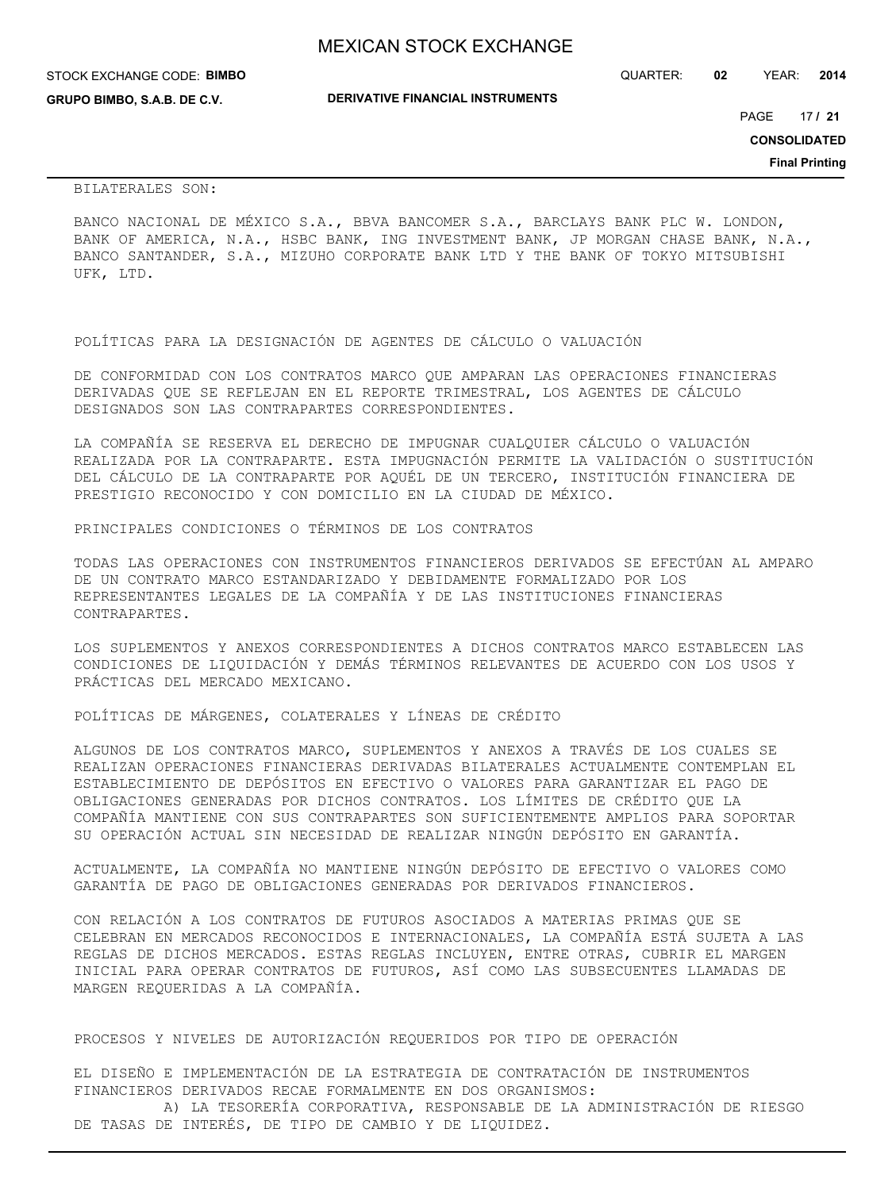BILATERALES SON:

BANCO NACIONAL DE MÉXICO S.A., BBVA BANCOMER S.A., BARCLAYS BANK PLC W. LONDON, BANK OF AMERICA, N.A., HSBC BANK, ING INVESTMENT BANK, JP MORGAN CHASE BANK, N.A., BANCO SANTANDER, S.A., MIZUHO CORPORATE BANK LTD Y THE BANK OF TOKYO MITSUBISHI UFK, LTD.

## POLÍTICAS PARA LA DESIGNACIÓN DE AGENTES DE CÁLCULO O VALUACIÓN

DE CONFORMIDAD CON LOS CONTRATOS MARCO QUE AMPARAN LAS OPERACIONES FINANCIERAS DERIVADAS QUE SE REFLEJAN EN EL REPORTE TRIMESTRAL, LOS AGENTES DE CÁLCULO DESIGNADOS SON LAS CONTRAPARTES CORRESPONDIENTES.

LA COMPAÑÍA SE RESERVA EL DERECHO DE IMPUGNAR CUALQUIER CÁLCULO O VALUACIÓN REALIZADA POR LA CONTRAPARTE. ESTA IMPUGNACIÓN PERMITE LA VALIDACIÓN O SUSTITUCIÓN DEL CÁLCULO DE LA CONTRAPARTE POR AQUÉL DE UN TERCERO, INSTITUCIÓN FINANCIERA DE PRESTIGIO RECONOCIDO Y CON DOMICILIO EN LA CIUDAD DE MÉXICO.

## PRINCIPALES CONDICIONES O TÉRMINOS DE LOS CONTRATOS

TODAS LAS OPERACIONES CON INSTRUMENTOS FINANCIEROS DERIVADOS SE EFECTÚAN AL AMPARO DE UN CONTRATO MARCO ESTANDARIZADO Y DEBIDAMENTE FORMALIZADO POR LOS REPRESENTANTES LEGALES DE LA COMPAÑÍA Y DE LAS INSTITUCIONES FINANCIERAS CONTRAPARTES.

LOS SUPLEMENTOS Y ANEXOS CORRESPONDIENTES A DICHOS CONTRATOS MARCO ESTABLECEN LAS CONDICIONES DE LIQUIDACIÓN Y DEMÁS TÉRMINOS RELEVANTES DE ACUERDO CON LOS USOS Y PRÁCTICAS DEL MERCADO MEXICANO.

## POLÍTICAS DE MÁRGENES, COLATERALES Y LÍNEAS DE CRÉDITO

ALGUNOS DE LOS CONTRATOS MARCO, SUPLEMENTOS Y ANEXOS A TRAVÉS DE LOS CUALES SE REALIZAN OPERACIONES FINANCIERAS DERIVADAS BILATERALES ACTUALMENTE CONTEMPLAN EL ESTABLECIMIENTO DE DEPÓSITOS EN EFECTIVO O VALORES PARA GARANTIZAR EL PAGO DE OBLIGACIONES GENERADAS POR DICHOS CONTRATOS. LOS LÍMITES DE CRÉDITO QUE LA COMPAÑÍA MANTIENE CON SUS CONTRAPARTES SON SUFICIENTEMENTE AMPLIOS PARA SOPORTAR SU OPERACIÓN ACTUAL SIN NECESIDAD DE REALIZAR NINGÚN DEPÓSITO EN GARANTÍA.

ACTUALMENTE, LA COMPAÑÍA NO MANTIENE NINGÚN DEPÓSITO DE EFECTIVO O VALORES COMO GARANTÍA DE PAGO DE OBLIGACIONES GENERADAS POR DERIVADOS FINANCIEROS.

CON RELACIÓN A LOS CONTRATOS DE FUTUROS ASOCIADOS A MATERIAS PRIMAS QUE SE CELEBRAN EN MERCADOS RECONOCIDOS E INTERNACIONALES, LA COMPAÑÍA ESTÁ SUJETA A LAS REGLAS DE DICHOS MERCADOS. ESTAS REGLAS INCLUYEN, ENTRE OTRAS, CUBRIR EL MARGEN INICIAL PARA OPERAR CONTRATOS DE FUTUROS, ASÍ COMO LAS SUBSECUENTES LLAMADAS DE MARGEN REQUERIDAS A LA COMPAÑÍA.

## PROCESOS Y NIVELES DE AUTORIZACIÓN REQUERIDOS POR TIPO DE OPERACIÓN

EL DISEÑO E IMPLEMENTACIÓN DE LA ESTRATEGIA DE CONTRATACIÓN DE INSTRUMENTOS FINANCIEROS DERIVADOS RECAE FORMALMENTE EN DOS ORGANISMOS:

A) LA TESORERÍA CORPORATIVA, RESPONSABLE DE LA ADMINISTRACIÓN DE RIESGO DE TASAS DE INTERÉS, DE TIPO DE CAMBIO Y DE LIQUIDEZ.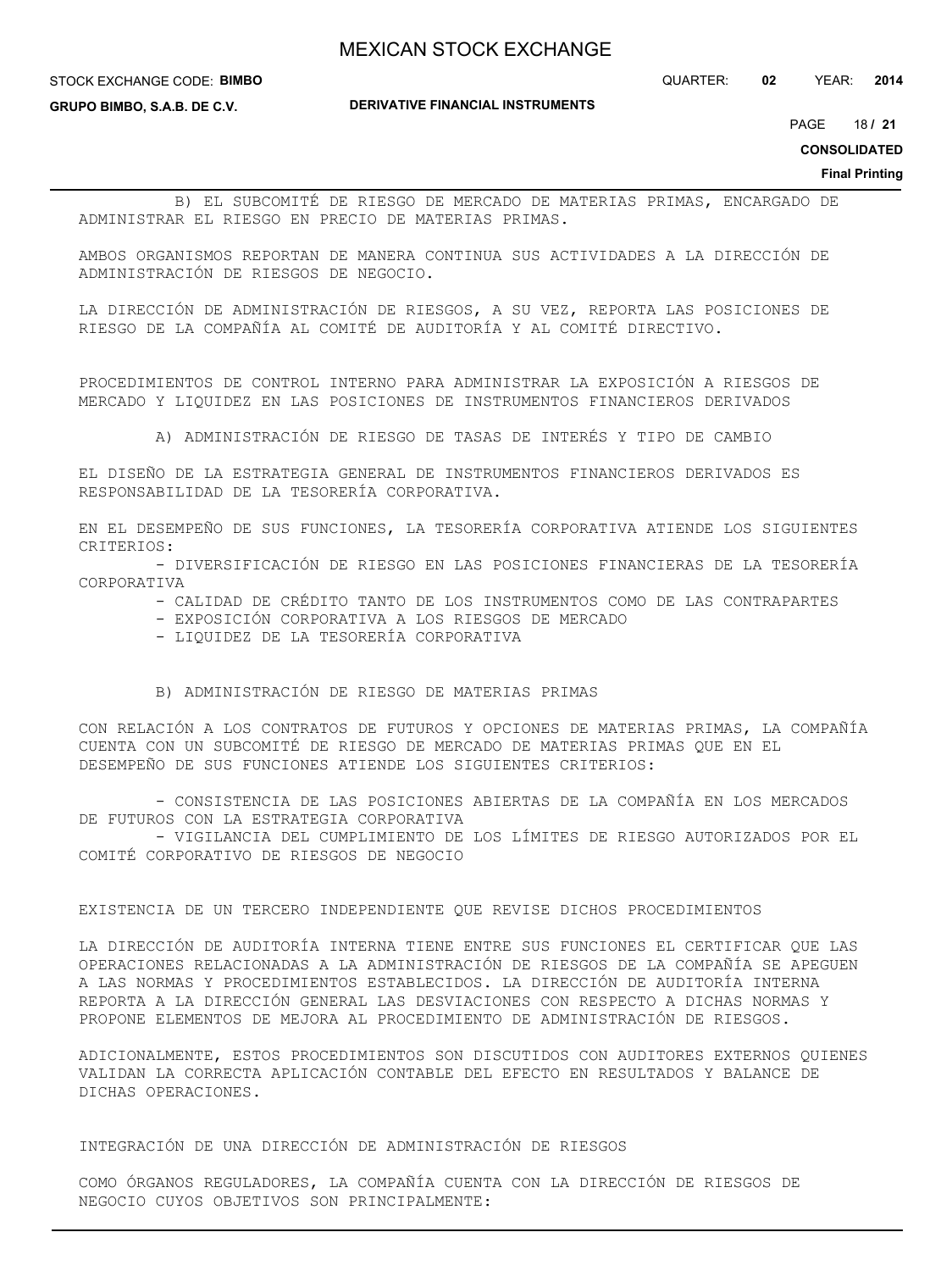B) EL SUBCOMITÉ DE RIESGO DE MERCADO DE MATERIAS PRIMAS, ENCARGADO DE ADMINISTRAR EL RIESGO EN PRECIO DE MATERIAS PRIMAS.

AMBOS ORGANISMOS REPORTAN DE MANERA CONTINUA SUS ACTIVIDADES A LA DIRECCIÓN DE ADMINISTRACIÓN DE RIESGOS DE NEGOCIO.

LA DIRECCIÓN DE ADMINISTRACIÓN DE RIESGOS, A SU VEZ, REPORTA LAS POSICIONES DE RIESGO DE LA COMPAÑÍA AL COMITÉ DE AUDITORÍA Y AL COMITÉ DIRECTIVO.

PROCEDIMIENTOS DE CONTROL INTERNO PARA ADMINISTRAR LA EXPOSICIÓN A RIESGOS DE MERCADO Y LIQUIDEZ EN LAS POSICIONES DE INSTRUMENTOS FINANCIEROS DERIVADOS

A) ADMINISTRACIÓN DE RIESGO DE TASAS DE INTERÉS Y TIPO DE CAMBIO

EL DISEÑO DE LA ESTRATEGIA GENERAL DE INSTRUMENTOS FINANCIEROS DERIVADOS ES RESPONSABILIDAD DE LA TESORERÍA CORPORATIVA.

EN EL DESEMPEÑO DE SUS FUNCIONES, LA TESORERÍA CORPORATIVA ATIENDE LOS SIGUIENTES CRITERIOS:

- DIVERSIFICACIÓN DE RIESGO EN LAS POSICIONES FINANCIERAS DE LA TESORERÍA CORPORATIVA
- CALIDAD DE CRÉDITO TANTO DE LOS INSTRUMENTOS COMO DE LAS CONTRAPARTES
- EXPOSICIÓN CORPORATIVA A LOS RIESGOS DE MERCADO
- LIQUIDEZ DE LA TESORERÍA CORPORATIVA

B) ADMINISTRACIÓN DE RIESGO DE MATERIAS PRIMAS

CON RELACIÓN A LOS CONTRATOS DE FUTUROS Y OPCIONES DE MATERIAS PRIMAS, LA COMPAÑÍA CUENTA CON UN SUBCOMITÉ DE RIESGO DE MERCADO DE MATERIAS PRIMAS QUE EN EL DESEMPEÑO DE SUS FUNCIONES ATIENDE LOS SIGUIENTES CRITERIOS:

- CONSISTENCIA DE LAS POSICIONES ABIERTAS DE LA COMPAÑÍA EN LOS MERCADOS DE FUTUROS CON LA ESTRATEGIA CORPORATIVA
- VIGILANCIA DEL CUMPLIMIENTO DE LOS LÍMITES DE RIESGO AUTORIZADOS POR EL COMITÉ CORPORATIVO DE RIESGOS DE NEGOCIO

EXISTENCIA DE UN TERCERO INDEPENDIENTE QUE REVISE DICHOS PROCEDIMIENTOS

LA DIRECCIÓN DE AUDITORÍA INTERNA TIENE ENTRE SUS FUNCIONES EL CERTIFICAR QUE LAS OPERACIONES RELACIONADAS A LA ADMINISTRACIÓN DE RIESGOS DE LA COMPAÑÍA SE APEGUEN A LAS NORMAS Y PROCEDIMIENTOS ESTABLECIDOS. LA DIRECCIÓN DE AUDITORÍA INTERNA REPORTA A LA DIRECCIÓN GENERAL LAS DESVIACIONES CON RESPECTO A DICHAS NORMAS Y PROPONE ELEMENTOS DE MEJORA AL PROCEDIMIENTO DE ADMINISTRACIÓN DE RIESGOS.

ADICIONALMENTE, ESTOS PROCEDIMIENTOS SON DISCUTIDOS CON AUDITORES EXTERNOS QUIENES VALIDAN LA CORRECTA APLICACIÓN CONTABLE DEL EFECTO EN RESULTADOS Y BALANCE DE DICHAS OPERACIONES.

INTEGRACIÓN DE UNA DIRECCIÓN DE ADMINISTRACIÓN DE RIESGOS

COMO ÓRGANOS REGULADORES, LA COMPAÑÍA CUENTA CON LA DIRECCIÓN DE RIESGOS DE NEGOCIO CUYOS OBJETIVOS SON PRINCIPALMENTE: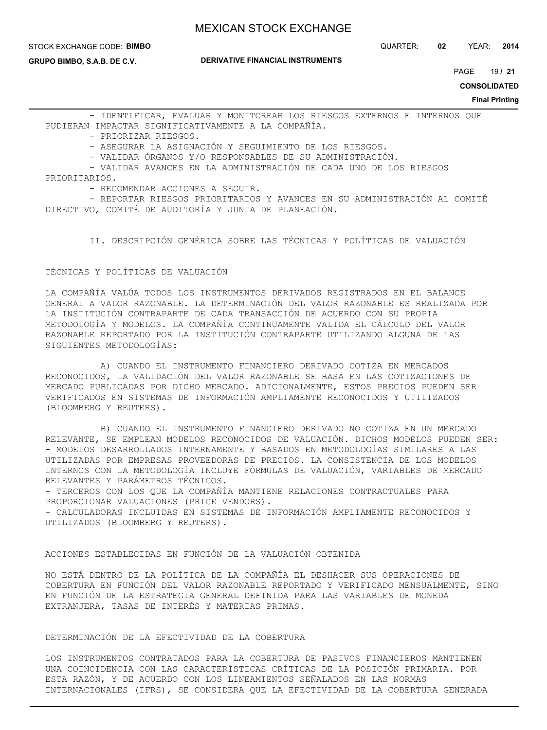- IDENTIFICAR, EVALUAR Y MONITOREAR LOS RIESGOS EXTERNOS E INTERNOS QUE PUDIERAN IMPACTAR SIGNIFICATIVAMENTE A LA COMPAÑÍA.
- PRIORIZAR RIESGOS.
- ASEGURAR LA ASIGNACIÓN Y SEGUIMIENTO DE LOS RIESGOS.
- VALIDAR ÓRGANOS Y/O RESPONSABLES DE SU ADMINISTRACIÓN.
- VALIDAR AVANCES EN LA ADMINISTRACIÓN DE CADA UNO DE LOS RIESGOS PRIORITARIOS.
- RECOMENDAR ACCIONES A SEGUIR.
- REPORTAR RIESGOS PRIORITARIOS Y AVANCES EN SU ADMINISTRACIÓN AL COMITÉ DIRECTIVO, COMITÉ DE AUDITORÍA Y JUNTA DE PLANEACIÓN.

## II. DESCRIPCIÓN GENÉRICA SOBRE LAS TÉCNICAS Y POLÍTICAS DE VALUACIÓN

### TÉCNICAS Y POLÍTICAS DE VALUACIÓN

LA COMPAÑÍA VALÚA TODOS LOS INSTRUMENTOS DERIVADOS REGISTRADOS EN EL BALANCE GENERAL A VALOR RAZONABLE. LA DETERMINACIÓN DEL VALOR RAZONABLE ES REALIZADA POR LA INSTITUCIÓN CONTRAPARTE DE CADA TRANSACCIÓN DE ACUERDO CON SU PROPIA METODOLOGÍA Y MODELOS. LA COMPAÑÍA CONTINUAMENTE VALIDA EL CÁLCULO DEL VALOR RAZONABLE REPORTADO POR LA INSTITUCIÓN CONTRAPARTE UTILIZANDO ALGUNA DE LAS SIGUIENTES METODOLOGÍAS:

A) CUANDO EL INSTRUMENTO FINANCIERO DERIVADO COTIZA EN MERCADOS RECONOCIDOS, LA VALIDACIÓN DEL VALOR RAZONABLE SE BASA EN LAS COTIZACIONES DE MERCADO PUBLICADAS POR DICHO MERCADO. ADICIONALMENTE, ESTOS PRECIOS PUEDEN SER VERIFICADOS EN SISTEMAS DE INFORMACIÓN AMPLIAMENTE RECONOCIDOS Y UTILIZADOS (BLOOMBERG Y REUTERS).

B) CUANDO EL INSTRUMENTO FINANCIERO DERIVADO NO COTIZA EN UN MERCADO RELEVANTE, SE EMPLEAN MODELOS RECONOCIDOS DE VALUACIÓN. DICHOS MODELOS PUEDEN SER:
- MODELOS DESARROLLADOS INTERNAMENTE Y BASADOS EN METODOLOGÍAS SIMILARES A LAS UTILIZADAS POR EMPRESAS PROVEEDORAS DE PRECIOS. LA CONSISTENCIA DE LOS MODELOS INTERNOS CON LA METODOLOGÍA INCLUYE FÓRMULAS DE VALUACIÓN, VARIABLES DE MERCADO RELEVANTES Y PARÁMETROS TÉCNICOS.
- TERCEROS CON LOS QUE LA COMPAÑÍA MANTIENE RELACIONES CONTRACTUALES PARA PROPORCIONAR VALUACIONES (PRICE VENDORS).
- CALCULADORAS INCLUIDAS EN SISTEMAS DE INFORMACIÓN AMPLIAMENTE RECONOCIDOS Y UTILIZADOS (BLOOMBERG Y REUTERS).

### ACCIONES ESTABLECIDAS EN FUNCIÓN DE LA VALUACIÓN OBTENIDA

NO ESTÁ DENTRO DE LA POLÍTICA DE LA COMPAÑÍA EL DESHACER SUS OPERACIONES DE COBERTURA EN FUNCIÓN DEL VALOR RAZONABLE REPORTADO Y VERIFICADO MENSUALMENTE, SINO EN FUNCIÓN DE LA ESTRATEGIA GENERAL DEFINIDA PARA LAS VARIABLES DE MONEDA EXTRANJERA, TASAS DE INTERÉS Y MATERIAS PRIMAS.

### DETERMINACIÓN DE LA EFECTIVIDAD DE LA COBERTURA

LOS INSTRUMENTOS CONTRATADOS PARA LA COBERTURA DE PASIVOS FINANCIEROS MANTIENEN UNA COINCIDENCIA CON LAS CARACTERÍSTICAS CRÍTICAS DE LA POSICIÓN PRIMARIA. POR ESTA RAZÓN, Y DE ACUERDO CON LOS LINEAMIENTOS SEÑALADOS EN LAS NORMAS INTERNACIONALES (IFRS), SE CONSIDERA QUE LA EFECTIVIDAD DE LA COBERTURA GENERADA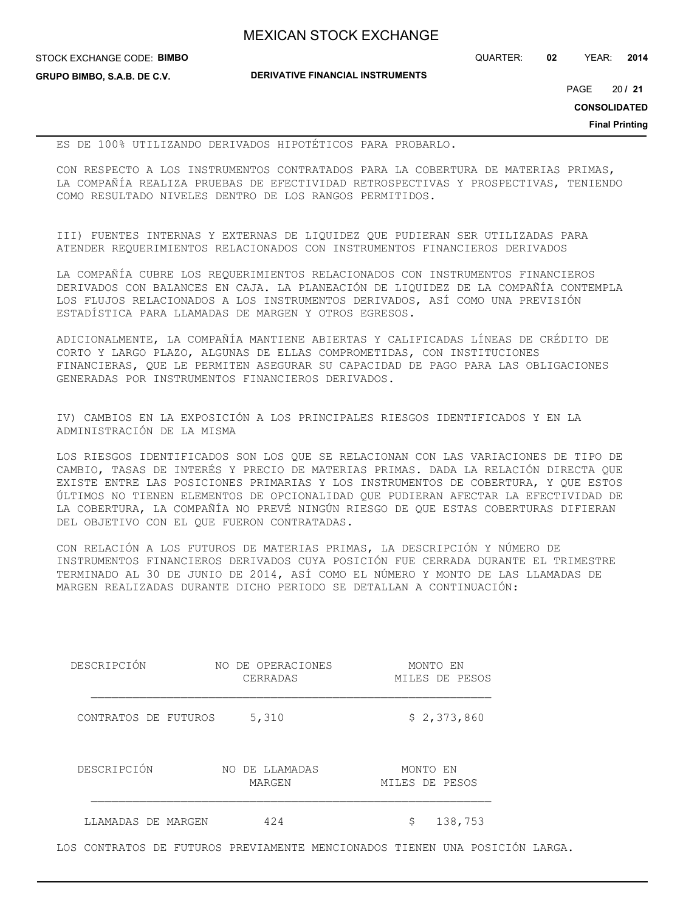ES DE 100% UTILIZANDO DERIVADOS HIPOTÉTICOS PARA PROBARLO.

CON RESPECTO A LOS INSTRUMENTOS CONTRATADOS PARA LA COBERTURA DE MATERIAS PRIMAS, LA COMPAÑÍA REALIZA PRUEBAS DE EFECTIVIDAD RETROSPECTIVAS Y PROSPECTIVAS, TENIENDO COMO RESULTADO NIVELES DENTRO DE LOS RANGOS PERMITIDOS.

III) FUENTES INTERNAS Y EXTERNAS DE LIQUIDEZ QUE PUDIERAN SER UTILIZADAS PARA ATENDER REQUERIMIENTOS RELACIONADOS CON INSTRUMENTOS FINANCIEROS DERIVADOS

LA COMPAÑÍA CUBRE LOS REQUERIMIENTOS RELACIONADOS CON INSTRUMENTOS FINANCIEROS DERIVADOS CON BALANCES EN CAJA. LA PLANEACIÓN DE LIQUIDEZ DE LA COMPAÑÍA CONTEMPLA LOS FLUJOS RELACIONADOS A LOS INSTRUMENTOS DERIVADOS, ASÍ COMO UNA PREVISIÓN ESTADÍSTICA PARA LLAMADAS DE MARGEN Y OTROS EGRESOS.

ADICIONALMENTE, LA COMPAÑÍA MANTIENE ABIERTAS Y CALIFICADAS LÍNEAS DE CRÉDITO DE CORTO Y LARGO PLAZO, ALGUNAS DE ELLAS COMPROMETIDAS, CON INSTITUCIONES FINANCIERAS, QUE LE PERMITEN ASEGURAR SU CAPACIDAD DE PAGO PARA LAS OBLIGACIONES GENERADAS POR INSTRUMENTOS FINANCIEROS DERIVADOS.

IV) CAMBIOS EN LA EXPOSICIÓN A LOS PRINCIPALES RIESGOS IDENTIFICADOS Y EN LA ADMINISTRACIÓN DE LA MISMA

LOS RIESGOS IDENTIFICADOS SON LOS QUE SE RELACIONAN CON LAS VARIACIONES DE TIPO DE CAMBIO, TASAS DE INTERÉS Y PRECIO DE MATERIAS PRIMAS. DADA LA RELACIÓN DIRECTA QUE EXISTE ENTRE LAS POSICIONES PRIMARIAS Y LOS INSTRUMENTOS DE COBERTURA, Y QUE ESTOS ÚLTIMOS NO TIENEN ELEMENTOS DE OPCIONALIDAD QUE PUDIERAN AFECTAR LA EFECTIVIDAD DE LA COBERTURA, LA COMPAÑÍA NO PREVÉ NINGÚN RIESGO DE QUE ESTAS COBERTURAS DIFIERAN DEL OBJETIVO CON EL QUE FUERON CONTRATADAS.

CON RELACIÓN A LOS FUTUROS DE MATERIAS PRIMAS, LA DESCRIPCIÓN Y NÚMERO DE INSTRUMENTOS FINANCIEROS DERIVADOS CUYA POSICIÓN FUE CERRADA DURANTE EL TRIMESTRE TERMINADO AL 30 DE JUNIO DE 2014, ASÍ COMO EL NÚMERO Y MONTO DE LAS LLAMADAS DE MARGEN REALIZADAS DURANTE DICHO PERIODO SE DETALLAN A CONTINUACIÓN:

| DESCRIPCIÓN | NO DE OPERACIONES CERRADAS | MONTO EN MILES DE PESOS |
|---|---|---|
| CONTRATOS DE FUTUROS | 5,310 | $ 2,373,860 |

| DESCRIPCIÓN | NO DE LLAMADAS MARGEN | MONTO EN MILES DE PESOS |
|---|---|---|
| LLAMADAS DE MARGEN | 424 | $ 138,753 |

LOS CONTRATOS DE FUTUROS PREVIAMENTE MENCIONADOS TIENEN UNA POSICIÓN LARGA.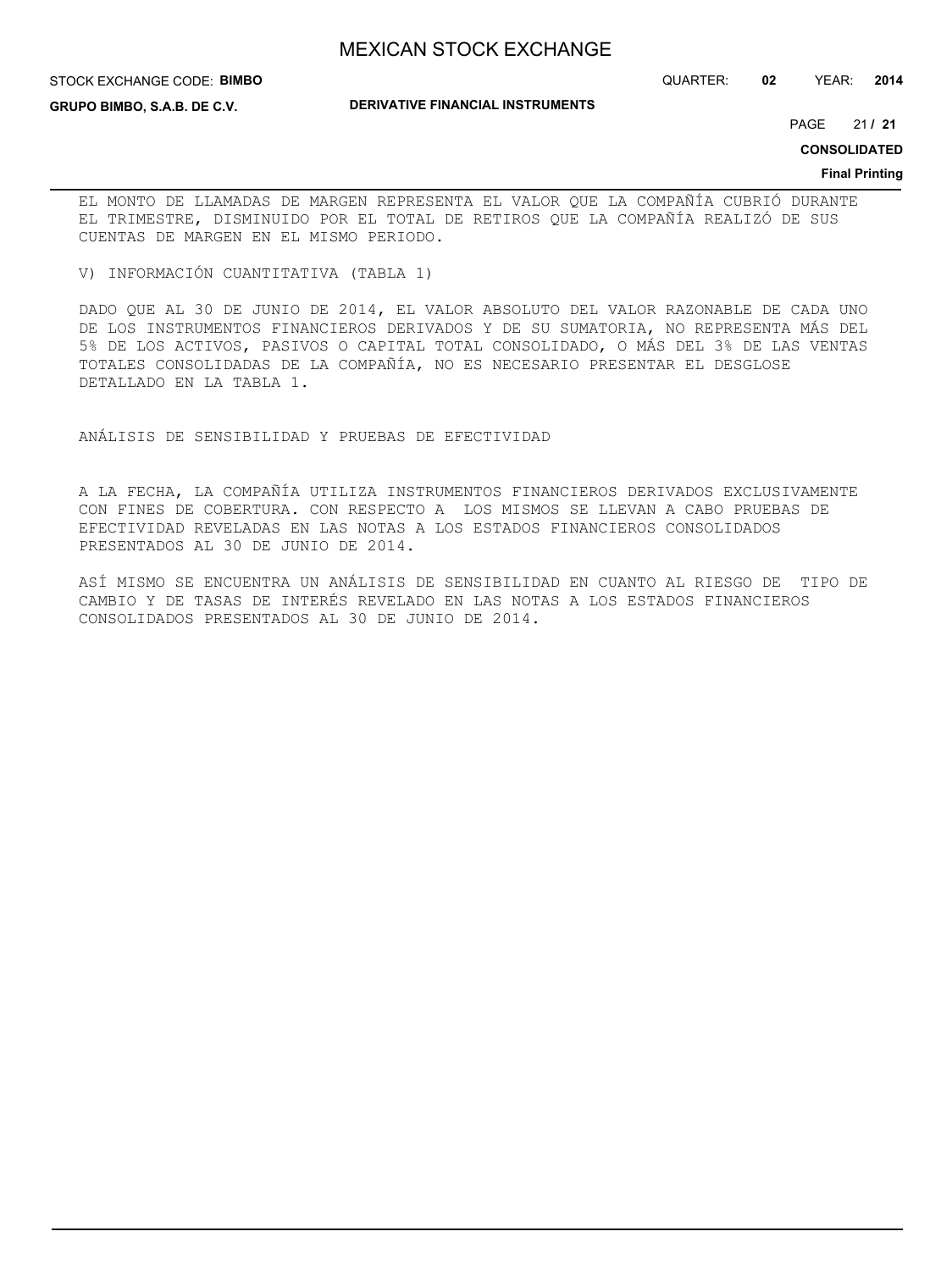EL MONTO DE LLAMADAS DE MARGEN REPRESENTA EL VALOR QUE LA COMPAÑÍA CUBRIÓ DURANTE EL TRIMESTRE, DISMINUIDO POR EL TOTAL DE RETIROS QUE LA COMPAÑÍA REALIZÓ DE SUS CUENTAS DE MARGEN EN EL MISMO PERIODO.

V) INFORMACIÓN CUANTITATIVA (TABLA 1)

DADO QUE AL 30 DE JUNIO DE 2014, EL VALOR ABSOLUTO DEL VALOR RAZONABLE DE CADA UNO DE LOS INSTRUMENTOS FINANCIEROS DERIVADOS Y DE SU SUMATORIA, NO REPRESENTA MÁS DEL 5% DE LOS ACTIVOS, PASIVOS O CAPITAL TOTAL CONSOLIDADO, O MÁS DEL 3% DE LAS VENTAS TOTALES CONSOLIDADAS DE LA COMPAÑÍA, NO ES NECESARIO PRESENTAR EL DESGLOSE DETALLADO EN LA TABLA 1.

ANÁLISIS DE SENSIBILIDAD Y PRUEBAS DE EFECTIVIDAD

A LA FECHA, LA COMPAÑÍA UTILIZA INSTRUMENTOS FINANCIEROS DERIVADOS EXCLUSIVAMENTE CON FINES DE COBERTURA. CON RESPECTO A LOS MISMOS SE LLEVAN A CABO PRUEBAS DE EFECTIVIDAD REVELADAS EN LAS NOTAS A LOS ESTADOS FINANCIEROS CONSOLIDADOS PRESENTADOS AL 30 DE JUNIO DE 2014.

ASÍ MISMO SE ENCUENTRA UN ANÁLISIS DE SENSIBILIDAD EN CUANTO AL RIESGO DE TIPO DE CAMBIO Y DE TASAS DE INTERÉS REVELADO EN LAS NOTAS A LOS ESTADOS FINANCIEROS CONSOLIDADOS PRESENTADOS AL 30 DE JUNIO DE 2014.